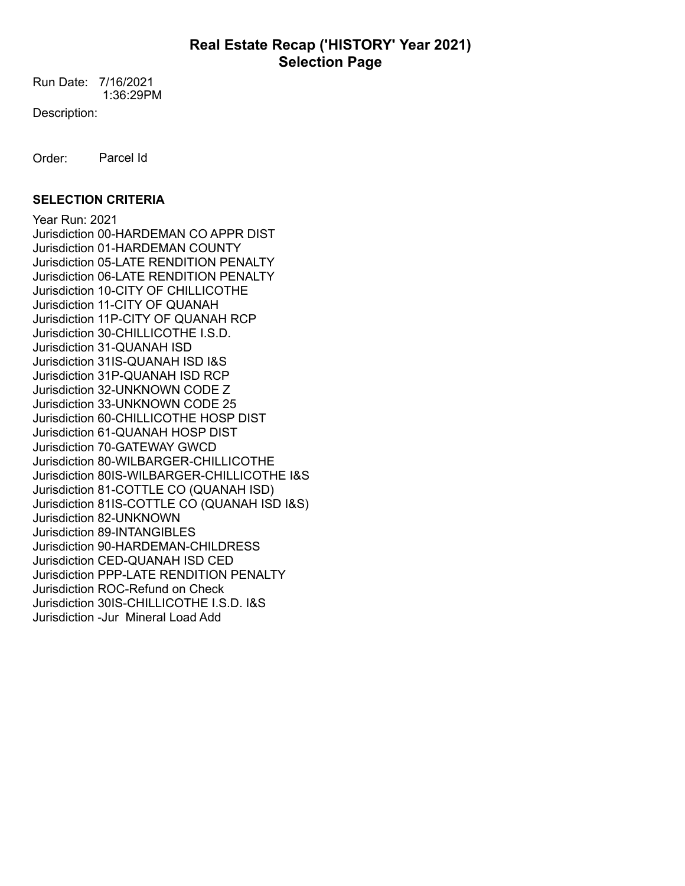# Real Estate Recap ('HISTORY' Year 2021)
## Selection Page

Run Date: 7/16/2021
1:36:29PM

Description:

Order: Parcel Id

**SELECTION CRITERIA**

Year Run: 2021
Jurisdiction 00-HARDEMAN CO APPR DIST
Jurisdiction 01-HARDEMAN COUNTY
Jurisdiction 05-LATE RENDITION PENALTY
Jurisdiction 06-LATE RENDITION PENALTY
Jurisdiction 10-CITY OF CHILLICOTHE
Jurisdiction 11-CITY OF QUANAH
Jurisdiction 11P-CITY OF QUANAH RCP
Jurisdiction 30-CHILLICOTHE I.S.D.
Jurisdiction 31-QUANAH ISD
Jurisdiction 31IS-QUANAH ISD I&S
Jurisdiction 31P-QUANAH ISD RCP
Jurisdiction 32-UNKNOWN CODE Z
Jurisdiction 33-UNKNOWN CODE 25
Jurisdiction 60-CHILLICOTHE HOSP DIST
Jurisdiction 61-QUANAH HOSP DIST
Jurisdiction 70-GATEWAY GWCD
Jurisdiction 80-WILBARGER-CHILLICOTHE
Jurisdiction 80IS-WILBARGER-CHILLICOTHE I&S
Jurisdiction 81-COTTLE CO (QUANAH ISD)
Jurisdiction 81IS-COTTLE CO (QUANAH ISD I&S)
Jurisdiction 82-UNKNOWN
Jurisdiction 89-INTANGIBLES
Jurisdiction 90-HARDEMAN-CHILDRESS
Jurisdiction CED-QUANAH ISD CED
Jurisdiction PPP-LATE RENDITION PENALTY
Jurisdiction ROC-Refund on Check
Jurisdiction 30IS-CHILLICOTHE I.S.D. I&S
Jurisdiction -Jur Mineral Load Add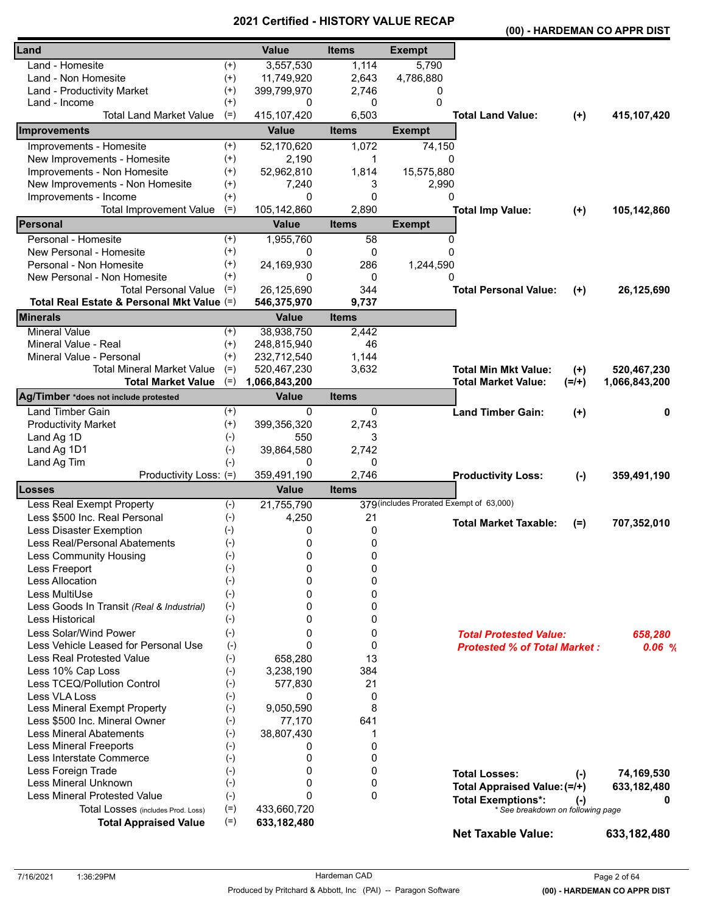# 2021 Certified - HISTORY VALUE RECAP

**(00) - HARDEMAN CO APPR DIST**

| Land | | Value | Items | Exempt | | | |
|---|---|---|---|---|---|---|---|
| Land - Homesite | (+) | 3,557,530 | 1,114 | 5,790 | | | |
| Land - Non Homesite | (+) | 11,749,920 | 2,643 | 4,786,880 | | | |
| Land - Productivity Market | (+) | 399,799,970 | 2,746 | 0 | | | |
| Land - Income | (+) | 0 | 0 | 0 | | | |
| Total Land Market Value | (=) | 415,107,420 | 6,503 | | **Total Land Value:** | **(+)** | **415,107,420** |

| Improvements | | Value | Items | Exempt | | | |
|---|---|---|---|---|---|---|---|
| Improvements - Homesite | (+) | 52,170,620 | 1,072 | 74,150 | | | |
| New Improvements - Homesite | (+) | 2,190 | 1 | 0 | | | |
| Improvements - Non Homesite | (+) | 52,962,810 | 1,814 | 15,575,880 | | | |
| New Improvements - Non Homesite | (+) | 7,240 | 3 | 2,990 | | | |
| Improvements - Income | (+) | 0 | 0 | 0 | | | |
| Total Improvement Value | (=) | 105,142,860 | 2,890 | | **Total Imp Value:** | **(+)** | **105,142,860** |

| Personal | | Value | Items | Exempt | | | |
|---|---|---|---|---|---|---|---|
| Personal - Homesite | (+) | 1,955,760 | 58 | 0 | | | |
| New Personal - Homesite | (+) | 0 | 0 | 0 | | | |
| Personal - Non Homesite | (+) | 24,169,930 | 286 | 1,244,590 | | | |
| New Personal - Non Homesite | (+) | 0 | 0 | 0 | | | |
| Total Personal Value | (=) | 26,125,690 | 344 | | **Total Personal Value:** | **(+)** | **26,125,690** |
| **Total Real Estate & Personal Mkt Value** | (=) | **546,375,970** | **9,737** | | | | |

| Minerals | | Value | Items | | | |
|---|---|---|---|---|---|---|
| Mineral Value | (+) | 38,938,750 | 2,442 | | | |
| Mineral Value - Real | (+) | 248,815,940 | 46 | | | |
| Mineral Value - Personal | (+) | 232,712,540 | 1,144 | | | |
| Total Mineral Market Value | (=) | 520,467,230 | 3,632 | **Total Min Mkt Value:** | **(+)** | **520,467,230** |
| **Total Market Value** | (=) | **1,066,843,200** | | **Total Market Value:** | **(=/+)** | **1,066,843,200** |

| Ag/Timber *does not include protested | | Value | Items | | | |
|---|---|---|---|---|---|---|
| Land Timber Gain | (+) | 0 | 0 | **Land Timber Gain:** | **(+)** | **0** |
| Productivity Market | (+) | 399,356,320 | 2,743 | | | |
| Land Ag 1D | (-) | 550 | 3 | | | |
| Land Ag 1D1 | (-) | 39,864,580 | 2,742 | | | |
| Land Ag Tim | (-) | 0 | 0 | | | |
| Productivity Loss: | (=) | 359,491,190 | 2,746 | **Productivity Loss:** | **(-)** | **359,491,190** |

| Losses | | Value | Items | | | |
|---|---|---|---|---|---|---|
| Less Real Exempt Property | (-) | 21,755,790 | 379 (includes Prorated Exempt of 63,000) | | | |
| Less $500 Inc. Real Personal | (-) | 4,250 | 21 | **Total Market Taxable:** | **(=)** | **707,352,010** |
| Less Disaster Exemption | (-) | 0 | 0 | | | |
| Less Real/Personal Abatements | (-) | 0 | 0 | | | |
| Less Community Housing | (-) | 0 | 0 | | | |
| Less Freeport | (-) | 0 | 0 | | | |
| Less Allocation | (-) | 0 | 0 | | | |
| Less MultiUse | (-) | 0 | 0 | | | |
| Less Goods In Transit *(Real & Industrial)* | (-) | 0 | 0 | | | |
| Less Historical | (-) | 0 | 0 | | | |
| Less Solar/Wind Power | (-) | 0 | 0 | ***Total Protested Value:*** | | ***658,280*** |
| Less Vehicle Leased for Personal Use | (-) | 0 | 0 | ***Protested % of Total Market :*** | | ***0.06 %*** |
| Less Real Protested Value | (-) | 658,280 | 13 | | | |
| Less 10% Cap Loss | (-) | 3,238,190 | 384 | | | |
| Less TCEQ/Pollution Control | (-) | 577,830 | 21 | | | |
| Less VLA Loss | (-) | 0 | 0 | | | |
| Less Mineral Exempt Property | (-) | 9,050,590 | 8 | | | |
| Less $500 Inc. Mineral Owner | (-) | 77,170 | 641 | | | |
| Less Mineral Abatements | (-) | 38,807,430 | 1 | | | |
| Less Mineral Freeports | (-) | 0 | 0 | | | |
| Less Interstate Commerce | (-) | 0 | 0 | | | |
| Less Foreign Trade | (-) | 0 | 0 | **Total Losses:** | **(-)** | **74,169,530** |
| Less Mineral Unknown | (-) | 0 | 0 | **Total Appraised Value:** | **(=/+)** | **633,182,480** |
| Less Mineral Protested Value | (-) | 0 | 0 | **Total Exemptions*:** | **(-)** | **0** |
| Total Losses (includes Prod. Loss) | (=) | 433,660,720 | | *\* See breakdown on following page* | | |
| **Total Appraised Value** | (=) | **633,182,480** | | | | |

**Net Taxable Value: 633,182,480**

7/16/2021 1:36:29PM — Hardeman CAD — Produced by Pritchard & Abbott, Inc (PAI) -- Paragon Software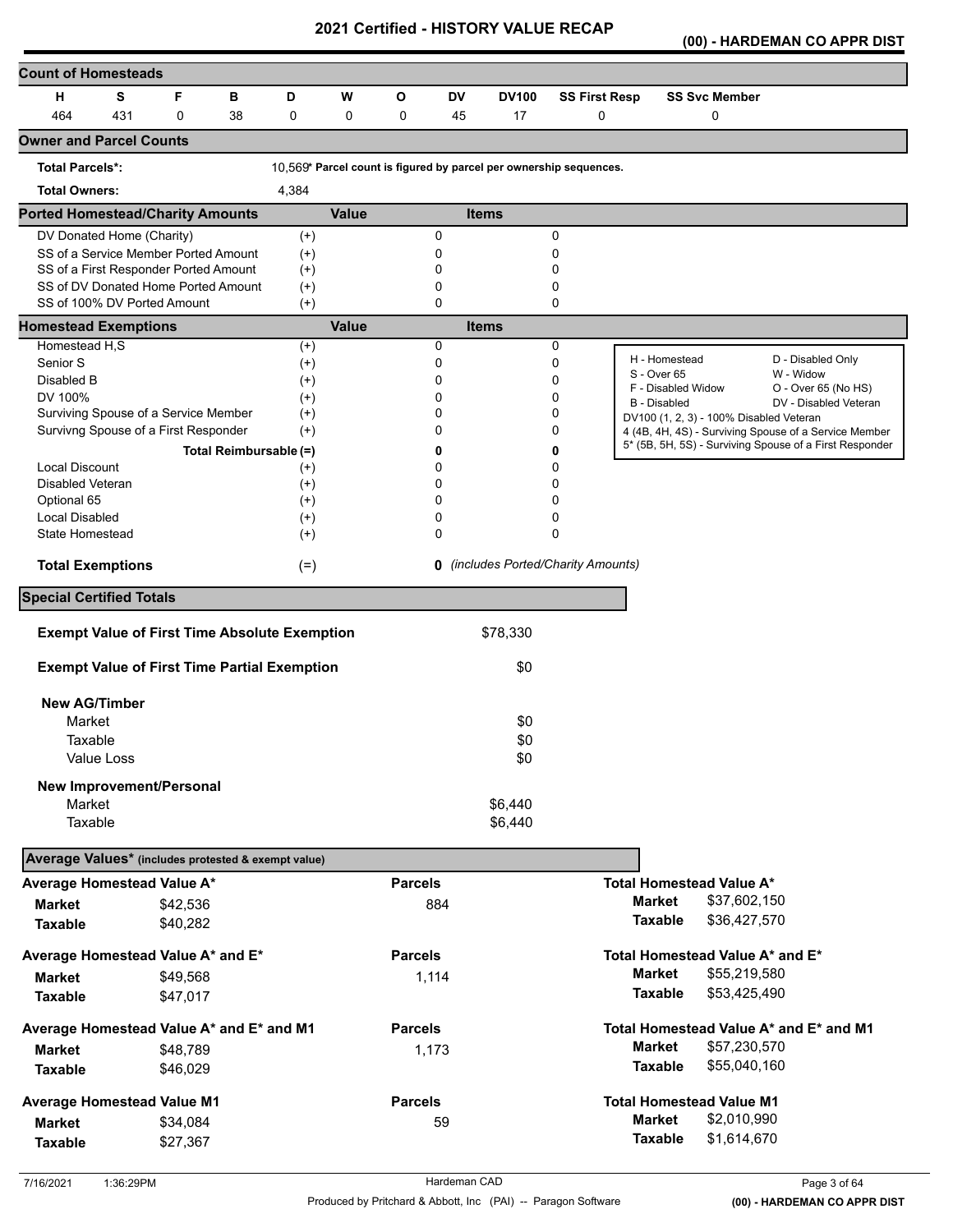# 2021 Certified - HISTORY VALUE RECAP

**(00) - HARDEMAN CO APPR DIST**

## Count of Homesteads

| H | S | F | B | D | W | O | DV | DV100 | SS First Resp | SS Svc Member |
|---|---|---|---|---|---|---|---|---|---|---|
| 464 | 431 | 0 | 38 | 0 | 0 | 0 | 45 | 17 | 0 | 0 |

## Owner and Parcel Counts

**Total Parcels*:** 10,569* Parcel count is figured by parcel per ownership sequences.

**Total Owners:** 4,384

## Ported Homestead/Charity Amounts

| | | Value | Items |
|---|---|---|---|
| DV Donated Home (Charity) | (+) | 0 | 0 |
| SS of a Service Member Ported Amount | (+) | 0 | 0 |
| SS of a First Responder Ported Amount | (+) | 0 | 0 |
| SS of DV Donated Home Ported Amount | (+) | 0 | 0 |
| SS of 100% DV Ported Amount | (+) | 0 | 0 |

## Homestead Exemptions

| | | Value | Items |
|---|---|---|---|
| Homestead H,S | (+) | 0 | 0 |
| Senior S | (+) | 0 | 0 |
| Disabled B | (+) | 0 | 0 |
| DV 100% | (+) | 0 | 0 |
| Surviving Spouse of a Service Member | (+) | 0 | 0 |
| Survivng Spouse of a First Responder | (+) | 0 | 0 |
| **Total Reimbursable** | (=) | **0** | **0** |
| Local Discount | (+) | 0 | 0 |
| Disabled Veteran | (+) | 0 | 0 |
| Optional 65 | (+) | 0 | 0 |
| Local Disabled | (+) | 0 | 0 |
| State Homestead | (+) | 0 | 0 |
| **Total Exemptions** | (=) | **0** | *(includes Ported/Charity Amounts)* |

H - Homestead; D - Disabled Only; S - Over 65; W - Widow; F - Disabled Widow; O - Over 65 (No HS); B - Disabled; DV - Disabled Veteran; DV100 (1, 2, 3) - 100% Disabled Veteran; 4 (4B, 4H, 4S) - Surviving Spouse of a Service Member; 5* (5B, 5H, 5S) - Surviving Spouse of a First Responder

## Special Certified Totals

**Exempt Value of First Time Absolute Exemption** $78,330

**Exempt Value of First Time Partial Exemption** $0

**New AG/Timber**

| | |
|---|---|
| Market | $0 |
| Taxable | $0 |
| Value Loss | $0 |

**New Improvement/Personal**

| | |
|---|---|
| Market | $6,440 |
| Taxable | $6,440 |

## Average Values* (includes protested & exempt value)

| Average Homestead Value A* | | Parcels | Total Homestead Value A* | |
|---|---|---|---|---|
| Market | $42,536 | 884 | Market | $37,602,150 |
| Taxable | $40,282 | | Taxable | $36,427,570 |

| Average Homestead Value A* and E* | | Parcels | Total Homestead Value A* and E* | |
|---|---|---|---|---|
| Market | $49,568 | 1,114 | Market | $55,219,580 |
| Taxable | $47,017 | | Taxable | $53,425,490 |

| Average Homestead Value A* and E* and M1 | | Parcels | Total Homestead Value A* and E* and M1 | |
|---|---|---|---|---|
| Market | $48,789 | 1,173 | Market | $57,230,570 |
| Taxable | $46,029 | | Taxable | $55,040,160 |

| Average Homestead Value M1 | | Parcels | Total Homestead Value M1 | |
|---|---|---|---|---|
| Market | $34,084 | 59 | Market | $2,010,990 |
| Taxable | $27,367 | | Taxable | $1,614,670 |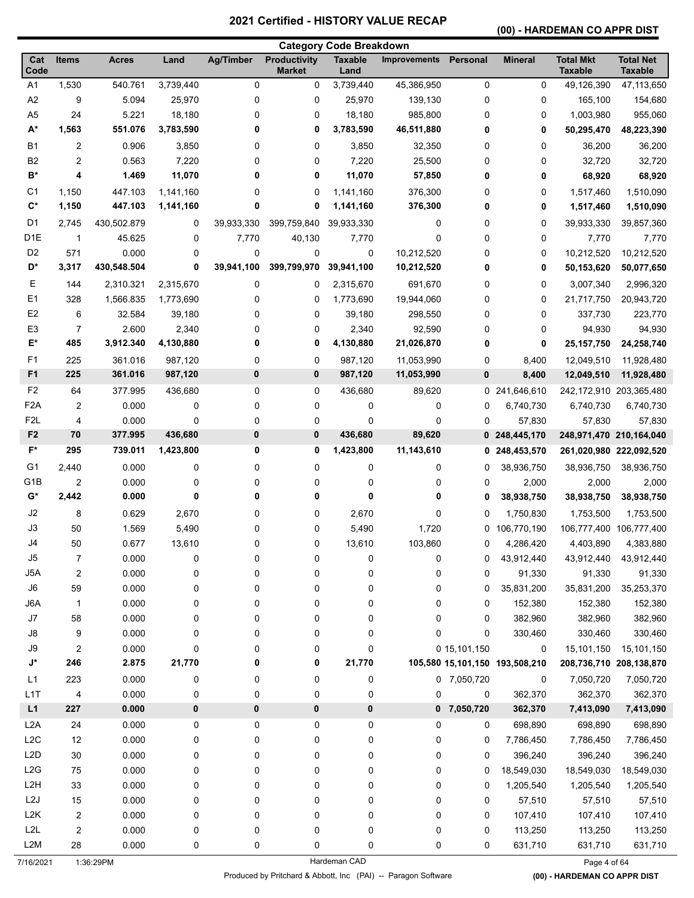# 2021 Certified - HISTORY VALUE RECAP

## (00) - HARDEMAN CO APPR DIST

### Category Code Breakdown

| Cat Code | Items | Acres | Land | Ag/Timber | Productivity Market | Taxable Land | Improvements | Personal | Mineral | Total Mkt Taxable | Total Net Taxable |
|---|---|---|---|---|---|---|---|---|---|---|---|
| A1 | 1,530 | 540.761 | 3,739,440 | 0 | 0 | 3,739,440 | 45,386,950 | 0 | 0 | 49,126,390 | 47,113,650 |
| A2 | 9 | 5.094 | 25,970 | 0 | 0 | 25,970 | 139,130 | 0 | 0 | 165,100 | 154,680 |
| A5 | 24 | 5.221 | 18,180 | 0 | 0 | 18,180 | 985,800 | 0 | 0 | 1,003,980 | 955,060 |
| **A*** | **1,563** | **551.076** | **3,783,590** | **0** | **0** | **3,783,590** | **46,511,880** | **0** | **0** | **50,295,470** | **48,223,390** |
| B1 | 2 | 0.906 | 3,850 | 0 | 0 | 3,850 | 32,350 | 0 | 0 | 36,200 | 36,200 |
| B2 | 2 | 0.563 | 7,220 | 0 | 0 | 7,220 | 25,500 | 0 | 0 | 32,720 | 32,720 |
| **B*** | **4** | **1.469** | **11,070** | **0** | **0** | **11,070** | **57,850** | **0** | **0** | **68,920** | **68,920** |
| C1 | 1,150 | 447.103 | 1,141,160 | 0 | 0 | 1,141,160 | 376,300 | 0 | 0 | 1,517,460 | 1,510,090 |
| **C*** | **1,150** | **447.103** | **1,141,160** | **0** | **0** | **1,141,160** | **376,300** | **0** | **0** | **1,517,460** | **1,510,090** |
| D1 | 2,745 | 430,502.879 | 0 | 39,933,330 | 399,759,840 | 39,933,330 | 0 | 0 | 0 | 39,933,330 | 39,857,360 |
| D1E | 1 | 45.625 | 0 | 7,770 | 40,130 | 7,770 | 0 | 0 | 0 | 7,770 | 7,770 |
| D2 | 571 | 0.000 | 0 | 0 | 0 | 0 | 10,212,520 | 0 | 0 | 10,212,520 | 10,212,520 |
| **D*** | **3,317** | **430,548.504** | **0** | **39,941,100** | **399,799,970** | **39,941,100** | **10,212,520** | **0** | **0** | **50,153,620** | **50,077,650** |
| E | 144 | 2,310.321 | 2,315,670 | 0 | 0 | 2,315,670 | 691,670 | 0 | 0 | 3,007,340 | 2,996,320 |
| E1 | 328 | 1,566.835 | 1,773,690 | 0 | 0 | 1,773,690 | 19,944,060 | 0 | 0 | 21,717,750 | 20,943,720 |
| E2 | 6 | 32.584 | 39,180 | 0 | 0 | 39,180 | 298,550 | 0 | 0 | 337,730 | 223,770 |
| E3 | 7 | 2.600 | 2,340 | 0 | 0 | 2,340 | 92,590 | 0 | 0 | 94,930 | 94,930 |
| **E*** | **485** | **3,912.340** | **4,130,880** | **0** | **0** | **4,130,880** | **21,026,870** | **0** | **0** | **25,157,750** | **24,258,740** |
| F1 | 225 | 361.016 | 987,120 | 0 | 0 | 987,120 | 11,053,990 | 0 | 8,400 | 12,049,510 | 11,928,480 |
| **F1** | **225** | **361.016** | **987,120** | **0** | **0** | **987,120** | **11,053,990** | **0** | **8,400** | **12,049,510** | **11,928,480** |
| F2 | 64 | 377.995 | 436,680 | 0 | 0 | 436,680 | 89,620 | 0 | 241,646,610 | 242,172,910 | 203,365,480 |
| F2A | 2 | 0.000 | 0 | 0 | 0 | 0 | 0 | 0 | 6,740,730 | 6,740,730 | 6,740,730 |
| F2L | 4 | 0.000 | 0 | 0 | 0 | 0 | 0 | 0 | 57,830 | 57,830 | 57,830 |
| **F2** | **70** | **377.995** | **436,680** | **0** | **0** | **436,680** | **89,620** | **0** | **248,445,170** | **248,971,470** | **210,164,040** |
| **F*** | **295** | **739.011** | **1,423,800** | **0** | **0** | **1,423,800** | **11,143,610** | **0** | **248,453,570** | **261,020,980** | **222,092,520** |
| G1 | 2,440 | 0.000 | 0 | 0 | 0 | 0 | 0 | 0 | 38,936,750 | 38,936,750 | 38,936,750 |
| G1B | 2 | 0.000 | 0 | 0 | 0 | 0 | 0 | 0 | 2,000 | 2,000 | 2,000 |
| **G*** | **2,442** | **0.000** | **0** | **0** | **0** | **0** | **0** | **0** | **38,938,750** | **38,938,750** | **38,938,750** |
| J2 | 8 | 0.629 | 2,670 | 0 | 0 | 2,670 | 0 | 0 | 1,750,830 | 1,753,500 | 1,753,500 |
| J3 | 50 | 1.569 | 5,490 | 0 | 0 | 5,490 | 1,720 | 0 | 106,770,190 | 106,777,400 | 106,777,400 |
| J4 | 50 | 0.677 | 13,610 | 0 | 0 | 13,610 | 103,860 | 0 | 4,286,420 | 4,403,890 | 4,383,880 |
| J5 | 7 | 0.000 | 0 | 0 | 0 | 0 | 0 | 0 | 43,912,440 | 43,912,440 | 43,912,440 |
| J5A | 2 | 0.000 | 0 | 0 | 0 | 0 | 0 | 0 | 91,330 | 91,330 | 91,330 |
| J6 | 59 | 0.000 | 0 | 0 | 0 | 0 | 0 | 0 | 35,831,200 | 35,831,200 | 35,253,370 |
| J6A | 1 | 0.000 | 0 | 0 | 0 | 0 | 0 | 0 | 152,380 | 152,380 | 152,380 |
| J7 | 58 | 0.000 | 0 | 0 | 0 | 0 | 0 | 0 | 382,960 | 382,960 | 382,960 |
| J8 | 9 | 0.000 | 0 | 0 | 0 | 0 | 0 | 0 | 330,460 | 330,460 | 330,460 |
| J9 | 2 | 0.000 | 0 | 0 | 0 | 0 | 0 | 15,101,150 | 0 | 15,101,150 | 15,101,150 |
| **J*** | **246** | **2.875** | **21,770** | **0** | **0** | **21,770** | **105,580** | **15,101,150** | **193,508,210** | **208,736,710** | **208,138,870** |
| L1 | 223 | 0.000 | 0 | 0 | 0 | 0 | 0 | 7,050,720 | 0 | 7,050,720 | 7,050,720 |
| L1T | 4 | 0.000 | 0 | 0 | 0 | 0 | 0 | 0 | 362,370 | 362,370 | 362,370 |
| **L1** | **227** | **0.000** | **0** | **0** | **0** | **0** | **0** | **7,050,720** | **362,370** | **7,413,090** | **7,413,090** |
| L2A | 24 | 0.000 | 0 | 0 | 0 | 0 | 0 | 0 | 698,890 | 698,890 | 698,890 |
| L2C | 12 | 0.000 | 0 | 0 | 0 | 0 | 0 | 0 | 7,786,450 | 7,786,450 | 7,786,450 |
| L2D | 30 | 0.000 | 0 | 0 | 0 | 0 | 0 | 0 | 396,240 | 396,240 | 396,240 |
| L2G | 75 | 0.000 | 0 | 0 | 0 | 0 | 0 | 0 | 18,549,030 | 18,549,030 | 18,549,030 |
| L2H | 33 | 0.000 | 0 | 0 | 0 | 0 | 0 | 0 | 1,205,540 | 1,205,540 | 1,205,540 |
| L2J | 15 | 0.000 | 0 | 0 | 0 | 0 | 0 | 0 | 57,510 | 57,510 | 57,510 |
| L2K | 2 | 0.000 | 0 | 0 | 0 | 0 | 0 | 0 | 107,410 | 107,410 | 107,410 |
| L2L | 2 | 0.000 | 0 | 0 | 0 | 0 | 0 | 0 | 113,250 | 113,250 | 113,250 |
| L2M | 28 | 0.000 | 0 | 0 | 0 | 0 | 0 | 0 | 631,710 | 631,710 | 631,710 |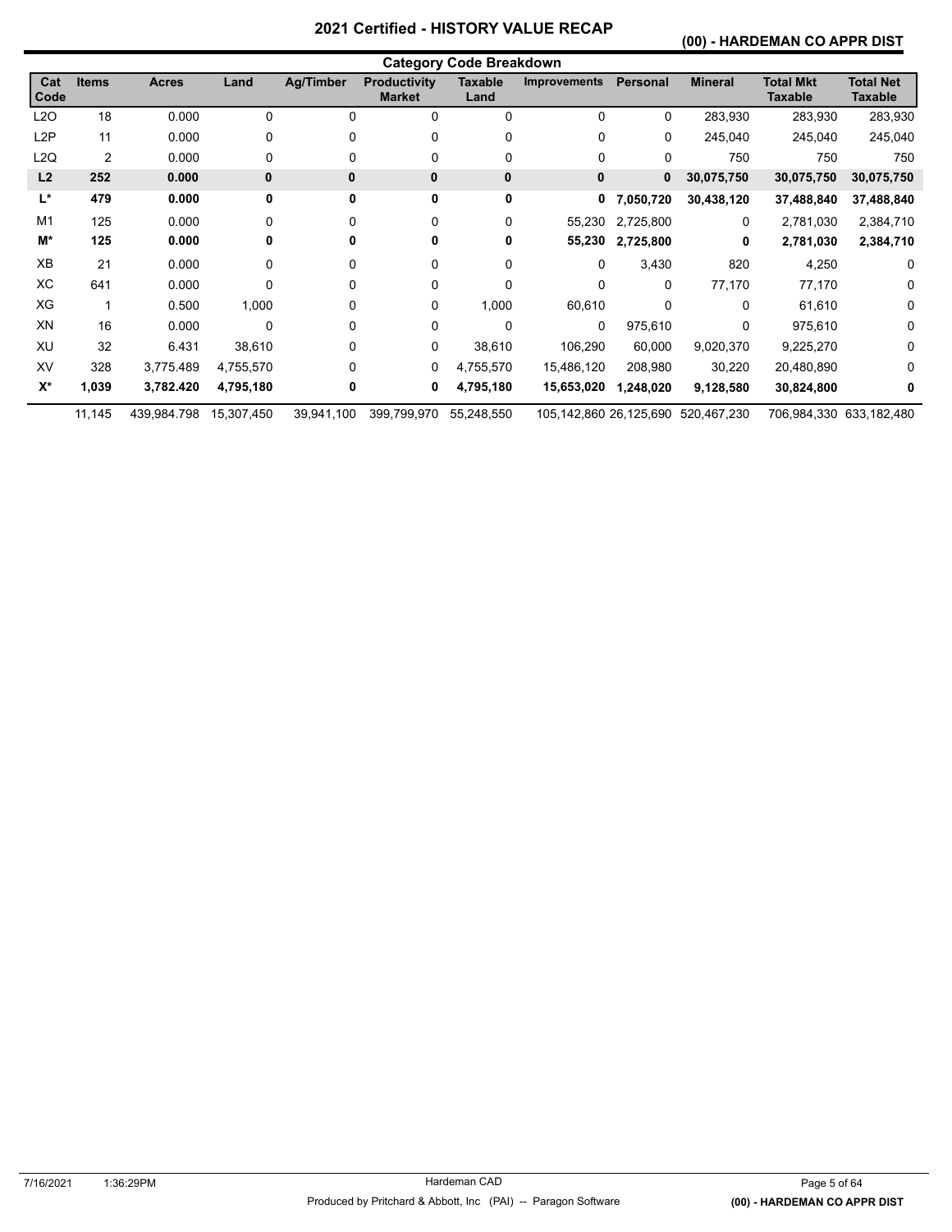# 2021 Certified - HISTORY VALUE RECAP

**(00) - HARDEMAN CO APPR DIST**

**Category Code Breakdown**

| Cat Code | Items | Acres | Land | Ag/Timber | Productivity Market | Taxable Land | Improvements | Personal | Mineral | Total Mkt Taxable | Total Net Taxable |
|---|---|---|---|---|---|---|---|---|---|---|---|
| L2O | 18 | 0.000 | 0 | 0 | 0 | 0 | 0 | 0 | 283,930 | 283,930 | 283,930 |
| L2P | 11 | 0.000 | 0 | 0 | 0 | 0 | 0 | 0 | 245,040 | 245,040 | 245,040 |
| L2Q | 2 | 0.000 | 0 | 0 | 0 | 0 | 0 | 0 | 750 | 750 | 750 |
| **L2** | **252** | **0.000** | **0** | **0** | **0** | **0** | **0** | **0** | **30,075,750** | **30,075,750** | **30,075,750** |
| **L*** | **479** | **0.000** | **0** | **0** | **0** | **0** | **0** | **7,050,720** | **30,438,120** | **37,488,840** | **37,488,840** |
| M1 | 125 | 0.000 | 0 | 0 | 0 | 0 | 55,230 | 2,725,800 | 0 | 2,781,030 | 2,384,710 |
| **M*** | **125** | **0.000** | **0** | **0** | **0** | **0** | **55,230** | **2,725,800** | **0** | **2,781,030** | **2,384,710** |
| XB | 21 | 0.000 | 0 | 0 | 0 | 0 | 0 | 3,430 | 820 | 4,250 | 0 |
| XC | 641 | 0.000 | 0 | 0 | 0 | 0 | 0 | 0 | 77,170 | 77,170 | 0 |
| XG | 1 | 0.500 | 1,000 | 0 | 0 | 1,000 | 60,610 | 0 | 0 | 61,610 | 0 |
| XN | 16 | 0.000 | 0 | 0 | 0 | 0 | 0 | 975,610 | 0 | 975,610 | 0 |
| XU | 32 | 6.431 | 38,610 | 0 | 0 | 38,610 | 106,290 | 60,000 | 9,020,370 | 9,225,270 | 0 |
| XV | 328 | 3,775.489 | 4,755,570 | 0 | 0 | 4,755,570 | 15,486,120 | 208,980 | 30,220 | 20,480,890 | 0 |
| **X*** | **1,039** | **3,782.420** | **4,795,180** | **0** | **0** | **4,795,180** | **15,653,020** | **1,248,020** | **9,128,580** | **30,824,800** | **0** |
| | 11,145 | 439,984.798 | 15,307,450 | 39,941,100 | 399,799,970 | 55,248,550 | 105,142,860 | 26,125,690 | 520,467,230 | 706,984,330 | 633,182,480 |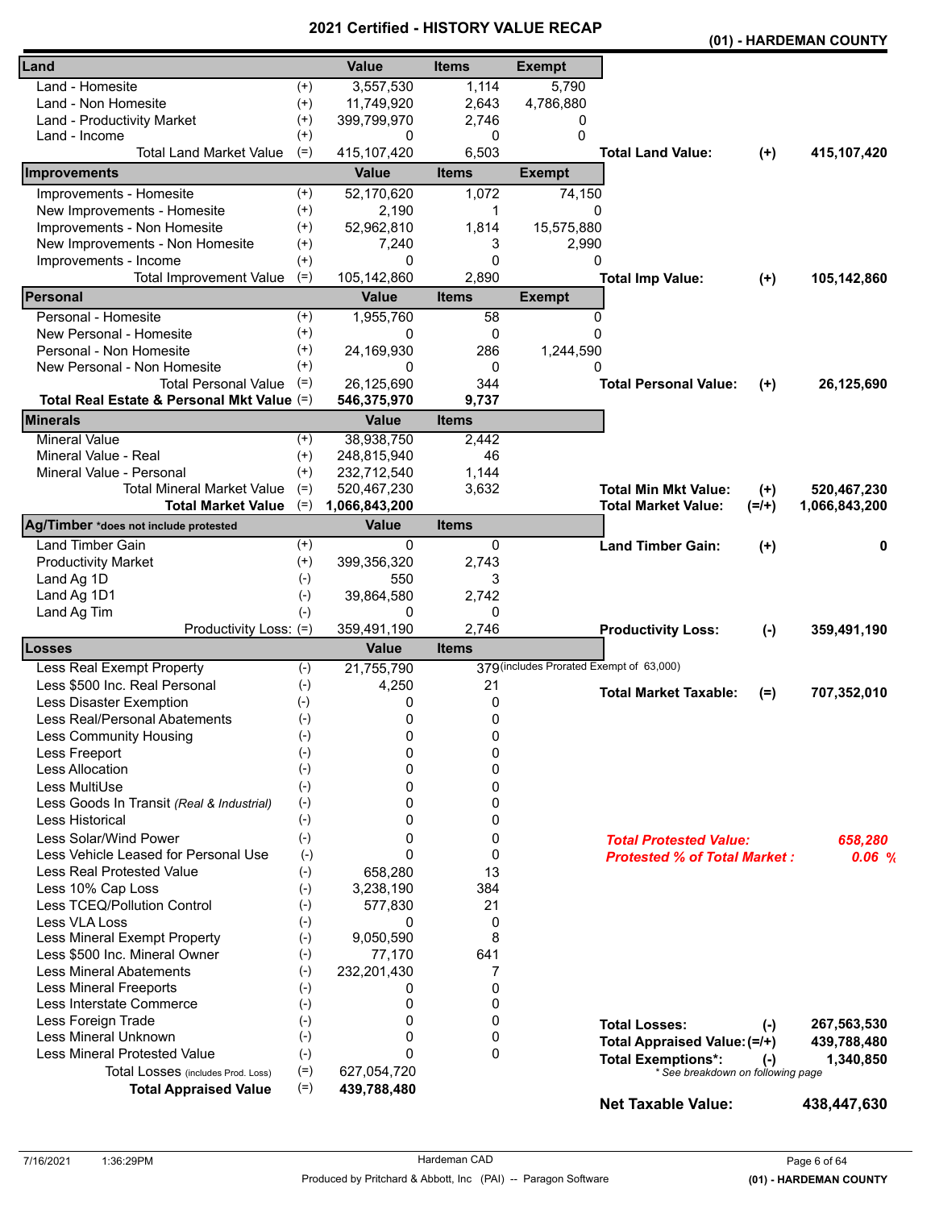# 2021 Certified - HISTORY VALUE RECAP

**(01) - HARDEMAN COUNTY**

| Land | | Value | Items | Exempt | | | |
|---|---|---|---|---|---|---|---|
| Land - Homesite | (+) | 3,557,530 | 1,114 | 5,790 | | | |
| Land - Non Homesite | (+) | 11,749,920 | 2,643 | 4,786,880 | | | |
| Land - Productivity Market | (+) | 399,799,970 | 2,746 | 0 | | | |
| Land - Income | (+) | 0 | 0 | 0 | | | |
| Total Land Market Value | (=) | 415,107,420 | 6,503 | | **Total Land Value:** | (+) | **415,107,420** |
| **Improvements** | | **Value** | **Items** | **Exempt** | | | |
| Improvements - Homesite | (+) | 52,170,620 | 1,072 | 74,150 | | | |
| New Improvements - Homesite | (+) | 2,190 | 1 | 0 | | | |
| Improvements - Non Homesite | (+) | 52,962,810 | 1,814 | 15,575,880 | | | |
| New Improvements - Non Homesite | (+) | 7,240 | 3 | 2,990 | | | |
| Improvements - Income | (+) | 0 | 0 | 0 | | | |
| Total Improvement Value | (=) | 105,142,860 | 2,890 | | **Total Imp Value:** | (+) | **105,142,860** |
| **Personal** | | **Value** | **Items** | **Exempt** | | | |
| Personal - Homesite | (+) | 1,955,760 | 58 | 0 | | | |
| New Personal - Homesite | (+) | 0 | 0 | 0 | | | |
| Personal - Non Homesite | (+) | 24,169,930 | 286 | 1,244,590 | | | |
| New Personal - Non Homesite | (+) | 0 | 0 | 0 | | | |
| Total Personal Value | (=) | 26,125,690 | 344 | | **Total Personal Value:** | (+) | **26,125,690** |
| **Total Real Estate & Personal Mkt Value** | (=) | **546,375,970** | **9,737** | | | | |
| **Minerals** | | **Value** | **Items** | | | | |
| Mineral Value | (+) | 38,938,750 | 2,442 | | | | |
| Mineral Value - Real | (+) | 248,815,940 | 46 | | | | |
| Mineral Value - Personal | (+) | 232,712,540 | 1,144 | | | | |
| Total Mineral Market Value | (=) | 520,467,230 | 3,632 | | **Total Min Mkt Value:** | (+) | **520,467,230** |
| **Total Market Value** | (=) | **1,066,843,200** | | | **Total Market Value:** | (=/+) | **1,066,843,200** |
| **Ag/Timber** *does not include protested | | **Value** | **Items** | | | | |
| Land Timber Gain | (+) | 0 | 0 | | **Land Timber Gain:** | (+) | **0** |
| Productivity Market | (+) | 399,356,320 | 2,743 | | | | |
| Land Ag 1D | (-) | 550 | 3 | | | | |
| Land Ag 1D1 | (-) | 39,864,580 | 2,742 | | | | |
| Land Ag Tim | (-) | 0 | 0 | | | | |
| Productivity Loss: | (=) | 359,491,190 | 2,746 | | **Productivity Loss:** | (-) | **359,491,190** |
| **Losses** | | **Value** | **Items** | | | | |
| Less Real Exempt Property | (-) | 21,755,790 | 379 | (includes Prorated Exempt of 63,000) | | | |
| Less $500 Inc. Real Personal | (-) | 4,250 | 21 | | **Total Market Taxable:** | (=) | **707,352,010** |
| Less Disaster Exemption | (-) | 0 | 0 | | | | |
| Less Real/Personal Abatements | (-) | 0 | 0 | | | | |
| Less Community Housing | (-) | 0 | 0 | | | | |
| Less Freeport | (-) | 0 | 0 | | | | |
| Less Allocation | (-) | 0 | 0 | | | | |
| Less MultiUse | (-) | 0 | 0 | | | | |
| Less Goods In Transit *(Real & Industrial)* | (-) | 0 | 0 | | | | |
| Less Historical | (-) | 0 | 0 | | | | |
| Less Solar/Wind Power | (-) | 0 | 0 | | ***Total Protested Value:*** | | ***658,280*** |
| Less Vehicle Leased for Personal Use | (-) | 0 | 0 | | ***Protested % of Total Market :*** | | ***0.06 %*** |
| Less Real Protested Value | (-) | 658,280 | 13 | | | | |
| Less 10% Cap Loss | (-) | 3,238,190 | 384 | | | | |
| Less TCEQ/Pollution Control | (-) | 577,830 | 21 | | | | |
| Less VLA Loss | (-) | 0 | 0 | | | | |
| Less Mineral Exempt Property | (-) | 9,050,590 | 8 | | | | |
| Less $500 Inc. Mineral Owner | (-) | 77,170 | 641 | | | | |
| Less Mineral Abatements | (-) | 232,201,430 | 7 | | | | |
| Less Mineral Freeports | (-) | 0 | 0 | | | | |
| Less Interstate Commerce | (-) | 0 | 0 | | | | |
| Less Foreign Trade | (-) | 0 | 0 | | **Total Losses:** | (-) | **267,563,530** |
| Less Mineral Unknown | (-) | 0 | 0 | | **Total Appraised Value:** | (=/+) | **439,788,480** |
| Less Mineral Protested Value | (-) | 0 | 0 | | **Total Exemptions*:** | (-) | **1,340,850** |
| Total Losses *(includes Prod. Loss)* | (=) | 627,054,720 | | | *\* See breakdown on following page* | | |
| **Total Appraised Value** | (=) | **439,788,480** | | | | | |
| | | | | | **Net Taxable Value:** | | **438,447,630** |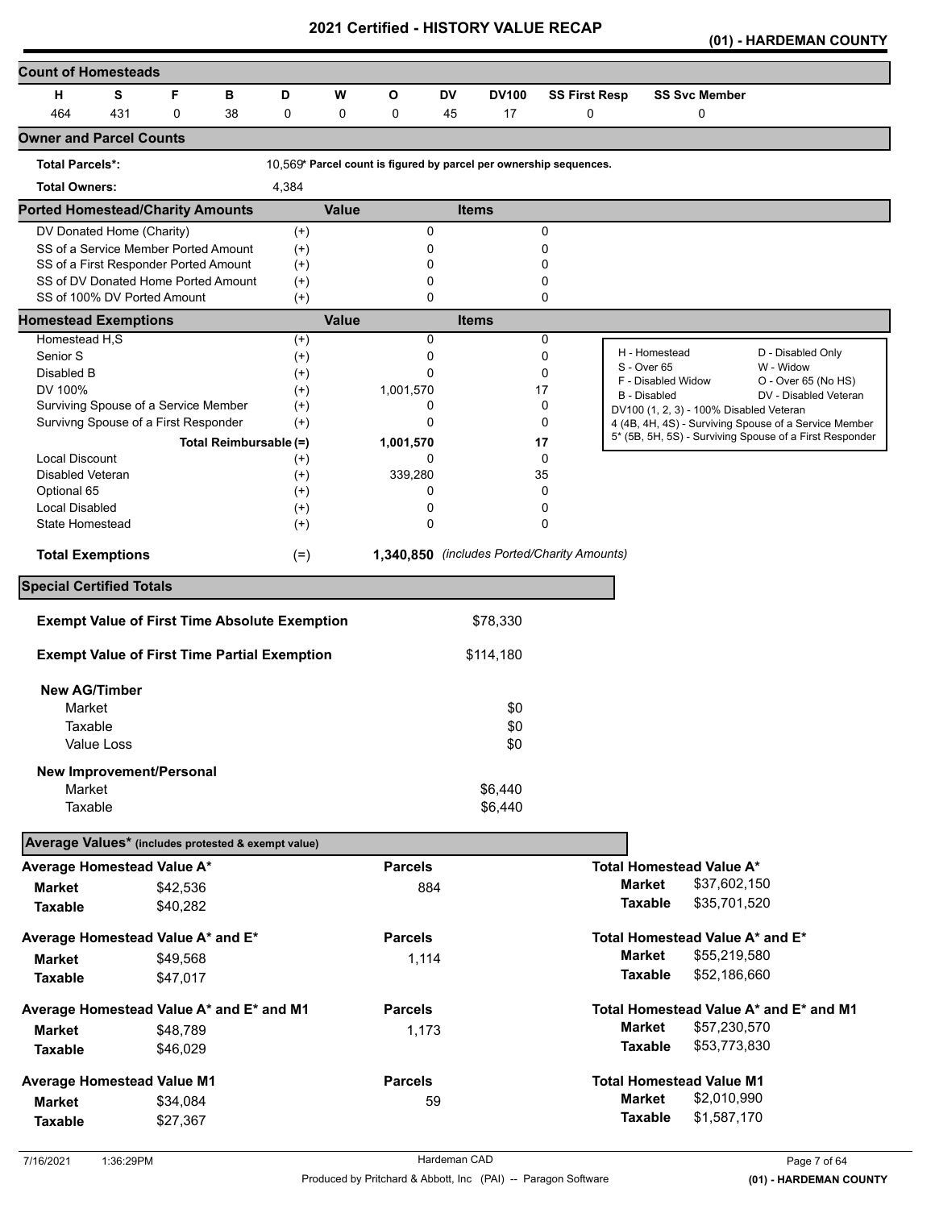# 2021 Certified - HISTORY VALUE RECAP

**(01) - HARDEMAN COUNTY**

## Count of Homesteads

| H | S | F | B | D | W | O | DV | DV100 | SS First Resp | SS Svc Member |
|---|---|---|---|---|---|---|---|---|---|---|
| 464 | 431 | 0 | 38 | 0 | 0 | 0 | 45 | 17 | 0 | 0 |

## Owner and Parcel Counts

**Total Parcels*:** 10,569* **Parcel count is figured by parcel per ownership sequences.**

**Total Owners:** 4,384

## Ported Homestead/Charity Amounts

| | | Value | Items |
|---|---|---|---|
| DV Donated Home (Charity) | (+) | 0 | 0 |
| SS of a Service Member Ported Amount | (+) | 0 | 0 |
| SS of a First Responder Ported Amount | (+) | 0 | 0 |
| SS of DV Donated Home Ported Amount | (+) | 0 | 0 |
| SS of 100% DV Ported Amount | (+) | 0 | 0 |

## Homestead Exemptions

| | | Value | Items |
|---|---|---|---|
| Homestead H,S | (+) | 0 | 0 |
| Senior S | (+) | 0 | 0 |
| Disabled B | (+) | 0 | 0 |
| DV 100% | (+) | 1,001,570 | 17 |
| Surviving Spouse of a Service Member | (+) | 0 | 0 |
| Survivng Spouse of a First Responder | (+) | 0 | 0 |
| Total Reimbursable | (=) | 1,001,570 | 17 |
| Local Discount | (+) | 0 | 0 |
| Disabled Veteran | (+) | 339,280 | 35 |
| Optional 65 | (+) | 0 | 0 |
| Local Disabled | (+) | 0 | 0 |
| State Homestead | (+) | 0 | 0 |
| **Total Exemptions** | (=) | **1,340,850** | *(includes Ported/Charity Amounts)* |

| | |
|---|---|
| H - Homestead | D - Disabled Only |
| S - Over 65 | W - Widow |
| F - Disabled Widow | O - Over 65 (No HS) |
| B - Disabled | DV - Disabled Veteran |

DV100 (1, 2, 3) - 100% Disabled Veteran
4 (4B, 4H, 4S) - Surviving Spouse of a Service Member
5* (5B, 5H, 5S) - Surviving Spouse of a First Responder

## Special Certified Totals

| | |
|---|---|
| **Exempt Value of First Time Absolute Exemption** | $78,330 |
| **Exempt Value of First Time Partial Exemption** | $114,180 |

**New AG/Timber**

| | |
|---|---|
| Market | $0 |
| Taxable | $0 |
| Value Loss | $0 |

**New Improvement/Personal**

| | |
|---|---|
| Market | $6,440 |
| Taxable | $6,440 |

## Average Values* (includes protested & exempt value)

| | | Parcels | | |
|---|---|---|---|---|
| **Average Homestead Value A*** | | | **Total Homestead Value A*** | |
| **Market** | $42,536 | 884 | **Market** | $37,602,150 |
| **Taxable** | $40,282 | | **Taxable** | $35,701,520 |
| **Average Homestead Value A* and E*** | | | **Total Homestead Value A* and E*** | |
| **Market** | $49,568 | 1,114 | **Market** | $55,219,580 |
| **Taxable** | $47,017 | | **Taxable** | $52,186,660 |
| **Average Homestead Value A* and E* and M1** | | | **Total Homestead Value A* and E* and M1** | |
| **Market** | $48,789 | 1,173 | **Market** | $57,230,570 |
| **Taxable** | $46,029 | | **Taxable** | $53,773,830 |
| **Average Homestead Value M1** | | | **Total Homestead Value M1** | |
| **Market** | $34,084 | 59 | **Market** | $2,010,990 |
| **Taxable** | $27,367 | | **Taxable** | $1,587,170 |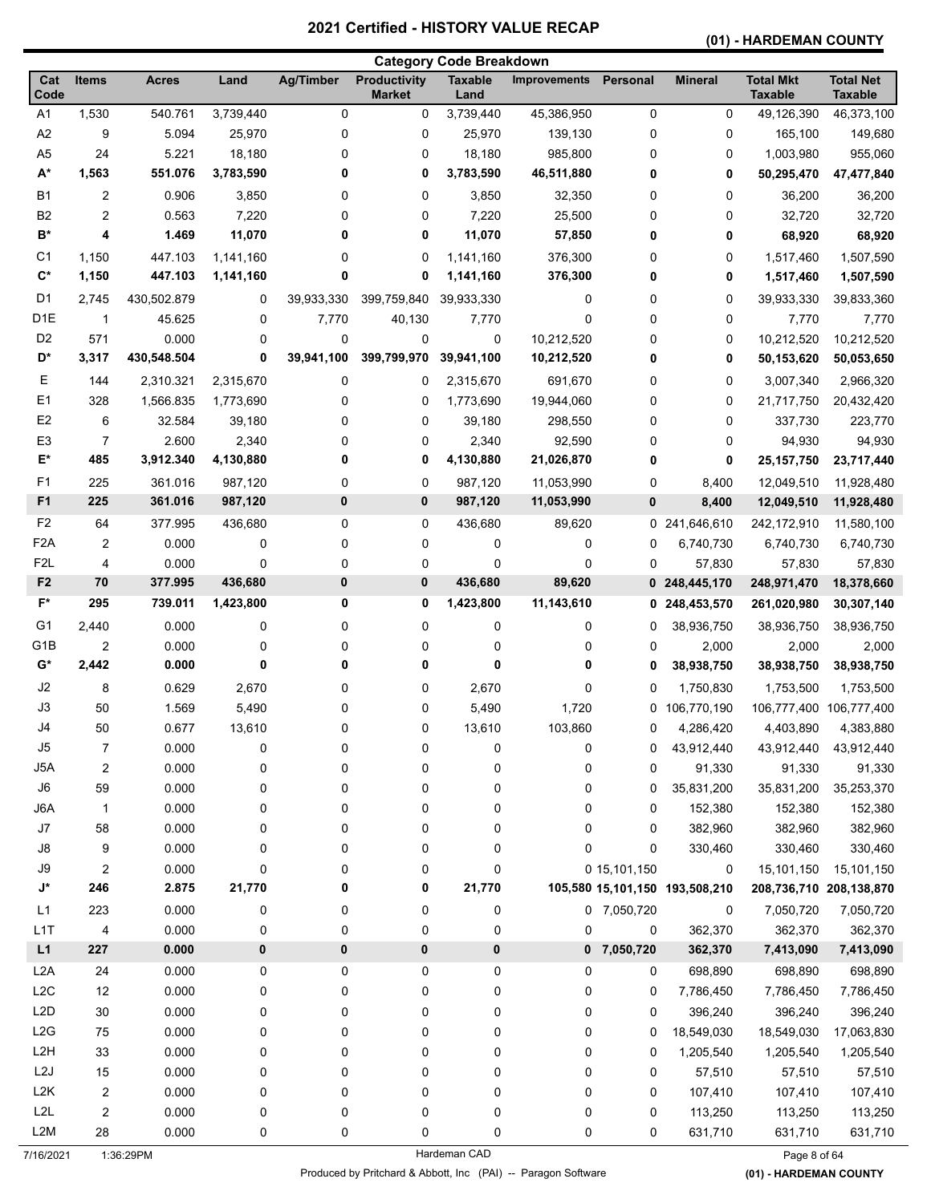# 2021 Certified - HISTORY VALUE RECAP

## (01) - HARDEMAN COUNTY

### Category Code Breakdown

| Cat Code | Items | Acres | Land | Ag/Timber | Productivity Market | Taxable Land | Improvements | Personal | Mineral | Total Mkt Taxable | Total Net Taxable |
|---|---|---|---|---|---|---|---|---|---|---|---|
| A1 | 1,530 | 540.761 | 3,739,440 | 0 | 0 | 3,739,440 | 45,386,950 | 0 | 0 | 49,126,390 | 46,373,100 |
| A2 | 9 | 5.094 | 25,970 | 0 | 0 | 25,970 | 139,130 | 0 | 0 | 165,100 | 149,680 |
| A5 | 24 | 5.221 | 18,180 | 0 | 0 | 18,180 | 985,800 | 0 | 0 | 1,003,980 | 955,060 |
| **A*** | **1,563** | **551.076** | **3,783,590** | **0** | **0** | **3,783,590** | **46,511,880** | **0** | **0** | **50,295,470** | **47,477,840** |
| B1 | 2 | 0.906 | 3,850 | 0 | 0 | 3,850 | 32,350 | 0 | 0 | 36,200 | 36,200 |
| B2 | 2 | 0.563 | 7,220 | 0 | 0 | 7,220 | 25,500 | 0 | 0 | 32,720 | 32,720 |
| **B*** | **4** | **1.469** | **11,070** | **0** | **0** | **11,070** | **57,850** | **0** | **0** | **68,920** | **68,920** |
| C1 | 1,150 | 447.103 | 1,141,160 | 0 | 0 | 1,141,160 | 376,300 | 0 | 0 | 1,517,460 | 1,507,590 |
| **C*** | **1,150** | **447.103** | **1,141,160** | **0** | **0** | **1,141,160** | **376,300** | **0** | **0** | **1,517,460** | **1,507,590** |
| D1 | 2,745 | 430,502.879 | 0 | 39,933,330 | 399,759,840 | 39,933,330 | 0 | 0 | 0 | 39,933,330 | 39,833,360 |
| D1E | 1 | 45.625 | 0 | 7,770 | 40,130 | 7,770 | 0 | 0 | 0 | 7,770 | 7,770 |
| D2 | 571 | 0.000 | 0 | 0 | 0 | 0 | 10,212,520 | 0 | 0 | 10,212,520 | 10,212,520 |
| **D*** | **3,317** | **430,548.504** | **0** | **39,941,100** | **399,799,970** | **39,941,100** | **10,212,520** | **0** | **0** | **50,153,620** | **50,053,650** |
| E | 144 | 2,310.321 | 2,315,670 | 0 | 0 | 2,315,670 | 691,670 | 0 | 0 | 3,007,340 | 2,966,320 |
| E1 | 328 | 1,566.835 | 1,773,690 | 0 | 0 | 1,773,690 | 19,944,060 | 0 | 0 | 21,717,750 | 20,432,420 |
| E2 | 6 | 32.584 | 39,180 | 0 | 0 | 39,180 | 298,550 | 0 | 0 | 337,730 | 223,770 |
| E3 | 7 | 2.600 | 2,340 | 0 | 0 | 2,340 | 92,590 | 0 | 0 | 94,930 | 94,930 |
| **E*** | **485** | **3,912.340** | **4,130,880** | **0** | **0** | **4,130,880** | **21,026,870** | **0** | **0** | **25,157,750** | **23,717,440** |
| F1 | 225 | 361.016 | 987,120 | 0 | 0 | 987,120 | 11,053,990 | 0 | 8,400 | 12,049,510 | 11,928,480 |
| **F1** | **225** | **361.016** | **987,120** | **0** | **0** | **987,120** | **11,053,990** | **0** | **8,400** | **12,049,510** | **11,928,480** |
| F2 | 64 | 377.995 | 436,680 | 0 | 0 | 436,680 | 89,620 | 0 | 241,646,610 | 242,172,910 | 11,580,100 |
| F2A | 2 | 0.000 | 0 | 0 | 0 | 0 | 0 | 0 | 6,740,730 | 6,740,730 | 6,740,730 |
| F2L | 4 | 0.000 | 0 | 0 | 0 | 0 | 0 | 0 | 57,830 | 57,830 | 57,830 |
| **F2** | **70** | **377.995** | **436,680** | **0** | **0** | **436,680** | **89,620** | **0** | **248,445,170** | **248,971,470** | **18,378,660** |
| **F*** | **295** | **739.011** | **1,423,800** | **0** | **0** | **1,423,800** | **11,143,610** | **0** | **248,453,570** | **261,020,980** | **30,307,140** |
| G1 | 2,440 | 0.000 | 0 | 0 | 0 | 0 | 0 | 0 | 38,936,750 | 38,936,750 | 38,936,750 |
| G1B | 2 | 0.000 | 0 | 0 | 0 | 0 | 0 | 0 | 2,000 | 2,000 | 2,000 |
| **G*** | **2,442** | **0.000** | **0** | **0** | **0** | **0** | **0** | **0** | **38,938,750** | **38,938,750** | **38,938,750** |
| J2 | 8 | 0.629 | 2,670 | 0 | 0 | 2,670 | 0 | 0 | 1,750,830 | 1,753,500 | 1,753,500 |
| J3 | 50 | 1.569 | 5,490 | 0 | 0 | 5,490 | 1,720 | 0 | 106,770,190 | 106,777,400 | 106,777,400 |
| J4 | 50 | 0.677 | 13,610 | 0 | 0 | 13,610 | 103,860 | 0 | 4,286,420 | 4,403,890 | 4,383,880 |
| J5 | 7 | 0.000 | 0 | 0 | 0 | 0 | 0 | 0 | 43,912,440 | 43,912,440 | 43,912,440 |
| J5A | 2 | 0.000 | 0 | 0 | 0 | 0 | 0 | 0 | 91,330 | 91,330 | 91,330 |
| J6 | 59 | 0.000 | 0 | 0 | 0 | 0 | 0 | 0 | 35,831,200 | 35,831,200 | 35,253,370 |
| J6A | 1 | 0.000 | 0 | 0 | 0 | 0 | 0 | 0 | 152,380 | 152,380 | 152,380 |
| J7 | 58 | 0.000 | 0 | 0 | 0 | 0 | 0 | 0 | 382,960 | 382,960 | 382,960 |
| J8 | 9 | 0.000 | 0 | 0 | 0 | 0 | 0 | 0 | 330,460 | 330,460 | 330,460 |
| J9 | 2 | 0.000 | 0 | 0 | 0 | 0 | 0 | 15,101,150 | 0 | 15,101,150 | 15,101,150 |
| **J*** | **246** | **2.875** | **21,770** | **0** | **0** | **21,770** | **105,580** | **15,101,150** | **193,508,210** | **208,736,710** | **208,138,870** |
| L1 | 223 | 0.000 | 0 | 0 | 0 | 0 | 0 | 7,050,720 | 0 | 7,050,720 | 7,050,720 |
| L1T | 4 | 0.000 | 0 | 0 | 0 | 0 | 0 | 0 | 362,370 | 362,370 | 362,370 |
| **L1** | **227** | **0.000** | **0** | **0** | **0** | **0** | **0** | **7,050,720** | **362,370** | **7,413,090** | **7,413,090** |
| L2A | 24 | 0.000 | 0 | 0 | 0 | 0 | 0 | 0 | 698,890 | 698,890 | 698,890 |
| L2C | 12 | 0.000 | 0 | 0 | 0 | 0 | 0 | 0 | 7,786,450 | 7,786,450 | 7,786,450 |
| L2D | 30 | 0.000 | 0 | 0 | 0 | 0 | 0 | 0 | 396,240 | 396,240 | 396,240 |
| L2G | 75 | 0.000 | 0 | 0 | 0 | 0 | 0 | 0 | 18,549,030 | 18,549,030 | 17,063,830 |
| L2H | 33 | 0.000 | 0 | 0 | 0 | 0 | 0 | 0 | 1,205,540 | 1,205,540 | 1,205,540 |
| L2J | 15 | 0.000 | 0 | 0 | 0 | 0 | 0 | 0 | 57,510 | 57,510 | 57,510 |
| L2K | 2 | 0.000 | 0 | 0 | 0 | 0 | 0 | 0 | 107,410 | 107,410 | 107,410 |
| L2L | 2 | 0.000 | 0 | 0 | 0 | 0 | 0 | 0 | 113,250 | 113,250 | 113,250 |
| L2M | 28 | 0.000 | 0 | 0 | 0 | 0 | 0 | 0 | 631,710 | 631,710 | 631,710 |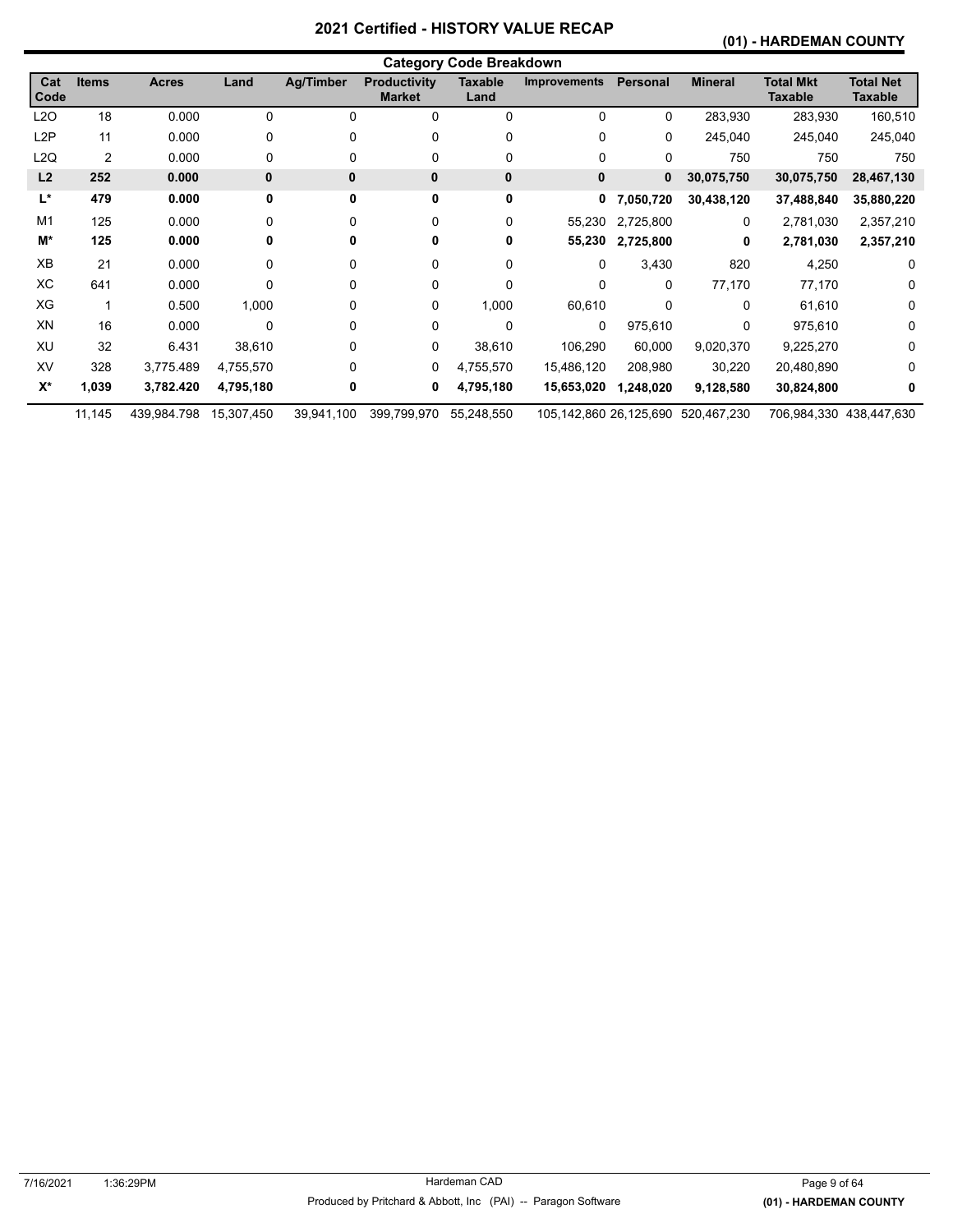# 2021 Certified - HISTORY VALUE RECAP

**(01) - HARDEMAN COUNTY**

## Category Code Breakdown

| Cat Code | Items | Acres | Land | Ag/Timber | Productivity Market | Taxable Land | Improvements | Personal | Mineral | Total Mkt Taxable | Total Net Taxable |
|---|---|---|---|---|---|---|---|---|---|---|---|
| L2O | 18 | 0.000 | 0 | 0 | 0 | 0 | 0 | 0 | 283,930 | 283,930 | 160,510 |
| L2P | 11 | 0.000 | 0 | 0 | 0 | 0 | 0 | 0 | 245,040 | 245,040 | 245,040 |
| L2Q | 2 | 0.000 | 0 | 0 | 0 | 0 | 0 | 0 | 750 | 750 | 750 |
| **L2** | **252** | **0.000** | **0** | **0** | **0** | **0** | **0** | **0** | **30,075,750** | **30,075,750** | **28,467,130** |
| **L*** | **479** | **0.000** | **0** | **0** | **0** | **0** | **0** | **7,050,720** | **30,438,120** | **37,488,840** | **35,880,220** |
| M1 | 125 | 0.000 | 0 | 0 | 0 | 0 | 55,230 | 2,725,800 | 0 | 2,781,030 | 2,357,210 |
| **M*** | **125** | **0.000** | **0** | **0** | **0** | **0** | **55,230** | **2,725,800** | **0** | **2,781,030** | **2,357,210** |
| XB | 21 | 0.000 | 0 | 0 | 0 | 0 | 0 | 3,430 | 820 | 4,250 | 0 |
| XC | 641 | 0.000 | 0 | 0 | 0 | 0 | 0 | 0 | 77,170 | 77,170 | 0 |
| XG | 1 | 0.500 | 1,000 | 0 | 0 | 1,000 | 60,610 | 0 | 0 | 61,610 | 0 |
| XN | 16 | 0.000 | 0 | 0 | 0 | 0 | 0 | 975,610 | 0 | 975,610 | 0 |
| XU | 32 | 6.431 | 38,610 | 0 | 0 | 38,610 | 106,290 | 60,000 | 9,020,370 | 9,225,270 | 0 |
| XV | 328 | 3,775.489 | 4,755,570 | 0 | 0 | 4,755,570 | 15,486,120 | 208,980 | 30,220 | 20,480,890 | 0 |
| **X*** | **1,039** | **3,782.420** | **4,795,180** | **0** | **0** | **4,795,180** | **15,653,020** | **1,248,020** | **9,128,580** | **30,824,800** | **0** |
| | 11,145 | 439,984.798 | 15,307,450 | 39,941,100 | 399,799,970 | 55,248,550 | 105,142,860 | 26,125,690 | 520,467,230 | 706,984,330 | 438,447,630 |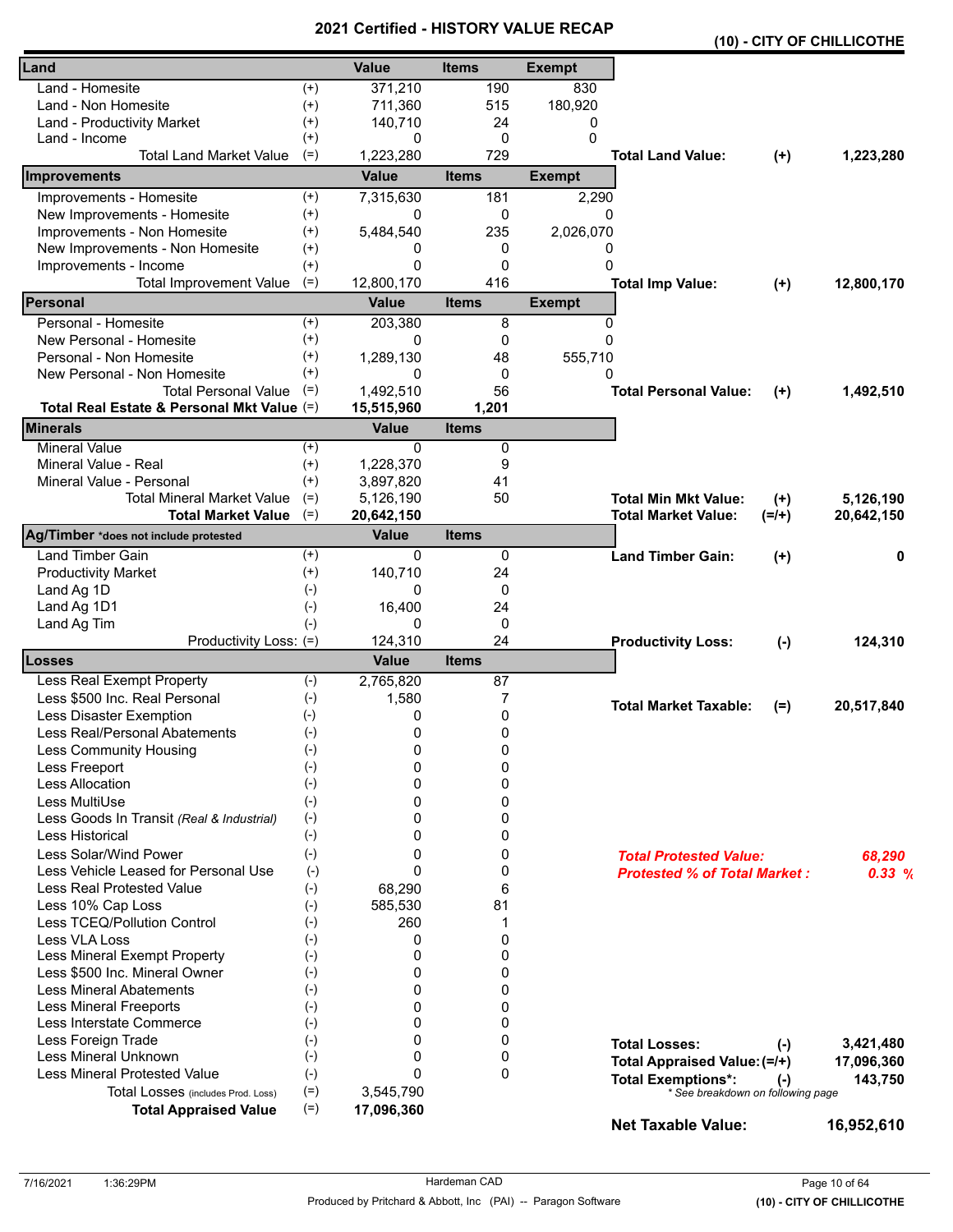# 2021 Certified - HISTORY VALUE RECAP

**(10) - CITY OF CHILLICOTHE**

| Land | | Value | Items | Exempt | | | |
|---|---|---|---|---|---|---|---|
| Land - Homesite | (+) | 371,210 | 190 | 830 | | | |
| Land - Non Homesite | (+) | 711,360 | 515 | 180,920 | | | |
| Land - Productivity Market | (+) | 140,710 | 24 | 0 | | | |
| Land - Income | (+) | 0 | 0 | 0 | | | |
| Total Land Market Value | (=) | 1,223,280 | 729 | | **Total Land Value:** | **(+)** | **1,223,280** |
| **Improvements** | | **Value** | **Items** | **Exempt** | | | |
| Improvements - Homesite | (+) | 7,315,630 | 181 | 2,290 | | | |
| New Improvements - Homesite | (+) | 0 | 0 | 0 | | | |
| Improvements - Non Homesite | (+) | 5,484,540 | 235 | 2,026,070 | | | |
| New Improvements - Non Homesite | (+) | 0 | 0 | 0 | | | |
| Improvements - Income | (+) | 0 | 0 | 0 | | | |
| Total Improvement Value | (=) | 12,800,170 | 416 | | **Total Imp Value:** | **(+)** | **12,800,170** |
| **Personal** | | **Value** | **Items** | **Exempt** | | | |
| Personal - Homesite | (+) | 203,380 | 8 | 0 | | | |
| New Personal - Homesite | (+) | 0 | 0 | 0 | | | |
| Personal - Non Homesite | (+) | 1,289,130 | 48 | 555,710 | | | |
| New Personal - Non Homesite | (+) | 0 | 0 | 0 | | | |
| Total Personal Value | (=) | 1,492,510 | 56 | | **Total Personal Value:** | **(+)** | **1,492,510** |
| **Total Real Estate & Personal Mkt Value** | (=) | **15,515,960** | **1,201** | | | | |
| **Minerals** | | **Value** | **Items** | | | | |
| Mineral Value | (+) | 0 | 0 | | | | |
| Mineral Value - Real | (+) | 1,228,370 | 9 | | | | |
| Mineral Value - Personal | (+) | 3,897,820 | 41 | | | | |
| Total Mineral Market Value | (=) | 5,126,190 | 50 | | **Total Min Mkt Value:** | **(+)** | **5,126,190** |
| **Total Market Value** | (=) | **20,642,150** | | | **Total Market Value:** | **(=/+)** | **20,642,150** |
| **Ag/Timber** *does not include protested | | **Value** | **Items** | | | | |
| Land Timber Gain | (+) | 0 | 0 | | **Land Timber Gain:** | **(+)** | **0** |
| Productivity Market | (+) | 140,710 | 24 | | | | |
| Land Ag 1D | (-) | 0 | 0 | | | | |
| Land Ag 1D1 | (-) | 16,400 | 24 | | | | |
| Land Ag Tim | (-) | 0 | 0 | | | | |
| Productivity Loss: | (=) | 124,310 | 24 | | **Productivity Loss:** | **(-)** | **124,310** |
| **Losses** | | **Value** | **Items** | | | | |
| Less Real Exempt Property | (-) | 2,765,820 | 87 | | | | |
| Less $500 Inc. Real Personal | (-) | 1,580 | 7 | | **Total Market Taxable:** | **(=)** | **20,517,840** |
| Less Disaster Exemption | (-) | 0 | 0 | | | | |
| Less Real/Personal Abatements | (-) | 0 | 0 | | | | |
| Less Community Housing | (-) | 0 | 0 | | | | |
| Less Freeport | (-) | 0 | 0 | | | | |
| Less Allocation | (-) | 0 | 0 | | | | |
| Less MultiUse | (-) | 0 | 0 | | | | |
| Less Goods In Transit *(Real & Industrial)* | (-) | 0 | 0 | | | | |
| Less Historical | (-) | 0 | 0 | | | | |
| Less Solar/Wind Power | (-) | 0 | 0 | | ***Total Protested Value:*** | | ***68,290*** |
| Less Vehicle Leased for Personal Use | (-) | 0 | 0 | | ***Protested % of Total Market :*** | | ***0.33 %*** |
| Less Real Protested Value | (-) | 68,290 | 6 | | | | |
| Less 10% Cap Loss | (-) | 585,530 | 81 | | | | |
| Less TCEQ/Pollution Control | (-) | 260 | 1 | | | | |
| Less VLA Loss | (-) | 0 | 0 | | | | |
| Less Mineral Exempt Property | (-) | 0 | 0 | | | | |
| Less $500 Inc. Mineral Owner | (-) | 0 | 0 | | | | |
| Less Mineral Abatements | (-) | 0 | 0 | | | | |
| Less Mineral Freeports | (-) | 0 | 0 | | | | |
| Less Interstate Commerce | (-) | 0 | 0 | | | | |
| Less Foreign Trade | (-) | 0 | 0 | | **Total Losses:** | **(-)** | **3,421,480** |
| Less Mineral Unknown | (-) | 0 | 0 | | **Total Appraised Value:** | **(=/+)** | **17,096,360** |
| Less Mineral Protested Value | (-) | 0 | 0 | | **Total Exemptions*:** | **(-)** | **143,750** |
| Total Losses *(includes Prod. Loss)* | (=) | 3,545,790 | | | *\* See breakdown on following page* | | |
| **Total Appraised Value** | (=) | **17,096,360** | | | | | |
| | | | | | **Net Taxable Value:** | | **16,952,610** |

7/16/2021 1:36:29PM — Hardeman CAD — Produced by Pritchard & Abbott, Inc (PAI) -- Paragon Software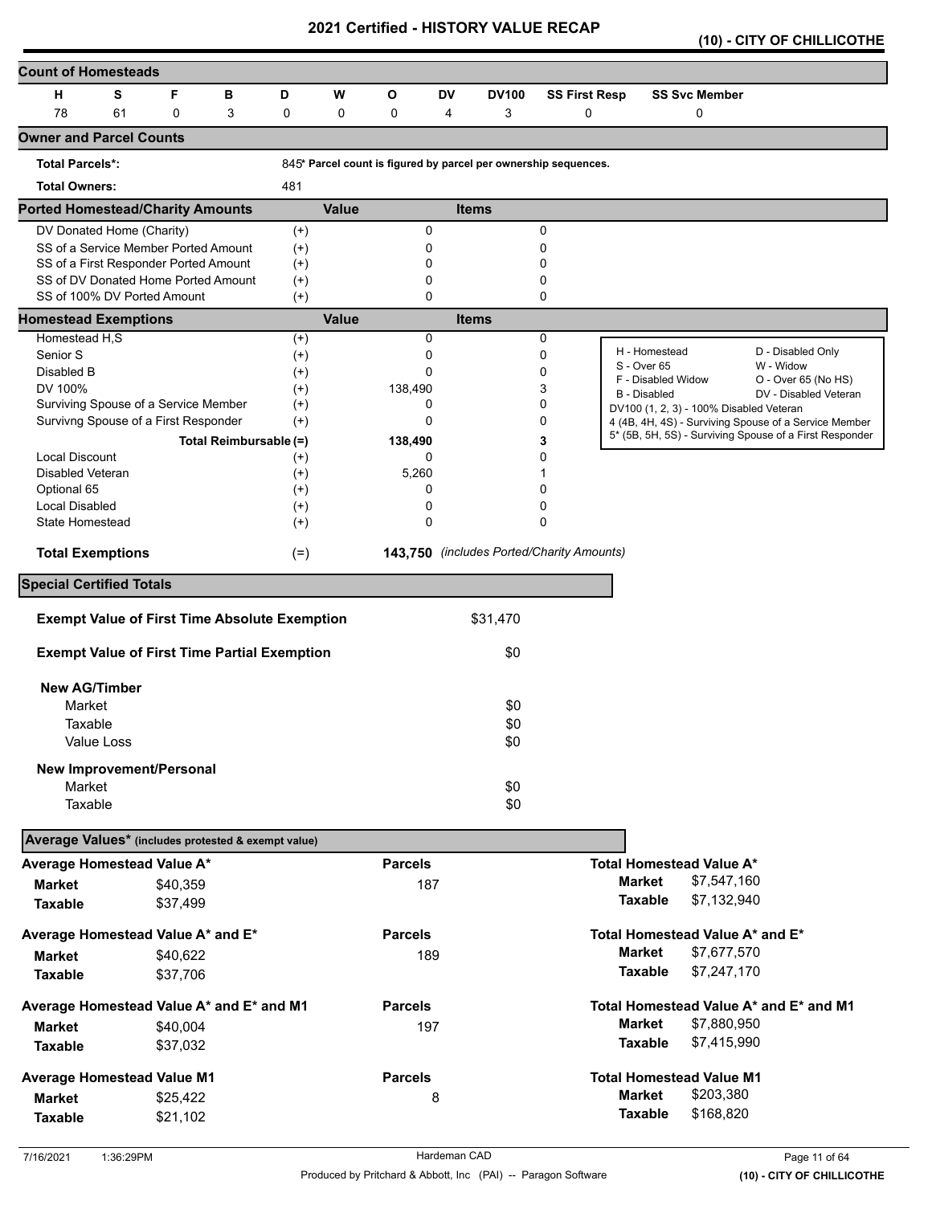# 2021 Certified - HISTORY VALUE RECAP

**(10) - CITY OF CHILLICOTHE**

## Count of Homesteads

| H | S | F | B | D | W | O | DV | DV100 | SS First Resp | SS Svc Member |
|---|---|---|---|---|---|---|---|---|---|---|
| 78 | 61 | 0 | 3 | 0 | 0 | 0 | 4 | 3 | 0 | 0 |

## Owner and Parcel Counts

**Total Parcels*:** 845 * Parcel count is figured by parcel per ownership sequences.

**Total Owners:** 481

## Ported Homestead/Charity Amounts

| | | Value | Items |
|---|---|---|---|
| DV Donated Home (Charity) | (+) | 0 | 0 |
| SS of a Service Member Ported Amount | (+) | 0 | 0 |
| SS of a First Responder Ported Amount | (+) | 0 | 0 |
| SS of DV Donated Home Ported Amount | (+) | 0 | 0 |
| SS of 100% DV Ported Amount | (+) | 0 | 0 |

## Homestead Exemptions

| | | Value | Items |
|---|---|---|---|
| Homestead H,S | (+) | 0 | 0 |
| Senior S | (+) | 0 | 0 |
| Disabled B | (+) | 0 | 0 |
| DV 100% | (+) | 138,490 | 3 |
| Surviving Spouse of a Service Member | (+) | 0 | 0 |
| Survivng Spouse of a First Responder | (+) | 0 | 0 |
| **Total Reimbursable** | (=) | **138,490** | **3** |
| Local Discount | (+) | 0 | 0 |
| Disabled Veteran | (+) | 5,260 | 1 |
| Optional 65 | (+) | 0 | 0 |
| Local Disabled | (+) | 0 | 0 |
| State Homestead | (+) | 0 | 0 |
| **Total Exemptions** | (=) | **143,750** | *(includes Ported/Charity Amounts)* |

| | |
|---|---|
| H - Homestead | D - Disabled Only |
| S - Over 65 | W - Widow |
| F - Disabled Widow | O - Over 65 (No HS) |
| B - Disabled | DV - Disabled Veteran |

DV100 (1, 2, 3) - 100% Disabled Veteran
4 (4B, 4H, 4S) - Surviving Spouse of a Service Member
5* (5B, 5H, 5S) - Surviving Spouse of a First Responder

## Special Certified Totals

| | |
|---|---|
| **Exempt Value of First Time Absolute Exemption** | $31,470 |
| **Exempt Value of First Time Partial Exemption** | $0 |
| **New AG/Timber** | |
| Market | $0 |
| Taxable | $0 |
| Value Loss | $0 |
| **New Improvement/Personal** | |
| Market | $0 |
| Taxable | $0 |

## Average Values* (includes protested & exempt value)

| Average Homestead Value A* | | Parcels | Total Homestead Value A* | |
|---|---|---|---|---|
| **Market** | $40,359 | 187 | **Market** | $7,547,160 |
| **Taxable** | $37,499 | | **Taxable** | $7,132,940 |

| Average Homestead Value A* and E* | | Parcels | Total Homestead Value A* and E* | |
|---|---|---|---|---|
| **Market** | $40,622 | 189 | **Market** | $7,677,570 |
| **Taxable** | $37,706 | | **Taxable** | $7,247,170 |

| Average Homestead Value A* and E* and M1 | | Parcels | Total Homestead Value A* and E* and M1 | |
|---|---|---|---|---|
| **Market** | $40,004 | 197 | **Market** | $7,880,950 |
| **Taxable** | $37,032 | | **Taxable** | $7,415,990 |

| Average Homestead Value M1 | | Parcels | Total Homestead Value M1 | |
|---|---|---|---|---|
| **Market** | $25,422 | 8 | **Market** | $203,380 |
| **Taxable** | $21,102 | | **Taxable** | $168,820 |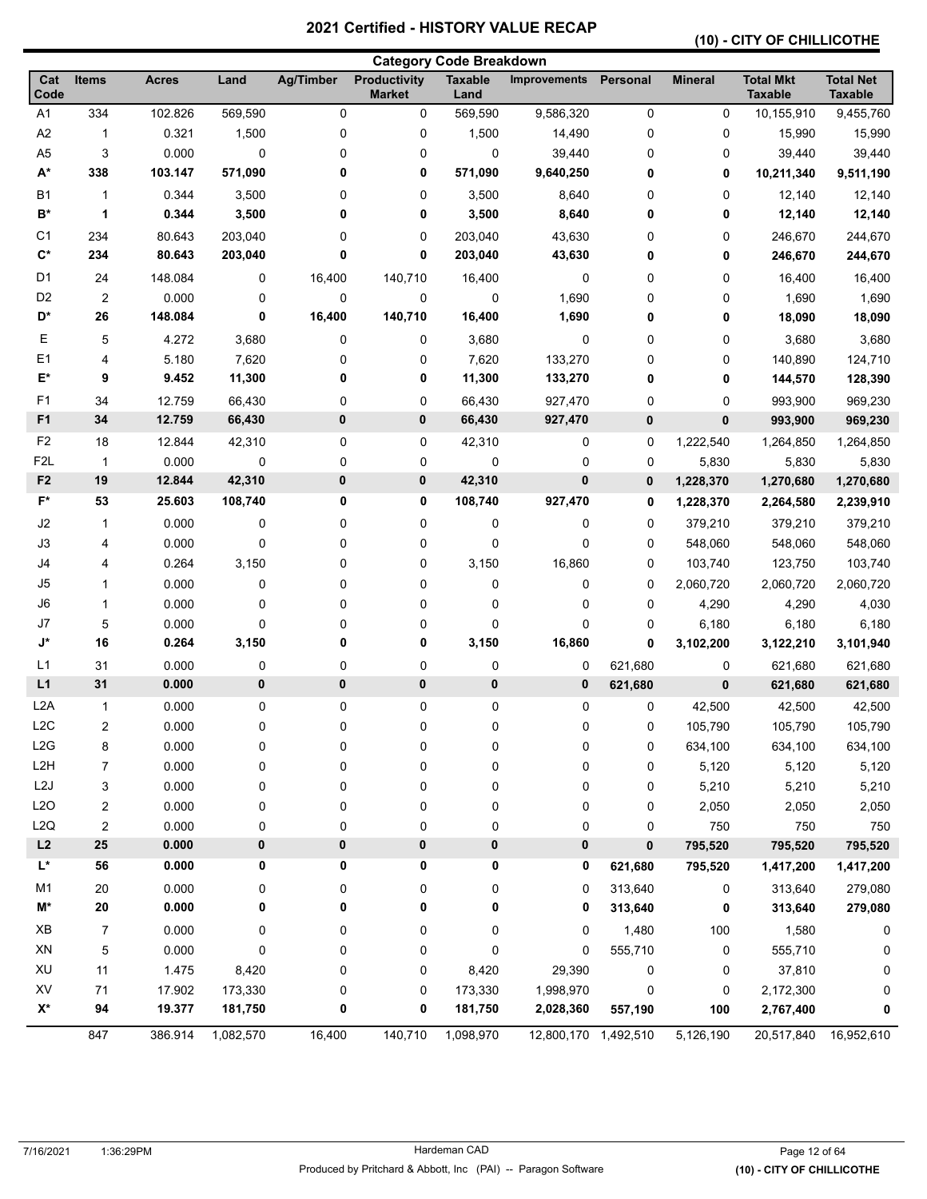# 2021 Certified - HISTORY VALUE RECAP

## (10) - CITY OF CHILLICOTHE

### Category Code Breakdown

| Cat Code | Items | Acres | Land | Ag/Timber | Productivity Market | Taxable Land | Improvements | Personal | Mineral | Total Mkt Taxable | Total Net Taxable |
|---|---|---|---|---|---|---|---|---|---|---|---|
| A1 | 334 | 102.826 | 569,590 | 0 | 0 | 569,590 | 9,586,320 | 0 | 0 | 10,155,910 | 9,455,760 |
| A2 | 1 | 0.321 | 1,500 | 0 | 0 | 1,500 | 14,490 | 0 | 0 | 15,990 | 15,990 |
| A5 | 3 | 0.000 | 0 | 0 | 0 | 0 | 39,440 | 0 | 0 | 39,440 | 39,440 |
| **A*** | **338** | **103.147** | **571,090** | **0** | **0** | **571,090** | **9,640,250** | **0** | **0** | **10,211,340** | **9,511,190** |
| B1 | 1 | 0.344 | 3,500 | 0 | 0 | 3,500 | 8,640 | 0 | 0 | 12,140 | 12,140 |
| **B*** | **1** | **0.344** | **3,500** | **0** | **0** | **3,500** | **8,640** | **0** | **0** | **12,140** | **12,140** |
| C1 | 234 | 80.643 | 203,040 | 0 | 0 | 203,040 | 43,630 | 0 | 0 | 246,670 | 244,670 |
| **C*** | **234** | **80.643** | **203,040** | **0** | **0** | **203,040** | **43,630** | **0** | **0** | **246,670** | **244,670** |
| D1 | 24 | 148.084 | 0 | 16,400 | 140,710 | 16,400 | 0 | 0 | 0 | 16,400 | 16,400 |
| D2 | 2 | 0.000 | 0 | 0 | 0 | 0 | 1,690 | 0 | 0 | 1,690 | 1,690 |
| **D*** | **26** | **148.084** | **0** | **16,400** | **140,710** | **16,400** | **1,690** | **0** | **0** | **18,090** | **18,090** |
| E | 5 | 4.272 | 3,680 | 0 | 0 | 3,680 | 0 | 0 | 0 | 3,680 | 3,680 |
| E1 | 4 | 5.180 | 7,620 | 0 | 0 | 7,620 | 133,270 | 0 | 0 | 140,890 | 124,710 |
| **E*** | **9** | **9.452** | **11,300** | **0** | **0** | **11,300** | **133,270** | **0** | **0** | **144,570** | **128,390** |
| F1 | 34 | 12.759 | 66,430 | 0 | 0 | 66,430 | 927,470 | 0 | 0 | 993,900 | 969,230 |
| **F1** | **34** | **12.759** | **66,430** | **0** | **0** | **66,430** | **927,470** | **0** | **0** | **993,900** | **969,230** |
| F2 | 18 | 12.844 | 42,310 | 0 | 0 | 42,310 | 0 | 0 | 1,222,540 | 1,264,850 | 1,264,850 |
| F2L | 1 | 0.000 | 0 | 0 | 0 | 0 | 0 | 0 | 5,830 | 5,830 | 5,830 |
| **F2** | **19** | **12.844** | **42,310** | **0** | **0** | **42,310** | **0** | **0** | **1,228,370** | **1,270,680** | **1,270,680** |
| **F*** | **53** | **25.603** | **108,740** | **0** | **0** | **108,740** | **927,470** | **0** | **1,228,370** | **2,264,580** | **2,239,910** |
| J2 | 1 | 0.000 | 0 | 0 | 0 | 0 | 0 | 0 | 379,210 | 379,210 | 379,210 |
| J3 | 4 | 0.000 | 0 | 0 | 0 | 0 | 0 | 0 | 548,060 | 548,060 | 548,060 |
| J4 | 4 | 0.264 | 3,150 | 0 | 0 | 3,150 | 16,860 | 0 | 103,740 | 123,750 | 103,740 |
| J5 | 1 | 0.000 | 0 | 0 | 0 | 0 | 0 | 0 | 2,060,720 | 2,060,720 | 2,060,720 |
| J6 | 1 | 0.000 | 0 | 0 | 0 | 0 | 0 | 0 | 4,290 | 4,290 | 4,030 |
| J7 | 5 | 0.000 | 0 | 0 | 0 | 0 | 0 | 0 | 6,180 | 6,180 | 6,180 |
| **J*** | **16** | **0.264** | **3,150** | **0** | **0** | **3,150** | **16,860** | **0** | **3,102,200** | **3,122,210** | **3,101,940** |
| L1 | 31 | 0.000 | 0 | 0 | 0 | 0 | 0 | 621,680 | 0 | 621,680 | 621,680 |
| **L1** | **31** | **0.000** | **0** | **0** | **0** | **0** | **0** | **621,680** | **0** | **621,680** | **621,680** |
| L2A | 1 | 0.000 | 0 | 0 | 0 | 0 | 0 | 0 | 42,500 | 42,500 | 42,500 |
| L2C | 2 | 0.000 | 0 | 0 | 0 | 0 | 0 | 0 | 105,790 | 105,790 | 105,790 |
| L2G | 8 | 0.000 | 0 | 0 | 0 | 0 | 0 | 0 | 634,100 | 634,100 | 634,100 |
| L2H | 7 | 0.000 | 0 | 0 | 0 | 0 | 0 | 0 | 5,120 | 5,120 | 5,120 |
| L2J | 3 | 0.000 | 0 | 0 | 0 | 0 | 0 | 0 | 5,210 | 5,210 | 5,210 |
| L2O | 2 | 0.000 | 0 | 0 | 0 | 0 | 0 | 0 | 2,050 | 2,050 | 2,050 |
| L2Q | 2 | 0.000 | 0 | 0 | 0 | 0 | 0 | 0 | 750 | 750 | 750 |
| **L2** | **25** | **0.000** | **0** | **0** | **0** | **0** | **0** | **0** | **795,520** | **795,520** | **795,520** |
| **L*** | **56** | **0.000** | **0** | **0** | **0** | **0** | **0** | **621,680** | **795,520** | **1,417,200** | **1,417,200** |
| M1 | 20 | 0.000 | 0 | 0 | 0 | 0 | 0 | 313,640 | 0 | 313,640 | 279,080 |
| **M*** | **20** | **0.000** | **0** | **0** | **0** | **0** | **0** | **313,640** | **0** | **313,640** | **279,080** |
| XB | 7 | 0.000 | 0 | 0 | 0 | 0 | 0 | 1,480 | 100 | 1,580 | 0 |
| XN | 5 | 0.000 | 0 | 0 | 0 | 0 | 0 | 555,710 | 0 | 555,710 | 0 |
| XU | 11 | 1.475 | 8,420 | 0 | 0 | 8,420 | 29,390 | 0 | 0 | 37,810 | 0 |
| XV | 71 | 17.902 | 173,330 | 0 | 0 | 173,330 | 1,998,970 | 0 | 0 | 2,172,300 | 0 |
| **X*** | **94** | **19.377** | **181,750** | **0** | **0** | **181,750** | **2,028,360** | **557,190** | **100** | **2,767,400** | **0** |
| | 847 | 386.914 | 1,082,570 | 16,400 | 140,710 | 1,098,970 | 12,800,170 | 1,492,510 | 5,126,190 | 20,517,840 | 16,952,610 |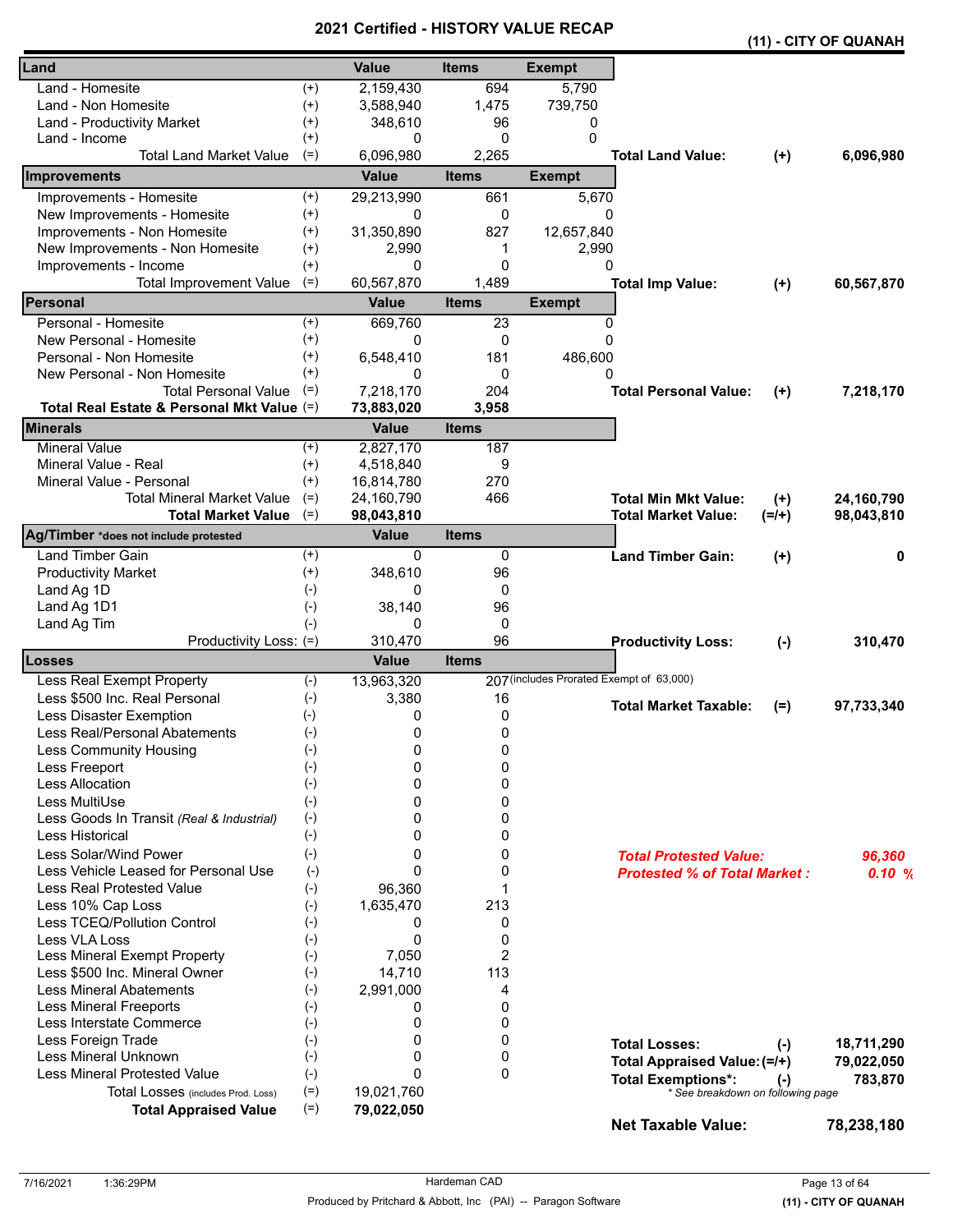# 2021 Certified - HISTORY VALUE RECAP

**(11) - CITY OF QUANAH**

| Land | | Value | Items | Exempt | | | |
|---|---|---|---|---|---|---|---|
| Land - Homesite | (+) | 2,159,430 | 694 | 5,790 | | | |
| Land - Non Homesite | (+) | 3,588,940 | 1,475 | 739,750 | | | |
| Land - Productivity Market | (+) | 348,610 | 96 | 0 | | | |
| Land - Income | (+) | 0 | 0 | 0 | | | |
| Total Land Market Value | (=) | 6,096,980 | 2,265 | | **Total Land Value:** | **(+)** | **6,096,980** |

| Improvements | | Value | Items | Exempt | | | |
|---|---|---|---|---|---|---|---|
| Improvements - Homesite | (+) | 29,213,990 | 661 | 5,670 | | | |
| New Improvements - Homesite | (+) | 0 | 0 | 0 | | | |
| Improvements - Non Homesite | (+) | 31,350,890 | 827 | 12,657,840 | | | |
| New Improvements - Non Homesite | (+) | 2,990 | 1 | 2,990 | | | |
| Improvements - Income | (+) | 0 | 0 | 0 | | | |
| Total Improvement Value | (=) | 60,567,870 | 1,489 | | **Total Imp Value:** | **(+)** | **60,567,870** |

| Personal | | Value | Items | Exempt | | | |
|---|---|---|---|---|---|---|---|
| Personal - Homesite | (+) | 669,760 | 23 | 0 | | | |
| New Personal - Homesite | (+) | 0 | 0 | 0 | | | |
| Personal - Non Homesite | (+) | 6,548,410 | 181 | 486,600 | | | |
| New Personal - Non Homesite | (+) | 0 | 0 | 0 | | | |
| Total Personal Value | (=) | 7,218,170 | 204 | | **Total Personal Value:** | **(+)** | **7,218,170** |
| **Total Real Estate & Personal Mkt Value** | (=) | **73,883,020** | **3,958** | | | | |

| Minerals | | Value | Items | | | |
|---|---|---|---|---|---|---|
| Mineral Value | (+) | 2,827,170 | 187 | | | |
| Mineral Value - Real | (+) | 4,518,840 | 9 | | | |
| Mineral Value - Personal | (+) | 16,814,780 | 270 | | | |
| Total Mineral Market Value | (=) | 24,160,790 | 466 | **Total Min Mkt Value:** | **(+)** | **24,160,790** |
| **Total Market Value** | (=) | **98,043,810** | | **Total Market Value:** | **(=/+)** | **98,043,810** |

| Ag/Timber *does not include protested | | Value | Items | | | |
|---|---|---|---|---|---|---|
| Land Timber Gain | (+) | 0 | 0 | **Land Timber Gain:** | **(+)** | **0** |
| Productivity Market | (+) | 348,610 | 96 | | | |
| Land Ag 1D | (-) | 0 | 0 | | | |
| Land Ag 1D1 | (-) | 38,140 | 96 | | | |
| Land Ag Tim | (-) | 0 | 0 | | | |
| Productivity Loss: | (=) | 310,470 | 96 | **Productivity Loss:** | **(-)** | **310,470** |

| Losses | | Value | Items | | | |
|---|---|---|---|---|---|---|
| Less Real Exempt Property | (-) | 13,963,320 | 207 (includes Prorated Exempt of 63,000) | | | |
| Less $500 Inc. Real Personal | (-) | 3,380 | 16 | **Total Market Taxable:** | **(=)** | **97,733,340** |
| Less Disaster Exemption | (-) | 0 | 0 | | | |
| Less Real/Personal Abatements | (-) | 0 | 0 | | | |
| Less Community Housing | (-) | 0 | 0 | | | |
| Less Freeport | (-) | 0 | 0 | | | |
| Less Allocation | (-) | 0 | 0 | | | |
| Less MultiUse | (-) | 0 | 0 | | | |
| Less Goods In Transit *(Real & Industrial)* | (-) | 0 | 0 | | | |
| Less Historical | (-) | 0 | 0 | | | |
| Less Solar/Wind Power | (-) | 0 | 0 | ***Total Protested Value:*** | | ***96,360*** |
| Less Vehicle Leased for Personal Use | (-) | 0 | 0 | ***Protested % of Total Market :*** | | ***0.10 %*** |
| Less Real Protested Value | (-) | 96,360 | 1 | | | |
| Less 10% Cap Loss | (-) | 1,635,470 | 213 | | | |
| Less TCEQ/Pollution Control | (-) | 0 | 0 | | | |
| Less VLA Loss | (-) | 0 | 0 | | | |
| Less Mineral Exempt Property | (-) | 7,050 | 2 | | | |
| Less $500 Inc. Mineral Owner | (-) | 14,710 | 113 | | | |
| Less Mineral Abatements | (-) | 2,991,000 | 4 | | | |
| Less Mineral Freeports | (-) | 0 | 0 | | | |
| Less Interstate Commerce | (-) | 0 | 0 | | | |
| Less Foreign Trade | (-) | 0 | 0 | **Total Losses:** | **(-)** | **18,711,290** |
| Less Mineral Unknown | (-) | 0 | 0 | **Total Appraised Value:** | **(=/+)** | **79,022,050** |
| Less Mineral Protested Value | (-) | 0 | 0 | **Total Exemptions*:** | **(-)** | **783,870** |
| Total Losses (includes Prod. Loss) | (=) | 19,021,760 | | *\* See breakdown on following page* | | |
| **Total Appraised Value** | (=) | **79,022,050** | | | | |

**Net Taxable Value: 78,238,180**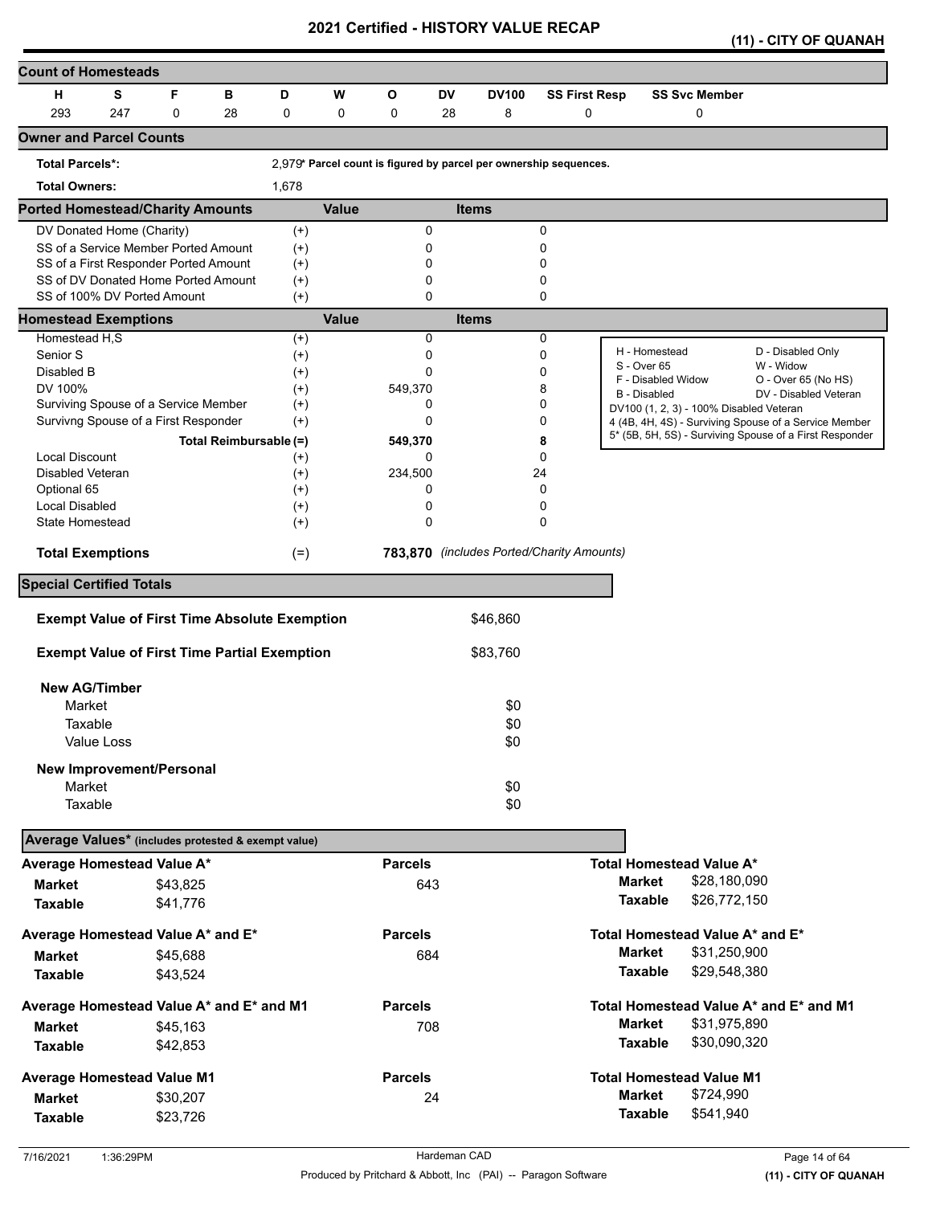# 2021 Certified - HISTORY VALUE RECAP

**(11) - CITY OF QUANAH**

## Count of Homesteads

| H | S | F | B | D | W | O | DV | DV100 | SS First Resp | SS Svc Member |
|---|---|---|---|---|---|---|---|---|---|---|
| 293 | 247 | 0 | 28 | 0 | 0 | 0 | 28 | 8 | 0 | 0 |

## Owner and Parcel Counts

**Total Parcels*:** 2,979* Parcel count is figured by parcel per ownership sequences.

**Total Owners:** 1,678

## Ported Homestead/Charity Amounts

| | | Value | Items |
|---|---|---|---|
| DV Donated Home (Charity) | (+) | 0 | 0 |
| SS of a Service Member Ported Amount | (+) | 0 | 0 |
| SS of a First Responder Ported Amount | (+) | 0 | 0 |
| SS of DV Donated Home Ported Amount | (+) | 0 | 0 |
| SS of 100% DV Ported Amount | (+) | 0 | 0 |

## Homestead Exemptions

| | | Value | Items |
|---|---|---|---|
| Homestead H,S | (+) | 0 | 0 |
| Senior S | (+) | 0 | 0 |
| Disabled B | (+) | 0 | 0 |
| DV 100% | (+) | 549,370 | 8 |
| Surviving Spouse of a Service Member | (+) | 0 | 0 |
| Survivng Spouse of a First Responder | (+) | 0 | 0 |
| **Total Reimbursable** | (=) | **549,370** | **8** |
| Local Discount | (+) | 0 | 0 |
| Disabled Veteran | (+) | 234,500 | 24 |
| Optional 65 | (+) | 0 | 0 |
| Local Disabled | (+) | 0 | 0 |
| State Homestead | (+) | 0 | 0 |
| **Total Exemptions** | (=) | **783,870** | *(includes Ported/Charity Amounts)* |

H - Homestead; D - Disabled Only; S - Over 65; W - Widow; F - Disabled Widow; O - Over 65 (No HS); B - Disabled; DV - Disabled Veteran; DV100 (1, 2, 3) - 100% Disabled Veteran; 4 (4B, 4H, 4S) - Surviving Spouse of a Service Member; 5* (5B, 5H, 5S) - Surviving Spouse of a First Responder

## Special Certified Totals

**Exempt Value of First Time Absolute Exemption** $46,860

**Exempt Value of First Time Partial Exemption** $83,760

**New AG/Timber**

| | |
|---|---|
| Market | $0 |
| Taxable | $0 |
| Value Loss | $0 |

**New Improvement/Personal**

| | |
|---|---|
| Market | $0 |
| Taxable | $0 |

## Average Values* (includes protested & exempt value)

| | Average | Parcels | Total |
|---|---|---|---|
| **Average Homestead Value A*** | | | **Total Homestead Value A*** |
| Market | $43,825 | 643 | $28,180,090 |
| Taxable | $41,776 | | $26,772,150 |
| **Average Homestead Value A* and E*** | | | **Total Homestead Value A* and E*** |
| Market | $45,688 | 684 | $31,250,900 |
| Taxable | $43,524 | | $29,548,380 |
| **Average Homestead Value A* and E* and M1** | | | **Total Homestead Value A* and E* and M1** |
| Market | $45,163 | 708 | $31,975,890 |
| Taxable | $42,853 | | $30,090,320 |
| **Average Homestead Value M1** | | | **Total Homestead Value M1** |
| Market | $30,207 | 24 | $724,990 |
| Taxable | $23,726 | | $541,940 |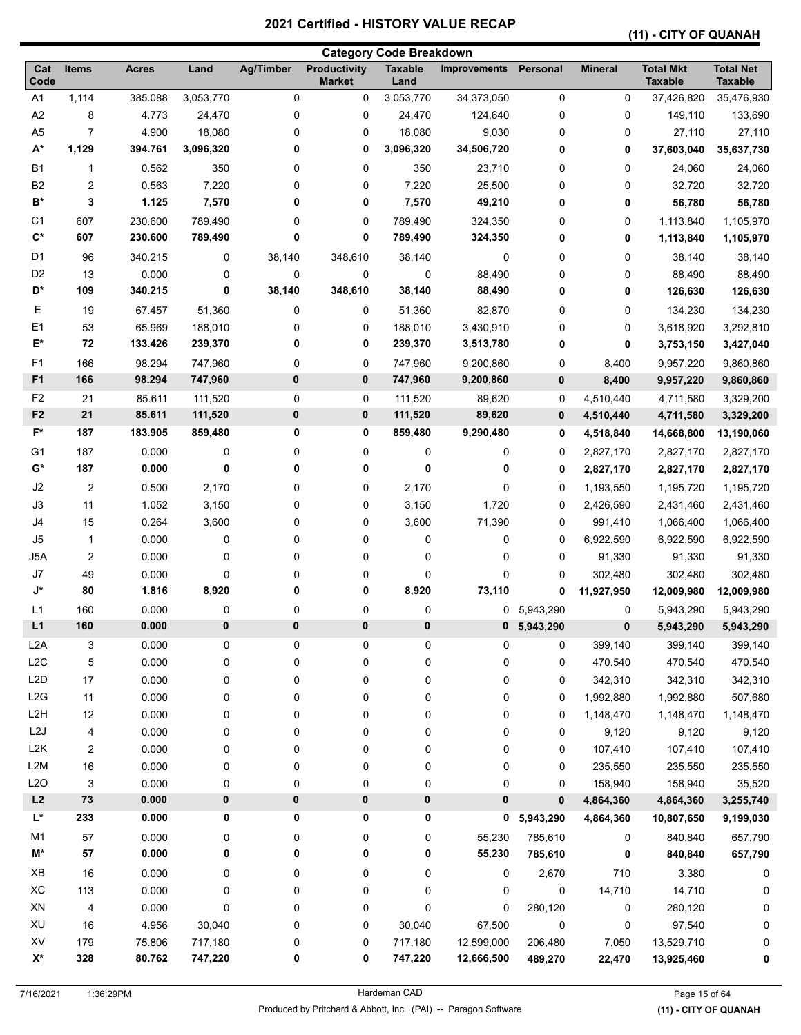# 2021 Certified - HISTORY VALUE RECAP

## (11) - CITY OF QUANAH

### Category Code Breakdown

| Cat Code | Items | Acres | Land | Ag/Timber | Productivity Market | Taxable Land | Improvements | Personal | Mineral | Total Mkt Taxable | Total Net Taxable |
|---|---|---|---|---|---|---|---|---|---|---|---|
| A1 | 1,114 | 385.088 | 3,053,770 | 0 | 0 | 3,053,770 | 34,373,050 | 0 | 0 | 37,426,820 | 35,476,930 |
| A2 | 8 | 4.773 | 24,470 | 0 | 0 | 24,470 | 124,640 | 0 | 0 | 149,110 | 133,690 |
| A5 | 7 | 4.900 | 18,080 | 0 | 0 | 18,080 | 9,030 | 0 | 0 | 27,110 | 27,110 |
| **A*** | **1,129** | **394.761** | **3,096,320** | **0** | **0** | **3,096,320** | **34,506,720** | **0** | **0** | **37,603,040** | **35,637,730** |
| B1 | 1 | 0.562 | 350 | 0 | 0 | 350 | 23,710 | 0 | 0 | 24,060 | 24,060 |
| B2 | 2 | 0.563 | 7,220 | 0 | 0 | 7,220 | 25,500 | 0 | 0 | 32,720 | 32,720 |
| **B*** | **3** | **1.125** | **7,570** | **0** | **0** | **7,570** | **49,210** | **0** | **0** | **56,780** | **56,780** |
| C1 | 607 | 230.600 | 789,490 | 0 | 0 | 789,490 | 324,350 | 0 | 0 | 1,113,840 | 1,105,970 |
| **C*** | **607** | **230.600** | **789,490** | **0** | **0** | **789,490** | **324,350** | **0** | **0** | **1,113,840** | **1,105,970** |
| D1 | 96 | 340.215 | 0 | 38,140 | 348,610 | 38,140 | 0 | 0 | 0 | 38,140 | 38,140 |
| D2 | 13 | 0.000 | 0 | 0 | 0 | 0 | 88,490 | 0 | 0 | 88,490 | 88,490 |
| **D*** | **109** | **340.215** | **0** | **38,140** | **348,610** | **38,140** | **88,490** | **0** | **0** | **126,630** | **126,630** |
| E | 19 | 67.457 | 51,360 | 0 | 0 | 51,360 | 82,870 | 0 | 0 | 134,230 | 134,230 |
| E1 | 53 | 65.969 | 188,010 | 0 | 0 | 188,010 | 3,430,910 | 0 | 0 | 3,618,920 | 3,292,810 |
| **E*** | **72** | **133.426** | **239,370** | **0** | **0** | **239,370** | **3,513,780** | **0** | **0** | **3,753,150** | **3,427,040** |
| F1 | 166 | 98.294 | 747,960 | 0 | 0 | 747,960 | 9,200,860 | 0 | 8,400 | 9,957,220 | 9,860,860 |
| **F1** | **166** | **98.294** | **747,960** | **0** | **0** | **747,960** | **9,200,860** | **0** | **8,400** | **9,957,220** | **9,860,860** |
| F2 | 21 | 85.611 | 111,520 | 0 | 0 | 111,520 | 89,620 | 0 | 4,510,440 | 4,711,580 | 3,329,200 |
| **F2** | **21** | **85.611** | **111,520** | **0** | **0** | **111,520** | **89,620** | **0** | **4,510,440** | **4,711,580** | **3,329,200** |
| **F*** | **187** | **183.905** | **859,480** | **0** | **0** | **859,480** | **9,290,480** | **0** | **4,518,840** | **14,668,800** | **13,190,060** |
| G1 | 187 | 0.000 | 0 | 0 | 0 | 0 | 0 | 0 | 2,827,170 | 2,827,170 | 2,827,170 |
| **G*** | **187** | **0.000** | **0** | **0** | **0** | **0** | **0** | **0** | **2,827,170** | **2,827,170** | **2,827,170** |
| J2 | 2 | 0.500 | 2,170 | 0 | 0 | 2,170 | 0 | 0 | 1,193,550 | 1,195,720 | 1,195,720 |
| J3 | 11 | 1.052 | 3,150 | 0 | 0 | 3,150 | 1,720 | 0 | 2,426,590 | 2,431,460 | 2,431,460 |
| J4 | 15 | 0.264 | 3,600 | 0 | 0 | 3,600 | 71,390 | 0 | 991,410 | 1,066,400 | 1,066,400 |
| J5 | 1 | 0.000 | 0 | 0 | 0 | 0 | 0 | 0 | 6,922,590 | 6,922,590 | 6,922,590 |
| J5A | 2 | 0.000 | 0 | 0 | 0 | 0 | 0 | 0 | 91,330 | 91,330 | 91,330 |
| J7 | 49 | 0.000 | 0 | 0 | 0 | 0 | 0 | 0 | 302,480 | 302,480 | 302,480 |
| **J*** | **80** | **1.816** | **8,920** | **0** | **0** | **8,920** | **73,110** | **0** | **11,927,950** | **12,009,980** | **12,009,980** |
| L1 | 160 | 0.000 | 0 | 0 | 0 | 0 | 0 | 5,943,290 | 0 | 5,943,290 | 5,943,290 |
| **L1** | **160** | **0.000** | **0** | **0** | **0** | **0** | **0** | **5,943,290** | **0** | **5,943,290** | **5,943,290** |
| L2A | 3 | 0.000 | 0 | 0 | 0 | 0 | 0 | 0 | 399,140 | 399,140 | 399,140 |
| L2C | 5 | 0.000 | 0 | 0 | 0 | 0 | 0 | 0 | 470,540 | 470,540 | 470,540 |
| L2D | 17 | 0.000 | 0 | 0 | 0 | 0 | 0 | 0 | 342,310 | 342,310 | 342,310 |
| L2G | 11 | 0.000 | 0 | 0 | 0 | 0 | 0 | 0 | 1,992,880 | 1,992,880 | 507,680 |
| L2H | 12 | 0.000 | 0 | 0 | 0 | 0 | 0 | 0 | 1,148,470 | 1,148,470 | 1,148,470 |
| L2J | 4 | 0.000 | 0 | 0 | 0 | 0 | 0 | 0 | 9,120 | 9,120 | 9,120 |
| L2K | 2 | 0.000 | 0 | 0 | 0 | 0 | 0 | 0 | 107,410 | 107,410 | 107,410 |
| L2M | 16 | 0.000 | 0 | 0 | 0 | 0 | 0 | 0 | 235,550 | 235,550 | 235,550 |
| L2O | 3 | 0.000 | 0 | 0 | 0 | 0 | 0 | 0 | 158,940 | 158,940 | 35,520 |
| **L2** | **73** | **0.000** | **0** | **0** | **0** | **0** | **0** | **0** | **4,864,360** | **4,864,360** | **3,255,740** |
| **L*** | **233** | **0.000** | **0** | **0** | **0** | **0** | **0** | **5,943,290** | **4,864,360** | **10,807,650** | **9,199,030** |
| M1 | 57 | 0.000 | 0 | 0 | 0 | 0 | 55,230 | 785,610 | 0 | 840,840 | 657,790 |
| **M*** | **57** | **0.000** | **0** | **0** | **0** | **0** | **55,230** | **785,610** | **0** | **840,840** | **657,790** |
| XB | 16 | 0.000 | 0 | 0 | 0 | 0 | 0 | 2,670 | 710 | 3,380 | 0 |
| XC | 113 | 0.000 | 0 | 0 | 0 | 0 | 0 | 0 | 14,710 | 14,710 | 0 |
| XN | 4 | 0.000 | 0 | 0 | 0 | 0 | 0 | 280,120 | 0 | 280,120 | 0 |
| XU | 16 | 4.956 | 30,040 | 0 | 0 | 30,040 | 67,500 | 0 | 0 | 97,540 | 0 |
| XV | 179 | 75.806 | 717,180 | 0 | 0 | 717,180 | 12,599,000 | 206,480 | 7,050 | 13,529,710 | 0 |
| **X*** | **328** | **80.762** | **747,220** | **0** | **0** | **747,220** | **12,666,500** | **489,270** | **22,470** | **13,925,460** | **0** |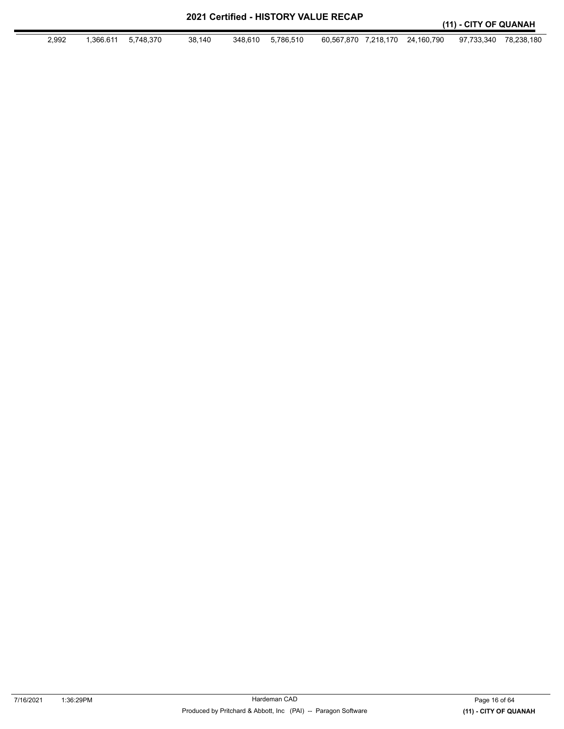| | | | | | | | | | | |
|---|---|---|---|---|---|---|---|---|---|---|
| 2,992 | 1,366.611 | 5,748,370 | 38,140 | 348,610 | 5,786,510 | 60,567,870 | 7,218,170 | 24,160,790 | 97,733,340 | 78,238,180 |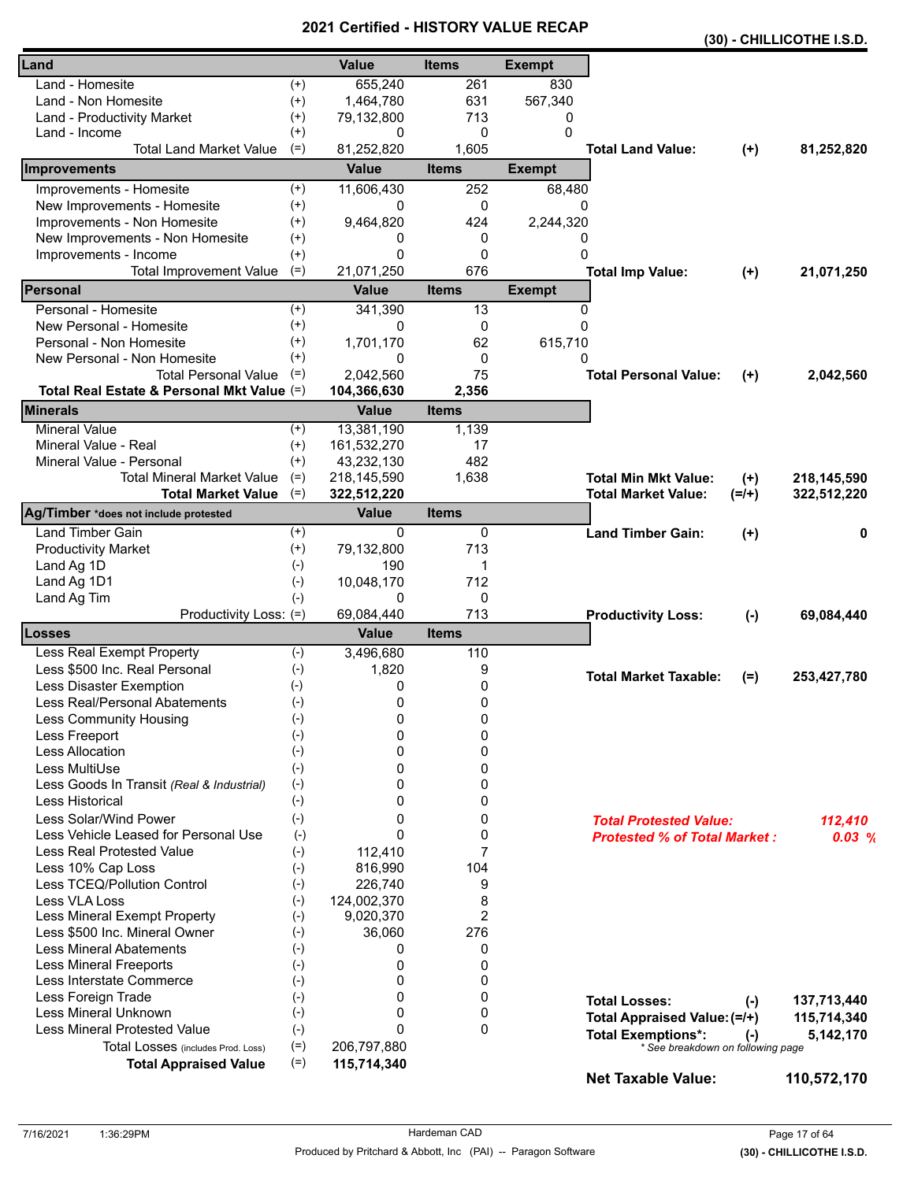# 2021 Certified - HISTORY VALUE RECAP

**(30) - CHILLICOTHE I.S.D.**

| Land | | Value | Items | Exempt | | | |
|---|---|---|---|---|---|---|---|
| Land - Homesite | (+) | 655,240 | 261 | 830 | | | |
| Land - Non Homesite | (+) | 1,464,780 | 631 | 567,340 | | | |
| Land - Productivity Market | (+) | 79,132,800 | 713 | 0 | | | |
| Land - Income | (+) | 0 | 0 | 0 | | | |
| Total Land Market Value | (=) | 81,252,820 | 1,605 | | **Total Land Value:** | **(+)** | **81,252,820** |
| **Improvements** | | **Value** | **Items** | **Exempt** | | | |
| Improvements - Homesite | (+) | 11,606,430 | 252 | 68,480 | | | |
| New Improvements - Homesite | (+) | 0 | 0 | 0 | | | |
| Improvements - Non Homesite | (+) | 9,464,820 | 424 | 2,244,320 | | | |
| New Improvements - Non Homesite | (+) | 0 | 0 | 0 | | | |
| Improvements - Income | (+) | 0 | 0 | 0 | | | |
| Total Improvement Value | (=) | 21,071,250 | 676 | | **Total Imp Value:** | **(+)** | **21,071,250** |
| **Personal** | | **Value** | **Items** | **Exempt** | | | |
| Personal - Homesite | (+) | 341,390 | 13 | 0 | | | |
| New Personal - Homesite | (+) | 0 | 0 | 0 | | | |
| Personal - Non Homesite | (+) | 1,701,170 | 62 | 615,710 | | | |
| New Personal - Non Homesite | (+) | 0 | 0 | 0 | | | |
| Total Personal Value | (=) | 2,042,560 | 75 | | **Total Personal Value:** | **(+)** | **2,042,560** |
| **Total Real Estate & Personal Mkt Value** | (=) | **104,366,630** | **2,356** | | | | |
| **Minerals** | | **Value** | **Items** | | | | |
| Mineral Value | (+) | 13,381,190 | 1,139 | | | | |
| Mineral Value - Real | (+) | 161,532,270 | 17 | | | | |
| Mineral Value - Personal | (+) | 43,232,130 | 482 | | | | |
| Total Mineral Market Value | (=) | 218,145,590 | 1,638 | | **Total Min Mkt Value:** | **(+)** | **218,145,590** |
| **Total Market Value** | (=) | **322,512,220** | | | **Total Market Value:** | **(=/+)** | **322,512,220** |
| **Ag/Timber** *does not include protested | | **Value** | **Items** | | | | |
| Land Timber Gain | (+) | 0 | 0 | | **Land Timber Gain:** | **(+)** | **0** |
| Productivity Market | (+) | 79,132,800 | 713 | | | | |
| Land Ag 1D | (-) | 190 | 1 | | | | |
| Land Ag 1D1 | (-) | 10,048,170 | 712 | | | | |
| Land Ag Tim | (-) | 0 | 0 | | | | |
| Productivity Loss: | (=) | 69,084,440 | 713 | | **Productivity Loss:** | **(-)** | **69,084,440** |
| **Losses** | | **Value** | **Items** | | | | |
| Less Real Exempt Property | (-) | 3,496,680 | 110 | | | | |
| Less $500 Inc. Real Personal | (-) | 1,820 | 9 | | **Total Market Taxable:** | **(=)** | **253,427,780** |
| Less Disaster Exemption | (-) | 0 | 0 | | | | |
| Less Real/Personal Abatements | (-) | 0 | 0 | | | | |
| Less Community Housing | (-) | 0 | 0 | | | | |
| Less Freeport | (-) | 0 | 0 | | | | |
| Less Allocation | (-) | 0 | 0 | | | | |
| Less MultiUse | (-) | 0 | 0 | | | | |
| Less Goods In Transit *(Real & Industrial)* | (-) | 0 | 0 | | | | |
| Less Historical | (-) | 0 | 0 | | | | |
| Less Solar/Wind Power | (-) | 0 | 0 | | ***Total Protested Value:*** | | ***112,410*** |
| Less Vehicle Leased for Personal Use | (-) | 0 | 0 | | ***Protested % of Total Market :*** | | ***0.03 %*** |
| Less Real Protested Value | (-) | 112,410 | 7 | | | | |
| Less 10% Cap Loss | (-) | 816,990 | 104 | | | | |
| Less TCEQ/Pollution Control | (-) | 226,740 | 9 | | | | |
| Less VLA Loss | (-) | 124,002,370 | 8 | | | | |
| Less Mineral Exempt Property | (-) | 9,020,370 | 2 | | | | |
| Less $500 Inc. Mineral Owner | (-) | 36,060 | 276 | | | | |
| Less Mineral Abatements | (-) | 0 | 0 | | | | |
| Less Mineral Freeports | (-) | 0 | 0 | | | | |
| Less Interstate Commerce | (-) | 0 | 0 | | | | |
| Less Foreign Trade | (-) | 0 | 0 | | **Total Losses:** | **(-)** | **137,713,440** |
| Less Mineral Unknown | (-) | 0 | 0 | | **Total Appraised Value:** | **(=/+)** | **115,714,340** |
| Less Mineral Protested Value | (-) | 0 | 0 | | **Total Exemptions*:** | **(-)** | **5,142,170** |
| Total Losses (includes Prod. Loss) | (=) | 206,797,880 | | | *\* See breakdown on following page* | | |
| **Total Appraised Value** | (=) | **115,714,340** | | | | | |
| | | | | | **Net Taxable Value:** | | **110,572,170** |

7/16/2021 1:36:29PM — Hardeman CAD

Produced by Pritchard & Abbott, Inc (PAI) -- Paragon Software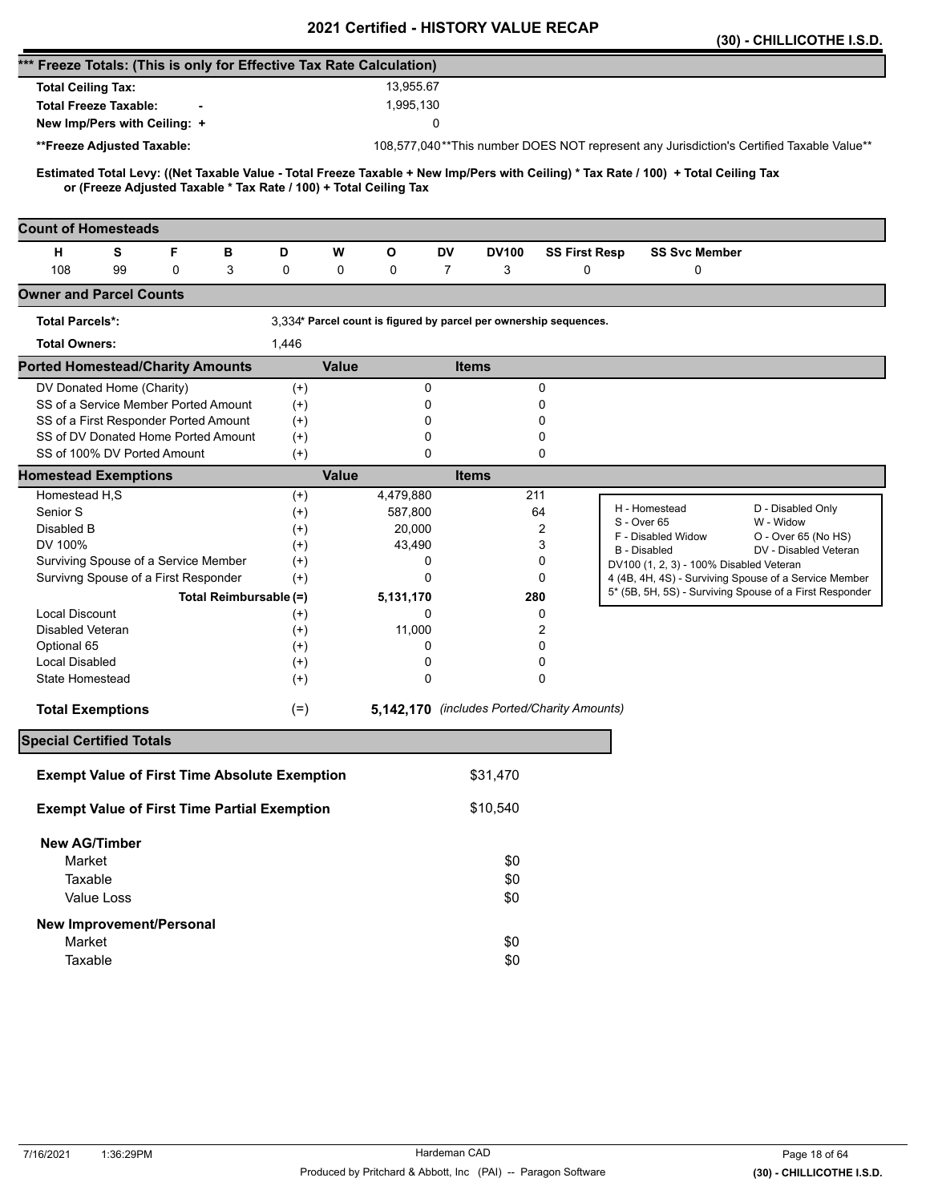# 2021 Certified - HISTORY VALUE RECAP

**(30) - CHILLICOTHE I.S.D.**

## *** Freeze Totals: (This is only for Effective Tax Rate Calculation)

| | |
|---|---|
| **Total Ceiling Tax:** | 13,955.67 |
| **Total Freeze Taxable:** - | 1,995,130 |
| **New Imp/Pers with Ceiling:** + | 0 |
| **\*\*Freeze Adjusted Taxable:** | 108,577,040 |

**This number DOES NOT represent any Jurisdiction's Certified Taxable Value**

**Estimated Total Levy: ((Net Taxable Value - Total Freeze Taxable + New Imp/Pers with Ceiling) * Tax Rate / 100) + Total Ceiling Tax or (Freeze Adjusted Taxable * Tax Rate / 100) + Total Ceiling Tax**

## Count of Homesteads

| H | S | F | B | D | W | O | DV | DV100 | SS First Resp | SS Svc Member |
|---|---|---|---|---|---|---|---|---|---|---|
| 108 | 99 | 0 | 3 | 0 | 0 | 0 | 7 | 3 | 0 | 0 |

## Owner and Parcel Counts

**Total Parcels*:** 3,334* Parcel count is figured by parcel per ownership sequences.

**Total Owners:** 1,446

## Ported Homestead/Charity Amounts

| | | Value | Items |
|---|---|---|---|
| DV Donated Home (Charity) | (+) | 0 | 0 |
| SS of a Service Member Ported Amount | (+) | 0 | 0 |
| SS of a First Responder Ported Amount | (+) | 0 | 0 |
| SS of DV Donated Home Ported Amount | (+) | 0 | 0 |
| SS of 100% DV Ported Amount | (+) | 0 | 0 |

## Homestead Exemptions

| | | Value | Items |
|---|---|---|---|
| Homestead H,S | (+) | 4,479,880 | 211 |
| Senior S | (+) | 587,800 | 64 |
| Disabled B | (+) | 20,000 | 2 |
| DV 100% | (+) | 43,490 | 3 |
| Surviving Spouse of a Service Member | (+) | 0 | 0 |
| Survivng Spouse of a First Responder | (+) | 0 | 0 |
| **Total Reimbursable** | (=) | **5,131,170** | **280** |
| Local Discount | (+) | 0 | 0 |
| Disabled Veteran | (+) | 11,000 | 2 |
| Optional 65 | (+) | 0 | 0 |
| Local Disabled | (+) | 0 | 0 |
| State Homestead | (+) | 0 | 0 |
| **Total Exemptions** | (=) | **5,142,170** | *(includes Ported/Charity Amounts)* |

| | |
|---|---|
| H - Homestead | D - Disabled Only |
| S - Over 65 | W - Widow |
| F - Disabled Widow | O - Over 65 (No HS) |
| B - Disabled | DV - Disabled Veteran |
| DV100 (1, 2, 3) - 100% Disabled Veteran | |
| 4 (4B, 4H, 4S) - Surviving Spouse of a Service Member | |
| 5* (5B, 5H, 5S) - Surviving Spouse of a First Responder | |

## Special Certified Totals

| | |
|---|---|
| **Exempt Value of First Time Absolute Exemption** | $31,470 |
| **Exempt Value of First Time Partial Exemption** | $10,540 |

**New AG/Timber**

| | |
|---|---|
| Market | $0 |
| Taxable | $0 |
| Value Loss | $0 |

**New Improvement/Personal**

| | |
|---|---|
| Market | $0 |
| Taxable | $0 |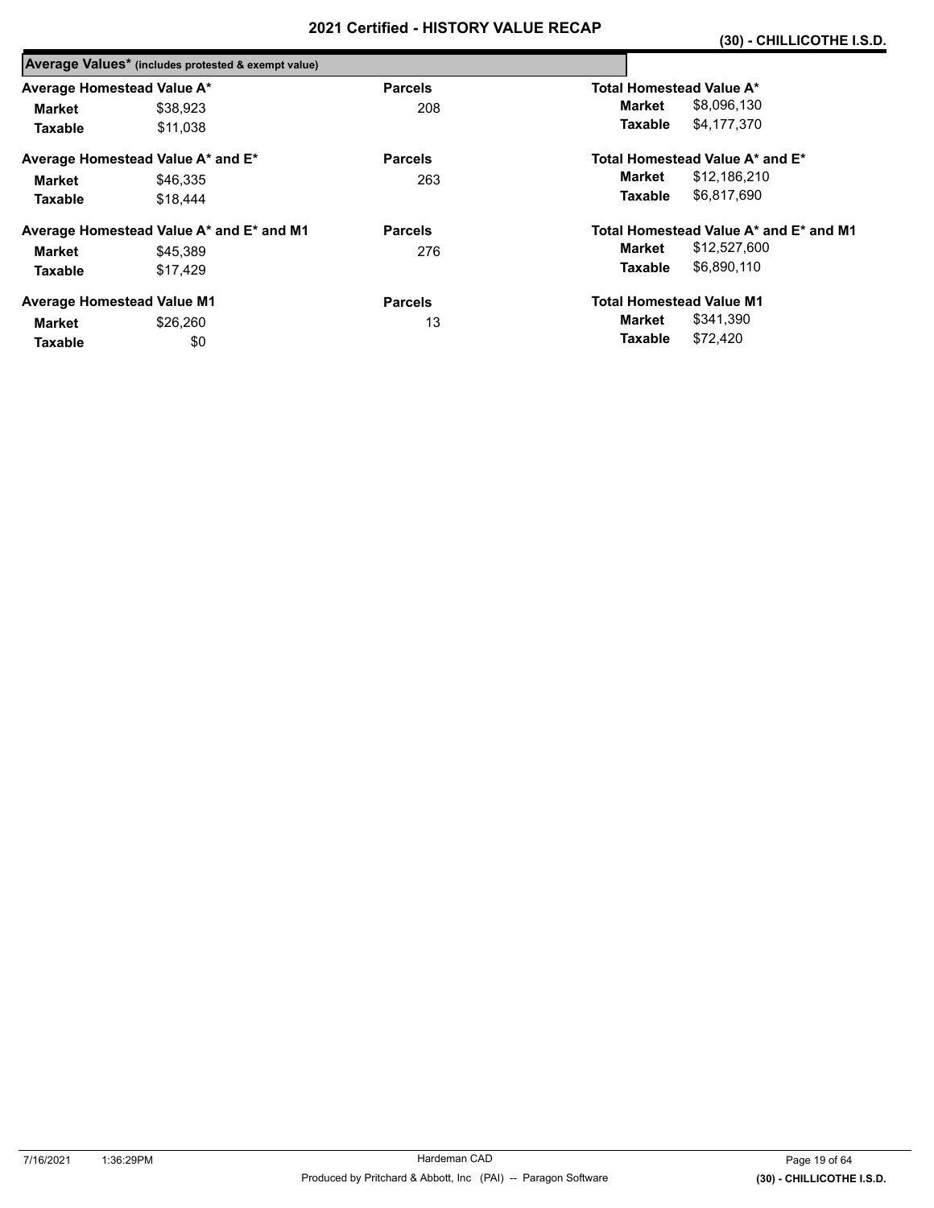# 2021 Certified - HISTORY VALUE RECAP

**(30) - CHILLICOTHE I.S.D.**

**Average Values*** (includes protested & exempt value)

| Average Homestead Value A* | | Parcels | Total Homestead Value A* | |
|---|---|---|---|---|
| **Market** | $38,923 | 208 | **Market** | $8,096,130 |
| **Taxable** | $11,038 | | **Taxable** | $4,177,370 |

| Average Homestead Value A* and E* | | Parcels | Total Homestead Value A* and E* | |
|---|---|---|---|---|
| **Market** | $46,335 | 263 | **Market** | $12,186,210 |
| **Taxable** | $18,444 | | **Taxable** | $6,817,690 |

| Average Homestead Value A* and E* and M1 | | Parcels | Total Homestead Value A* and E* and M1 | |
|---|---|---|---|---|
| **Market** | $45,389 | 276 | **Market** | $12,527,600 |
| **Taxable** | $17,429 | | **Taxable** | $6,890,110 |

| Average Homestead Value M1 | | Parcels | Total Homestead Value M1 | |
|---|---|---|---|---|
| **Market** | $26,260 | 13 | **Market** | $341,390 |
| **Taxable** | $0 | | **Taxable** | $72,420 |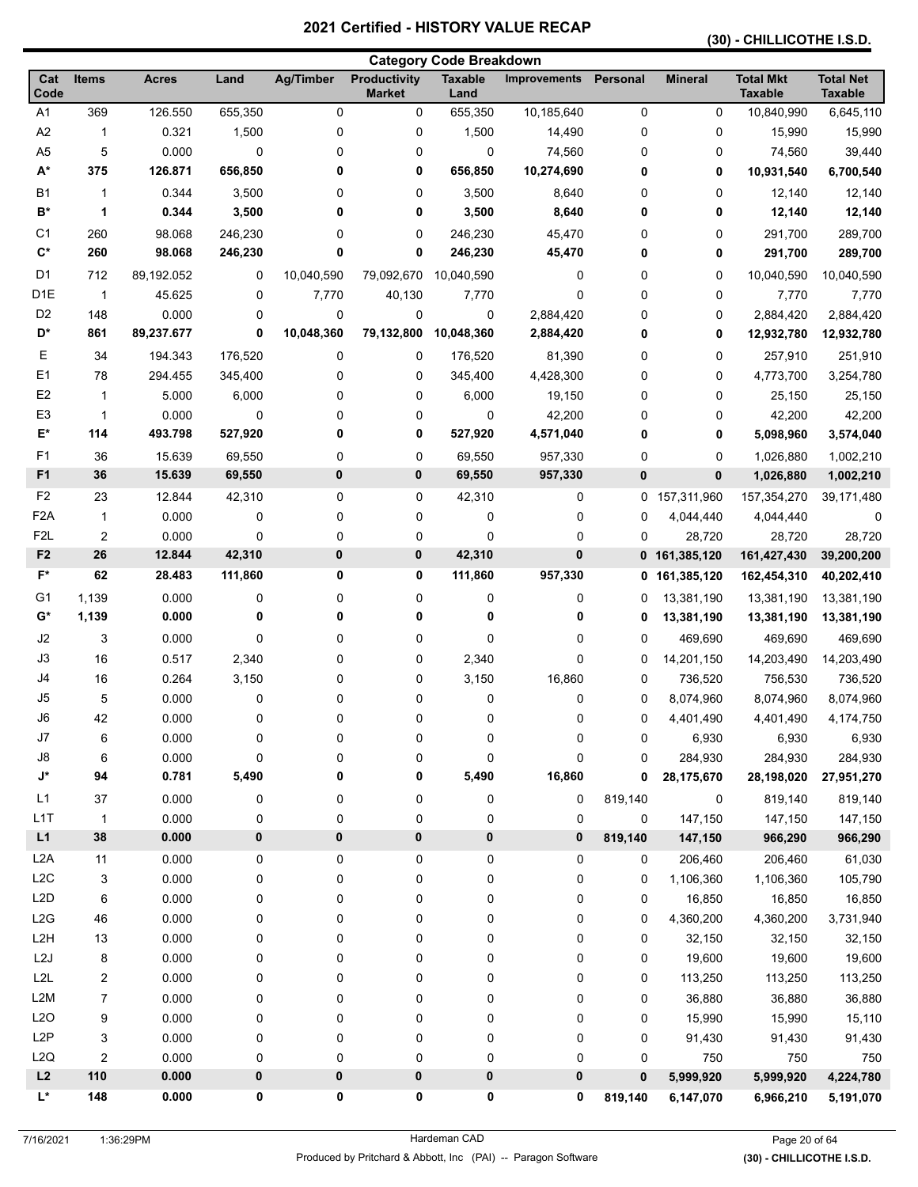# 2021 Certified - HISTORY VALUE RECAP

**(30) - CHILLICOTHE I.S.D.**

## Category Code Breakdown

| Cat Code | Items | Acres | Land | Ag/Timber | Productivity Market | Taxable Land | Improvements | Personal | Mineral | Total Mkt Taxable | Total Net Taxable |
|---|---|---|---|---|---|---|---|---|---|---|---|
| A1 | 369 | 126.550 | 655,350 | 0 | 0 | 655,350 | 10,185,640 | 0 | 0 | 10,840,990 | 6,645,110 |
| A2 | 1 | 0.321 | 1,500 | 0 | 0 | 1,500 | 14,490 | 0 | 0 | 15,990 | 15,990 |
| A5 | 5 | 0.000 | 0 | 0 | 0 | 0 | 74,560 | 0 | 0 | 74,560 | 39,440 |
| **A*** | **375** | **126.871** | **656,850** | **0** | **0** | **656,850** | **10,274,690** | **0** | **0** | **10,931,540** | **6,700,540** |
| B1 | 1 | 0.344 | 3,500 | 0 | 0 | 3,500 | 8,640 | 0 | 0 | 12,140 | 12,140 |
| **B*** | **1** | **0.344** | **3,500** | **0** | **0** | **3,500** | **8,640** | **0** | **0** | **12,140** | **12,140** |
| C1 | 260 | 98.068 | 246,230 | 0 | 0 | 246,230 | 45,470 | 0 | 0 | 291,700 | 289,700 |
| **C*** | **260** | **98.068** | **246,230** | **0** | **0** | **246,230** | **45,470** | **0** | **0** | **291,700** | **289,700** |
| D1 | 712 | 89,192.052 | 0 | 10,040,590 | 79,092,670 | 10,040,590 | 0 | 0 | 0 | 10,040,590 | 10,040,590 |
| D1E | 1 | 45.625 | 0 | 7,770 | 40,130 | 7,770 | 0 | 0 | 0 | 7,770 | 7,770 |
| D2 | 148 | 0.000 | 0 | 0 | 0 | 0 | 2,884,420 | 0 | 0 | 2,884,420 | 2,884,420 |
| **D*** | **861** | **89,237.677** | **0** | **10,048,360** | **79,132,800** | **10,048,360** | **2,884,420** | **0** | **0** | **12,932,780** | **12,932,780** |
| E | 34 | 194.343 | 176,520 | 0 | 0 | 176,520 | 81,390 | 0 | 0 | 257,910 | 251,910 |
| E1 | 78 | 294.455 | 345,400 | 0 | 0 | 345,400 | 4,428,300 | 0 | 0 | 4,773,700 | 3,254,780 |
| E2 | 1 | 5.000 | 6,000 | 0 | 0 | 6,000 | 19,150 | 0 | 0 | 25,150 | 25,150 |
| E3 | 1 | 0.000 | 0 | 0 | 0 | 0 | 42,200 | 0 | 0 | 42,200 | 42,200 |
| **E*** | **114** | **493.798** | **527,920** | **0** | **0** | **527,920** | **4,571,040** | **0** | **0** | **5,098,960** | **3,574,040** |
| F1 | 36 | 15.639 | 69,550 | 0 | 0 | 69,550 | 957,330 | 0 | 0 | 1,026,880 | 1,002,210 |
| **F1** | **36** | **15.639** | **69,550** | **0** | **0** | **69,550** | **957,330** | **0** | **0** | **1,026,880** | **1,002,210** |
| F2 | 23 | 12.844 | 42,310 | 0 | 0 | 42,310 | 0 | 0 | 157,311,960 | 157,354,270 | 39,171,480 |
| F2A | 1 | 0.000 | 0 | 0 | 0 | 0 | 0 | 0 | 4,044,440 | 4,044,440 | 0 |
| F2L | 2 | 0.000 | 0 | 0 | 0 | 0 | 0 | 0 | 28,720 | 28,720 | 28,720 |
| **F2** | **26** | **12.844** | **42,310** | **0** | **0** | **42,310** | **0** | **0** | **161,385,120** | **161,427,430** | **39,200,200** |
| **F*** | **62** | **28.483** | **111,860** | **0** | **0** | **111,860** | **957,330** | **0** | **161,385,120** | **162,454,310** | **40,202,410** |
| G1 | 1,139 | 0.000 | 0 | 0 | 0 | 0 | 0 | 0 | 13,381,190 | 13,381,190 | 13,381,190 |
| **G*** | **1,139** | **0.000** | **0** | **0** | **0** | **0** | **0** | **0** | **13,381,190** | **13,381,190** | **13,381,190** |
| J2 | 3 | 0.000 | 0 | 0 | 0 | 0 | 0 | 0 | 469,690 | 469,690 | 469,690 |
| J3 | 16 | 0.517 | 2,340 | 0 | 0 | 2,340 | 0 | 0 | 14,201,150 | 14,203,490 | 14,203,490 |
| J4 | 16 | 0.264 | 3,150 | 0 | 0 | 3,150 | 16,860 | 0 | 736,520 | 756,530 | 736,520 |
| J5 | 5 | 0.000 | 0 | 0 | 0 | 0 | 0 | 0 | 8,074,960 | 8,074,960 | 8,074,960 |
| J6 | 42 | 0.000 | 0 | 0 | 0 | 0 | 0 | 0 | 4,401,490 | 4,401,490 | 4,174,750 |
| J7 | 6 | 0.000 | 0 | 0 | 0 | 0 | 0 | 0 | 6,930 | 6,930 | 6,930 |
| J8 | 6 | 0.000 | 0 | 0 | 0 | 0 | 0 | 0 | 284,930 | 284,930 | 284,930 |
| **J*** | **94** | **0.781** | **5,490** | **0** | **0** | **5,490** | **16,860** | **0** | **28,175,670** | **28,198,020** | **27,951,270** |
| L1 | 37 | 0.000 | 0 | 0 | 0 | 0 | 0 | 819,140 | 0 | 819,140 | 819,140 |
| L1T | 1 | 0.000 | 0 | 0 | 0 | 0 | 0 | 0 | 147,150 | 147,150 | 147,150 |
| **L1** | **38** | **0.000** | **0** | **0** | **0** | **0** | **0** | **819,140** | **147,150** | **966,290** | **966,290** |
| L2A | 11 | 0.000 | 0 | 0 | 0 | 0 | 0 | 0 | 206,460 | 206,460 | 61,030 |
| L2C | 3 | 0.000 | 0 | 0 | 0 | 0 | 0 | 0 | 1,106,360 | 1,106,360 | 105,790 |
| L2D | 6 | 0.000 | 0 | 0 | 0 | 0 | 0 | 0 | 16,850 | 16,850 | 16,850 |
| L2G | 46 | 0.000 | 0 | 0 | 0 | 0 | 0 | 0 | 4,360,200 | 4,360,200 | 3,731,940 |
| L2H | 13 | 0.000 | 0 | 0 | 0 | 0 | 0 | 0 | 32,150 | 32,150 | 32,150 |
| L2J | 8 | 0.000 | 0 | 0 | 0 | 0 | 0 | 0 | 19,600 | 19,600 | 19,600 |
| L2L | 2 | 0.000 | 0 | 0 | 0 | 0 | 0 | 0 | 113,250 | 113,250 | 113,250 |
| L2M | 7 | 0.000 | 0 | 0 | 0 | 0 | 0 | 0 | 36,880 | 36,880 | 36,880 |
| L2O | 9 | 0.000 | 0 | 0 | 0 | 0 | 0 | 0 | 15,990 | 15,990 | 15,110 |
| L2P | 3 | 0.000 | 0 | 0 | 0 | 0 | 0 | 0 | 91,430 | 91,430 | 91,430 |
| L2Q | 2 | 0.000 | 0 | 0 | 0 | 0 | 0 | 0 | 750 | 750 | 750 |
| **L2** | **110** | **0.000** | **0** | **0** | **0** | **0** | **0** | **0** | **5,999,920** | **5,999,920** | **4,224,780** |
| **L*** | **148** | **0.000** | **0** | **0** | **0** | **0** | **0** | **819,140** | **6,147,070** | **6,966,210** | **5,191,070** |

7/16/2021 1:36:29PM Hardeman CAD

Produced by Pritchard & Abbott, Inc (PAI) -- Paragon Software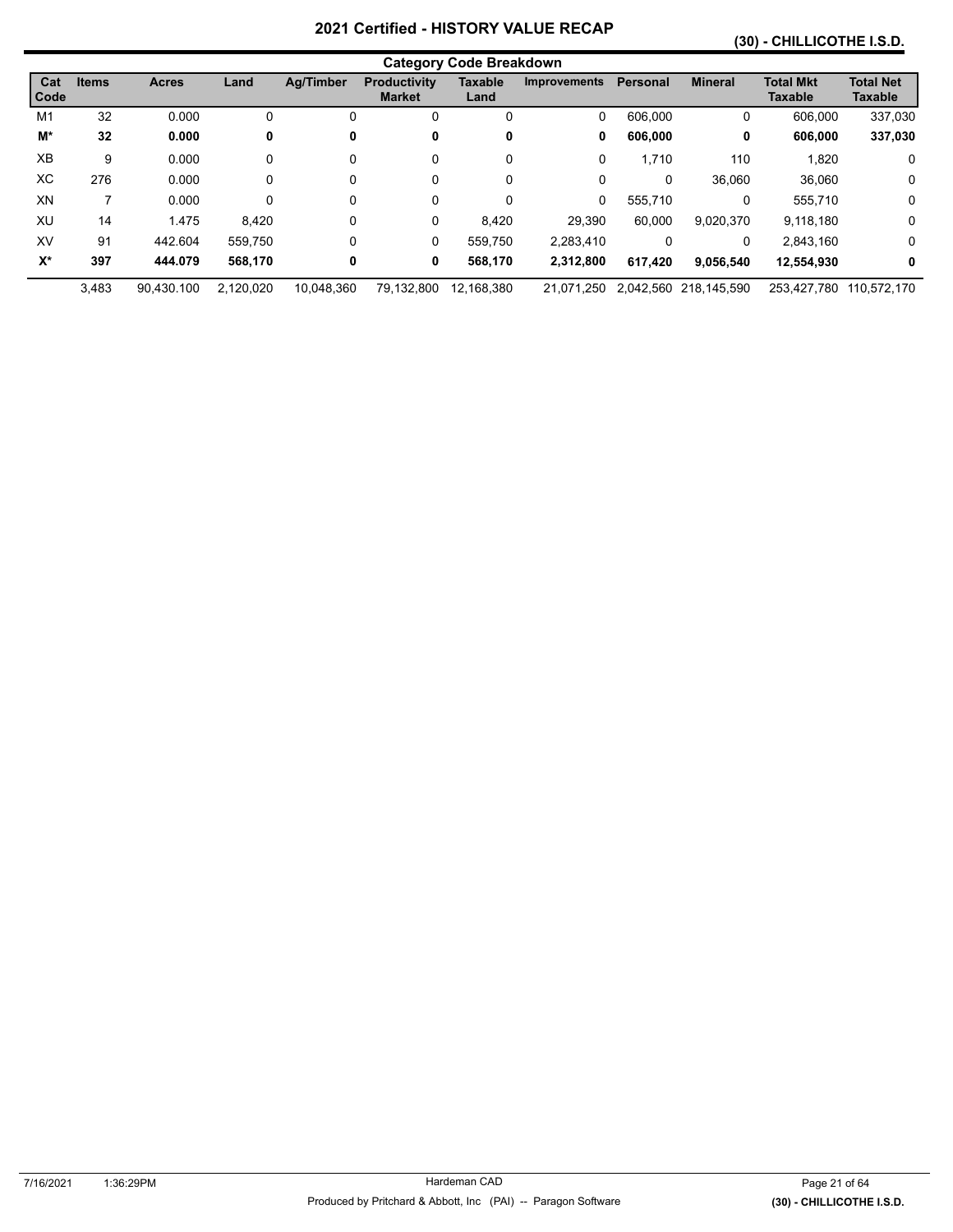# 2021 Certified - HISTORY VALUE RECAP

## (30) - CHILLICOTHE I.S.D.

### Category Code Breakdown

| Cat Code | Items | Acres | Land | Ag/Timber | Productivity Market | Taxable Land | Improvements | Personal | Mineral | Total Mkt Taxable | Total Net Taxable |
|---|---|---|---|---|---|---|---|---|---|---|---|
| M1 | 32 | 0.000 | 0 | 0 | 0 | 0 | 0 | 606,000 | 0 | 606,000 | 337,030 |
| **M*** | **32** | **0.000** | **0** | **0** | **0** | **0** | **0** | **606,000** | **0** | **606,000** | **337,030** |
| XB | 9 | 0.000 | 0 | 0 | 0 | 0 | 0 | 1,710 | 110 | 1,820 | 0 |
| XC | 276 | 0.000 | 0 | 0 | 0 | 0 | 0 | 0 | 36,060 | 36,060 | 0 |
| XN | 7 | 0.000 | 0 | 0 | 0 | 0 | 0 | 555,710 | 0 | 555,710 | 0 |
| XU | 14 | 1.475 | 8,420 | 0 | 0 | 8,420 | 29,390 | 60,000 | 9,020,370 | 9,118,180 | 0 |
| XV | 91 | 442.604 | 559,750 | 0 | 0 | 559,750 | 2,283,410 | 0 | 0 | 2,843,160 | 0 |
| **X*** | **397** | **444.079** | **568,170** | **0** | **0** | **568,170** | **2,312,800** | **617,420** | **9,056,540** | **12,554,930** | **0** |
| | 3,483 | 90,430.100 | 2,120,020 | 10,048,360 | 79,132,800 | 12,168,380 | 21,071,250 | 2,042,560 | 218,145,590 | 253,427,780 | 110,572,170 |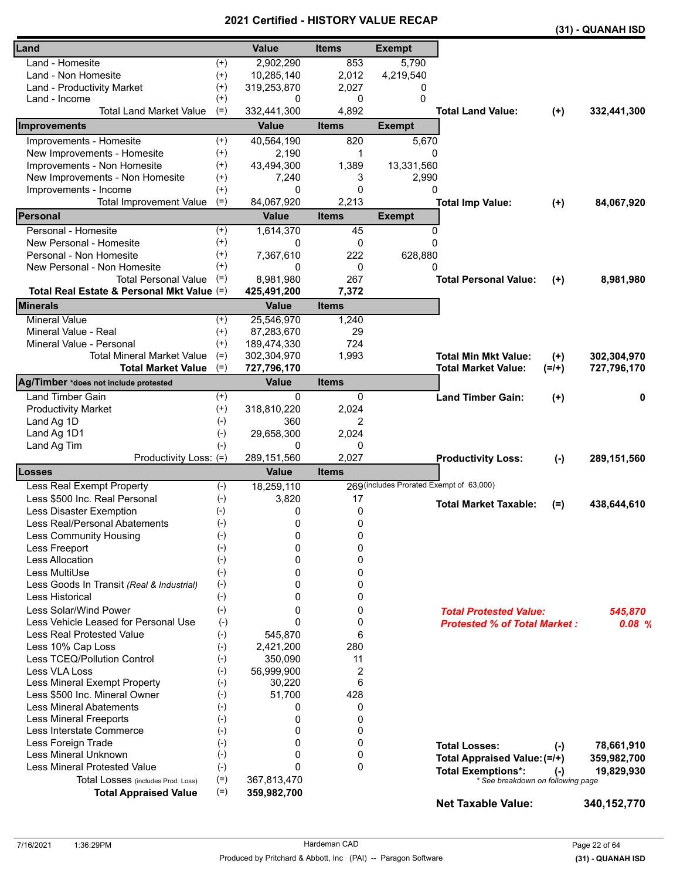# 2021 Certified - HISTORY VALUE RECAP

**(31) - QUANAH ISD**

| Land | | Value | Items | Exempt | | | |
|---|---|---|---|---|---|---|---|
| Land - Homesite | (+) | 2,902,290 | 853 | 5,790 | | | |
| Land - Non Homesite | (+) | 10,285,140 | 2,012 | 4,219,540 | | | |
| Land - Productivity Market | (+) | 319,253,870 | 2,027 | 0 | | | |
| Land - Income | (+) | 0 | 0 | 0 | | | |
| Total Land Market Value | (=) | 332,441,300 | 4,892 | | **Total Land Value:** | (+) | **332,441,300** |
| **Improvements** | | **Value** | **Items** | **Exempt** | | | |
| Improvements - Homesite | (+) | 40,564,190 | 820 | 5,670 | | | |
| New Improvements - Homesite | (+) | 2,190 | 1 | 0 | | | |
| Improvements - Non Homesite | (+) | 43,494,300 | 1,389 | 13,331,560 | | | |
| New Improvements - Non Homesite | (+) | 7,240 | 3 | 2,990 | | | |
| Improvements - Income | (+) | 0 | 0 | 0 | | | |
| Total Improvement Value | (=) | 84,067,920 | 2,213 | | **Total Imp Value:** | (+) | **84,067,920** |
| **Personal** | | **Value** | **Items** | **Exempt** | | | |
| Personal - Homesite | (+) | 1,614,370 | 45 | 0 | | | |
| New Personal - Homesite | (+) | 0 | 0 | 0 | | | |
| Personal - Non Homesite | (+) | 7,367,610 | 222 | 628,880 | | | |
| New Personal - Non Homesite | (+) | 0 | 0 | 0 | | | |
| Total Personal Value | (=) | 8,981,980 | 267 | | **Total Personal Value:** | (+) | **8,981,980** |
| **Total Real Estate & Personal Mkt Value** | (=) | **425,491,200** | **7,372** | | | | |
| **Minerals** | | **Value** | **Items** | | | | |
| Mineral Value | (+) | 25,546,970 | 1,240 | | | | |
| Mineral Value - Real | (+) | 87,283,670 | 29 | | | | |
| Mineral Value - Personal | (+) | 189,474,330 | 724 | | | | |
| Total Mineral Market Value | (=) | 302,304,970 | 1,993 | | **Total Min Mkt Value:** | (+) | **302,304,970** |
| **Total Market Value** | (=) | **727,796,170** | | | **Total Market Value:** | (=/+) | **727,796,170** |
| **Ag/Timber** *does not include protested | | **Value** | **Items** | | | | |
| Land Timber Gain | (+) | 0 | 0 | | **Land Timber Gain:** | (+) | **0** |
| Productivity Market | (+) | 318,810,220 | 2,024 | | | | |
| Land Ag 1D | (-) | 360 | 2 | | | | |
| Land Ag 1D1 | (-) | 29,658,300 | 2,024 | | | | |
| Land Ag Tim | (-) | 0 | 0 | | | | |
| Productivity Loss: | (=) | 289,151,560 | 2,027 | | **Productivity Loss:** | (-) | **289,151,560** |
| **Losses** | | **Value** | **Items** | | | | |
| Less Real Exempt Property | (-) | 18,259,110 | 269 | (includes Prorated Exempt of 63,000) | | | |
| Less $500 Inc. Real Personal | (-) | 3,820 | 17 | | **Total Market Taxable:** | (=) | **438,644,610** |
| Less Disaster Exemption | (-) | 0 | 0 | | | | |
| Less Real/Personal Abatements | (-) | 0 | 0 | | | | |
| Less Community Housing | (-) | 0 | 0 | | | | |
| Less Freeport | (-) | 0 | 0 | | | | |
| Less Allocation | (-) | 0 | 0 | | | | |
| Less MultiUse | (-) | 0 | 0 | | | | |
| Less Goods In Transit *(Real & Industrial)* | (-) | 0 | 0 | | | | |
| Less Historical | (-) | 0 | 0 | | | | |
| Less Solar/Wind Power | (-) | 0 | 0 | | ***Total Protested Value:*** | | ***545,870*** |
| Less Vehicle Leased for Personal Use | (-) | 0 | 0 | | ***Protested % of Total Market :*** | | ***0.08 %*** |
| Less Real Protested Value | (-) | 545,870 | 6 | | | | |
| Less 10% Cap Loss | (-) | 2,421,200 | 280 | | | | |
| Less TCEQ/Pollution Control | (-) | 350,090 | 11 | | | | |
| Less VLA Loss | (-) | 56,999,900 | 2 | | | | |
| Less Mineral Exempt Property | (-) | 30,220 | 6 | | | | |
| Less $500 Inc. Mineral Owner | (-) | 51,700 | 428 | | | | |
| Less Mineral Abatements | (-) | 0 | 0 | | | | |
| Less Mineral Freeports | (-) | 0 | 0 | | | | |
| Less Interstate Commerce | (-) | 0 | 0 | | | | |
| Less Foreign Trade | (-) | 0 | 0 | | **Total Losses:** | (-) | **78,661,910** |
| Less Mineral Unknown | (-) | 0 | 0 | | **Total Appraised Value:** | (=/+) | **359,982,700** |
| Less Mineral Protested Value | (-) | 0 | 0 | | **Total Exemptions*:** | (-) | **19,829,930** |
| Total Losses *(includes Prod. Loss)* | (=) | 367,813,470 | | | * See breakdown on following page | | |
| **Total Appraised Value** | (=) | **359,982,700** | | | | | |
| | | | | | **Net Taxable Value:** | | **340,152,770** |

7/16/2021 1:36:29PM — Hardeman CAD — Produced by Pritchard & Abbott, Inc (PAI) -- Paragon Software — (31) - QUANAH ISD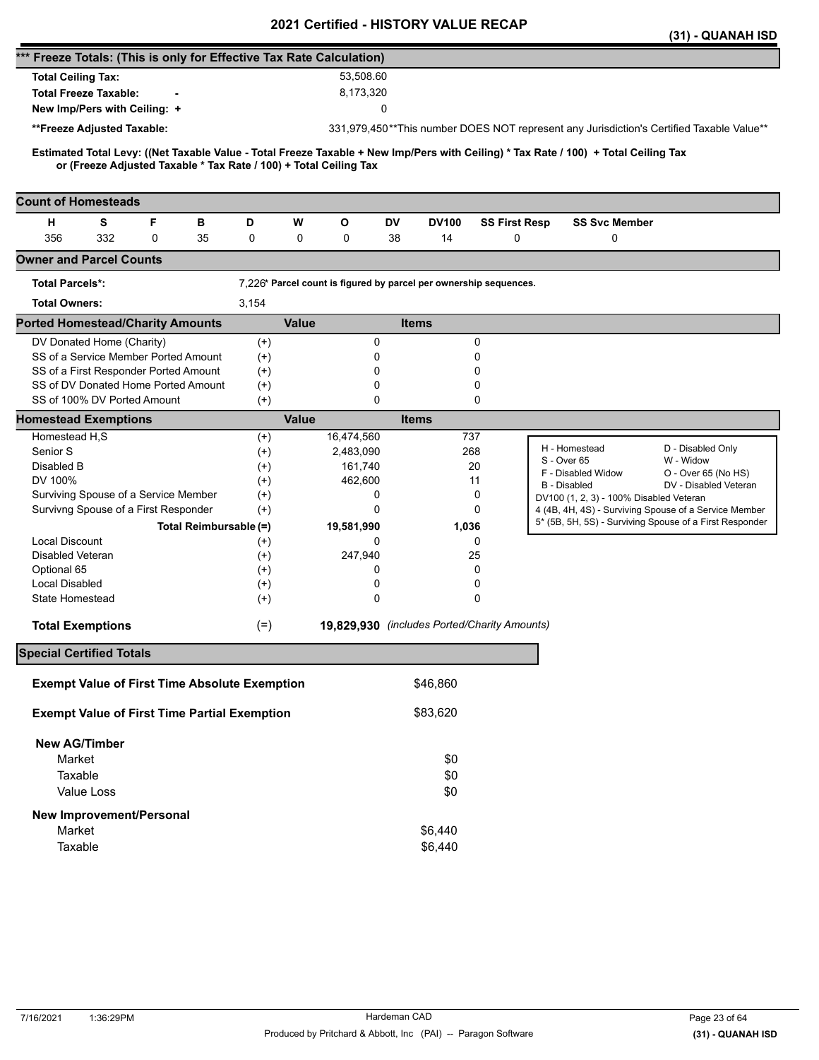# 2021 Certified - HISTORY VALUE RECAP

**(31) - QUANAH ISD**

## *** Freeze Totals: (This is only for Effective Tax Rate Calculation)

| | | |
|---|---|---|
| **Total Ceiling Tax:** | | 53,508.60 |
| **Total Freeze Taxable:** | - | 8,173,320 |
| **New Imp/Pers with Ceiling:** | + | 0 |
| **Freeze Adjusted Taxable:** | | 331,979,450**This number DOES NOT represent any Jurisdiction's Certified Taxable Value** |

**Estimated Total Levy: ((Net Taxable Value - Total Freeze Taxable + New Imp/Pers with Ceiling) * Tax Rate / 100) + Total Ceiling Tax or (Freeze Adjusted Taxable * Tax Rate / 100) + Total Ceiling Tax**

## Count of Homesteads

| H | S | F | B | D | W | O | DV | DV100 | SS First Resp | SS Svc Member |
|---|---|---|---|---|---|---|---|---|---|---|
| 356 | 332 | 0 | 35 | 0 | 0 | 0 | 38 | 14 | 0 | 0 |

## Owner and Parcel Counts

| | |
|---|---|
| **Total Parcels*:** | 7,226* **Parcel count is figured by parcel per ownership sequences.** |
| **Total Owners:** | 3,154 |

## Ported Homestead/Charity Amounts

| | | Value | Items |
|---|---|---|---|
| DV Donated Home (Charity) | (+) | 0 | 0 |
| SS of a Service Member Ported Amount | (+) | 0 | 0 |
| SS of a First Responder Ported Amount | (+) | 0 | 0 |
| SS of DV Donated Home Ported Amount | (+) | 0 | 0 |
| SS of 100% DV Ported Amount | (+) | 0 | 0 |

## Homestead Exemptions

| | | Value | Items |
|---|---|---|---|
| Homestead H,S | (+) | 16,474,560 | 737 |
| Senior S | (+) | 2,483,090 | 268 |
| Disabled B | (+) | 161,740 | 20 |
| DV 100% | (+) | 462,600 | 11 |
| Surviving Spouse of a Service Member | (+) | 0 | 0 |
| Survivng Spouse of a First Responder | (+) | 0 | 0 |
| **Total Reimbursable** | **(=)** | **19,581,990** | **1,036** |
| Local Discount | (+) | 0 | 0 |
| Disabled Veteran | (+) | 247,940 | 25 |
| Optional 65 | (+) | 0 | 0 |
| Local Disabled | (+) | 0 | 0 |
| State Homestead | (+) | 0 | 0 |
| **Total Exemptions** | (=) | **19,829,930** | *(includes Ported/Charity Amounts)* |

| | |
|---|---|
| H - Homestead | D - Disabled Only |
| S - Over 65 | W - Widow |
| F - Disabled Widow | O - Over 65 (No HS) |
| B - Disabled | DV - Disabled Veteran |
| DV100 (1, 2, 3) - 100% Disabled Veteran | |
| 4 (4B, 4H, 4S) - Surviving Spouse of a Service Member | |
| 5* (5B, 5H, 5S) - Surviving Spouse of a First Responder | |

## Special Certified Totals

| | |
|---|---|
| **Exempt Value of First Time Absolute Exemption** | $46,860 |
| **Exempt Value of First Time Partial Exemption** | $83,620 |
| **New AG/Timber** | |
| Market | $0 |
| Taxable | $0 |
| Value Loss | $0 |
| **New Improvement/Personal** | |
| Market | $6,440 |
| Taxable | $6,440 |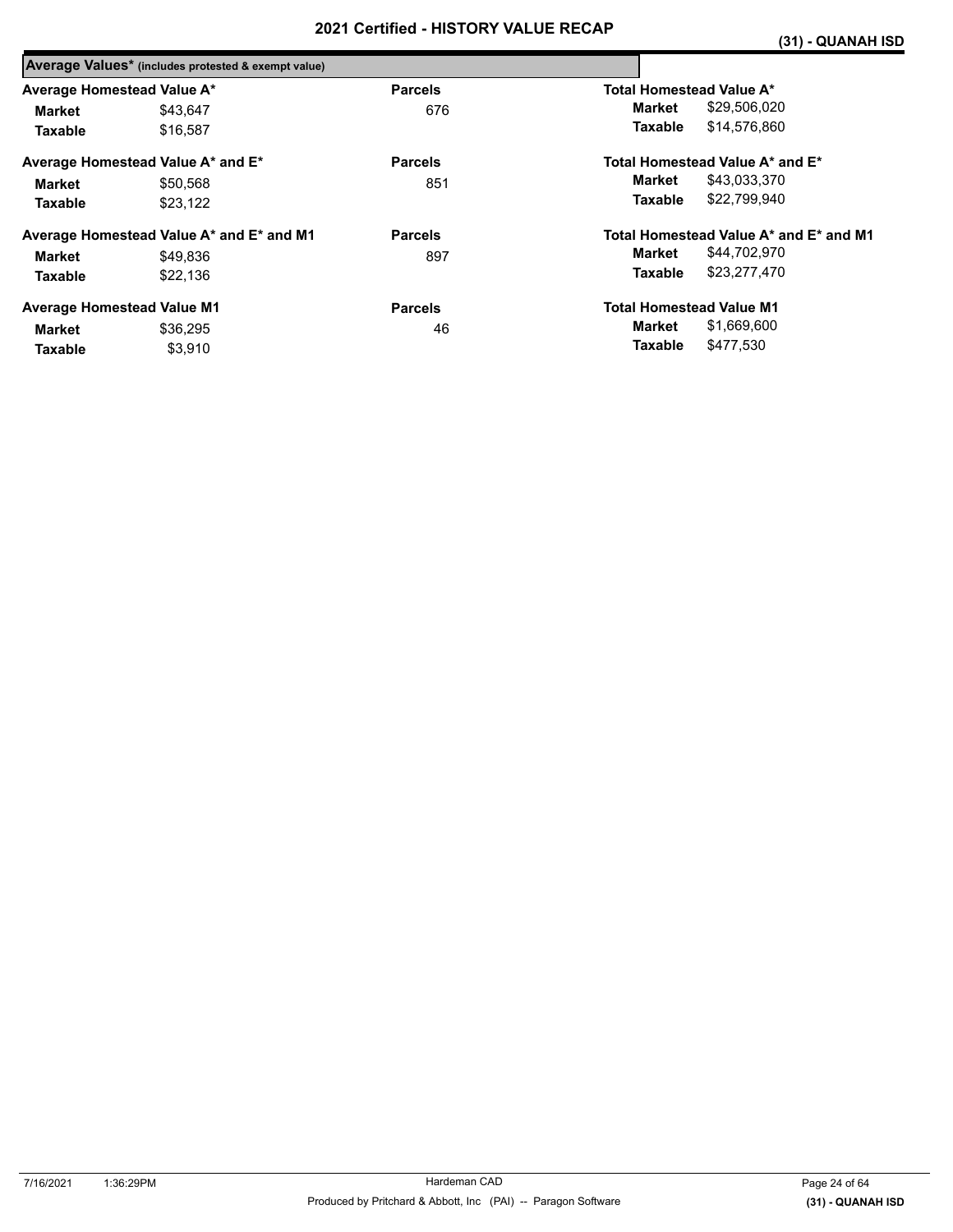## Average Values* (includes protested & exempt value)

| Average Homestead Value A* | | Parcels | Total Homestead Value A* | |
|---|---|---|---|---|
| Market | $43,647 | 676 | Market | $29,506,020 |
| Taxable | $16,587 | | Taxable | $14,576,860 |

| Average Homestead Value A* and E* | | Parcels | Total Homestead Value A* and E* | |
|---|---|---|---|---|
| Market | $50,568 | 851 | Market | $43,033,370 |
| Taxable | $23,122 | | Taxable | $22,799,940 |

| Average Homestead Value A* and E* and M1 | | Parcels | Total Homestead Value A* and E* and M1 | |
|---|---|---|---|---|
| Market | $49,836 | 897 | Market | $44,702,970 |
| Taxable | $22,136 | | Taxable | $23,277,470 |

| Average Homestead Value M1 | | Parcels | Total Homestead Value M1 | |
|---|---|---|---|---|
| Market | $36,295 | 46 | Market | $1,669,600 |
| Taxable | $3,910 | | Taxable | $477,530 |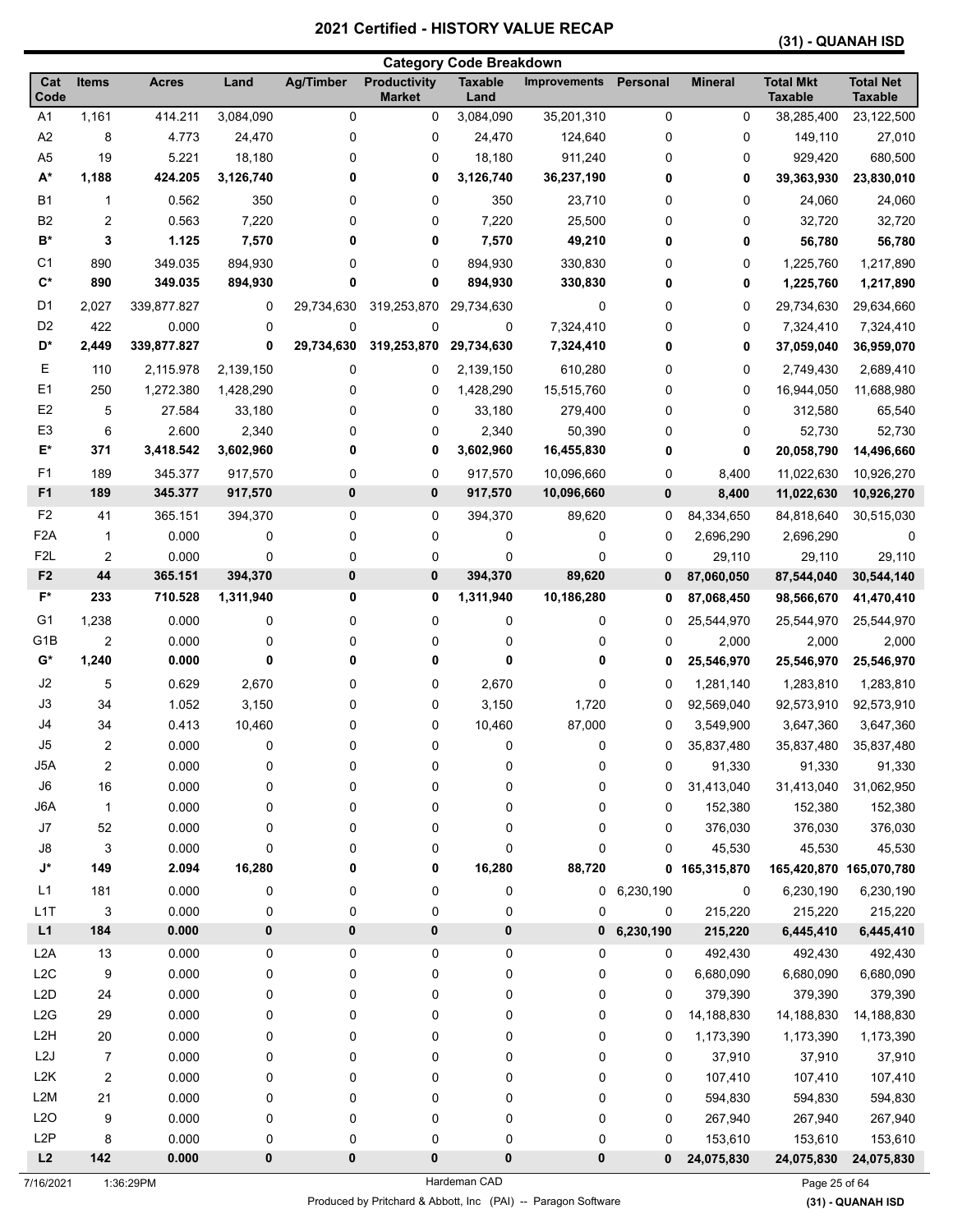# 2021 Certified - HISTORY VALUE RECAP

**(31) - QUANAH ISD**

## Category Code Breakdown

| Cat Code | Items | Acres | Land | Ag/Timber | Productivity Market | Taxable Land | Improvements | Personal | Mineral | Total Mkt Taxable | Total Net Taxable |
|---|---|---|---|---|---|---|---|---|---|---|---|
| A1 | 1,161 | 414.211 | 3,084,090 | 0 | 0 | 3,084,090 | 35,201,310 | 0 | 0 | 38,285,400 | 23,122,500 |
| A2 | 8 | 4.773 | 24,470 | 0 | 0 | 24,470 | 124,640 | 0 | 0 | 149,110 | 27,010 |
| A5 | 19 | 5.221 | 18,180 | 0 | 0 | 18,180 | 911,240 | 0 | 0 | 929,420 | 680,500 |
| **A*** | **1,188** | **424.205** | **3,126,740** | **0** | **0** | **3,126,740** | **36,237,190** | **0** | **0** | **39,363,930** | **23,830,010** |
| B1 | 1 | 0.562 | 350 | 0 | 0 | 350 | 23,710 | 0 | 0 | 24,060 | 24,060 |
| B2 | 2 | 0.563 | 7,220 | 0 | 0 | 7,220 | 25,500 | 0 | 0 | 32,720 | 32,720 |
| **B*** | **3** | **1.125** | **7,570** | **0** | **0** | **7,570** | **49,210** | **0** | **0** | **56,780** | **56,780** |
| C1 | 890 | 349.035 | 894,930 | 0 | 0 | 894,930 | 330,830 | 0 | 0 | 1,225,760 | 1,217,890 |
| **C*** | **890** | **349.035** | **894,930** | **0** | **0** | **894,930** | **330,830** | **0** | **0** | **1,225,760** | **1,217,890** |
| D1 | 2,027 | 339,877.827 | 0 | 29,734,630 | 319,253,870 | 29,734,630 | 0 | 0 | 0 | 29,734,630 | 29,634,660 |
| D2 | 422 | 0.000 | 0 | 0 | 0 | 0 | 7,324,410 | 0 | 0 | 7,324,410 | 7,324,410 |
| **D*** | **2,449** | **339,877.827** | **0** | **29,734,630** | **319,253,870** | **29,734,630** | **7,324,410** | **0** | **0** | **37,059,040** | **36,959,070** |
| E | 110 | 2,115.978 | 2,139,150 | 0 | 0 | 2,139,150 | 610,280 | 0 | 0 | 2,749,430 | 2,689,410 |
| E1 | 250 | 1,272.380 | 1,428,290 | 0 | 0 | 1,428,290 | 15,515,760 | 0 | 0 | 16,944,050 | 11,688,980 |
| E2 | 5 | 27.584 | 33,180 | 0 | 0 | 33,180 | 279,400 | 0 | 0 | 312,580 | 65,540 |
| E3 | 6 | 2.600 | 2,340 | 0 | 0 | 2,340 | 50,390 | 0 | 0 | 52,730 | 52,730 |
| **E*** | **371** | **3,418.542** | **3,602,960** | **0** | **0** | **3,602,960** | **16,455,830** | **0** | **0** | **20,058,790** | **14,496,660** |
| F1 | 189 | 345.377 | 917,570 | 0 | 0 | 917,570 | 10,096,660 | 0 | 8,400 | 11,022,630 | 10,926,270 |
| **F1** | **189** | **345.377** | **917,570** | **0** | **0** | **917,570** | **10,096,660** | **0** | **8,400** | **11,022,630** | **10,926,270** |
| F2 | 41 | 365.151 | 394,370 | 0 | 0 | 394,370 | 89,620 | 0 | 84,334,650 | 84,818,640 | 30,515,030 |
| F2A | 1 | 0.000 | 0 | 0 | 0 | 0 | 0 | 0 | 2,696,290 | 2,696,290 | 0 |
| F2L | 2 | 0.000 | 0 | 0 | 0 | 0 | 0 | 0 | 29,110 | 29,110 | 29,110 |
| **F2** | **44** | **365.151** | **394,370** | **0** | **0** | **394,370** | **89,620** | **0** | **87,060,050** | **87,544,040** | **30,544,140** |
| **F*** | **233** | **710.528** | **1,311,940** | **0** | **0** | **1,311,940** | **10,186,280** | **0** | **87,068,450** | **98,566,670** | **41,470,410** |
| G1 | 1,238 | 0.000 | 0 | 0 | 0 | 0 | 0 | 0 | 25,544,970 | 25,544,970 | 25,544,970 |
| G1B | 2 | 0.000 | 0 | 0 | 0 | 0 | 0 | 0 | 2,000 | 2,000 | 2,000 |
| **G*** | **1,240** | **0.000** | **0** | **0** | **0** | **0** | **0** | **0** | **25,546,970** | **25,546,970** | **25,546,970** |
| J2 | 5 | 0.629 | 2,670 | 0 | 0 | 2,670 | 0 | 0 | 1,281,140 | 1,283,810 | 1,283,810 |
| J3 | 34 | 1.052 | 3,150 | 0 | 0 | 3,150 | 1,720 | 0 | 92,569,040 | 92,573,910 | 92,573,910 |
| J4 | 34 | 0.413 | 10,460 | 0 | 0 | 10,460 | 87,000 | 0 | 3,549,900 | 3,647,360 | 3,647,360 |
| J5 | 2 | 0.000 | 0 | 0 | 0 | 0 | 0 | 0 | 35,837,480 | 35,837,480 | 35,837,480 |
| J5A | 2 | 0.000 | 0 | 0 | 0 | 0 | 0 | 0 | 91,330 | 91,330 | 91,330 |
| J6 | 16 | 0.000 | 0 | 0 | 0 | 0 | 0 | 0 | 31,413,040 | 31,413,040 | 31,062,950 |
| J6A | 1 | 0.000 | 0 | 0 | 0 | 0 | 0 | 0 | 152,380 | 152,380 | 152,380 |
| J7 | 52 | 0.000 | 0 | 0 | 0 | 0 | 0 | 0 | 376,030 | 376,030 | 376,030 |
| J8 | 3 | 0.000 | 0 | 0 | 0 | 0 | 0 | 0 | 45,530 | 45,530 | 45,530 |
| **J*** | **149** | **2.094** | **16,280** | **0** | **0** | **16,280** | **88,720** | **0** | **165,315,870** | **165,420,870** | **165,070,780** |
| L1 | 181 | 0.000 | 0 | 0 | 0 | 0 | 0 | 6,230,190 | 0 | 6,230,190 | 6,230,190 |
| L1T | 3 | 0.000 | 0 | 0 | 0 | 0 | 0 | 0 | 215,220 | 215,220 | 215,220 |
| **L1** | **184** | **0.000** | **0** | **0** | **0** | **0** | **0** | **6,230,190** | **215,220** | **6,445,410** | **6,445,410** |
| L2A | 13 | 0.000 | 0 | 0 | 0 | 0 | 0 | 0 | 492,430 | 492,430 | 492,430 |
| L2C | 9 | 0.000 | 0 | 0 | 0 | 0 | 0 | 0 | 6,680,090 | 6,680,090 | 6,680,090 |
| L2D | 24 | 0.000 | 0 | 0 | 0 | 0 | 0 | 0 | 379,390 | 379,390 | 379,390 |
| L2G | 29 | 0.000 | 0 | 0 | 0 | 0 | 0 | 0 | 14,188,830 | 14,188,830 | 14,188,830 |
| L2H | 20 | 0.000 | 0 | 0 | 0 | 0 | 0 | 0 | 1,173,390 | 1,173,390 | 1,173,390 |
| L2J | 7 | 0.000 | 0 | 0 | 0 | 0 | 0 | 0 | 37,910 | 37,910 | 37,910 |
| L2K | 2 | 0.000 | 0 | 0 | 0 | 0 | 0 | 0 | 107,410 | 107,410 | 107,410 |
| L2M | 21 | 0.000 | 0 | 0 | 0 | 0 | 0 | 0 | 594,830 | 594,830 | 594,830 |
| L2O | 9 | 0.000 | 0 | 0 | 0 | 0 | 0 | 0 | 267,940 | 267,940 | 267,940 |
| L2P | 8 | 0.000 | 0 | 0 | 0 | 0 | 0 | 0 | 153,610 | 153,610 | 153,610 |
| **L2** | **142** | **0.000** | **0** | **0** | **0** | **0** | **0** | **0** | **24,075,830** | **24,075,830** | **24,075,830** |

7/16/2021 1:36:29PM — Hardeman CAD

Produced by Pritchard & Abbott, Inc (PAI) -- Paragon Software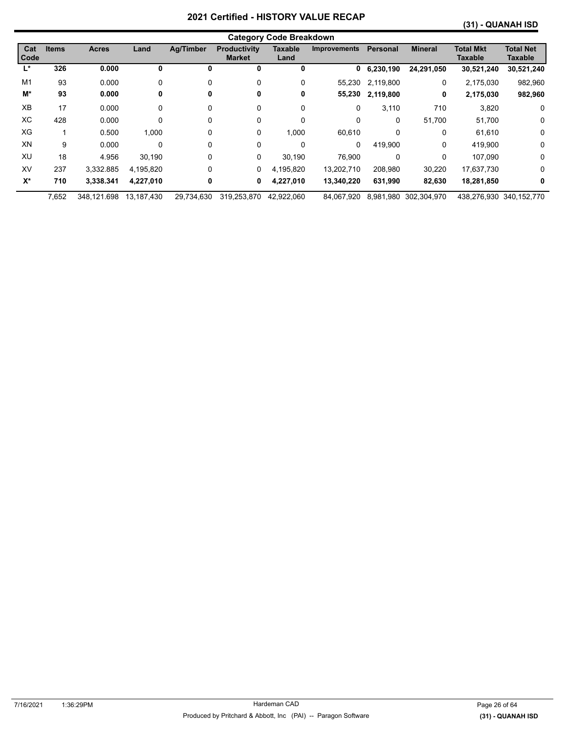# 2021 Certified - HISTORY VALUE RECAP

**(31) - QUANAH ISD**

## Category Code Breakdown

| Cat Code | Items | Acres | Land | Ag/Timber | Productivity Market | Taxable Land | Improvements | Personal | Mineral | Total Mkt Taxable | Total Net Taxable |
|---|---|---|---|---|---|---|---|---|---|---|---|
| **L*** | **326** | **0.000** | **0** | **0** | **0** | **0** | **0** | **6,230,190** | **24,291,050** | **30,521,240** | **30,521,240** |
| M1 | 93 | 0.000 | 0 | 0 | 0 | 0 | 55,230 | 2,119,800 | 0 | 2,175,030 | 982,960 |
| **M*** | **93** | **0.000** | **0** | **0** | **0** | **0** | **55,230** | **2,119,800** | **0** | **2,175,030** | **982,960** |
| XB | 17 | 0.000 | 0 | 0 | 0 | 0 | 0 | 3,110 | 710 | 3,820 | 0 |
| XC | 428 | 0.000 | 0 | 0 | 0 | 0 | 0 | 0 | 51,700 | 51,700 | 0 |
| XG | 1 | 0.500 | 1,000 | 0 | 0 | 1,000 | 60,610 | 0 | 0 | 61,610 | 0 |
| XN | 9 | 0.000 | 0 | 0 | 0 | 0 | 0 | 419,900 | 0 | 419,900 | 0 |
| XU | 18 | 4.956 | 30,190 | 0 | 0 | 30,190 | 76,900 | 0 | 0 | 107,090 | 0 |
| XV | 237 | 3,332.885 | 4,195,820 | 0 | 0 | 4,195,820 | 13,202,710 | 208,980 | 30,220 | 17,637,730 | 0 |
| **X*** | **710** | **3,338.341** | **4,227,010** | **0** | **0** | **4,227,010** | **13,340,220** | **631,990** | **82,630** | **18,281,850** | **0** |
| | 7,652 | 348,121.698 | 13,187,430 | 29,734,630 | 319,253,870 | 42,922,060 | 84,067,920 | 8,981,980 | 302,304,970 | 438,276,930 | 340,152,770 |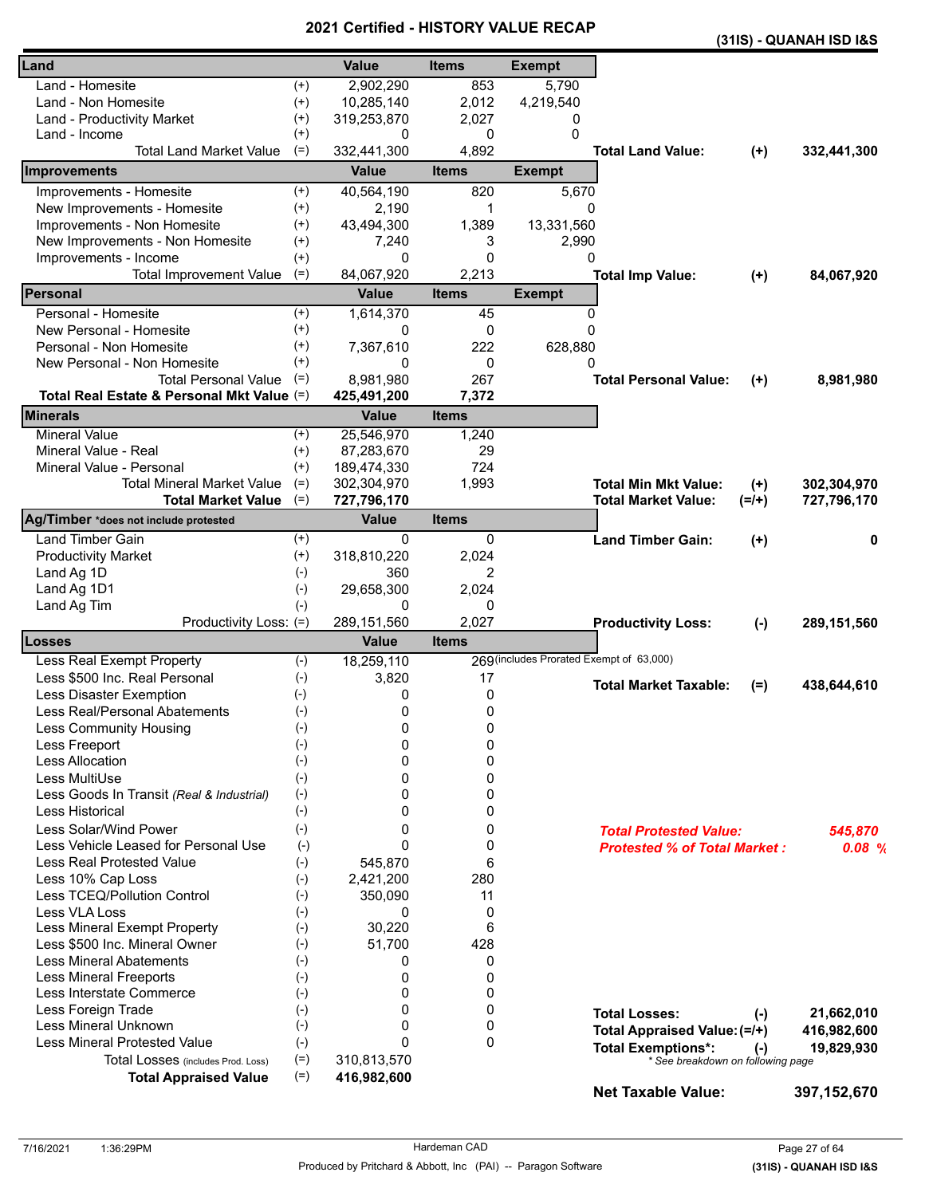# 2021 Certified - HISTORY VALUE RECAP

**(31IS) - QUANAH ISD I&S**

| Land | | Value | Items | Exempt | | | |
|---|---|---|---|---|---|---|---|
| Land - Homesite | (+) | 2,902,290 | 853 | 5,790 | | | |
| Land - Non Homesite | (+) | 10,285,140 | 2,012 | 4,219,540 | | | |
| Land - Productivity Market | (+) | 319,253,870 | 2,027 | 0 | | | |
| Land - Income | (+) | 0 | 0 | 0 | | | |
| Total Land Market Value | (=) | 332,441,300 | 4,892 | | **Total Land Value:** | **(+)** | **332,441,300** |

| Improvements | | Value | Items | Exempt | | | |
|---|---|---|---|---|---|---|---|
| Improvements - Homesite | (+) | 40,564,190 | 820 | 5,670 | | | |
| New Improvements - Homesite | (+) | 2,190 | 1 | 0 | | | |
| Improvements - Non Homesite | (+) | 43,494,300 | 1,389 | 13,331,560 | | | |
| New Improvements - Non Homesite | (+) | 7,240 | 3 | 2,990 | | | |
| Improvements - Income | (+) | 0 | 0 | 0 | | | |
| Total Improvement Value | (=) | 84,067,920 | 2,213 | | **Total Imp Value:** | **(+)** | **84,067,920** |

| Personal | | Value | Items | Exempt | | | |
|---|---|---|---|---|---|---|---|
| Personal - Homesite | (+) | 1,614,370 | 45 | 0 | | | |
| New Personal - Homesite | (+) | 0 | 0 | 0 | | | |
| Personal - Non Homesite | (+) | 7,367,610 | 222 | 628,880 | | | |
| New Personal - Non Homesite | (+) | 0 | 0 | 0 | | | |
| Total Personal Value | (=) | 8,981,980 | 267 | | **Total Personal Value:** | **(+)** | **8,981,980** |
| **Total Real Estate & Personal Mkt Value** | (=) | **425,491,200** | **7,372** | | | | |

| Minerals | | Value | Items | | | |
|---|---|---|---|---|---|---|
| Mineral Value | (+) | 25,546,970 | 1,240 | | | |
| Mineral Value - Real | (+) | 87,283,670 | 29 | | | |
| Mineral Value - Personal | (+) | 189,474,330 | 724 | | | |
| Total Mineral Market Value | (=) | 302,304,970 | 1,993 | **Total Min Mkt Value:** | **(+)** | **302,304,970** |
| **Total Market Value** | (=) | **727,796,170** | | **Total Market Value:** | **(=/+)** | **727,796,170** |

| Ag/Timber *does not include protested | | Value | Items | | | |
|---|---|---|---|---|---|---|
| Land Timber Gain | (+) | 0 | 0 | **Land Timber Gain:** | **(+)** | **0** |
| Productivity Market | (+) | 318,810,220 | 2,024 | | | |
| Land Ag 1D | (-) | 360 | 2 | | | |
| Land Ag 1D1 | (-) | 29,658,300 | 2,024 | | | |
| Land Ag Tim | (-) | 0 | 0 | | | |
| Productivity Loss: | (=) | 289,151,560 | 2,027 | **Productivity Loss:** | **(-)** | **289,151,560** |

| Losses | | Value | Items | | | |
|---|---|---|---|---|---|---|
| Less Real Exempt Property | (-) | 18,259,110 | 269 (includes Prorated Exempt of 63,000) | | | |
| Less $500 Inc. Real Personal | (-) | 3,820 | 17 | **Total Market Taxable:** | **(=)** | **438,644,610** |
| Less Disaster Exemption | (-) | 0 | 0 | | | |
| Less Real/Personal Abatements | (-) | 0 | 0 | | | |
| Less Community Housing | (-) | 0 | 0 | | | |
| Less Freeport | (-) | 0 | 0 | | | |
| Less Allocation | (-) | 0 | 0 | | | |
| Less MultiUse | (-) | 0 | 0 | | | |
| Less Goods In Transit *(Real & Industrial)* | (-) | 0 | 0 | | | |
| Less Historical | (-) | 0 | 0 | | | |
| Less Solar/Wind Power | (-) | 0 | 0 | ***Total Protested Value:*** | | ***545,870*** |
| Less Vehicle Leased for Personal Use | (-) | 0 | 0 | ***Protested % of Total Market :*** | | ***0.08 %*** |
| Less Real Protested Value | (-) | 545,870 | 6 | | | |
| Less 10% Cap Loss | (-) | 2,421,200 | 280 | | | |
| Less TCEQ/Pollution Control | (-) | 350,090 | 11 | | | |
| Less VLA Loss | (-) | 0 | 0 | | | |
| Less Mineral Exempt Property | (-) | 30,220 | 6 | | | |
| Less $500 Inc. Mineral Owner | (-) | 51,700 | 428 | | | |
| Less Mineral Abatements | (-) | 0 | 0 | | | |
| Less Mineral Freeports | (-) | 0 | 0 | | | |
| Less Interstate Commerce | (-) | 0 | 0 | | | |
| Less Foreign Trade | (-) | 0 | 0 | **Total Losses:** | **(-)** | **21,662,010** |
| Less Mineral Unknown | (-) | 0 | 0 | **Total Appraised Value:** | **(=/+)** | **416,982,600** |
| Less Mineral Protested Value | (-) | 0 | 0 | **Total Exemptions*:** | **(-)** | **19,829,930** |
| Total Losses (includes Prod. Loss) | (=) | 310,813,570 | | * See breakdown on following page | | |
| **Total Appraised Value** | (=) | **416,982,600** | | | | |

**Net Taxable Value: 397,152,670**

7/16/2021 1:36:29PM — Hardeman CAD

Produced by Pritchard & Abbott, Inc (PAI) -- Paragon Software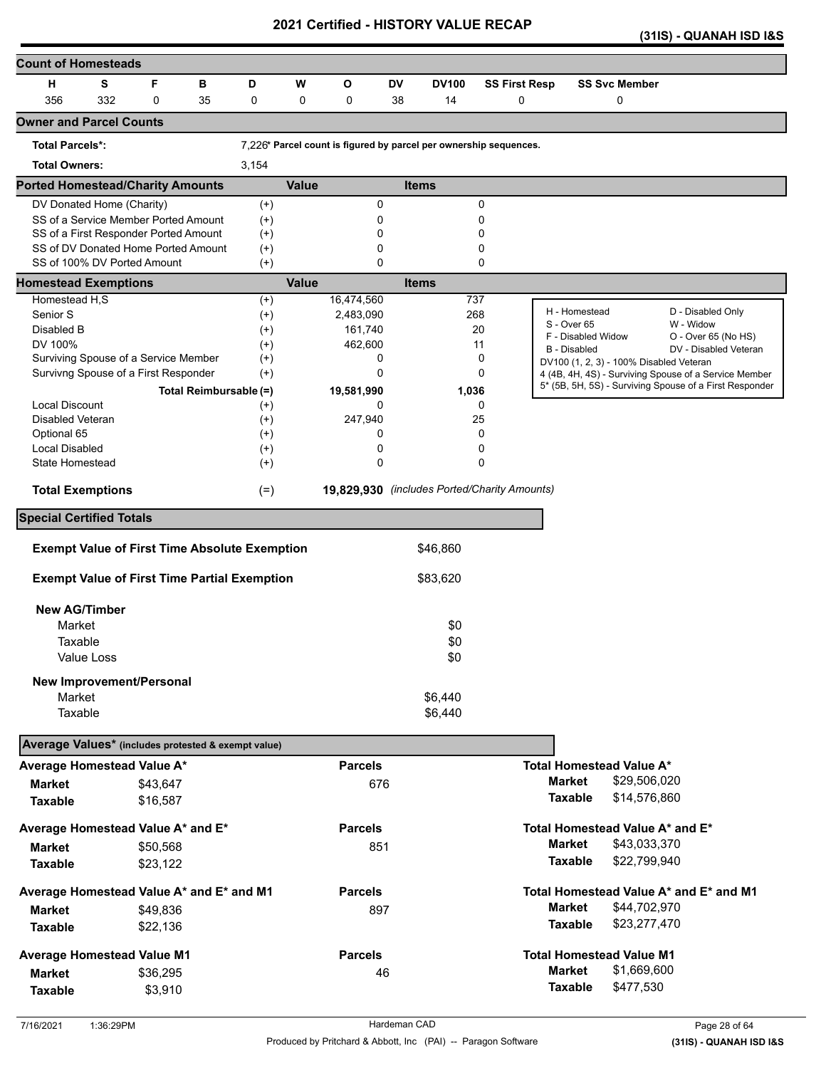# 2021 Certified - HISTORY VALUE RECAP

(31IS) - QUANAH ISD I&S

## Count of Homesteads

| H | S | F | B | D | W | O | DV | DV100 | SS First Resp | SS Svc Member |
|---|---|---|---|---|---|---|---|---|---|---|
| 356 | 332 | 0 | 35 | 0 | 0 | 0 | 38 | 14 | 0 | 0 |

## Owner and Parcel Counts

**Total Parcels*:** 7,226 *** Parcel count is figured by parcel per ownership sequences.**

**Total Owners:** 3,154

## Ported Homestead/Charity Amounts

| | | Value | Items |
|---|---|---|---|
| DV Donated Home (Charity) | (+) | 0 | 0 |
| SS of a Service Member Ported Amount | (+) | 0 | 0 |
| SS of a First Responder Ported Amount | (+) | 0 | 0 |
| SS of DV Donated Home Ported Amount | (+) | 0 | 0 |
| SS of 100% DV Ported Amount | (+) | 0 | 0 |

## Homestead Exemptions

| | | Value | Items |
|---|---|---|---|
| Homestead H,S | (+) | 16,474,560 | 737 |
| Senior S | (+) | 2,483,090 | 268 |
| Disabled B | (+) | 161,740 | 20 |
| DV 100% | (+) | 462,600 | 11 |
| Surviving Spouse of a Service Member | (+) | 0 | 0 |
| Survivng Spouse of a First Responder | (+) | 0 | 0 |
| Total Reimbursable | (=) | **19,581,990** | **1,036** |
| Local Discount | (+) | 0 | 0 |
| Disabled Veteran | (+) | 247,940 | 25 |
| Optional 65 | (+) | 0 | 0 |
| Local Disabled | (+) | 0 | 0 |
| State Homestead | (+) | 0 | 0 |
| **Total Exemptions** | (=) | **19,829,930** | *(includes Ported/Charity Amounts)* |

H - Homestead; D - Disabled Only; S - Over 65; W - Widow; F - Disabled Widow; O - Over 65 (No HS); B - Disabled; DV - Disabled Veteran; DV100 (1, 2, 3) - 100% Disabled Veteran; 4 (4B, 4H, 4S) - Surviving Spouse of a Service Member; 5* (5B, 5H, 5S) - Surviving Spouse of a First Responder

## Special Certified Totals

| | |
|---|---|
| **Exempt Value of First Time Absolute Exemption** | $46,860 |
| **Exempt Value of First Time Partial Exemption** | $83,620 |
| **New AG/Timber** | |
| Market | $0 |
| Taxable | $0 |
| Value Loss | $0 |
| **New Improvement/Personal** | |
| Market | $6,440 |
| Taxable | $6,440 |

## Average Values* (includes protested & exempt value)

| | Average | Parcels | Total |
|---|---|---|---|
| **Average Homestead Value A*** | | 676 | **Total Homestead Value A*** |
| Market | $43,647 | | $29,506,020 |
| Taxable | $16,587 | | $14,576,860 |
| **Average Homestead Value A* and E*** | | 851 | **Total Homestead Value A* and E*** |
| Market | $50,568 | | $43,033,370 |
| Taxable | $23,122 | | $22,799,940 |
| **Average Homestead Value A* and E* and M1** | | 897 | **Total Homestead Value A* and E* and M1** |
| Market | $49,836 | | $44,702,970 |
| Taxable | $22,136 | | $23,277,470 |
| **Average Homestead Value M1** | | 46 | **Total Homestead Value M1** |
| Market | $36,295 | | $1,669,600 |
| Taxable | $3,910 | | $477,530 |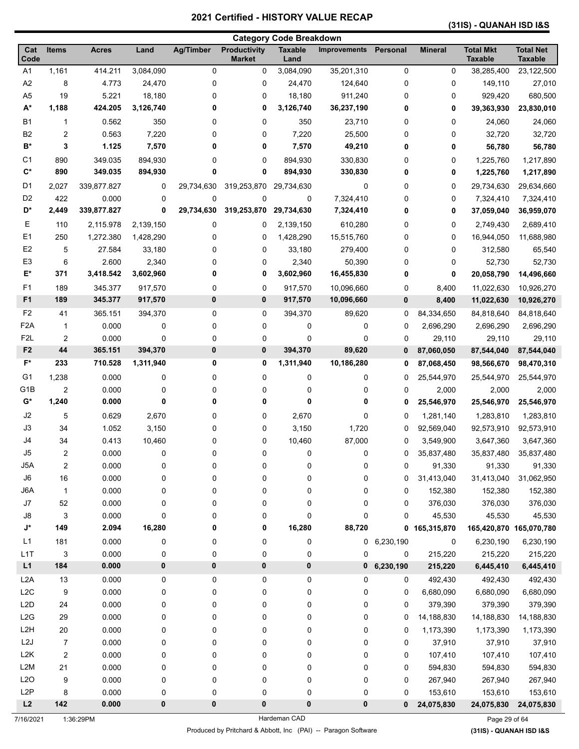# 2021 Certified - HISTORY VALUE RECAP

**(31IS) - QUANAH ISD I&S**

## Category Code Breakdown

| Cat Code | Items | Acres | Land | Ag/Timber | Productivity Market | Taxable Land | Improvements | Personal | Mineral | Total Mkt Taxable | Total Net Taxable |
|---|---|---|---|---|---|---|---|---|---|---|---|
| A1 | 1,161 | 414.211 | 3,084,090 | 0 | 0 | 3,084,090 | 35,201,310 | 0 | 0 | 38,285,400 | 23,122,500 |
| A2 | 8 | 4.773 | 24,470 | 0 | 0 | 24,470 | 124,640 | 0 | 0 | 149,110 | 27,010 |
| A5 | 19 | 5.221 | 18,180 | 0 | 0 | 18,180 | 911,240 | 0 | 0 | 929,420 | 680,500 |
| **A*** | **1,188** | **424.205** | **3,126,740** | **0** | **0** | **3,126,740** | **36,237,190** | **0** | **0** | **39,363,930** | **23,830,010** |
| B1 | 1 | 0.562 | 350 | 0 | 0 | 350 | 23,710 | 0 | 0 | 24,060 | 24,060 |
| B2 | 2 | 0.563 | 7,220 | 0 | 0 | 7,220 | 25,500 | 0 | 0 | 32,720 | 32,720 |
| **B*** | **3** | **1.125** | **7,570** | **0** | **0** | **7,570** | **49,210** | **0** | **0** | **56,780** | **56,780** |
| C1 | 890 | 349.035 | 894,930 | 0 | 0 | 894,930 | 330,830 | 0 | 0 | 1,225,760 | 1,217,890 |
| **C*** | **890** | **349.035** | **894,930** | **0** | **0** | **894,930** | **330,830** | **0** | **0** | **1,225,760** | **1,217,890** |
| D1 | 2,027 | 339,877.827 | 0 | 29,734,630 | 319,253,870 | 29,734,630 | 0 | 0 | 0 | 29,734,630 | 29,634,660 |
| D2 | 422 | 0.000 | 0 | 0 | 0 | 0 | 7,324,410 | 0 | 0 | 7,324,410 | 7,324,410 |
| **D*** | **2,449** | **339,877.827** | **0** | **29,734,630** | **319,253,870** | **29,734,630** | **7,324,410** | **0** | **0** | **37,059,040** | **36,959,070** |
| E | 110 | 2,115.978 | 2,139,150 | 0 | 0 | 2,139,150 | 610,280 | 0 | 0 | 2,749,430 | 2,689,410 |
| E1 | 250 | 1,272.380 | 1,428,290 | 0 | 0 | 1,428,290 | 15,515,760 | 0 | 0 | 16,944,050 | 11,688,980 |
| E2 | 5 | 27.584 | 33,180 | 0 | 0 | 33,180 | 279,400 | 0 | 0 | 312,580 | 65,540 |
| E3 | 6 | 2.600 | 2,340 | 0 | 0 | 2,340 | 50,390 | 0 | 0 | 52,730 | 52,730 |
| **E*** | **371** | **3,418.542** | **3,602,960** | **0** | **0** | **3,602,960** | **16,455,830** | **0** | **0** | **20,058,790** | **14,496,660** |
| F1 | 189 | 345.377 | 917,570 | 0 | 0 | 917,570 | 10,096,660 | 0 | 8,400 | 11,022,630 | 10,926,270 |
| **F1** | **189** | **345.377** | **917,570** | **0** | **0** | **917,570** | **10,096,660** | **0** | **8,400** | **11,022,630** | **10,926,270** |
| F2 | 41 | 365.151 | 394,370 | 0 | 0 | 394,370 | 89,620 | 0 | 84,334,650 | 84,818,640 | 84,818,640 |
| F2A | 1 | 0.000 | 0 | 0 | 0 | 0 | 0 | 0 | 2,696,290 | 2,696,290 | 2,696,290 |
| F2L | 2 | 0.000 | 0 | 0 | 0 | 0 | 0 | 0 | 29,110 | 29,110 | 29,110 |
| **F2** | **44** | **365.151** | **394,370** | **0** | **0** | **394,370** | **89,620** | **0** | **87,060,050** | **87,544,040** | **87,544,040** |
| **F*** | **233** | **710.528** | **1,311,940** | **0** | **0** | **1,311,940** | **10,186,280** | **0** | **87,068,450** | **98,566,670** | **98,470,310** |
| G1 | 1,238 | 0.000 | 0 | 0 | 0 | 0 | 0 | 0 | 25,544,970 | 25,544,970 | 25,544,970 |
| G1B | 2 | 0.000 | 0 | 0 | 0 | 0 | 0 | 0 | 2,000 | 2,000 | 2,000 |
| **G*** | **1,240** | **0.000** | **0** | **0** | **0** | **0** | **0** | **0** | **25,546,970** | **25,546,970** | **25,546,970** |
| J2 | 5 | 0.629 | 2,670 | 0 | 0 | 2,670 | 0 | 0 | 1,281,140 | 1,283,810 | 1,283,810 |
| J3 | 34 | 1.052 | 3,150 | 0 | 0 | 3,150 | 1,720 | 0 | 92,569,040 | 92,573,910 | 92,573,910 |
| J4 | 34 | 0.413 | 10,460 | 0 | 0 | 10,460 | 87,000 | 0 | 3,549,900 | 3,647,360 | 3,647,360 |
| J5 | 2 | 0.000 | 0 | 0 | 0 | 0 | 0 | 0 | 35,837,480 | 35,837,480 | 35,837,480 |
| J5A | 2 | 0.000 | 0 | 0 | 0 | 0 | 0 | 0 | 91,330 | 91,330 | 91,330 |
| J6 | 16 | 0.000 | 0 | 0 | 0 | 0 | 0 | 0 | 31,413,040 | 31,413,040 | 31,062,950 |
| J6A | 1 | 0.000 | 0 | 0 | 0 | 0 | 0 | 0 | 152,380 | 152,380 | 152,380 |
| J7 | 52 | 0.000 | 0 | 0 | 0 | 0 | 0 | 0 | 376,030 | 376,030 | 376,030 |
| J8 | 3 | 0.000 | 0 | 0 | 0 | 0 | 0 | 0 | 45,530 | 45,530 | 45,530 |
| **J*** | **149** | **2.094** | **16,280** | **0** | **0** | **16,280** | **88,720** | **0** | **165,315,870** | **165,420,870** | **165,070,780** |
| L1 | 181 | 0.000 | 0 | 0 | 0 | 0 | 0 | 6,230,190 | 0 | 6,230,190 | 6,230,190 |
| L1T | 3 | 0.000 | 0 | 0 | 0 | 0 | 0 | 0 | 215,220 | 215,220 | 215,220 |
| **L1** | **184** | **0.000** | **0** | **0** | **0** | **0** | **0** | **6,230,190** | **215,220** | **6,445,410** | **6,445,410** |
| L2A | 13 | 0.000 | 0 | 0 | 0 | 0 | 0 | 0 | 492,430 | 492,430 | 492,430 |
| L2C | 9 | 0.000 | 0 | 0 | 0 | 0 | 0 | 0 | 6,680,090 | 6,680,090 | 6,680,090 |
| L2D | 24 | 0.000 | 0 | 0 | 0 | 0 | 0 | 0 | 379,390 | 379,390 | 379,390 |
| L2G | 29 | 0.000 | 0 | 0 | 0 | 0 | 0 | 0 | 14,188,830 | 14,188,830 | 14,188,830 |
| L2H | 20 | 0.000 | 0 | 0 | 0 | 0 | 0 | 0 | 1,173,390 | 1,173,390 | 1,173,390 |
| L2J | 7 | 0.000 | 0 | 0 | 0 | 0 | 0 | 0 | 37,910 | 37,910 | 37,910 |
| L2K | 2 | 0.000 | 0 | 0 | 0 | 0 | 0 | 0 | 107,410 | 107,410 | 107,410 |
| L2M | 21 | 0.000 | 0 | 0 | 0 | 0 | 0 | 0 | 594,830 | 594,830 | 594,830 |
| L2O | 9 | 0.000 | 0 | 0 | 0 | 0 | 0 | 0 | 267,940 | 267,940 | 267,940 |
| L2P | 8 | 0.000 | 0 | 0 | 0 | 0 | 0 | 0 | 153,610 | 153,610 | 153,610 |
| **L2** | **142** | **0.000** | **0** | **0** | **0** | **0** | **0** | **0** | **24,075,830** | **24,075,830** | **24,075,830** |

7/16/2021 1:36:29PM — Hardeman CAD

Produced by Pritchard & Abbott, Inc (PAI) -- Paragon Software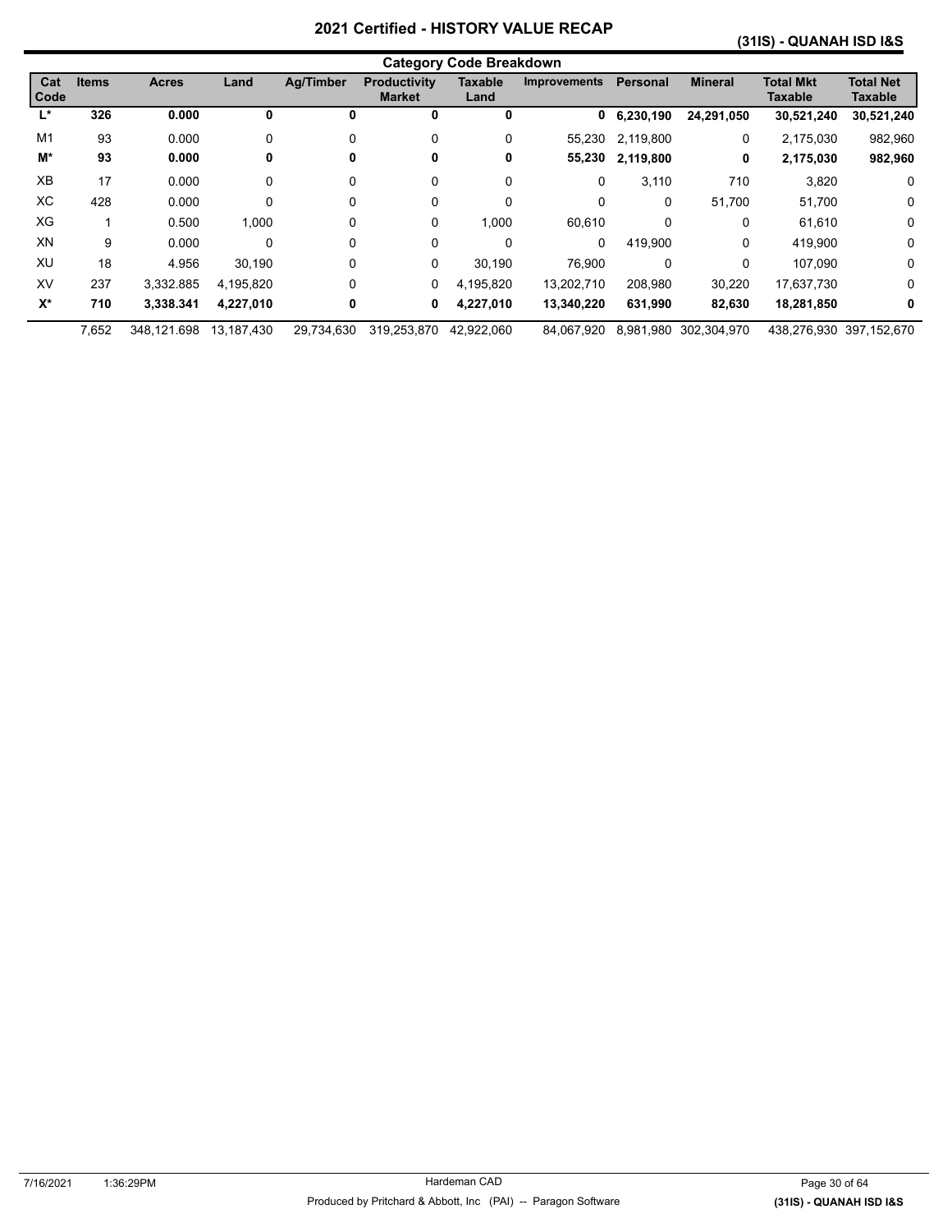# 2021 Certified - HISTORY VALUE RECAP

**(31IS) - QUANAH ISD I&S**

## Category Code Breakdown

| Cat Code | Items | Acres | Land | Ag/Timber | Productivity Market | Taxable Land | Improvements | Personal | Mineral | Total Mkt Taxable | Total Net Taxable |
|---|---|---|---|---|---|---|---|---|---|---|---|
| **L*** | **326** | **0.000** | **0** | **0** | **0** | **0** | **0** | **6,230,190** | **24,291,050** | **30,521,240** | **30,521,240** |
| M1 | 93 | 0.000 | 0 | 0 | 0 | 0 | 55,230 | 2,119,800 | 0 | 2,175,030 | 982,960 |
| **M*** | **93** | **0.000** | **0** | **0** | **0** | **0** | **55,230** | **2,119,800** | **0** | **2,175,030** | **982,960** |
| XB | 17 | 0.000 | 0 | 0 | 0 | 0 | 0 | 3,110 | 710 | 3,820 | 0 |
| XC | 428 | 0.000 | 0 | 0 | 0 | 0 | 0 | 0 | 51,700 | 51,700 | 0 |
| XG | 1 | 0.500 | 1,000 | 0 | 0 | 1,000 | 60,610 | 0 | 0 | 61,610 | 0 |
| XN | 9 | 0.000 | 0 | 0 | 0 | 0 | 0 | 419,900 | 0 | 419,900 | 0 |
| XU | 18 | 4.956 | 30,190 | 0 | 0 | 30,190 | 76,900 | 0 | 0 | 107,090 | 0 |
| XV | 237 | 3,332.885 | 4,195,820 | 0 | 0 | 4,195,820 | 13,202,710 | 208,980 | 30,220 | 17,637,730 | 0 |
| **X*** | **710** | **3,338.341** | **4,227,010** | **0** | **0** | **4,227,010** | **13,340,220** | **631,990** | **82,630** | **18,281,850** | **0** |
| | 7,652 | 348,121.698 | 13,187,430 | 29,734,630 | 319,253,870 | 42,922,060 | 84,067,920 | 8,981,980 | 302,304,970 | 438,276,930 | 397,152,670 |

7/16/2021 1:36:29PM — Hardeman CAD — Produced by Pritchard & Abbott, Inc (PAI) -- Paragon Software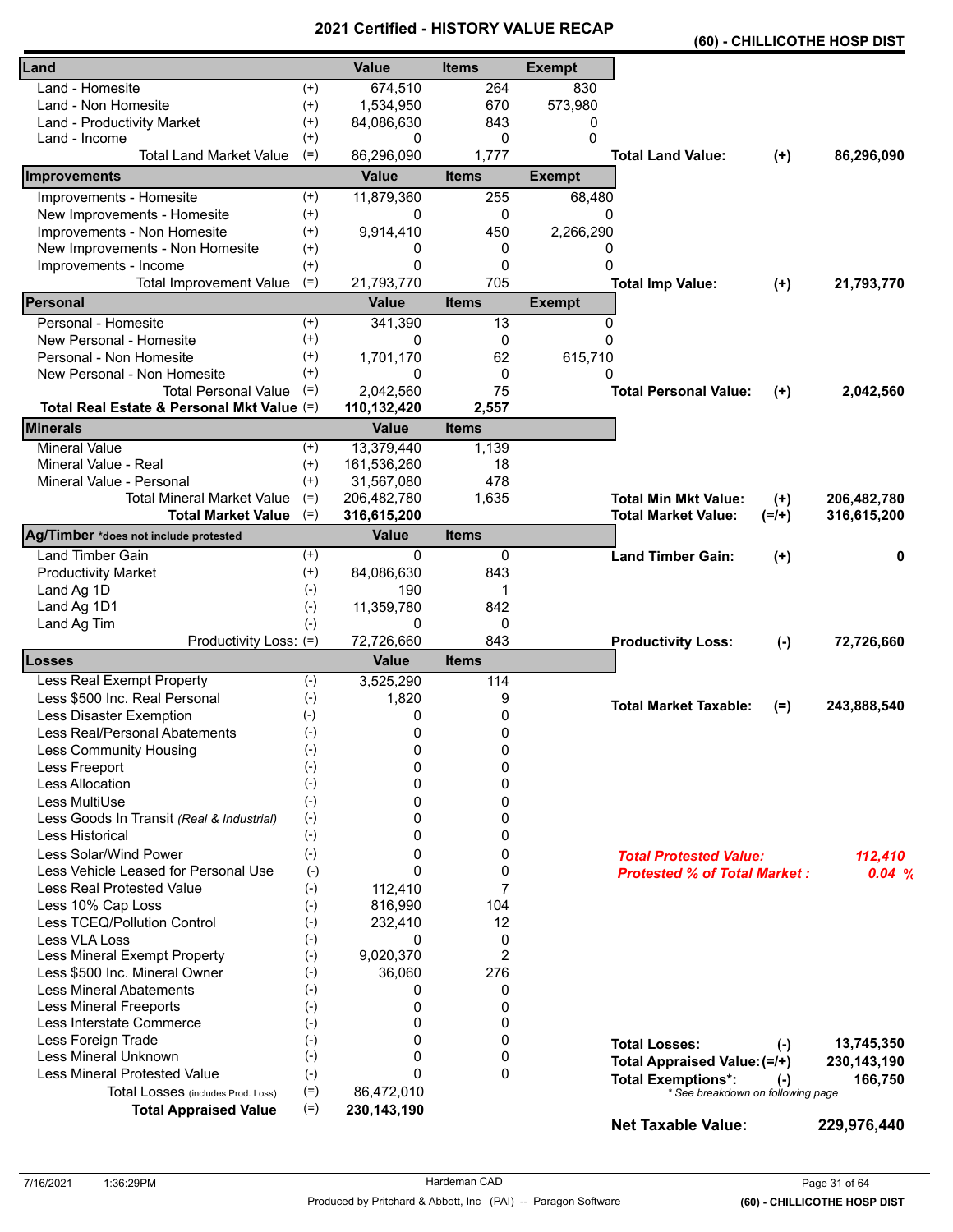# 2021 Certified - HISTORY VALUE RECAP

**(60) - CHILLICOTHE HOSP DIST**

| Land | | Value | Items | Exempt |
|---|---|---|---|---|
| Land - Homesite | (+) | 674,510 | 264 | 830 |
| Land - Non Homesite | (+) | 1,534,950 | 670 | 573,980 |
| Land - Productivity Market | (+) | 84,086,630 | 843 | 0 |
| Land - Income | (+) | 0 | 0 | 0 |
| Total Land Market Value | (=) | 86,296,090 | 1,777 | |

**Total Land Value:** (+) **86,296,090**

| Improvements | | Value | Items | Exempt |
|---|---|---|---|---|
| Improvements - Homesite | (+) | 11,879,360 | 255 | 68,480 |
| New Improvements - Homesite | (+) | 0 | 0 | 0 |
| Improvements - Non Homesite | (+) | 9,914,410 | 450 | 2,266,290 |
| New Improvements - Non Homesite | (+) | 0 | 0 | 0 |
| Improvements - Income | (+) | 0 | 0 | 0 |
| Total Improvement Value | (=) | 21,793,770 | 705 | |

**Total Imp Value:** (+) **21,793,770**

| Personal | | Value | Items | Exempt |
|---|---|---|---|---|
| Personal - Homesite | (+) | 341,390 | 13 | 0 |
| New Personal - Homesite | (+) | 0 | 0 | 0 |
| Personal - Non Homesite | (+) | 1,701,170 | 62 | 615,710 |
| New Personal - Non Homesite | (+) | 0 | 0 | 0 |
| Total Personal Value | (=) | 2,042,560 | 75 | |
| **Total Real Estate & Personal Mkt Value** | (=) | **110,132,420** | **2,557** | |

**Total Personal Value:** (+) **2,042,560**

| Minerals | | Value | Items |
|---|---|---|---|
| Mineral Value | (+) | 13,379,440 | 1,139 |
| Mineral Value - Real | (+) | 161,536,260 | 18 |
| Mineral Value - Personal | (+) | 31,567,080 | 478 |
| Total Mineral Market Value | (=) | 206,482,780 | 1,635 |
| **Total Market Value** | (=) | **316,615,200** | |

**Total Min Mkt Value:** (+) **206,482,780**
**Total Market Value:** (=/+) **316,615,200**

| Ag/Timber *does not include protested | | Value | Items |
|---|---|---|---|
| Land Timber Gain | (+) | 0 | 0 |
| Productivity Market | (+) | 84,086,630 | 843 |
| Land Ag 1D | (-) | 190 | 1 |
| Land Ag 1D1 | (-) | 11,359,780 | 842 |
| Land Ag Tim | (-) | 0 | 0 |
| Productivity Loss: | (=) | 72,726,660 | 843 |

**Land Timber Gain:** (+) **0**
**Productivity Loss:** (-) **72,726,660**

| Losses | | Value | Items |
|---|---|---|---|
| Less Real Exempt Property | (-) | 3,525,290 | 114 |
| Less $500 Inc. Real Personal | (-) | 1,820 | 9 |
| Less Disaster Exemption | (-) | 0 | 0 |
| Less Real/Personal Abatements | (-) | 0 | 0 |
| Less Community Housing | (-) | 0 | 0 |
| Less Freeport | (-) | 0 | 0 |
| Less Allocation | (-) | 0 | 0 |
| Less MultiUse | (-) | 0 | 0 |
| Less Goods In Transit *(Real & Industrial)* | (-) | 0 | 0 |
| Less Historical | (-) | 0 | 0 |
| Less Solar/Wind Power | (-) | 0 | 0 |
| Less Vehicle Leased for Personal Use | (-) | 0 | 0 |
| Less Real Protested Value | (-) | 112,410 | 7 |
| Less 10% Cap Loss | (-) | 816,990 | 104 |
| Less TCEQ/Pollution Control | (-) | 232,410 | 12 |
| Less VLA Loss | (-) | 0 | 0 |
| Less Mineral Exempt Property | (-) | 9,020,370 | 2 |
| Less $500 Inc. Mineral Owner | (-) | 36,060 | 276 |
| Less Mineral Abatements | (-) | 0 | 0 |
| Less Mineral Freeports | (-) | 0 | 0 |
| Less Interstate Commerce | (-) | 0 | 0 |
| Less Foreign Trade | (-) | 0 | 0 |
| Less Mineral Unknown | (-) | 0 | 0 |
| Less Mineral Protested Value | (-) | 0 | 0 |
| Total Losses (includes Prod. Loss) | (=) | 86,472,010 | |
| **Total Appraised Value** | (=) | **230,143,190** | |

**Total Market Taxable:** (=) **243,888,540**

***Total Protested Value:*** ***112,410***
***Protested % of Total Market :*** ***0.04 %***

**Total Losses:** (-) **13,745,350**
**Total Appraised Value:** (=/+) **230,143,190**
**Total Exemptions*:** (-) **166,750**
*\* See breakdown on following page*

**Net Taxable Value:** **229,976,440**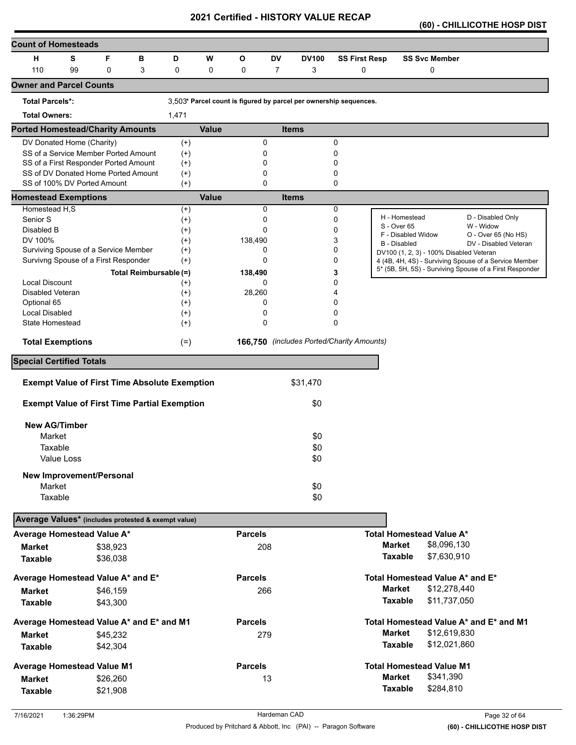# 2021 Certified - HISTORY VALUE RECAP

## (60) - CHILLICOTHE HOSP DIST

## Count of Homesteads

| H | S | F | B | D | W | O | DV | DV100 | SS First Resp | SS Svc Member |
|---|---|---|---|---|---|---|---|---|---|---|
| 110 | 99 | 0 | 3 | 0 | 0 | 0 | 7 | 3 | 0 | 0 |

## Owner and Parcel Counts

**Total Parcels*:** 3,503 **\* Parcel count is figured by parcel per ownership sequences.**

**Total Owners:** 1,471

## Ported Homestead/Charity Amounts

| | | Value | Items |
|---|---|---|---|
| DV Donated Home (Charity) | (+) | 0 | 0 |
| SS of a Service Member Ported Amount | (+) | 0 | 0 |
| SS of a First Responder Ported Amount | (+) | 0 | 0 |
| SS of DV Donated Home Ported Amount | (+) | 0 | 0 |
| SS of 100% DV Ported Amount | (+) | 0 | 0 |

## Homestead Exemptions

| | | Value | Items |
|---|---|---|---|
| Homestead H,S | (+) | 0 | 0 |
| Senior S | (+) | 0 | 0 |
| Disabled B | (+) | 0 | 0 |
| DV 100% | (+) | 138,490 | 3 |
| Surviving Spouse of a Service Member | (+) | 0 | 0 |
| Survivng Spouse of a First Responder | (+) | 0 | 0 |
| **Total Reimbursable (=)** | | **138,490** | **3** |
| Local Discount | (+) | 0 | 0 |
| Disabled Veteran | (+) | 28,260 | 4 |
| Optional 65 | (+) | 0 | 0 |
| Local Disabled | (+) | 0 | 0 |
| State Homestead | (+) | 0 | 0 |
| **Total Exemptions** | (=) | **166,750** | *(includes Ported/Charity Amounts)* |

| | |
|---|---|
| H - Homestead | D - Disabled Only |
| S - Over 65 | W - Widow |
| F - Disabled Widow | O - Over 65 (No HS) |
| B - Disabled | DV - Disabled Veteran |
| DV100 (1, 2, 3) - 100% Disabled Veteran | |
| 4 (4B, 4H, 4S) - Surviving Spouse of a Service Member | |
| 5* (5B, 5H, 5S) - Surviving Spouse of a First Responder | |

## Special Certified Totals

| | |
|---|---|
| **Exempt Value of First Time Absolute Exemption** | $31,470 |
| **Exempt Value of First Time Partial Exemption** | $0 |
| **New AG/Timber** | |
| Market | $0 |
| Taxable | $0 |
| Value Loss | $0 |
| **New Improvement/Personal** | |
| Market | $0 |
| Taxable | $0 |

## Average Values* (includes protested & exempt value)

| | | Parcels | | |
|---|---|---|---|---|
| **Average Homestead Value A*** | | | **Total Homestead Value A*** | |
| **Market** | $38,923 | 208 | **Market** | $8,096,130 |
| **Taxable** | $36,038 | | **Taxable** | $7,630,910 |
| **Average Homestead Value A* and E*** | | | **Total Homestead Value A* and E*** | |
| **Market** | $46,159 | 266 | **Market** | $12,278,440 |
| **Taxable** | $43,300 | | **Taxable** | $11,737,050 |
| **Average Homestead Value A* and E* and M1** | | | **Total Homestead Value A* and E* and M1** | |
| **Market** | $45,232 | 279 | **Market** | $12,619,830 |
| **Taxable** | $42,304 | | **Taxable** | $12,021,860 |
| **Average Homestead Value M1** | | | **Total Homestead Value M1** | |
| **Market** | $26,260 | 13 | **Market** | $341,390 |
| **Taxable** | $21,908 | | **Taxable** | $284,810 |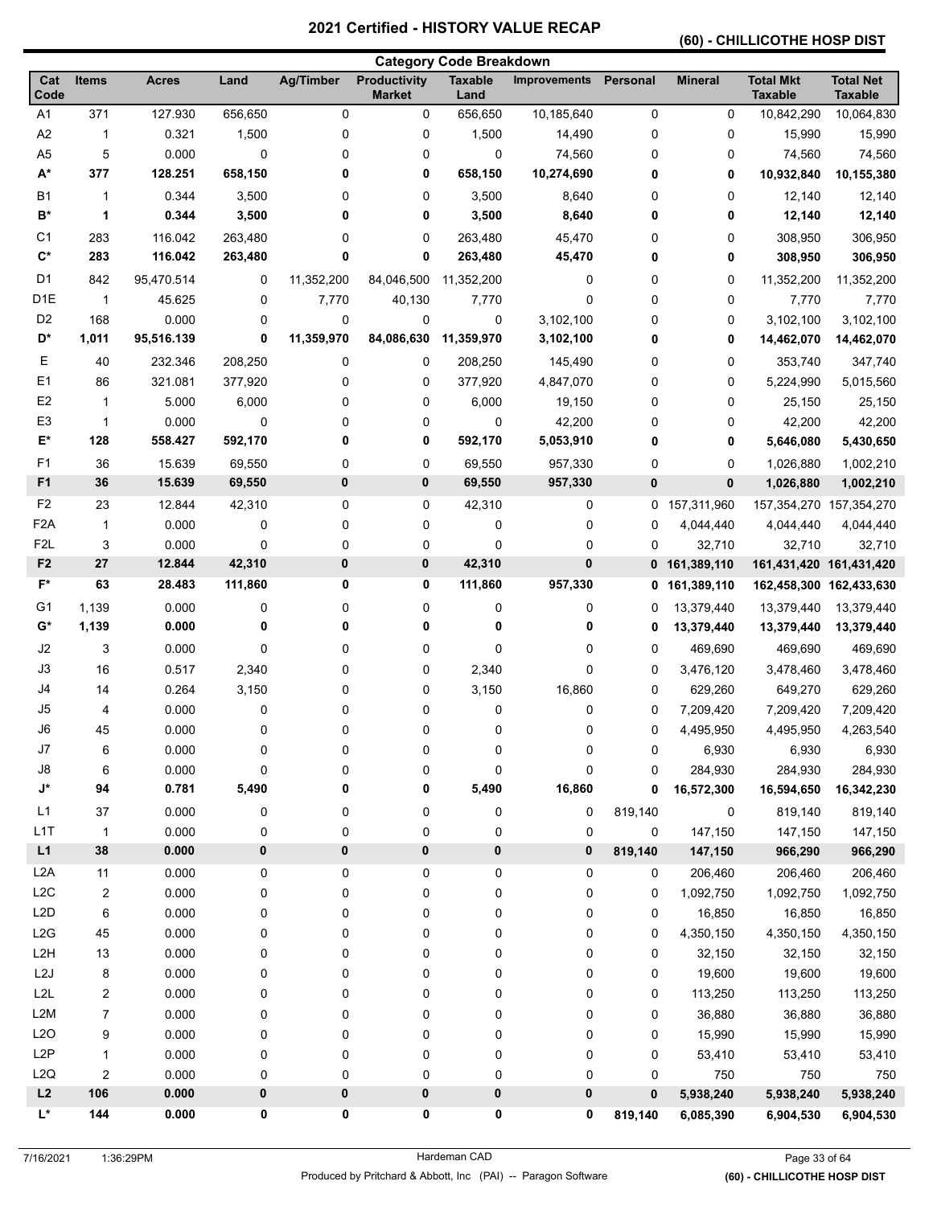# 2021 Certified - HISTORY VALUE RECAP

## (60) - CHILLICOTHE HOSP DIST

### Category Code Breakdown

| Cat Code | Items | Acres | Land | Ag/Timber | Productivity Market | Taxable Land | Improvements | Personal | Mineral | Total Mkt Taxable | Total Net Taxable |
|---|---|---|---|---|---|---|---|---|---|---|---|
| A1 | 371 | 127.930 | 656,650 | 0 | 0 | 656,650 | 10,185,640 | 0 | 0 | 10,842,290 | 10,064,830 |
| A2 | 1 | 0.321 | 1,500 | 0 | 0 | 1,500 | 14,490 | 0 | 0 | 15,990 | 15,990 |
| A5 | 5 | 0.000 | 0 | 0 | 0 | 0 | 74,560 | 0 | 0 | 74,560 | 74,560 |
| **A*** | **377** | **128.251** | **658,150** | **0** | **0** | **658,150** | **10,274,690** | **0** | **0** | **10,932,840** | **10,155,380** |
| B1 | 1 | 0.344 | 3,500 | 0 | 0 | 3,500 | 8,640 | 0 | 0 | 12,140 | 12,140 |
| **B*** | **1** | **0.344** | **3,500** | **0** | **0** | **3,500** | **8,640** | **0** | **0** | **12,140** | **12,140** |
| C1 | 283 | 116.042 | 263,480 | 0 | 0 | 263,480 | 45,470 | 0 | 0 | 308,950 | 306,950 |
| **C*** | **283** | **116.042** | **263,480** | **0** | **0** | **263,480** | **45,470** | **0** | **0** | **308,950** | **306,950** |
| D1 | 842 | 95,470.514 | 0 | 11,352,200 | 84,046,500 | 11,352,200 | 0 | 0 | 0 | 11,352,200 | 11,352,200 |
| D1E | 1 | 45.625 | 0 | 7,770 | 40,130 | 7,770 | 0 | 0 | 0 | 7,770 | 7,770 |
| D2 | 168 | 0.000 | 0 | 0 | 0 | 0 | 3,102,100 | 0 | 0 | 3,102,100 | 3,102,100 |
| **D*** | **1,011** | **95,516.139** | **0** | **11,359,970** | **84,086,630** | **11,359,970** | **3,102,100** | **0** | **0** | **14,462,070** | **14,462,070** |
| E | 40 | 232.346 | 208,250 | 0 | 0 | 208,250 | 145,490 | 0 | 0 | 353,740 | 347,740 |
| E1 | 86 | 321.081 | 377,920 | 0 | 0 | 377,920 | 4,847,070 | 0 | 0 | 5,224,990 | 5,015,560 |
| E2 | 1 | 5.000 | 6,000 | 0 | 0 | 6,000 | 19,150 | 0 | 0 | 25,150 | 25,150 |
| E3 | 1 | 0.000 | 0 | 0 | 0 | 0 | 42,200 | 0 | 0 | 42,200 | 42,200 |
| **E*** | **128** | **558.427** | **592,170** | **0** | **0** | **592,170** | **5,053,910** | **0** | **0** | **5,646,080** | **5,430,650** |
| F1 | 36 | 15.639 | 69,550 | 0 | 0 | 69,550 | 957,330 | 0 | 0 | 1,026,880 | 1,002,210 |
| **F1** | **36** | **15.639** | **69,550** | **0** | **0** | **69,550** | **957,330** | **0** | **0** | **1,026,880** | **1,002,210** |
| F2 | 23 | 12.844 | 42,310 | 0 | 0 | 42,310 | 0 | 0 | 157,311,960 | 157,354,270 | 157,354,270 |
| F2A | 1 | 0.000 | 0 | 0 | 0 | 0 | 0 | 0 | 4,044,440 | 4,044,440 | 4,044,440 |
| F2L | 3 | 0.000 | 0 | 0 | 0 | 0 | 0 | 0 | 32,710 | 32,710 | 32,710 |
| **F2** | **27** | **12.844** | **42,310** | **0** | **0** | **42,310** | **0** | **0** | **161,389,110** | **161,431,420** | **161,431,420** |
| **F*** | **63** | **28.483** | **111,860** | **0** | **0** | **111,860** | **957,330** | **0** | **161,389,110** | **162,458,300** | **162,433,630** |
| G1 | 1,139 | 0.000 | 0 | 0 | 0 | 0 | 0 | 0 | 13,379,440 | 13,379,440 | 13,379,440 |
| **G*** | **1,139** | **0.000** | **0** | **0** | **0** | **0** | **0** | **0** | **13,379,440** | **13,379,440** | **13,379,440** |
| J2 | 3 | 0.000 | 0 | 0 | 0 | 0 | 0 | 0 | 469,690 | 469,690 | 469,690 |
| J3 | 16 | 0.517 | 2,340 | 0 | 0 | 2,340 | 0 | 0 | 3,476,120 | 3,478,460 | 3,478,460 |
| J4 | 14 | 0.264 | 3,150 | 0 | 0 | 3,150 | 16,860 | 0 | 629,260 | 649,270 | 629,260 |
| J5 | 4 | 0.000 | 0 | 0 | 0 | 0 | 0 | 0 | 7,209,420 | 7,209,420 | 7,209,420 |
| J6 | 45 | 0.000 | 0 | 0 | 0 | 0 | 0 | 0 | 4,495,950 | 4,495,950 | 4,263,540 |
| J7 | 6 | 0.000 | 0 | 0 | 0 | 0 | 0 | 0 | 6,930 | 6,930 | 6,930 |
| J8 | 6 | 0.000 | 0 | 0 | 0 | 0 | 0 | 0 | 284,930 | 284,930 | 284,930 |
| **J*** | **94** | **0.781** | **5,490** | **0** | **0** | **5,490** | **16,860** | **0** | **16,572,300** | **16,594,650** | **16,342,230** |
| L1 | 37 | 0.000 | 0 | 0 | 0 | 0 | 0 | 819,140 | 0 | 819,140 | 819,140 |
| L1T | 1 | 0.000 | 0 | 0 | 0 | 0 | 0 | 0 | 147,150 | 147,150 | 147,150 |
| **L1** | **38** | **0.000** | **0** | **0** | **0** | **0** | **0** | **819,140** | **147,150** | **966,290** | **966,290** |
| L2A | 11 | 0.000 | 0 | 0 | 0 | 0 | 0 | 0 | 206,460 | 206,460 | 206,460 |
| L2C | 2 | 0.000 | 0 | 0 | 0 | 0 | 0 | 0 | 1,092,750 | 1,092,750 | 1,092,750 |
| L2D | 6 | 0.000 | 0 | 0 | 0 | 0 | 0 | 0 | 16,850 | 16,850 | 16,850 |
| L2G | 45 | 0.000 | 0 | 0 | 0 | 0 | 0 | 0 | 4,350,150 | 4,350,150 | 4,350,150 |
| L2H | 13 | 0.000 | 0 | 0 | 0 | 0 | 0 | 0 | 32,150 | 32,150 | 32,150 |
| L2J | 8 | 0.000 | 0 | 0 | 0 | 0 | 0 | 0 | 19,600 | 19,600 | 19,600 |
| L2L | 2 | 0.000 | 0 | 0 | 0 | 0 | 0 | 0 | 113,250 | 113,250 | 113,250 |
| L2M | 7 | 0.000 | 0 | 0 | 0 | 0 | 0 | 0 | 36,880 | 36,880 | 36,880 |
| L2O | 9 | 0.000 | 0 | 0 | 0 | 0 | 0 | 0 | 15,990 | 15,990 | 15,990 |
| L2P | 1 | 0.000 | 0 | 0 | 0 | 0 | 0 | 0 | 53,410 | 53,410 | 53,410 |
| L2Q | 2 | 0.000 | 0 | 0 | 0 | 0 | 0 | 0 | 750 | 750 | 750 |
| **L2** | **106** | **0.000** | **0** | **0** | **0** | **0** | **0** | **0** | **5,938,240** | **5,938,240** | **5,938,240** |
| **L*** | **144** | **0.000** | **0** | **0** | **0** | **0** | **0** | **819,140** | **6,085,390** | **6,904,530** | **6,904,530** |

7/16/2021 1:36:29PM — Hardeman CAD — Produced by Pritchard & Abbott, Inc (PAI) -- Paragon Software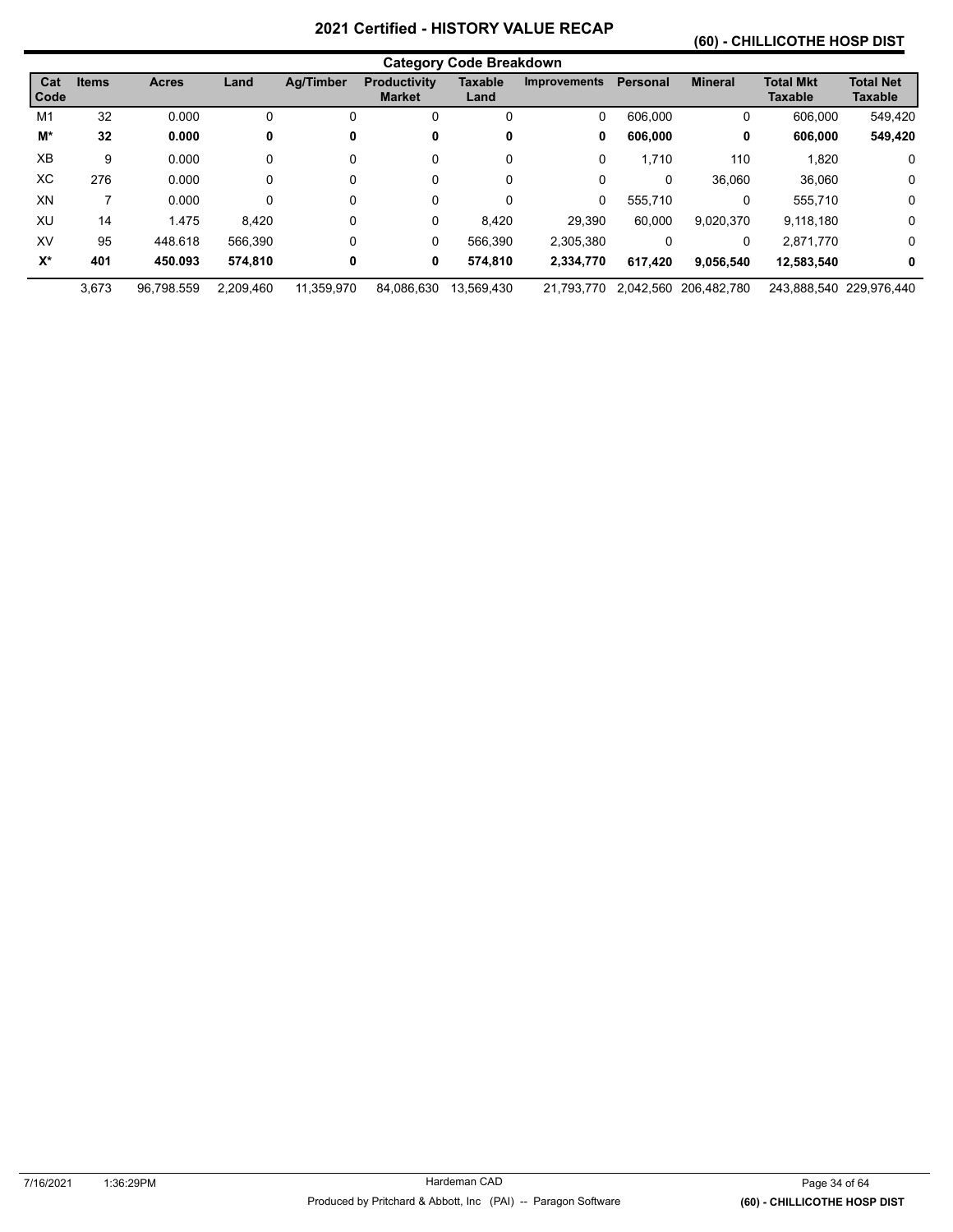# 2021 Certified - HISTORY VALUE RECAP

## (60) - CHILLICOTHE HOSP DIST

### Category Code Breakdown

| Cat Code | Items | Acres | Land | Ag/Timber | Productivity Market | Taxable Land | Improvements | Personal | Mineral | Total Mkt Taxable | Total Net Taxable |
|---|---|---|---|---|---|---|---|---|---|---|---|
| M1 | 32 | 0.000 | 0 | 0 | 0 | 0 | 0 | 606,000 | 0 | 606,000 | 549,420 |
| **M*** | **32** | **0.000** | **0** | **0** | **0** | **0** | **0** | **606,000** | **0** | **606,000** | **549,420** |
| XB | 9 | 0.000 | 0 | 0 | 0 | 0 | 0 | 1,710 | 110 | 1,820 | 0 |
| XC | 276 | 0.000 | 0 | 0 | 0 | 0 | 0 | 0 | 36,060 | 36,060 | 0 |
| XN | 7 | 0.000 | 0 | 0 | 0 | 0 | 0 | 555,710 | 0 | 555,710 | 0 |
| XU | 14 | 1.475 | 8,420 | 0 | 0 | 8,420 | 29,390 | 60,000 | 9,020,370 | 9,118,180 | 0 |
| XV | 95 | 448.618 | 566,390 | 0 | 0 | 566,390 | 2,305,380 | 0 | 0 | 2,871,770 | 0 |
| **X*** | **401** | **450.093** | **574,810** | **0** | **0** | **574,810** | **2,334,770** | **617,420** | **9,056,540** | **12,583,540** | **0** |
| | 3,673 | 96,798.559 | 2,209,460 | 11,359,970 | 84,086,630 | 13,569,430 | 21,793,770 | 2,042,560 | 206,482,780 | 243,888,540 | 229,976,440 |

7/16/2021 1:36:29PM — Hardeman CAD — Produced by Pritchard & Abbott, Inc (PAI) -- Paragon Software — (60) - CHILLICOTHE HOSP DIST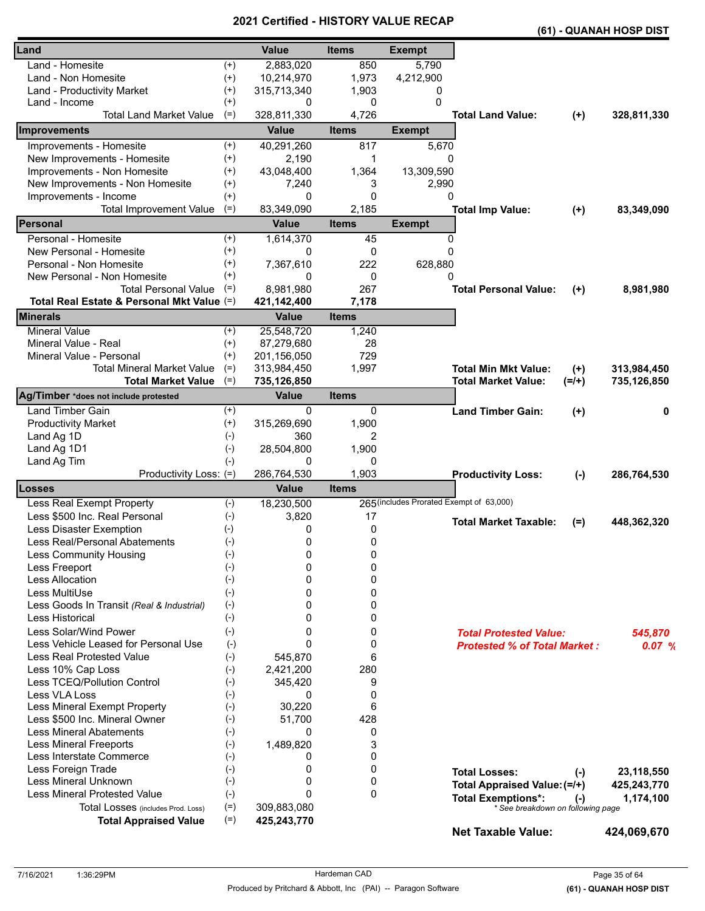# 2021 Certified - HISTORY VALUE RECAP

**(61) - QUANAH HOSP DIST**

| Land | | Value | Items | Exempt | | | |
|---|---|---|---|---|---|---|---|
| Land - Homesite | (+) | 2,883,020 | 850 | 5,790 | | | |
| Land - Non Homesite | (+) | 10,214,970 | 1,973 | 4,212,900 | | | |
| Land - Productivity Market | (+) | 315,713,340 | 1,903 | 0 | | | |
| Land - Income | (+) | 0 | 0 | 0 | | | |
| Total Land Market Value | (=) | 328,811,330 | 4,726 | | **Total Land Value:** | (+) | 328,811,330 |
| **Improvements** | | **Value** | **Items** | **Exempt** | | | |
| Improvements - Homesite | (+) | 40,291,260 | 817 | 5,670 | | | |
| New Improvements - Homesite | (+) | 2,190 | 1 | 0 | | | |
| Improvements - Non Homesite | (+) | 43,048,400 | 1,364 | 13,309,590 | | | |
| New Improvements - Non Homesite | (+) | 7,240 | 3 | 2,990 | | | |
| Improvements - Income | (+) | 0 | 0 | 0 | | | |
| Total Improvement Value | (=) | 83,349,090 | 2,185 | | **Total Imp Value:** | (+) | 83,349,090 |
| **Personal** | | **Value** | **Items** | **Exempt** | | | |
| Personal - Homesite | (+) | 1,614,370 | 45 | 0 | | | |
| New Personal - Homesite | (+) | 0 | 0 | 0 | | | |
| Personal - Non Homesite | (+) | 7,367,610 | 222 | 628,880 | | | |
| New Personal - Non Homesite | (+) | 0 | 0 | 0 | | | |
| Total Personal Value | (=) | 8,981,980 | 267 | | **Total Personal Value:** | (+) | 8,981,980 |
| **Total Real Estate & Personal Mkt Value** | (=) | **421,142,400** | **7,178** | | | | |
| **Minerals** | | **Value** | **Items** | | | | |
| Mineral Value | (+) | 25,548,720 | 1,240 | | | | |
| Mineral Value - Real | (+) | 87,279,680 | 28 | | | | |
| Mineral Value - Personal | (+) | 201,156,050 | 729 | | | | |
| Total Mineral Market Value | (=) | 313,984,450 | 1,997 | | **Total Min Mkt Value:** | (+) | 313,984,450 |
| **Total Market Value** | (=) | **735,126,850** | | | **Total Market Value:** | (=/+) | 735,126,850 |
| **Ag/Timber** *does not include protested | | **Value** | **Items** | | | | |
| Land Timber Gain | (+) | 0 | 0 | | **Land Timber Gain:** | (+) | 0 |
| Productivity Market | (+) | 315,269,690 | 1,900 | | | | |
| Land Ag 1D | (-) | 360 | 2 | | | | |
| Land Ag 1D1 | (-) | 28,504,800 | 1,900 | | | | |
| Land Ag Tim | (-) | 0 | 0 | | | | |
| Productivity Loss: | (=) | 286,764,530 | 1,903 | | **Productivity Loss:** | (-) | 286,764,530 |
| **Losses** | | **Value** | **Items** | | | | |
| Less Real Exempt Property | (-) | 18,230,500 | 265 | (includes Prorated Exempt of 63,000) | | | |
| Less $500 Inc. Real Personal | (-) | 3,820 | 17 | | **Total Market Taxable:** | (=) | 448,362,320 |
| Less Disaster Exemption | (-) | 0 | 0 | | | | |
| Less Real/Personal Abatements | (-) | 0 | 0 | | | | |
| Less Community Housing | (-) | 0 | 0 | | | | |
| Less Freeport | (-) | 0 | 0 | | | | |
| Less Allocation | (-) | 0 | 0 | | | | |
| Less MultiUse | (-) | 0 | 0 | | | | |
| Less Goods In Transit *(Real & Industrial)* | (-) | 0 | 0 | | | | |
| Less Historical | (-) | 0 | 0 | | | | |
| Less Solar/Wind Power | (-) | 0 | 0 | | ***Total Protested Value:*** | | *545,870* |
| Less Vehicle Leased for Personal Use | (-) | 0 | 0 | | ***Protested % of Total Market :*** | | *0.07 %* |
| Less Real Protested Value | (-) | 545,870 | 6 | | | | |
| Less 10% Cap Loss | (-) | 2,421,200 | 280 | | | | |
| Less TCEQ/Pollution Control | (-) | 345,420 | 9 | | | | |
| Less VLA Loss | (-) | 0 | 0 | | | | |
| Less Mineral Exempt Property | (-) | 30,220 | 6 | | | | |
| Less $500 Inc. Mineral Owner | (-) | 51,700 | 428 | | | | |
| Less Mineral Abatements | (-) | 0 | 0 | | | | |
| Less Mineral Freeports | (-) | 1,489,820 | 3 | | | | |
| Less Interstate Commerce | (-) | 0 | 0 | | | | |
| Less Foreign Trade | (-) | 0 | 0 | | **Total Losses:** | (-) | 23,118,550 |
| Less Mineral Unknown | (-) | 0 | 0 | | **Total Appraised Value:** | (=/+) | 425,243,770 |
| Less Mineral Protested Value | (-) | 0 | 0 | | **Total Exemptions*:** | (-) | 1,174,100 |
| Total Losses (includes Prod. Loss) | (=) | 309,883,080 | | | * See breakdown on following page | | |
| **Total Appraised Value** | (=) | **425,243,770** | | | | | |
| | | | | | **Net Taxable Value:** | | **424,069,670** |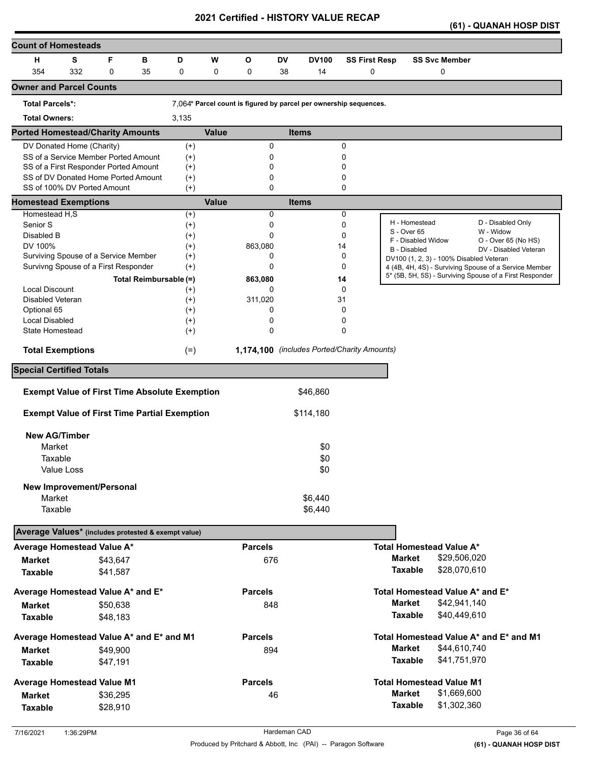# 2021 Certified - HISTORY VALUE RECAP

**(61) - QUANAH HOSP DIST**

## Count of Homesteads

| H | S | F | B | D | W | O | DV | DV100 | SS First Resp | SS Svc Member |
|---|---|---|---|---|---|---|---|---|---|---|
| 354 | 332 | 0 | 35 | 0 | 0 | 0 | 38 | 14 | 0 | 0 |

## Owner and Parcel Counts

**Total Parcels*:** 7,064* **Parcel count is figured by parcel per ownership sequences.**

**Total Owners:** 3,135

## Ported Homestead/Charity Amounts

| | | Value | Items |
|---|---|---|---|
| DV Donated Home (Charity) | (+) | 0 | 0 |
| SS of a Service Member Ported Amount | (+) | 0 | 0 |
| SS of a First Responder Ported Amount | (+) | 0 | 0 |
| SS of DV Donated Home Ported Amount | (+) | 0 | 0 |
| SS of 100% DV Ported Amount | (+) | 0 | 0 |

## Homestead Exemptions

| | | Value | Items |
|---|---|---|---|
| Homestead H,S | (+) | 0 | 0 |
| Senior S | (+) | 0 | 0 |
| Disabled B | (+) | 0 | 0 |
| DV 100% | (+) | 863,080 | 14 |
| Surviving Spouse of a Service Member | (+) | 0 | 0 |
| Survivng Spouse of a First Responder | (+) | 0 | 0 |
| **Total Reimbursable** | **(=)** | **863,080** | **14** |
| Local Discount | (+) | 0 | 0 |
| Disabled Veteran | (+) | 311,020 | 31 |
| Optional 65 | (+) | 0 | 0 |
| Local Disabled | (+) | 0 | 0 |
| State Homestead | (+) | 0 | 0 |
| **Total Exemptions** | (=) | **1,174,100** | *(includes Ported/Charity Amounts)* |

| | |
|---|---|
| H - Homestead | D - Disabled Only |
| S - Over 65 | W - Widow |
| F - Disabled Widow | O - Over 65 (No HS) |
| B - Disabled | DV - Disabled Veteran |
| DV100 (1, 2, 3) - 100% Disabled Veteran | |
| 4 (4B, 4H, 4S) - Surviving Spouse of a Service Member | |
| 5* (5B, 5H, 5S) - Surviving Spouse of a First Responder | |

## Special Certified Totals

**Exempt Value of First Time Absolute Exemption** $46,860

**Exempt Value of First Time Partial Exemption** $114,180

**New AG/Timber**

| | |
|---|---|
| Market | $0 |
| Taxable | $0 |
| Value Loss | $0 |

**New Improvement/Personal**

| | |
|---|---|
| Market | $6,440 |
| Taxable | $6,440 |

## Average Values* (includes protested & exempt value)

| | Average | Parcels | Total |
|---|---|---|---|
| **Average Homestead Value A\*** | | | **Total Homestead Value A\*** |
| **Market** | $43,647 | 676 | $29,506,020 |
| **Taxable** | $41,587 | | $28,070,610 |
| **Average Homestead Value A\* and E\*** | | | **Total Homestead Value A\* and E\*** |
| **Market** | $50,638 | 848 | $42,941,140 |
| **Taxable** | $48,183 | | $40,449,610 |
| **Average Homestead Value A\* and E\* and M1** | | | **Total Homestead Value A\* and E\* and M1** |
| **Market** | $49,900 | 894 | $44,610,740 |
| **Taxable** | $47,191 | | $41,751,970 |
| **Average Homestead Value M1** | | | **Total Homestead Value M1** |
| **Market** | $36,295 | 46 | $1,669,600 |
| **Taxable** | $28,910 | | $1,302,360 |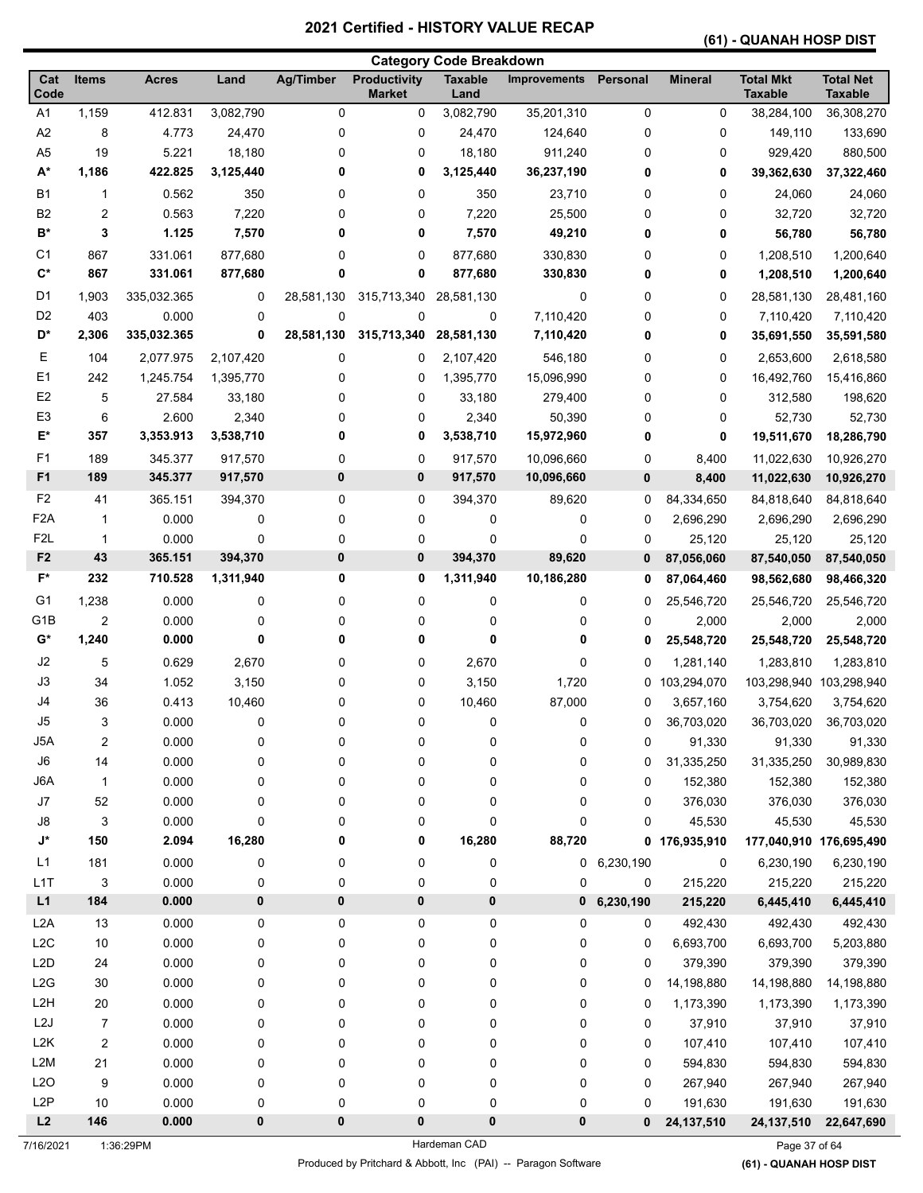# 2021 Certified - HISTORY VALUE RECAP

**(61) - QUANAH HOSP DIST**

## Category Code Breakdown

| Cat Code | Items | Acres | Land | Ag/Timber | Productivity Market | Taxable Land | Improvements | Personal | Mineral | Total Mkt Taxable | Total Net Taxable |
|---|---|---|---|---|---|---|---|---|---|---|---|
| A1 | 1,159 | 412.831 | 3,082,790 | 0 | 0 | 3,082,790 | 35,201,310 | 0 | 0 | 38,284,100 | 36,308,270 |
| A2 | 8 | 4.773 | 24,470 | 0 | 0 | 24,470 | 124,640 | 0 | 0 | 149,110 | 133,690 |
| A5 | 19 | 5.221 | 18,180 | 0 | 0 | 18,180 | 911,240 | 0 | 0 | 929,420 | 880,500 |
| **A*** | **1,186** | **422.825** | **3,125,440** | **0** | **0** | **3,125,440** | **36,237,190** | **0** | **0** | **39,362,630** | **37,322,460** |
| B1 | 1 | 0.562 | 350 | 0 | 0 | 350 | 23,710 | 0 | 0 | 24,060 | 24,060 |
| B2 | 2 | 0.563 | 7,220 | 0 | 0 | 7,220 | 25,500 | 0 | 0 | 32,720 | 32,720 |
| **B*** | **3** | **1.125** | **7,570** | **0** | **0** | **7,570** | **49,210** | **0** | **0** | **56,780** | **56,780** |
| C1 | 867 | 331.061 | 877,680 | 0 | 0 | 877,680 | 330,830 | 0 | 0 | 1,208,510 | 1,200,640 |
| **C*** | **867** | **331.061** | **877,680** | **0** | **0** | **877,680** | **330,830** | **0** | **0** | **1,208,510** | **1,200,640** |
| D1 | 1,903 | 335,032.365 | 0 | 28,581,130 | 315,713,340 | 28,581,130 | 0 | 0 | 0 | 28,581,130 | 28,481,160 |
| D2 | 403 | 0.000 | 0 | 0 | 0 | 0 | 7,110,420 | 0 | 0 | 7,110,420 | 7,110,420 |
| **D*** | **2,306** | **335,032.365** | **0** | **28,581,130** | **315,713,340** | **28,581,130** | **7,110,420** | **0** | **0** | **35,691,550** | **35,591,580** |
| E | 104 | 2,077.975 | 2,107,420 | 0 | 0 | 2,107,420 | 546,180 | 0 | 0 | 2,653,600 | 2,618,580 |
| E1 | 242 | 1,245.754 | 1,395,770 | 0 | 0 | 1,395,770 | 15,096,990 | 0 | 0 | 16,492,760 | 15,416,860 |
| E2 | 5 | 27.584 | 33,180 | 0 | 0 | 33,180 | 279,400 | 0 | 0 | 312,580 | 198,620 |
| E3 | 6 | 2.600 | 2,340 | 0 | 0 | 2,340 | 50,390 | 0 | 0 | 52,730 | 52,730 |
| **E*** | **357** | **3,353.913** | **3,538,710** | **0** | **0** | **3,538,710** | **15,972,960** | **0** | **0** | **19,511,670** | **18,286,790** |
| F1 | 189 | 345.377 | 917,570 | 0 | 0 | 917,570 | 10,096,660 | 0 | 8,400 | 11,022,630 | 10,926,270 |
| **F1** | **189** | **345.377** | **917,570** | **0** | **0** | **917,570** | **10,096,660** | **0** | **8,400** | **11,022,630** | **10,926,270** |
| F2 | 41 | 365.151 | 394,370 | 0 | 0 | 394,370 | 89,620 | 0 | 84,334,650 | 84,818,640 | 84,818,640 |
| F2A | 1 | 0.000 | 0 | 0 | 0 | 0 | 0 | 0 | 2,696,290 | 2,696,290 | 2,696,290 |
| F2L | 1 | 0.000 | 0 | 0 | 0 | 0 | 0 | 0 | 25,120 | 25,120 | 25,120 |
| **F2** | **43** | **365.151** | **394,370** | **0** | **0** | **394,370** | **89,620** | **0** | **87,056,060** | **87,540,050** | **87,540,050** |
| **F*** | **232** | **710.528** | **1,311,940** | **0** | **0** | **1,311,940** | **10,186,280** | **0** | **87,064,460** | **98,562,680** | **98,466,320** |
| G1 | 1,238 | 0.000 | 0 | 0 | 0 | 0 | 0 | 0 | 25,546,720 | 25,546,720 | 25,546,720 |
| G1B | 2 | 0.000 | 0 | 0 | 0 | 0 | 0 | 0 | 2,000 | 2,000 | 2,000 |
| **G*** | **1,240** | **0.000** | **0** | **0** | **0** | **0** | **0** | **0** | **25,548,720** | **25,548,720** | **25,548,720** |
| J2 | 5 | 0.629 | 2,670 | 0 | 0 | 2,670 | 0 | 0 | 1,281,140 | 1,283,810 | 1,283,810 |
| J3 | 34 | 1.052 | 3,150 | 0 | 0 | 3,150 | 1,720 | 0 | 103,294,070 | 103,298,940 | 103,298,940 |
| J4 | 36 | 0.413 | 10,460 | 0 | 0 | 10,460 | 87,000 | 0 | 3,657,160 | 3,754,620 | 3,754,620 |
| J5 | 3 | 0.000 | 0 | 0 | 0 | 0 | 0 | 0 | 36,703,020 | 36,703,020 | 36,703,020 |
| J5A | 2 | 0.000 | 0 | 0 | 0 | 0 | 0 | 0 | 91,330 | 91,330 | 91,330 |
| J6 | 14 | 0.000 | 0 | 0 | 0 | 0 | 0 | 0 | 31,335,250 | 31,335,250 | 30,989,830 |
| J6A | 1 | 0.000 | 0 | 0 | 0 | 0 | 0 | 0 | 152,380 | 152,380 | 152,380 |
| J7 | 52 | 0.000 | 0 | 0 | 0 | 0 | 0 | 0 | 376,030 | 376,030 | 376,030 |
| J8 | 3 | 0.000 | 0 | 0 | 0 | 0 | 0 | 0 | 45,530 | 45,530 | 45,530 |
| **J*** | **150** | **2.094** | **16,280** | **0** | **0** | **16,280** | **88,720** | **0** | **176,935,910** | **177,040,910** | **176,695,490** |
| L1 | 181 | 0.000 | 0 | 0 | 0 | 0 | 0 | 6,230,190 | 0 | 6,230,190 | 6,230,190 |
| L1T | 3 | 0.000 | 0 | 0 | 0 | 0 | 0 | 0 | 215,220 | 215,220 | 215,220 |
| **L1** | **184** | **0.000** | **0** | **0** | **0** | **0** | **0** | **6,230,190** | **215,220** | **6,445,410** | **6,445,410** |
| L2A | 13 | 0.000 | 0 | 0 | 0 | 0 | 0 | 0 | 492,430 | 492,430 | 492,430 |
| L2C | 10 | 0.000 | 0 | 0 | 0 | 0 | 0 | 0 | 6,693,700 | 6,693,700 | 5,203,880 |
| L2D | 24 | 0.000 | 0 | 0 | 0 | 0 | 0 | 0 | 379,390 | 379,390 | 379,390 |
| L2G | 30 | 0.000 | 0 | 0 | 0 | 0 | 0 | 0 | 14,198,880 | 14,198,880 | 14,198,880 |
| L2H | 20 | 0.000 | 0 | 0 | 0 | 0 | 0 | 0 | 1,173,390 | 1,173,390 | 1,173,390 |
| L2J | 7 | 0.000 | 0 | 0 | 0 | 0 | 0 | 0 | 37,910 | 37,910 | 37,910 |
| L2K | 2 | 0.000 | 0 | 0 | 0 | 0 | 0 | 0 | 107,410 | 107,410 | 107,410 |
| L2M | 21 | 0.000 | 0 | 0 | 0 | 0 | 0 | 0 | 594,830 | 594,830 | 594,830 |
| L2O | 9 | 0.000 | 0 | 0 | 0 | 0 | 0 | 0 | 267,940 | 267,940 | 267,940 |
| L2P | 10 | 0.000 | 0 | 0 | 0 | 0 | 0 | 0 | 191,630 | 191,630 | 191,630 |
| **L2** | **146** | **0.000** | **0** | **0** | **0** | **0** | **0** | **0** | **24,137,510** | **24,137,510** | **22,647,690** |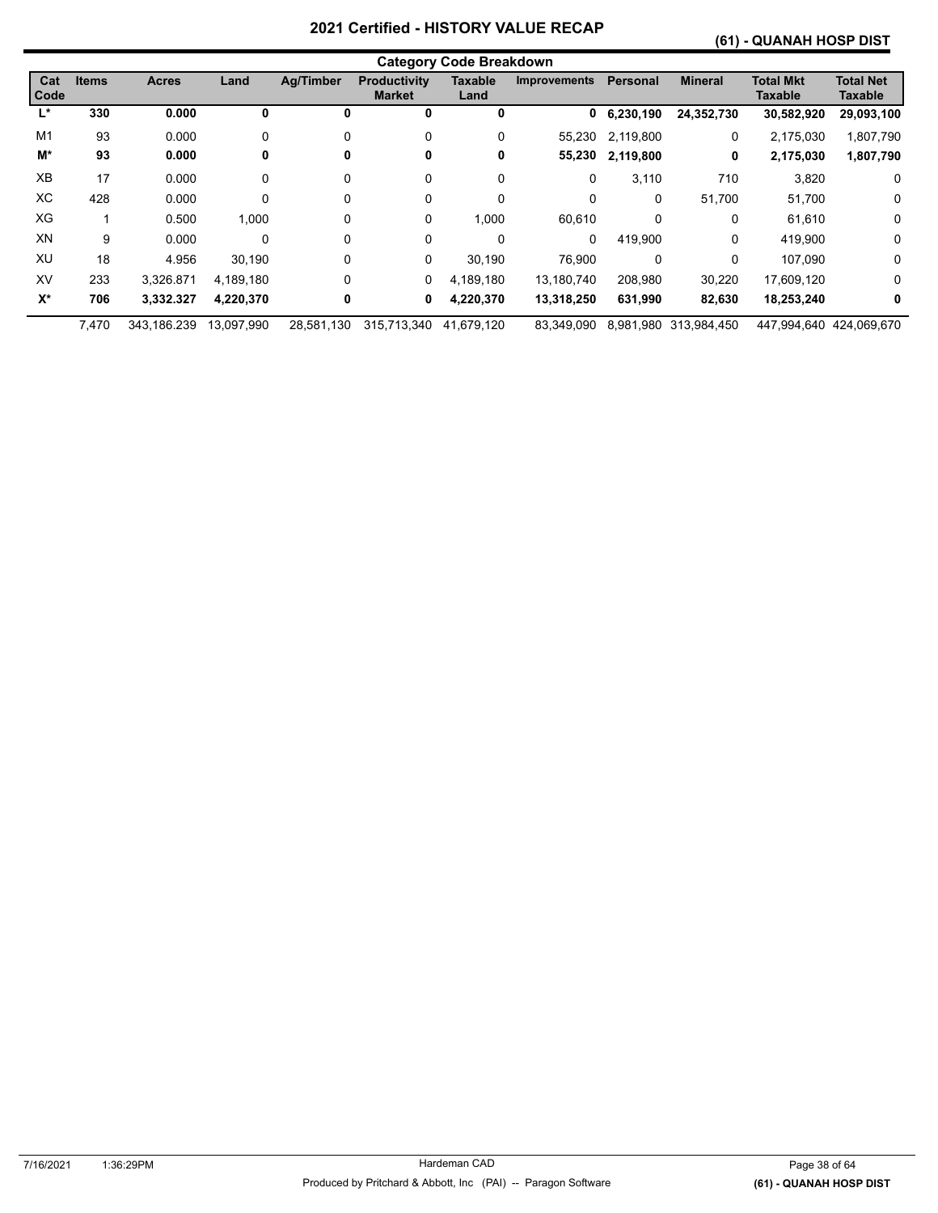# 2021 Certified - HISTORY VALUE RECAP

**(61) - QUANAH HOSP DIST**

## Category Code Breakdown

| Cat Code | Items | Acres | Land | Ag/Timber | Productivity Market | Taxable Land | Improvements | Personal | Mineral | Total Mkt Taxable | Total Net Taxable |
|---|---|---|---|---|---|---|---|---|---|---|---|
| **L*** | **330** | **0.000** | **0** | **0** | **0** | **0** | **0** | **6,230,190** | **24,352,730** | **30,582,920** | **29,093,100** |
| M1 | 93 | 0.000 | 0 | 0 | 0 | 0 | 55,230 | 2,119,800 | 0 | 2,175,030 | 1,807,790 |
| **M*** | **93** | **0.000** | **0** | **0** | **0** | **0** | **55,230** | **2,119,800** | **0** | **2,175,030** | **1,807,790** |
| XB | 17 | 0.000 | 0 | 0 | 0 | 0 | 0 | 3,110 | 710 | 3,820 | 0 |
| XC | 428 | 0.000 | 0 | 0 | 0 | 0 | 0 | 0 | 51,700 | 51,700 | 0 |
| XG | 1 | 0.500 | 1,000 | 0 | 0 | 1,000 | 60,610 | 0 | 0 | 61,610 | 0 |
| XN | 9 | 0.000 | 0 | 0 | 0 | 0 | 0 | 419,900 | 0 | 419,900 | 0 |
| XU | 18 | 4.956 | 30,190 | 0 | 0 | 30,190 | 76,900 | 0 | 0 | 107,090 | 0 |
| XV | 233 | 3,326.871 | 4,189,180 | 0 | 0 | 4,189,180 | 13,180,740 | 208,980 | 30,220 | 17,609,120 | 0 |
| **X*** | **706** | **3,332.327** | **4,220,370** | **0** | **0** | **4,220,370** | **13,318,250** | **631,990** | **82,630** | **18,253,240** | **0** |
| | 7,470 | 343,186.239 | 13,097,990 | 28,581,130 | 315,713,340 | 41,679,120 | 83,349,090 | 8,981,980 | 313,984,450 | 447,994,640 | 424,069,670 |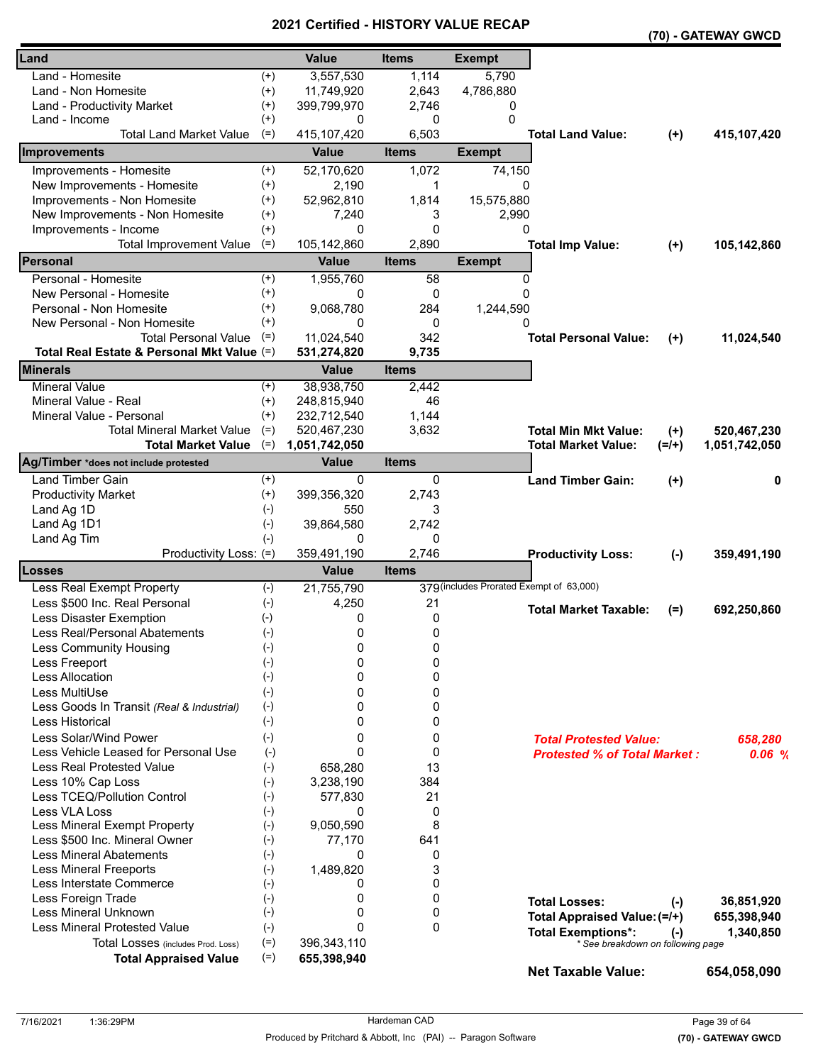# 2021 Certified - HISTORY VALUE RECAP

**(70) - GATEWAY GWCD**

| Land | | Value | Items | Exempt | | | |
|---|---|---|---|---|---|---|---|
| Land - Homesite | (+) | 3,557,530 | 1,114 | 5,790 | | | |
| Land - Non Homesite | (+) | 11,749,920 | 2,643 | 4,786,880 | | | |
| Land - Productivity Market | (+) | 399,799,970 | 2,746 | 0 | | | |
| Land - Income | (+) | 0 | 0 | 0 | | | |
| Total Land Market Value | (=) | 415,107,420 | 6,503 | | **Total Land Value:** | (+) | **415,107,420** |

| Improvements | | Value | Items | Exempt | | | |
|---|---|---|---|---|---|---|---|
| Improvements - Homesite | (+) | 52,170,620 | 1,072 | 74,150 | | | |
| New Improvements - Homesite | (+) | 2,190 | 1 | 0 | | | |
| Improvements - Non Homesite | (+) | 52,962,810 | 1,814 | 15,575,880 | | | |
| New Improvements - Non Homesite | (+) | 7,240 | 3 | 2,990 | | | |
| Improvements - Income | (+) | 0 | 0 | 0 | | | |
| Total Improvement Value | (=) | 105,142,860 | 2,890 | | **Total Imp Value:** | (+) | **105,142,860** |

| Personal | | Value | Items | Exempt | | | |
|---|---|---|---|---|---|---|---|
| Personal - Homesite | (+) | 1,955,760 | 58 | 0 | | | |
| New Personal - Homesite | (+) | 0 | 0 | 0 | | | |
| Personal - Non Homesite | (+) | 9,068,780 | 284 | 1,244,590 | | | |
| New Personal - Non Homesite | (+) | 0 | 0 | 0 | | | |
| Total Personal Value | (=) | 11,024,540 | 342 | | **Total Personal Value:** | (+) | **11,024,540** |
| **Total Real Estate & Personal Mkt Value** | (=) | **531,274,820** | **9,735** | | | | |

| Minerals | | Value | Items | | | |
|---|---|---|---|---|---|---|
| Mineral Value | (+) | 38,938,750 | 2,442 | | | |
| Mineral Value - Real | (+) | 248,815,940 | 46 | | | |
| Mineral Value - Personal | (+) | 232,712,540 | 1,144 | | | |
| Total Mineral Market Value | (=) | 520,467,230 | 3,632 | **Total Min Mkt Value:** | (+) | **520,467,230** |
| **Total Market Value** | (=) | **1,051,742,050** | | **Total Market Value:** | (=/+) | **1,051,742,050** |

| Ag/Timber *does not include protested | | Value | Items | | | |
|---|---|---|---|---|---|---|
| Land Timber Gain | (+) | 0 | 0 | **Land Timber Gain:** | (+) | **0** |
| Productivity Market | (+) | 399,356,320 | 2,743 | | | |
| Land Ag 1D | (-) | 550 | 3 | | | |
| Land Ag 1D1 | (-) | 39,864,580 | 2,742 | | | |
| Land Ag Tim | (-) | 0 | 0 | | | |
| Productivity Loss: | (=) | 359,491,190 | 2,746 | **Productivity Loss:** | (-) | **359,491,190** |

| Losses | | Value | Items | | | |
|---|---|---|---|---|---|---|
| Less Real Exempt Property | (-) | 21,755,790 | 379 (includes Prorated Exempt of 63,000) | | | |
| Less $500 Inc. Real Personal | (-) | 4,250 | 21 | **Total Market Taxable:** | (=) | **692,250,860** |
| Less Disaster Exemption | (-) | 0 | 0 | | | |
| Less Real/Personal Abatements | (-) | 0 | 0 | | | |
| Less Community Housing | (-) | 0 | 0 | | | |
| Less Freeport | (-) | 0 | 0 | | | |
| Less Allocation | (-) | 0 | 0 | | | |
| Less MultiUse | (-) | 0 | 0 | | | |
| Less Goods In Transit *(Real & Industrial)* | (-) | 0 | 0 | | | |
| Less Historical | (-) | 0 | 0 | | | |
| Less Solar/Wind Power | (-) | 0 | 0 | ***Total Protested Value:*** | | ***658,280*** |
| Less Vehicle Leased for Personal Use | (-) | 0 | 0 | ***Protested % of Total Market :*** | | ***0.06 %*** |
| Less Real Protested Value | (-) | 658,280 | 13 | | | |
| Less 10% Cap Loss | (-) | 3,238,190 | 384 | | | |
| Less TCEQ/Pollution Control | (-) | 577,830 | 21 | | | |
| Less VLA Loss | (-) | 0 | 0 | | | |
| Less Mineral Exempt Property | (-) | 9,050,590 | 8 | | | |
| Less $500 Inc. Mineral Owner | (-) | 77,170 | 641 | | | |
| Less Mineral Abatements | (-) | 0 | 0 | | | |
| Less Mineral Freeports | (-) | 1,489,820 | 3 | | | |
| Less Interstate Commerce | (-) | 0 | 0 | | | |
| Less Foreign Trade | (-) | 0 | 0 | **Total Losses:** | (-) | **36,851,920** |
| Less Mineral Unknown | (-) | 0 | 0 | **Total Appraised Value:** | (=/+) | **655,398,940** |
| Less Mineral Protested Value | (-) | 0 | 0 | **Total Exemptions*:** | (-) | **1,340,850** |
| Total Losses *(includes Prod. Loss)* | (=) | 396,343,110 | | * See breakdown on following page | | |
| **Total Appraised Value** | (=) | **655,398,940** | | | | |
| | | | | **Net Taxable Value:** | | **654,058,090** |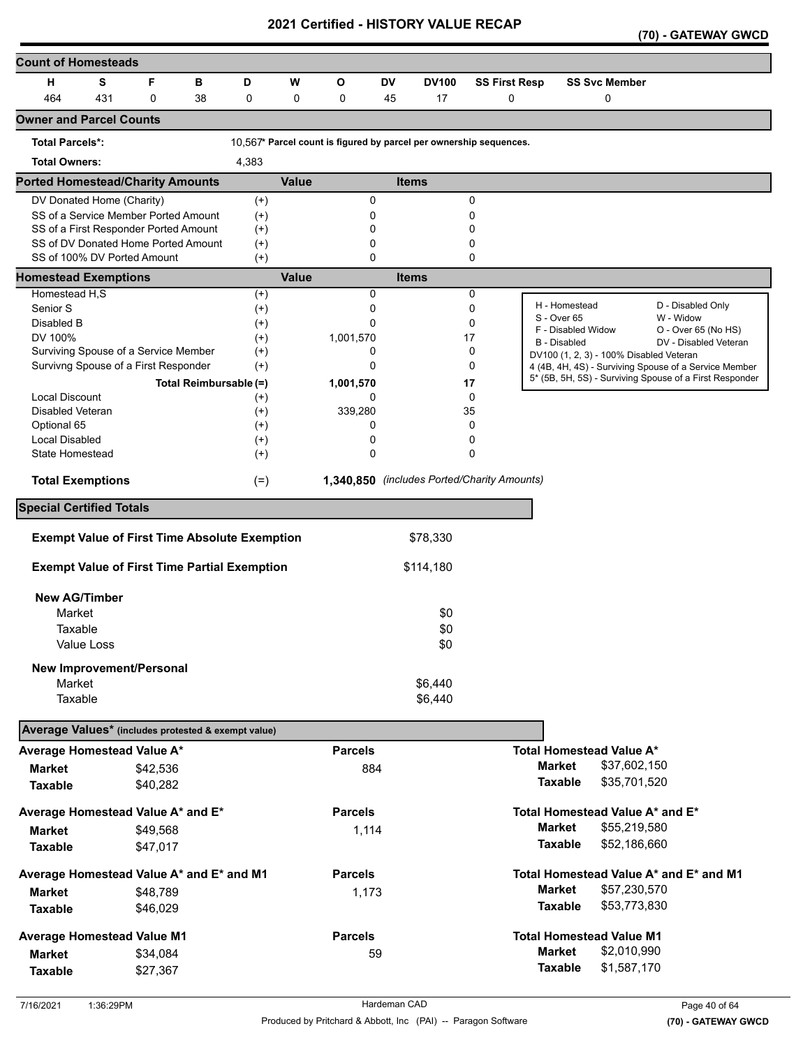# 2021 Certified - HISTORY VALUE RECAP

**(70) - GATEWAY GWCD**

## Count of Homesteads

| H | S | F | B | D | W | O | DV | DV100 | SS First Resp | SS Svc Member |
|---|---|---|---|---|---|---|---|---|---|---|
| 464 | 431 | 0 | 38 | 0 | 0 | 0 | 45 | 17 | 0 | 0 |

## Owner and Parcel Counts

**Total Parcels*:** 10,567* Parcel count is figured by parcel per ownership sequences.

**Total Owners:** 4,383

## Ported Homestead/Charity Amounts

| | | Value | Items |
|---|---|---|---|
| DV Donated Home (Charity) | (+) | 0 | 0 |
| SS of a Service Member Ported Amount | (+) | 0 | 0 |
| SS of a First Responder Ported Amount | (+) | 0 | 0 |
| SS of DV Donated Home Ported Amount | (+) | 0 | 0 |
| SS of 100% DV Ported Amount | (+) | 0 | 0 |

## Homestead Exemptions

| | | Value | Items |
|---|---|---|---|
| Homestead H,S | (+) | 0 | 0 |
| Senior S | (+) | 0 | 0 |
| Disabled B | (+) | 0 | 0 |
| DV 100% | (+) | 1,001,570 | 17 |
| Surviving Spouse of a Service Member | (+) | 0 | 0 |
| Survivng Spouse of a First Responder | (+) | 0 | 0 |
| **Total Reimbursable** | (=) | **1,001,570** | **17** |
| Local Discount | (+) | 0 | 0 |
| Disabled Veteran | (+) | 339,280 | 35 |
| Optional 65 | (+) | 0 | 0 |
| Local Disabled | (+) | 0 | 0 |
| State Homestead | (+) | 0 | 0 |
| **Total Exemptions** | (=) | **1,340,850** | *(includes Ported/Charity Amounts)* |

H - Homestead; S - Over 65; F - Disabled Widow; B - Disabled; D - Disabled Only; W - Widow; O - Over 65 (No HS); DV - Disabled Veteran
DV100 (1, 2, 3) - 100% Disabled Veteran
4 (4B, 4H, 4S) - Surviving Spouse of a Service Member
5* (5B, 5H, 5S) - Surviving Spouse of a First Responder

## Special Certified Totals

**Exempt Value of First Time Absolute Exemption** $78,330

**Exempt Value of First Time Partial Exemption** $114,180

**New AG/Timber**

| | |
|---|---|
| Market | $0 |
| Taxable | $0 |
| Value Loss | $0 |

**New Improvement/Personal**

| | |
|---|---|
| Market | $6,440 |
| Taxable | $6,440 |

## Average Values* (includes protested & exempt value)

| Average Homestead Value A* | | Parcels | Total Homestead Value A* | |
|---|---|---|---|---|
| **Market** | $42,536 | 884 | **Market** | $37,602,150 |
| **Taxable** | $40,282 | | **Taxable** | $35,701,520 |

| Average Homestead Value A* and E* | | Parcels | Total Homestead Value A* and E* | |
|---|---|---|---|---|
| **Market** | $49,568 | 1,114 | **Market** | $55,219,580 |
| **Taxable** | $47,017 | | **Taxable** | $52,186,660 |

| Average Homestead Value A* and E* and M1 | | Parcels | Total Homestead Value A* and E* and M1 | |
|---|---|---|---|---|
| **Market** | $48,789 | 1,173 | **Market** | $57,230,570 |
| **Taxable** | $46,029 | | **Taxable** | $53,773,830 |

| Average Homestead Value M1 | | Parcels | Total Homestead Value M1 | |
|---|---|---|---|---|
| **Market** | $34,084 | 59 | **Market** | $2,010,990 |
| **Taxable** | $27,367 | | **Taxable** | $1,587,170 |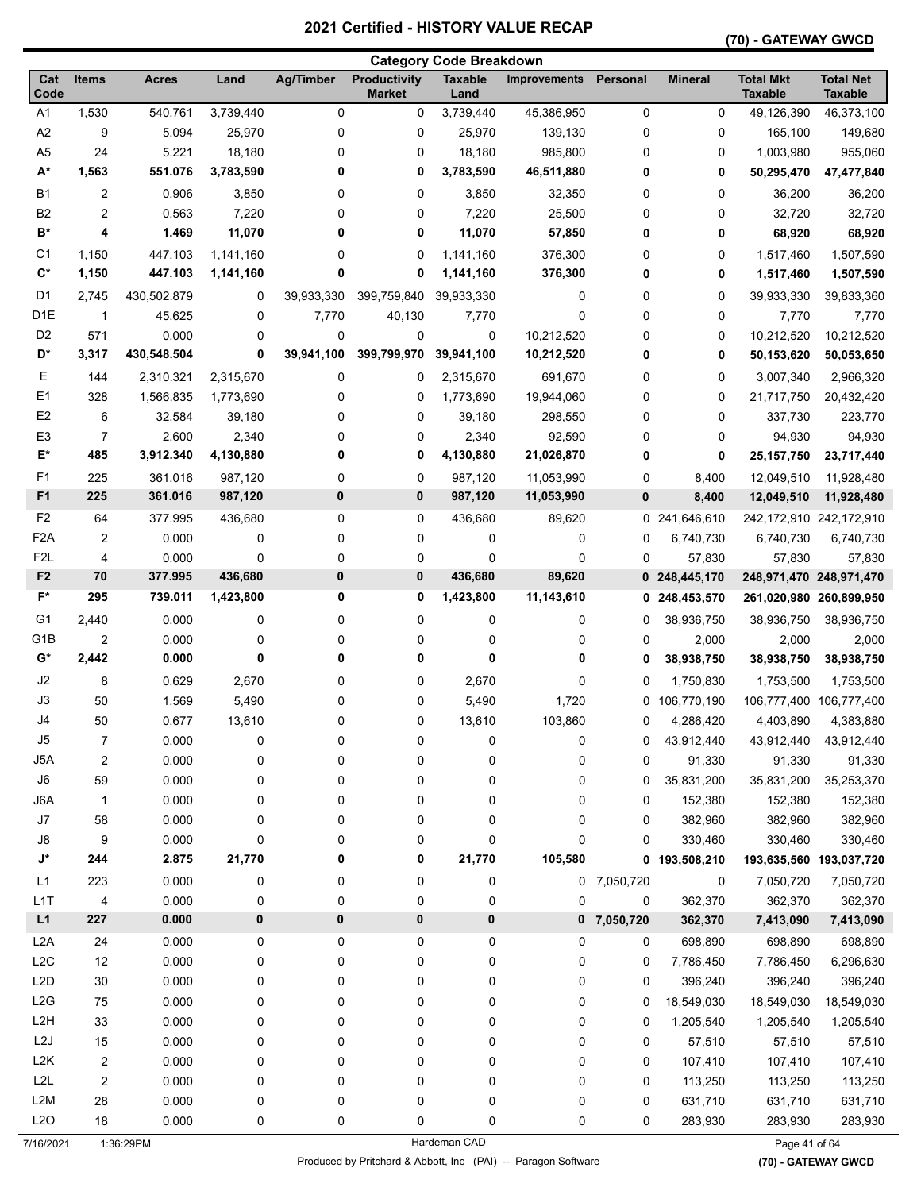# 2021 Certified - HISTORY VALUE RECAP

**(70) - GATEWAY GWCD**

## Category Code Breakdown

| Cat Code | Items | Acres | Land | Ag/Timber | Productivity Market | Taxable Land | Improvements | Personal | Mineral | Total Mkt Taxable | Total Net Taxable |
|---|---|---|---|---|---|---|---|---|---|---|---|
| A1 | 1,530 | 540.761 | 3,739,440 | 0 | 0 | 3,739,440 | 45,386,950 | 0 | 0 | 49,126,390 | 46,373,100 |
| A2 | 9 | 5.094 | 25,970 | 0 | 0 | 25,970 | 139,130 | 0 | 0 | 165,100 | 149,680 |
| A5 | 24 | 5.221 | 18,180 | 0 | 0 | 18,180 | 985,800 | 0 | 0 | 1,003,980 | 955,060 |
| **A*** | **1,563** | **551.076** | **3,783,590** | **0** | **0** | **3,783,590** | **46,511,880** | **0** | **0** | **50,295,470** | **47,477,840** |
| B1 | 2 | 0.906 | 3,850 | 0 | 0 | 3,850 | 32,350 | 0 | 0 | 36,200 | 36,200 |
| B2 | 2 | 0.563 | 7,220 | 0 | 0 | 7,220 | 25,500 | 0 | 0 | 32,720 | 32,720 |
| **B*** | **4** | **1.469** | **11,070** | **0** | **0** | **11,070** | **57,850** | **0** | **0** | **68,920** | **68,920** |
| C1 | 1,150 | 447.103 | 1,141,160 | 0 | 0 | 1,141,160 | 376,300 | 0 | 0 | 1,517,460 | 1,507,590 |
| **C*** | **1,150** | **447.103** | **1,141,160** | **0** | **0** | **1,141,160** | **376,300** | **0** | **0** | **1,517,460** | **1,507,590** |
| D1 | 2,745 | 430,502.879 | 0 | 39,933,330 | 399,759,840 | 39,933,330 | 0 | 0 | 0 | 39,933,330 | 39,833,360 |
| D1E | 1 | 45.625 | 0 | 7,770 | 40,130 | 7,770 | 0 | 0 | 0 | 7,770 | 7,770 |
| D2 | 571 | 0.000 | 0 | 0 | 0 | 0 | 10,212,520 | 0 | 0 | 10,212,520 | 10,212,520 |
| **D*** | **3,317** | **430,548.504** | **0** | **39,941,100** | **399,799,970** | **39,941,100** | **10,212,520** | **0** | **0** | **50,153,620** | **50,053,650** |
| E | 144 | 2,310.321 | 2,315,670 | 0 | 0 | 2,315,670 | 691,670 | 0 | 0 | 3,007,340 | 2,966,320 |
| E1 | 328 | 1,566.835 | 1,773,690 | 0 | 0 | 1,773,690 | 19,944,060 | 0 | 0 | 21,717,750 | 20,432,420 |
| E2 | 6 | 32.584 | 39,180 | 0 | 0 | 39,180 | 298,550 | 0 | 0 | 337,730 | 223,770 |
| E3 | 7 | 2.600 | 2,340 | 0 | 0 | 2,340 | 92,590 | 0 | 0 | 94,930 | 94,930 |
| **E*** | **485** | **3,912.340** | **4,130,880** | **0** | **0** | **4,130,880** | **21,026,870** | **0** | **0** | **25,157,750** | **23,717,440** |
| F1 | 225 | 361.016 | 987,120 | 0 | 0 | 987,120 | 11,053,990 | 0 | 8,400 | 12,049,510 | 11,928,480 |
| **F1** | **225** | **361.016** | **987,120** | **0** | **0** | **987,120** | **11,053,990** | **0** | **8,400** | **12,049,510** | **11,928,480** |
| F2 | 64 | 377.995 | 436,680 | 0 | 0 | 436,680 | 89,620 | 0 | 241,646,610 | 242,172,910 | 242,172,910 |
| F2A | 2 | 0.000 | 0 | 0 | 0 | 0 | 0 | 0 | 6,740,730 | 6,740,730 | 6,740,730 |
| F2L | 4 | 0.000 | 0 | 0 | 0 | 0 | 0 | 0 | 57,830 | 57,830 | 57,830 |
| **F2** | **70** | **377.995** | **436,680** | **0** | **0** | **436,680** | **89,620** | **0** | **248,445,170** | **248,971,470** | **248,971,470** |
| **F*** | **295** | **739.011** | **1,423,800** | **0** | **0** | **1,423,800** | **11,143,610** | **0** | **248,453,570** | **261,020,980** | **260,899,950** |
| G1 | 2,440 | 0.000 | 0 | 0 | 0 | 0 | 0 | 0 | 38,936,750 | 38,936,750 | 38,936,750 |
| G1B | 2 | 0.000 | 0 | 0 | 0 | 0 | 0 | 0 | 2,000 | 2,000 | 2,000 |
| **G*** | **2,442** | **0.000** | **0** | **0** | **0** | **0** | **0** | **0** | **38,938,750** | **38,938,750** | **38,938,750** |
| J2 | 8 | 0.629 | 2,670 | 0 | 0 | 2,670 | 0 | 0 | 1,750,830 | 1,753,500 | 1,753,500 |
| J3 | 50 | 1.569 | 5,490 | 0 | 0 | 5,490 | 1,720 | 0 | 106,770,190 | 106,777,400 | 106,777,400 |
| J4 | 50 | 0.677 | 13,610 | 0 | 0 | 13,610 | 103,860 | 0 | 4,286,420 | 4,403,890 | 4,383,880 |
| J5 | 7 | 0.000 | 0 | 0 | 0 | 0 | 0 | 0 | 43,912,440 | 43,912,440 | 43,912,440 |
| J5A | 2 | 0.000 | 0 | 0 | 0 | 0 | 0 | 0 | 91,330 | 91,330 | 91,330 |
| J6 | 59 | 0.000 | 0 | 0 | 0 | 0 | 0 | 0 | 35,831,200 | 35,831,200 | 35,253,370 |
| J6A | 1 | 0.000 | 0 | 0 | 0 | 0 | 0 | 0 | 152,380 | 152,380 | 152,380 |
| J7 | 58 | 0.000 | 0 | 0 | 0 | 0 | 0 | 0 | 382,960 | 382,960 | 382,960 |
| J8 | 9 | 0.000 | 0 | 0 | 0 | 0 | 0 | 0 | 330,460 | 330,460 | 330,460 |
| **J*** | **244** | **2.875** | **21,770** | **0** | **0** | **21,770** | **105,580** | **0** | **193,508,210** | **193,635,560** | **193,037,720** |
| L1 | 223 | 0.000 | 0 | 0 | 0 | 0 | 0 | 7,050,720 | 0 | 7,050,720 | 7,050,720 |
| L1T | 4 | 0.000 | 0 | 0 | 0 | 0 | 0 | 0 | 362,370 | 362,370 | 362,370 |
| **L1** | **227** | **0.000** | **0** | **0** | **0** | **0** | **0** | **7,050,720** | **362,370** | **7,413,090** | **7,413,090** |
| L2A | 24 | 0.000 | 0 | 0 | 0 | 0 | 0 | 0 | 698,890 | 698,890 | 698,890 |
| L2C | 12 | 0.000 | 0 | 0 | 0 | 0 | 0 | 0 | 7,786,450 | 7,786,450 | 6,296,630 |
| L2D | 30 | 0.000 | 0 | 0 | 0 | 0 | 0 | 0 | 396,240 | 396,240 | 396,240 |
| L2G | 75 | 0.000 | 0 | 0 | 0 | 0 | 0 | 0 | 18,549,030 | 18,549,030 | 18,549,030 |
| L2H | 33 | 0.000 | 0 | 0 | 0 | 0 | 0 | 0 | 1,205,540 | 1,205,540 | 1,205,540 |
| L2J | 15 | 0.000 | 0 | 0 | 0 | 0 | 0 | 0 | 57,510 | 57,510 | 57,510 |
| L2K | 2 | 0.000 | 0 | 0 | 0 | 0 | 0 | 0 | 107,410 | 107,410 | 107,410 |
| L2L | 2 | 0.000 | 0 | 0 | 0 | 0 | 0 | 0 | 113,250 | 113,250 | 113,250 |
| L2M | 28 | 0.000 | 0 | 0 | 0 | 0 | 0 | 0 | 631,710 | 631,710 | 631,710 |
| L2O | 18 | 0.000 | 0 | 0 | 0 | 0 | 0 | 0 | 283,930 | 283,930 | 283,930 |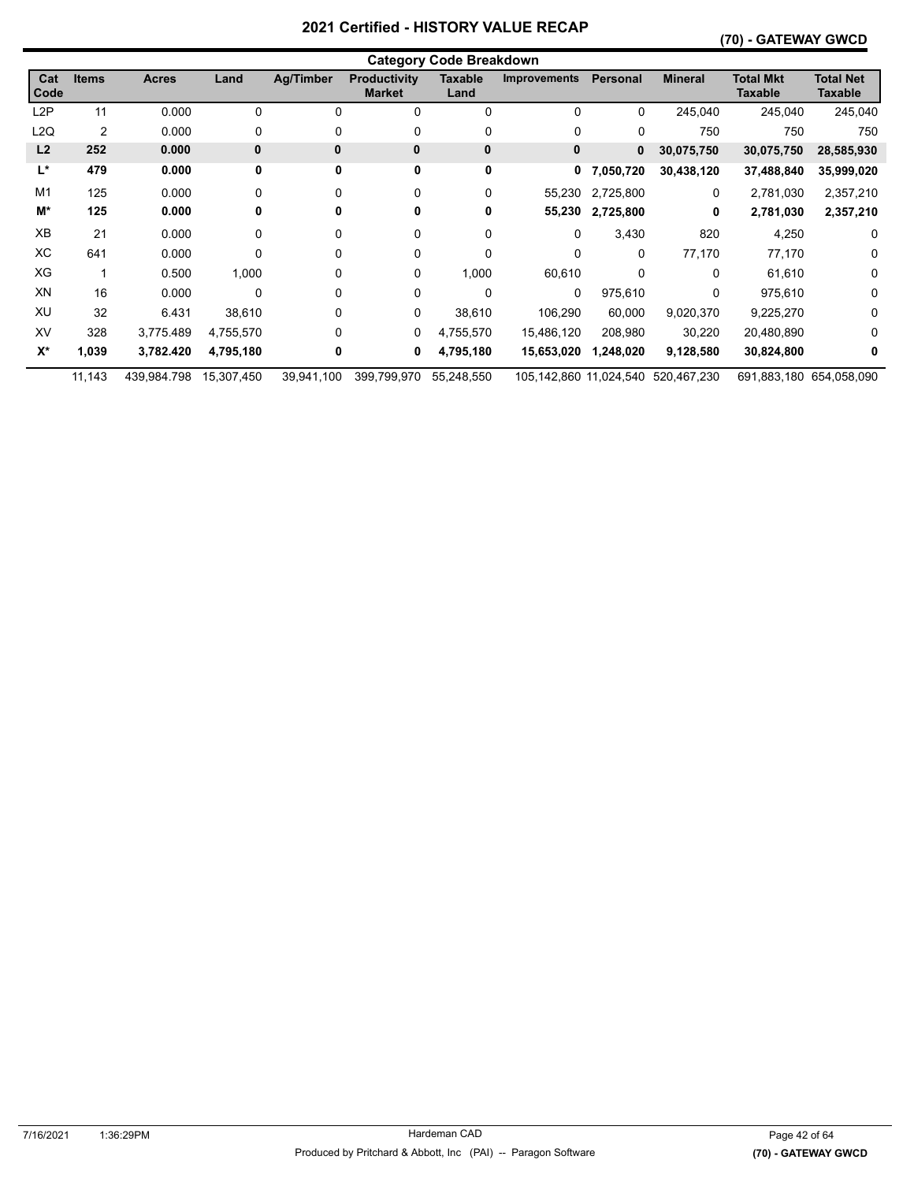# 2021 Certified - HISTORY VALUE RECAP

**(70) - GATEWAY GWCD**

## Category Code Breakdown

| Cat Code | Items | Acres | Land | Ag/Timber | Productivity Market | Taxable Land | Improvements | Personal | Mineral | Total Mkt Taxable | Total Net Taxable |
|---|---|---|---|---|---|---|---|---|---|---|---|
| L2P | 11 | 0.000 | 0 | 0 | 0 | 0 | 0 | 0 | 245,040 | 245,040 | 245,040 |
| L2Q | 2 | 0.000 | 0 | 0 | 0 | 0 | 0 | 0 | 750 | 750 | 750 |
| **L2** | **252** | **0.000** | **0** | **0** | **0** | **0** | **0** | **0** | **30,075,750** | **30,075,750** | **28,585,930** |
| **L*** | **479** | **0.000** | **0** | **0** | **0** | **0** | **0** | **7,050,720** | **30,438,120** | **37,488,840** | **35,999,020** |
| M1 | 125 | 0.000 | 0 | 0 | 0 | 0 | 55,230 | 2,725,800 | 0 | 2,781,030 | 2,357,210 |
| **M*** | **125** | **0.000** | **0** | **0** | **0** | **0** | **55,230** | **2,725,800** | **0** | **2,781,030** | **2,357,210** |
| XB | 21 | 0.000 | 0 | 0 | 0 | 0 | 0 | 3,430 | 820 | 4,250 | 0 |
| XC | 641 | 0.000 | 0 | 0 | 0 | 0 | 0 | 0 | 77,170 | 77,170 | 0 |
| XG | 1 | 0.500 | 1,000 | 0 | 0 | 1,000 | 60,610 | 0 | 0 | 61,610 | 0 |
| XN | 16 | 0.000 | 0 | 0 | 0 | 0 | 0 | 975,610 | 0 | 975,610 | 0 |
| XU | 32 | 6.431 | 38,610 | 0 | 0 | 38,610 | 106,290 | 60,000 | 9,020,370 | 9,225,270 | 0 |
| XV | 328 | 3,775.489 | 4,755,570 | 0 | 0 | 4,755,570 | 15,486,120 | 208,980 | 30,220 | 20,480,890 | 0 |
| **X*** | **1,039** | **3,782.420** | **4,795,180** | **0** | **0** | **4,795,180** | **15,653,020** | **1,248,020** | **9,128,580** | **30,824,800** | **0** |
| | 11,143 | 439,984.798 | 15,307,450 | 39,941,100 | 399,799,970 | 55,248,550 | 105,142,860 | 11,024,540 | 520,467,230 | 691,883,180 | 654,058,090 |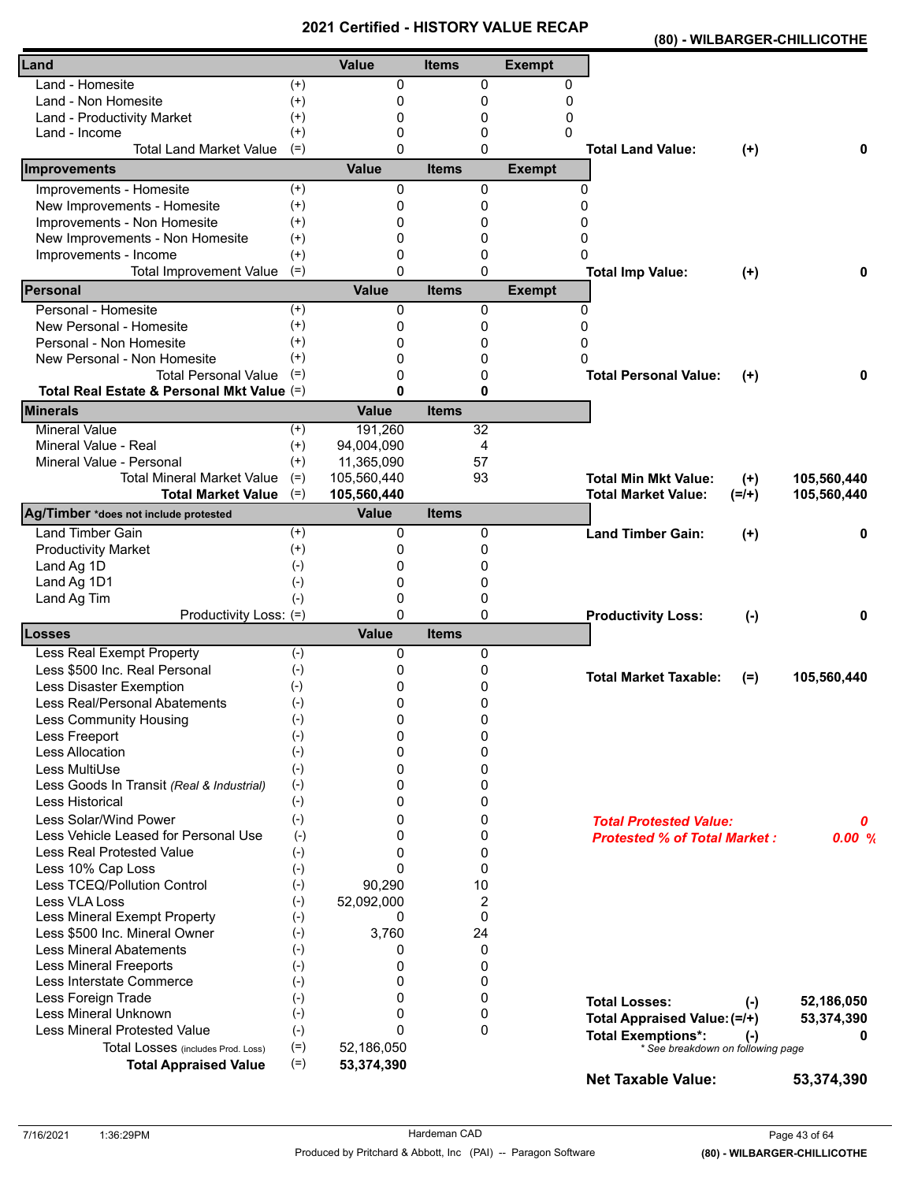# 2021 Certified - HISTORY VALUE RECAP

**(80) - WILBARGER-CHILLICOTHE**

| Land | | Value | Items | Exempt | | | |
|---|---|---|---|---|---|---|---|
| Land - Homesite | (+) | 0 | 0 | 0 | | | |
| Land - Non Homesite | (+) | 0 | 0 | 0 | | | |
| Land - Productivity Market | (+) | 0 | 0 | 0 | | | |
| Land - Income | (+) | 0 | 0 | 0 | | | |
| Total Land Market Value | (=) | 0 | 0 | | **Total Land Value:** | (+) | **0** |

| Improvements | | Value | Items | Exempt | | | |
|---|---|---|---|---|---|---|---|
| Improvements - Homesite | (+) | 0 | 0 | 0 | | | |
| New Improvements - Homesite | (+) | 0 | 0 | 0 | | | |
| Improvements - Non Homesite | (+) | 0 | 0 | 0 | | | |
| New Improvements - Non Homesite | (+) | 0 | 0 | 0 | | | |
| Improvements - Income | (+) | 0 | 0 | 0 | | | |
| Total Improvement Value | (=) | 0 | 0 | | **Total Imp Value:** | (+) | **0** |

| Personal | | Value | Items | Exempt | | | |
|---|---|---|---|---|---|---|---|
| Personal - Homesite | (+) | 0 | 0 | 0 | | | |
| New Personal - Homesite | (+) | 0 | 0 | 0 | | | |
| Personal - Non Homesite | (+) | 0 | 0 | 0 | | | |
| New Personal - Non Homesite | (+) | 0 | 0 | 0 | | | |
| Total Personal Value | (=) | 0 | 0 | | **Total Personal Value:** | (+) | **0** |
| **Total Real Estate & Personal Mkt Value** | (=) | **0** | **0** | | | | |

| Minerals | | Value | Items | | | |
|---|---|---|---|---|---|---|
| Mineral Value | (+) | 191,260 | 32 | | | |
| Mineral Value - Real | (+) | 94,004,090 | 4 | | | |
| Mineral Value - Personal | (+) | 11,365,090 | 57 | | | |
| Total Mineral Market Value | (=) | 105,560,440 | 93 | **Total Min Mkt Value:** | (+) | **105,560,440** |
| **Total Market Value** | (=) | **105,560,440** | | **Total Market Value:** | (=/+) | **105,560,440** |

| Ag/Timber *does not include protested | | Value | Items | | | |
|---|---|---|---|---|---|---|
| Land Timber Gain | (+) | 0 | 0 | **Land Timber Gain:** | (+) | **0** |
| Productivity Market | (+) | 0 | 0 | | | |
| Land Ag 1D | (-) | 0 | 0 | | | |
| Land Ag 1D1 | (-) | 0 | 0 | | | |
| Land Ag Tim | (-) | 0 | 0 | | | |
| Productivity Loss: | (=) | 0 | 0 | **Productivity Loss:** | (-) | **0** |

| Losses | | Value | Items | | | |
|---|---|---|---|---|---|---|
| Less Real Exempt Property | (-) | 0 | 0 | | | |
| Less $500 Inc. Real Personal | (-) | 0 | 0 | **Total Market Taxable:** | (=) | **105,560,440** |
| Less Disaster Exemption | (-) | 0 | 0 | | | |
| Less Real/Personal Abatements | (-) | 0 | 0 | | | |
| Less Community Housing | (-) | 0 | 0 | | | |
| Less Freeport | (-) | 0 | 0 | | | |
| Less Allocation | (-) | 0 | 0 | | | |
| Less MultiUse | (-) | 0 | 0 | | | |
| Less Goods In Transit *(Real & Industrial)* | (-) | 0 | 0 | | | |
| Less Historical | (-) | 0 | 0 | | | |
| Less Solar/Wind Power | (-) | 0 | 0 | ***Total Protested Value:*** | | ***0*** |
| Less Vehicle Leased for Personal Use | (-) | 0 | 0 | ***Protested % of Total Market :*** | | ***0.00 %*** |
| Less Real Protested Value | (-) | 0 | 0 | | | |
| Less 10% Cap Loss | (-) | 0 | 0 | | | |
| Less TCEQ/Pollution Control | (-) | 90,290 | 10 | | | |
| Less VLA Loss | (-) | 52,092,000 | 2 | | | |
| Less Mineral Exempt Property | (-) | 0 | 0 | | | |
| Less $500 Inc. Mineral Owner | (-) | 3,760 | 24 | | | |
| Less Mineral Abatements | (-) | 0 | 0 | | | |
| Less Mineral Freeports | (-) | 0 | 0 | | | |
| Less Interstate Commerce | (-) | 0 | 0 | | | |
| Less Foreign Trade | (-) | 0 | 0 | **Total Losses:** | (-) | **52,186,050** |
| Less Mineral Unknown | (-) | 0 | 0 | **Total Appraised Value:** | (=/+) | **53,374,390** |
| Less Mineral Protested Value | (-) | 0 | 0 | **Total Exemptions*:** | (-) | **0** |
| Total Losses (includes Prod. Loss) | (=) | 52,186,050 | | *\* See breakdown on following page* | | |
| **Total Appraised Value** | (=) | **53,374,390** | | | | |
| | | | | **Net Taxable Value:** | | **53,374,390** |

7/16/2021 1:36:29PM — Hardeman CAD

Produced by Pritchard & Abbott, Inc (PAI) -- Paragon Software

**(80) - WILBARGER-CHILLICOTHE**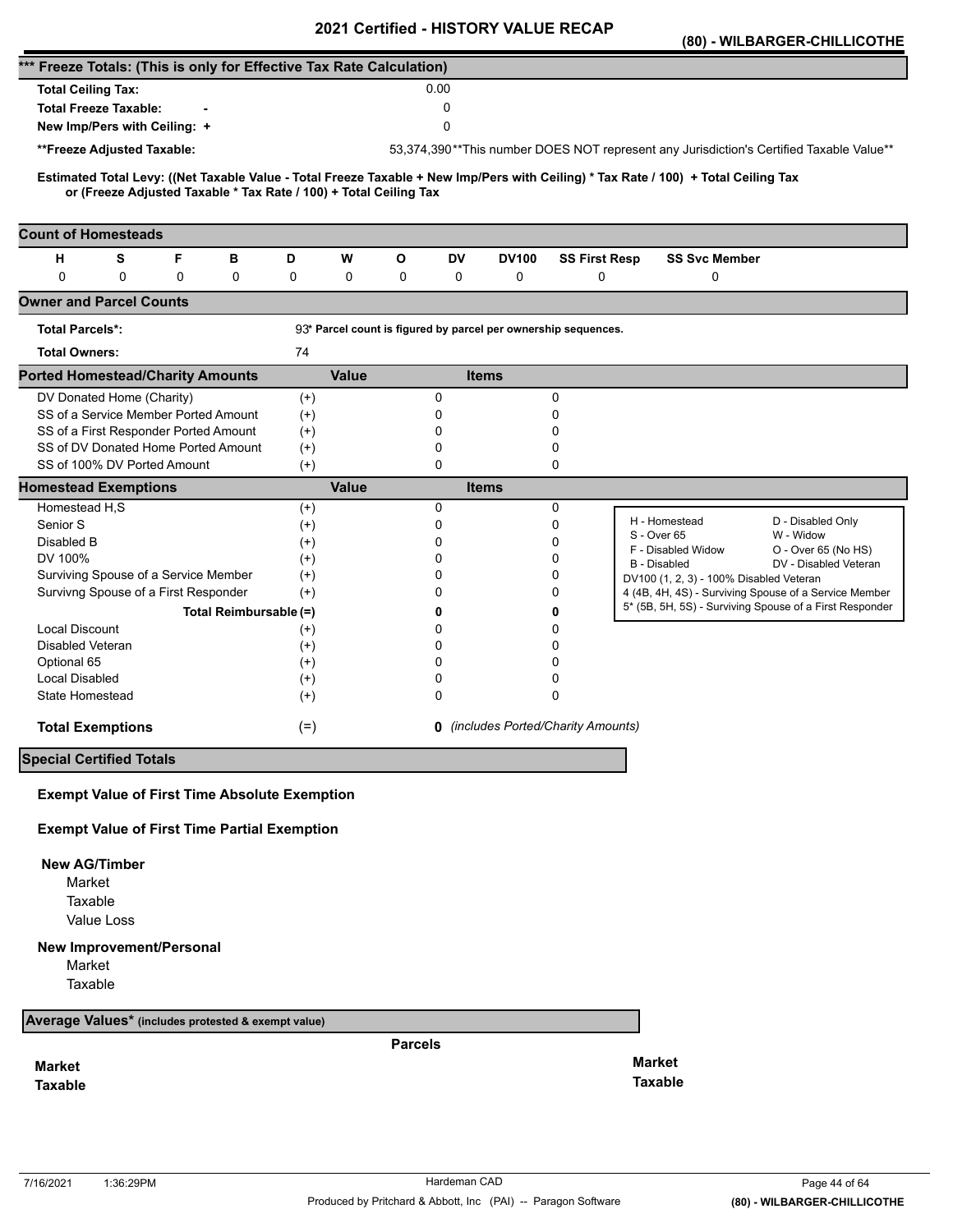# 2021 Certified - HISTORY VALUE RECAP

**(80) - WILBARGER-CHILLICOTHE**

## *** Freeze Totals: (This is only for Effective Tax Rate Calculation)

| | |
|---|---|
| **Total Ceiling Tax:** | 0.00 |
| **Total Freeze Taxable:** - | 0 |
| **New Imp/Pers with Ceiling:** + | 0 |
| ****Freeze Adjusted Taxable:** | 53,374,390 **This number DOES NOT represent any Jurisdiction's Certified Taxable Value** |

**Estimated Total Levy: ((Net Taxable Value - Total Freeze Taxable + New Imp/Pers with Ceiling) * Tax Rate / 100) + Total Ceiling Tax or (Freeze Adjusted Taxable * Tax Rate / 100) + Total Ceiling Tax**

## Count of Homesteads

| H | S | F | B | D | W | O | DV | DV100 | SS First Resp | SS Svc Member |
|---|---|---|---|---|---|---|---|---|---|---|
| 0 | 0 | 0 | 0 | 0 | 0 | 0 | 0 | 0 | 0 | 0 |

## Owner and Parcel Counts

| | |
|---|---|
| **Total Parcels*:** | 93 * Parcel count is figured by parcel per ownership sequences. |
| **Total Owners:** | 74 |

## Ported Homestead/Charity Amounts

| | | Value | Items |
|---|---|---|---|
| DV Donated Home (Charity) | (+) | 0 | 0 |
| SS of a Service Member Ported Amount | (+) | 0 | 0 |
| SS of a First Responder Ported Amount | (+) | 0 | 0 |
| SS of DV Donated Home Ported Amount | (+) | 0 | 0 |
| SS of 100% DV Ported Amount | (+) | 0 | 0 |

## Homestead Exemptions

| | | Value | Items |
|---|---|---|---|
| Homestead H,S | (+) | 0 | 0 |
| Senior S | (+) | 0 | 0 |
| Disabled B | (+) | 0 | 0 |
| DV 100% | (+) | 0 | 0 |
| Surviving Spouse of a Service Member | (+) | 0 | 0 |
| Survivng Spouse of a First Responder | (+) | 0 | 0 |
| **Total Reimbursable** | **(=)** | **0** | **0** |
| Local Discount | (+) | 0 | 0 |
| Disabled Veteran | (+) | 0 | 0 |
| Optional 65 | (+) | 0 | 0 |
| Local Disabled | (+) | 0 | 0 |
| State Homestead | (+) | 0 | 0 |
| **Total Exemptions** | (=) | **0** | *(includes Ported/Charity Amounts)* |

| | |
|---|---|
| H - Homestead | D - Disabled Only |
| S - Over 65 | W - Widow |
| F - Disabled Widow | O - Over 65 (No HS) |
| B - Disabled | DV - Disabled Veteran |
| DV100 (1, 2, 3) - 100% Disabled Veteran | |
| 4 (4B, 4H, 4S) - Surviving Spouse of a Service Member | |
| 5* (5B, 5H, 5S) - Surviving Spouse of a First Responder | |

## Special Certified Totals

**Exempt Value of First Time Absolute Exemption**

**Exempt Value of First Time Partial Exemption**

**New AG/Timber**

- Market
- Taxable
- Value Loss

**New Improvement/Personal**

- Market
- Taxable

## Average Values* (includes protested & exempt value)

**Parcels**

**Market**
**Taxable**

**Market**
**Taxable**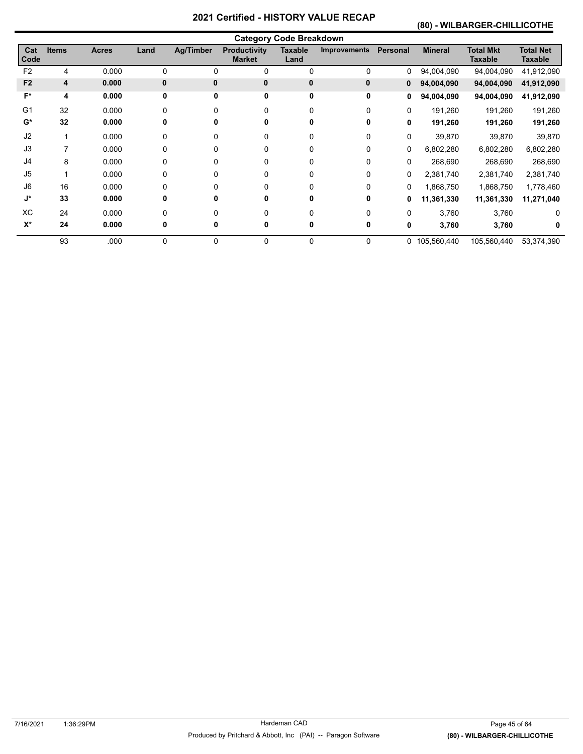# 2021 Certified - HISTORY VALUE RECAP

## (80) - WILBARGER-CHILLICOTHE

### Category Code Breakdown

| Cat Code | Items | Acres | Land | Ag/Timber | Productivity Market | Taxable Land | Improvements | Personal | Mineral | Total Mkt Taxable | Total Net Taxable |
|---|---|---|---|---|---|---|---|---|---|---|---|
| F2 | 4 | 0.000 | 0 | 0 | 0 | 0 | 0 | 0 | 94,004,090 | 94,004,090 | 41,912,090 |
| **F2** | **4** | **0.000** | **0** | **0** | **0** | **0** | **0** | **0** | **94,004,090** | **94,004,090** | **41,912,090** |
| **F*** | **4** | **0.000** | **0** | **0** | **0** | **0** | **0** | **0** | **94,004,090** | **94,004,090** | **41,912,090** |
| G1 | 32 | 0.000 | 0 | 0 | 0 | 0 | 0 | 0 | 191,260 | 191,260 | 191,260 |
| **G*** | **32** | **0.000** | **0** | **0** | **0** | **0** | **0** | **0** | **191,260** | **191,260** | **191,260** |
| J2 | 1 | 0.000 | 0 | 0 | 0 | 0 | 0 | 0 | 39,870 | 39,870 | 39,870 |
| J3 | 7 | 0.000 | 0 | 0 | 0 | 0 | 0 | 0 | 6,802,280 | 6,802,280 | 6,802,280 |
| J4 | 8 | 0.000 | 0 | 0 | 0 | 0 | 0 | 0 | 268,690 | 268,690 | 268,690 |
| J5 | 1 | 0.000 | 0 | 0 | 0 | 0 | 0 | 0 | 2,381,740 | 2,381,740 | 2,381,740 |
| J6 | 16 | 0.000 | 0 | 0 | 0 | 0 | 0 | 0 | 1,868,750 | 1,868,750 | 1,778,460 |
| **J*** | **33** | **0.000** | **0** | **0** | **0** | **0** | **0** | **0** | **11,361,330** | **11,361,330** | **11,271,040** |
| XC | 24 | 0.000 | 0 | 0 | 0 | 0 | 0 | 0 | 3,760 | 3,760 | 0 |
| **X*** | **24** | **0.000** | **0** | **0** | **0** | **0** | **0** | **0** | **3,760** | **3,760** | **0** |
| | 93 | .000 | 0 | 0 | 0 | 0 | 0 | 0 | 105,560,440 | 105,560,440 | 53,374,390 |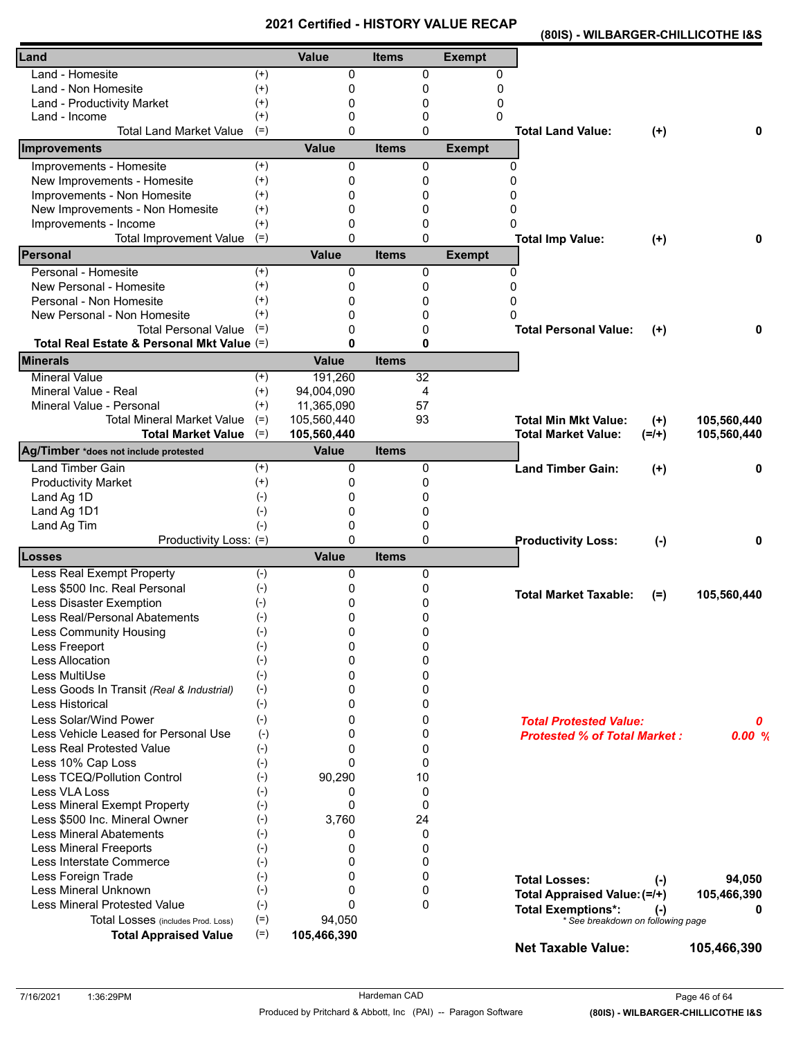# 2021 Certified - HISTORY VALUE RECAP

**(80IS) - WILBARGER-CHILLICOTHE I&S**

| Land | | Value | Items | Exempt | | | |
|---|---|---|---|---|---|---|---|
| Land - Homesite | (+) | 0 | 0 | 0 | | | |
| Land - Non Homesite | (+) | 0 | 0 | 0 | | | |
| Land - Productivity Market | (+) | 0 | 0 | 0 | | | |
| Land - Income | (+) | 0 | 0 | 0 | | | |
| Total Land Market Value | (=) | 0 | 0 | | **Total Land Value:** | **(+)** | **0** |
| **Improvements** | | **Value** | **Items** | **Exempt** | | | |
| Improvements - Homesite | (+) | 0 | 0 | 0 | | | |
| New Improvements - Homesite | (+) | 0 | 0 | 0 | | | |
| Improvements - Non Homesite | (+) | 0 | 0 | 0 | | | |
| New Improvements - Non Homesite | (+) | 0 | 0 | 0 | | | |
| Improvements - Income | (+) | 0 | 0 | 0 | | | |
| Total Improvement Value | (=) | 0 | 0 | | **Total Imp Value:** | **(+)** | **0** |
| **Personal** | | **Value** | **Items** | **Exempt** | | | |
| Personal - Homesite | (+) | 0 | 0 | 0 | | | |
| New Personal - Homesite | (+) | 0 | 0 | 0 | | | |
| Personal - Non Homesite | (+) | 0 | 0 | 0 | | | |
| New Personal - Non Homesite | (+) | 0 | 0 | 0 | | | |
| Total Personal Value | (=) | 0 | 0 | | **Total Personal Value:** | **(+)** | **0** |
| **Total Real Estate & Personal Mkt Value** | (=) | **0** | **0** | | | | |
| **Minerals** | | **Value** | **Items** | | | | |
| Mineral Value | (+) | 191,260 | 32 | | | | |
| Mineral Value - Real | (+) | 94,004,090 | 4 | | | | |
| Mineral Value - Personal | (+) | 11,365,090 | 57 | | | | |
| Total Mineral Market Value | (=) | 105,560,440 | 93 | | **Total Min Mkt Value:** | **(+)** | **105,560,440** |
| **Total Market Value** | (=) | **105,560,440** | | | **Total Market Value:** | **(=/+)** | **105,560,440** |
| **Ag/Timber** *does not include protested | | **Value** | **Items** | | | | |
| Land Timber Gain | (+) | 0 | 0 | | **Land Timber Gain:** | **(+)** | **0** |
| Productivity Market | (+) | 0 | 0 | | | | |
| Land Ag 1D | (-) | 0 | 0 | | | | |
| Land Ag 1D1 | (-) | 0 | 0 | | | | |
| Land Ag Tim | (-) | 0 | 0 | | | | |
| Productivity Loss: | (=) | 0 | 0 | | **Productivity Loss:** | **(-)** | **0** |
| **Losses** | | **Value** | **Items** | | | | |
| Less Real Exempt Property | (-) | 0 | 0 | | | | |
| Less $500 Inc. Real Personal | (-) | 0 | 0 | | **Total Market Taxable:** | **(=)** | **105,560,440** |
| Less Disaster Exemption | (-) | 0 | 0 | | | | |
| Less Real/Personal Abatements | (-) | 0 | 0 | | | | |
| Less Community Housing | (-) | 0 | 0 | | | | |
| Less Freeport | (-) | 0 | 0 | | | | |
| Less Allocation | (-) | 0 | 0 | | | | |
| Less MultiUse | (-) | 0 | 0 | | | | |
| Less Goods In Transit *(Real & Industrial)* | (-) | 0 | 0 | | | | |
| Less Historical | (-) | 0 | 0 | | | | |
| Less Solar/Wind Power | (-) | 0 | 0 | | ***Total Protested Value:*** | | ***0*** |
| Less Vehicle Leased for Personal Use | (-) | 0 | 0 | | ***Protested % of Total Market :*** | | ***0.00 %*** |
| Less Real Protested Value | (-) | 0 | 0 | | | | |
| Less 10% Cap Loss | (-) | 0 | 0 | | | | |
| Less TCEQ/Pollution Control | (-) | 90,290 | 10 | | | | |
| Less VLA Loss | (-) | 0 | 0 | | | | |
| Less Mineral Exempt Property | (-) | 0 | 0 | | | | |
| Less $500 Inc. Mineral Owner | (-) | 3,760 | 24 | | | | |
| Less Mineral Abatements | (-) | 0 | 0 | | | | |
| Less Mineral Freeports | (-) | 0 | 0 | | | | |
| Less Interstate Commerce | (-) | 0 | 0 | | | | |
| Less Foreign Trade | (-) | 0 | 0 | | **Total Losses:** | **(-)** | **94,050** |
| Less Mineral Unknown | (-) | 0 | 0 | | **Total Appraised Value:** | **(=/+)** | **105,466,390** |
| Less Mineral Protested Value | (-) | 0 | 0 | | **Total Exemptions*:** | **(-)** | **0** |
| Total Losses (includes Prod. Loss) | (=) | 94,050 | | | | | |
| **Total Appraised Value** | (=) | **105,466,390** | | | | | |

*\* See breakdown on following page*

**Net Taxable Value: 105,466,390**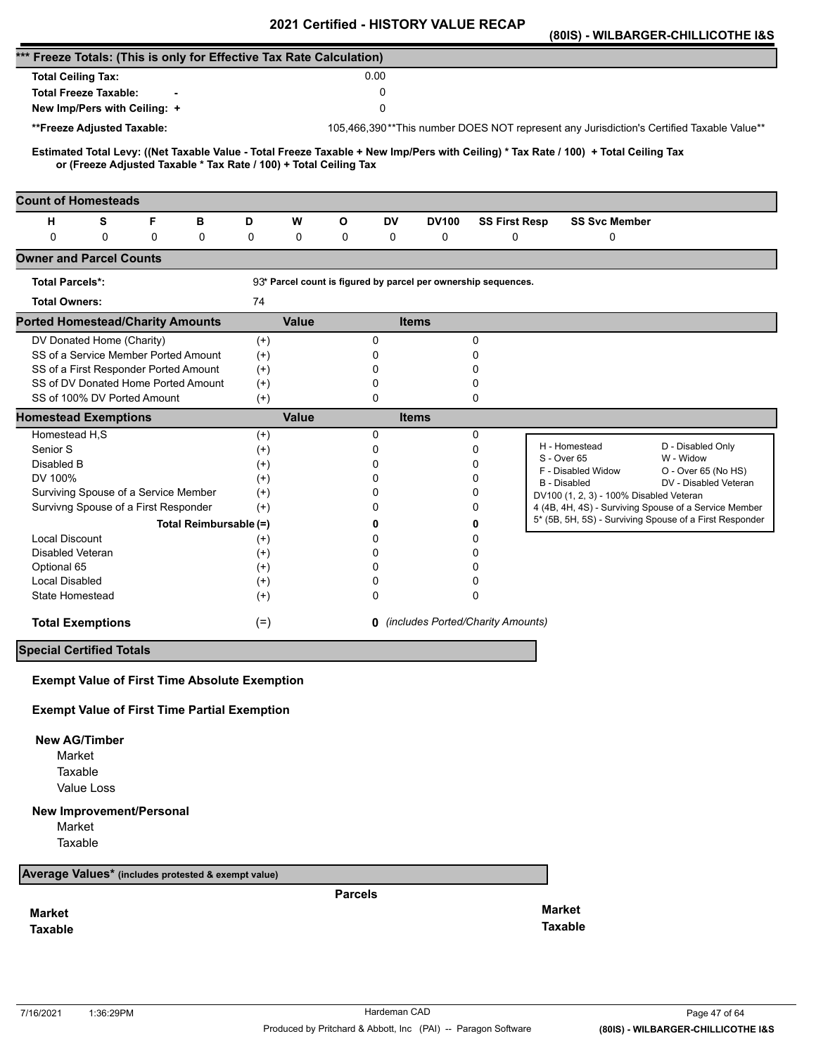# 2021 Certified - HISTORY VALUE RECAP

**(80IS) - WILBARGER-CHILLICOTHE I&S**

## *** Freeze Totals: (This is only for Effective Tax Rate Calculation)

| | | |
|---|---|---|
| **Total Ceiling Tax:** | | 0.00 |
| **Total Freeze Taxable:** | - | 0 |
| **New Imp/Pers with Ceiling:** | + | 0 |
| **\*\*Freeze Adjusted Taxable:** | | 105,466,390 **This number DOES NOT represent any Jurisdiction's Certified Taxable Value** |

**Estimated Total Levy: ((Net Taxable Value - Total Freeze Taxable + New Imp/Pers with Ceiling) * Tax Rate / 100) + Total Ceiling Tax or (Freeze Adjusted Taxable * Tax Rate / 100) + Total Ceiling Tax**

## Count of Homesteads

| H | S | F | B | D | W | O | DV | DV100 | SS First Resp | SS Svc Member |
|---|---|---|---|---|---|---|---|---|---|---|
| 0 | 0 | 0 | 0 | 0 | 0 | 0 | 0 | 0 | 0 | 0 |

## Owner and Parcel Counts

| | |
|---|---|
| **Total Parcels*:** | 93 * Parcel count is figured by parcel per ownership sequences. |
| **Total Owners:** | 74 |

## Ported Homestead/Charity Amounts

| | | Value | Items |
|---|---|---|---|
| DV Donated Home (Charity) | (+) | 0 | 0 |
| SS of a Service Member Ported Amount | (+) | 0 | 0 |
| SS of a First Responder Ported Amount | (+) | 0 | 0 |
| SS of DV Donated Home Ported Amount | (+) | 0 | 0 |
| SS of 100% DV Ported Amount | (+) | 0 | 0 |

## Homestead Exemptions

| | | Value | Items |
|---|---|---|---|
| Homestead H,S | (+) | 0 | 0 |
| Senior S | (+) | 0 | 0 |
| Disabled B | (+) | 0 | 0 |
| DV 100% | (+) | 0 | 0 |
| Surviving Spouse of a Service Member | (+) | 0 | 0 |
| Survivng Spouse of a First Responder | (+) | 0 | 0 |
| **Total Reimbursable** | (=) | **0** | **0** |
| Local Discount | (+) | 0 | 0 |
| Disabled Veteran | (+) | 0 | 0 |
| Optional 65 | (+) | 0 | 0 |
| Local Disabled | (+) | 0 | 0 |
| State Homestead | (+) | 0 | 0 |
| **Total Exemptions** | (=) | **0** | *(includes Ported/Charity Amounts)* |

| | |
|---|---|
| H - Homestead | D - Disabled Only |
| S - Over 65 | W - Widow |
| F - Disabled Widow | O - Over 65 (No HS) |
| B - Disabled | DV - Disabled Veteran |
| DV100 (1, 2, 3) - 100% Disabled Veteran | |
| 4 (4B, 4H, 4S) - Surviving Spouse of a Service Member | |
| 5* (5B, 5H, 5S) - Surviving Spouse of a First Responder | |

## Special Certified Totals

**Exempt Value of First Time Absolute Exemption**

**Exempt Value of First Time Partial Exemption**

**New AG/Timber**
- Market
- Taxable
- Value Loss

**New Improvement/Personal**
- Market
- Taxable

## Average Values* (includes protested & exempt value)

| | Parcels | |
|---|---|---|
| **Market** | | **Market** |
| **Taxable** | | **Taxable** |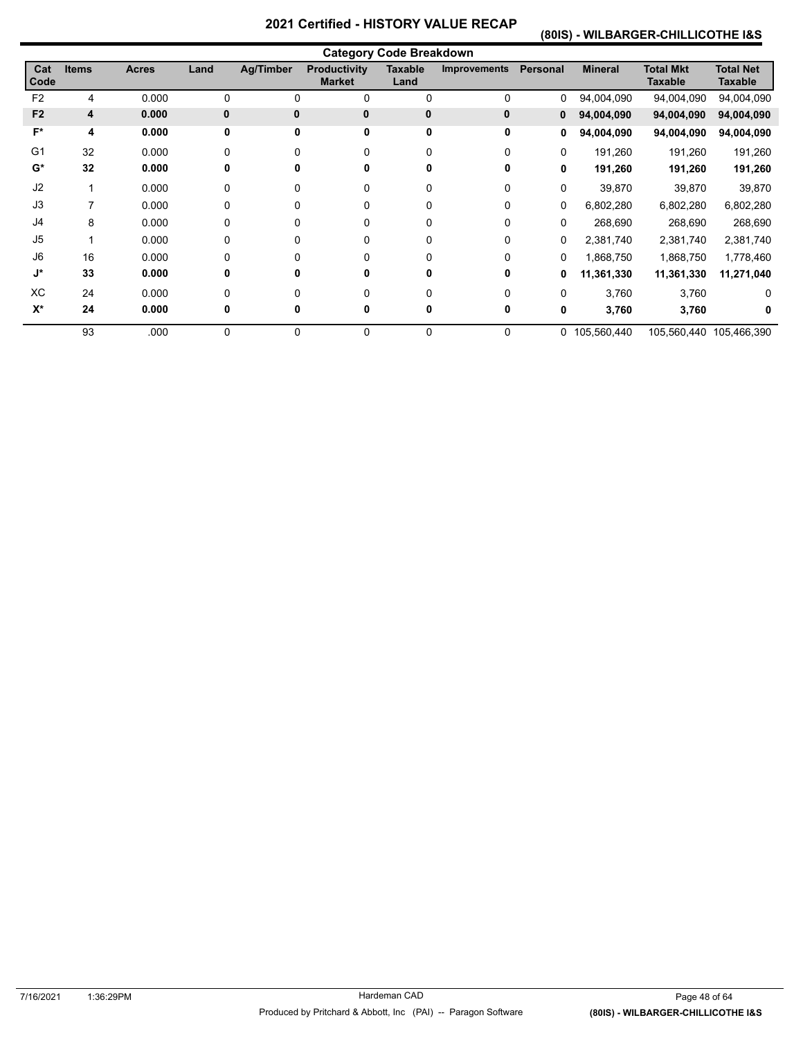# 2021 Certified - HISTORY VALUE RECAP

## (80IS) - WILBARGER-CHILLICOTHE I&S

### Category Code Breakdown

| Cat Code | Items | Acres | Land | Ag/Timber | Productivity Market | Taxable Land | Improvements | Personal | Mineral | Total Mkt Taxable | Total Net Taxable |
|---|---|---|---|---|---|---|---|---|---|---|---|
| F2 | 4 | 0.000 | 0 | 0 | 0 | 0 | 0 | 0 | 94,004,090 | 94,004,090 | 94,004,090 |
| **F2** | **4** | **0.000** | **0** | **0** | **0** | **0** | **0** | **0** | **94,004,090** | **94,004,090** | **94,004,090** |
| **F*** | **4** | **0.000** | **0** | **0** | **0** | **0** | **0** | **0** | **94,004,090** | **94,004,090** | **94,004,090** |
| G1 | 32 | 0.000 | 0 | 0 | 0 | 0 | 0 | 0 | 191,260 | 191,260 | 191,260 |
| **G*** | **32** | **0.000** | **0** | **0** | **0** | **0** | **0** | **0** | **191,260** | **191,260** | **191,260** |
| J2 | 1 | 0.000 | 0 | 0 | 0 | 0 | 0 | 0 | 39,870 | 39,870 | 39,870 |
| J3 | 7 | 0.000 | 0 | 0 | 0 | 0 | 0 | 0 | 6,802,280 | 6,802,280 | 6,802,280 |
| J4 | 8 | 0.000 | 0 | 0 | 0 | 0 | 0 | 0 | 268,690 | 268,690 | 268,690 |
| J5 | 1 | 0.000 | 0 | 0 | 0 | 0 | 0 | 0 | 2,381,740 | 2,381,740 | 2,381,740 |
| J6 | 16 | 0.000 | 0 | 0 | 0 | 0 | 0 | 0 | 1,868,750 | 1,868,750 | 1,778,460 |
| **J*** | **33** | **0.000** | **0** | **0** | **0** | **0** | **0** | **0** | **11,361,330** | **11,361,330** | **11,271,040** |
| XC | 24 | 0.000 | 0 | 0 | 0 | 0 | 0 | 0 | 3,760 | 3,760 | 0 |
| **X*** | **24** | **0.000** | **0** | **0** | **0** | **0** | **0** | **0** | **3,760** | **3,760** | **0** |
| | 93 | .000 | 0 | 0 | 0 | 0 | 0 | 0 | 105,560,440 | 105,560,440 | 105,466,390 |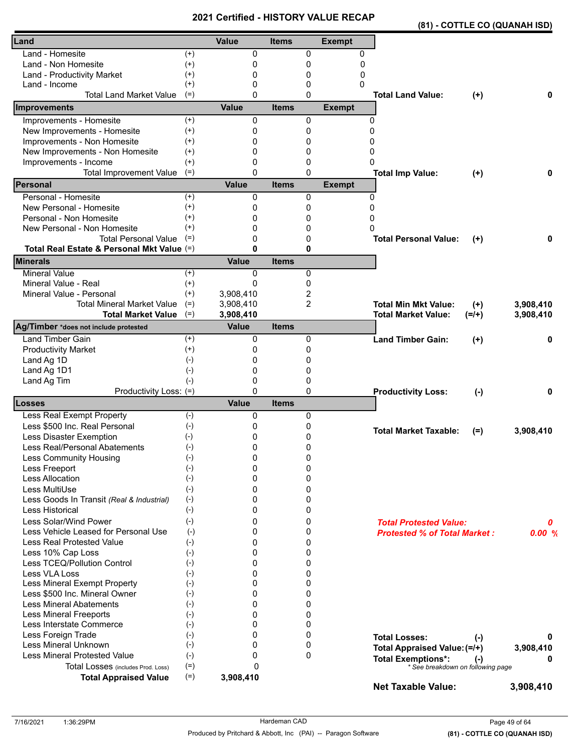# 2021 Certified - HISTORY VALUE RECAP

**(81) - COTTLE CO (QUANAH ISD)**

| Land | | Value | Items | Exempt |
|---|---|---|---|---|
| Land - Homesite | (+) | 0 | 0 | 0 |
| Land - Non Homesite | (+) | 0 | 0 | 0 |
| Land - Productivity Market | (+) | 0 | 0 | 0 |
| Land - Income | (+) | 0 | 0 | 0 |
| Total Land Market Value | (=) | 0 | 0 | |

**Total Land Value:** (+) **0**

| Improvements | | Value | Items | Exempt |
|---|---|---|---|---|
| Improvements - Homesite | (+) | 0 | 0 | 0 |
| New Improvements - Homesite | (+) | 0 | 0 | 0 |
| Improvements - Non Homesite | (+) | 0 | 0 | 0 |
| New Improvements - Non Homesite | (+) | 0 | 0 | 0 |
| Improvements - Income | (+) | 0 | 0 | 0 |
| Total Improvement Value | (=) | 0 | 0 | |

**Total Imp Value:** (+) **0**

| Personal | | Value | Items | Exempt |
|---|---|---|---|---|
| Personal - Homesite | (+) | 0 | 0 | 0 |
| New Personal - Homesite | (+) | 0 | 0 | 0 |
| Personal - Non Homesite | (+) | 0 | 0 | 0 |
| New Personal - Non Homesite | (+) | 0 | 0 | 0 |
| Total Personal Value | (=) | 0 | 0 | |
| **Total Real Estate & Personal Mkt Value** | (=) | **0** | **0** | |

**Total Personal Value:** (+) **0**

| Minerals | | Value | Items |
|---|---|---|---|
| Mineral Value | (+) | 0 | 0 |
| Mineral Value - Real | (+) | 0 | 0 |
| Mineral Value - Personal | (+) | 3,908,410 | 2 |
| Total Mineral Market Value | (=) | 3,908,410 | 2 |
| **Total Market Value** | (=) | **3,908,410** | |

**Total Min Mkt Value:** (+) **3,908,410**

**Total Market Value:** (=/+) **3,908,410**

| Ag/Timber *does not include protested | | Value | Items |
|---|---|---|---|
| Land Timber Gain | (+) | 0 | 0 |
| Productivity Market | (+) | 0 | 0 |
| Land Ag 1D | (-) | 0 | 0 |
| Land Ag 1D1 | (-) | 0 | 0 |
| Land Ag Tim | (-) | 0 | 0 |
| Productivity Loss: | (=) | 0 | 0 |

**Land Timber Gain:** (+) **0**

**Productivity Loss:** (-) **0**

| Losses | | Value | Items |
|---|---|---|---|
| Less Real Exempt Property | (-) | 0 | 0 |
| Less $500 Inc. Real Personal | (-) | 0 | 0 |
| Less Disaster Exemption | (-) | 0 | 0 |
| Less Real/Personal Abatements | (-) | 0 | 0 |
| Less Community Housing | (-) | 0 | 0 |
| Less Freeport | (-) | 0 | 0 |
| Less Allocation | (-) | 0 | 0 |
| Less MultiUse | (-) | 0 | 0 |
| Less Goods In Transit *(Real & Industrial)* | (-) | 0 | 0 |
| Less Historical | (-) | 0 | 0 |
| Less Solar/Wind Power | (-) | 0 | 0 |
| Less Vehicle Leased for Personal Use | (-) | 0 | 0 |
| Less Real Protested Value | (-) | 0 | 0 |
| Less 10% Cap Loss | (-) | 0 | 0 |
| Less TCEQ/Pollution Control | (-) | 0 | 0 |
| Less VLA Loss | (-) | 0 | 0 |
| Less Mineral Exempt Property | (-) | 0 | 0 |
| Less $500 Inc. Mineral Owner | (-) | 0 | 0 |
| Less Mineral Abatements | (-) | 0 | 0 |
| Less Mineral Freeports | (-) | 0 | 0 |
| Less Interstate Commerce | (-) | 0 | 0 |
| Less Foreign Trade | (-) | 0 | 0 |
| Less Mineral Unknown | (-) | 0 | 0 |
| Less Mineral Protested Value | (-) | 0 | 0 |
| Total Losses (includes Prod. Loss) | (=) | 0 | |
| **Total Appraised Value** | (=) | **3,908,410** | |

**Total Market Taxable:** (=) **3,908,410**

***Total Protested Value:*** ***0***

***Protested % of Total Market :*** ***0.00 %***

**Total Losses:** (-) **0**

**Total Appraised Value:** (=/+) **3,908,410**

**Total Exemptions*:** (-) **0**

*\* See breakdown on following page*

**Net Taxable Value:** **3,908,410**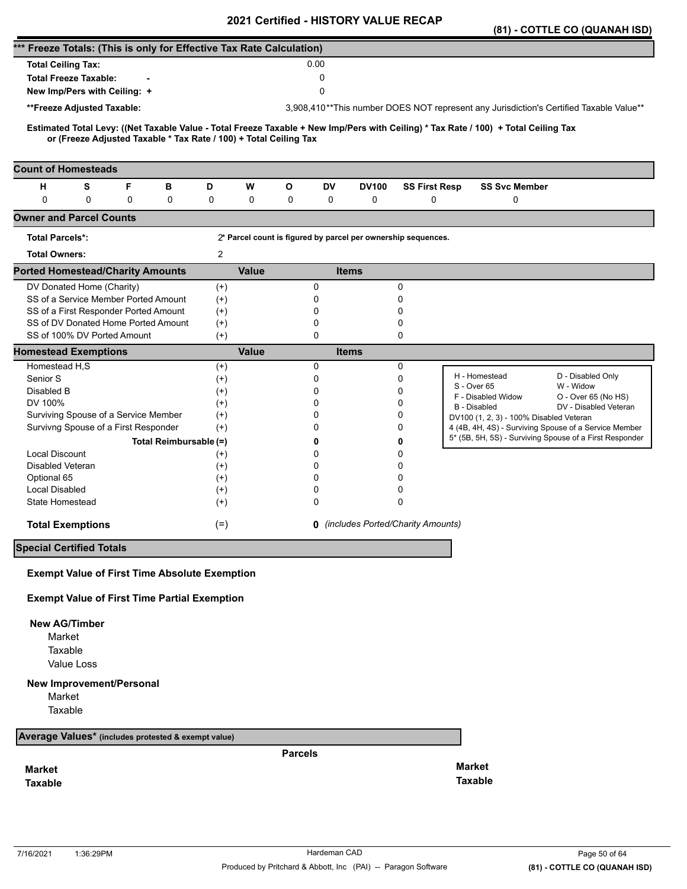# 2021 Certified - HISTORY VALUE RECAP

## (81) - COTTLE CO (QUANAH ISD)

### *** Freeze Totals: (This is only for Effective Tax Rate Calculation)

| | | |
|---|---|---|
| **Total Ceiling Tax:** | | 0.00 |
| **Total Freeze Taxable:** | - | 0 |
| **New Imp/Pers with Ceiling:** | + | 0 |
| **Freeze Adjusted Taxable:** | | 3,908,410 |

**This number DOES NOT represent any Jurisdiction's Certified Taxable Value**

**Estimated Total Levy: ((Net Taxable Value - Total Freeze Taxable + New Imp/Pers with Ceiling) * Tax Rate / 100) + Total Ceiling Tax or (Freeze Adjusted Taxable * Tax Rate / 100) + Total Ceiling Tax**

### Count of Homesteads

| H | S | F | B | D | W | O | DV | DV100 | SS First Resp | SS Svc Member |
|---|---|---|---|---|---|---|---|---|---|---|
| 0 | 0 | 0 | 0 | 0 | 0 | 0 | 0 | 0 | 0 | 0 |

### Owner and Parcel Counts

| | |
|---|---|
| **Total Parcels*:** | 2* Parcel count is figured by parcel per ownership sequences. |
| **Total Owners:** | 2 |

### Ported Homestead/Charity Amounts

| | | Value | Items |
|---|---|---|---|
| DV Donated Home (Charity) | (+) | 0 | 0 |
| SS of a Service Member Ported Amount | (+) | 0 | 0 |
| SS of a First Responder Ported Amount | (+) | 0 | 0 |
| SS of DV Donated Home Ported Amount | (+) | 0 | 0 |
| SS of 100% DV Ported Amount | (+) | 0 | 0 |

### Homestead Exemptions

| | | Value | Items |
|---|---|---|---|
| Homestead H,S | (+) | 0 | 0 |
| Senior S | (+) | 0 | 0 |
| Disabled B | (+) | 0 | 0 |
| DV 100% | (+) | 0 | 0 |
| Surviving Spouse of a Service Member | (+) | 0 | 0 |
| Survivng Spouse of a First Responder | (+) | 0 | 0 |
| **Total Reimbursable** | **(=)** | **0** | **0** |
| Local Discount | (+) | 0 | 0 |
| Disabled Veteran | (+) | 0 | 0 |
| Optional 65 | (+) | 0 | 0 |
| Local Disabled | (+) | 0 | 0 |
| State Homestead | (+) | 0 | 0 |
| **Total Exemptions** | (=) | **0** | *(includes Ported/Charity Amounts)* |

| | |
|---|---|
| H - Homestead | D - Disabled Only |
| S - Over 65 | W - Widow |
| F - Disabled Widow | O - Over 65 (No HS) |
| B - Disabled | DV - Disabled Veteran |
| DV100 (1, 2, 3) - 100% Disabled Veteran | |
| 4 (4B, 4H, 4S) - Surviving Spouse of a Service Member | |
| 5* (5B, 5H, 5S) - Surviving Spouse of a First Responder | |

### Special Certified Totals

**Exempt Value of First Time Absolute Exemption**

**Exempt Value of First Time Partial Exemption**

**New AG/Timber**
- Market
- Taxable
- Value Loss

**New Improvement/Personal**
- Market
- Taxable

### Average Values* (includes protested & exempt value)

**Parcels**

| | |
|---|---|
| **Market** | **Market** |
| **Taxable** | **Taxable** |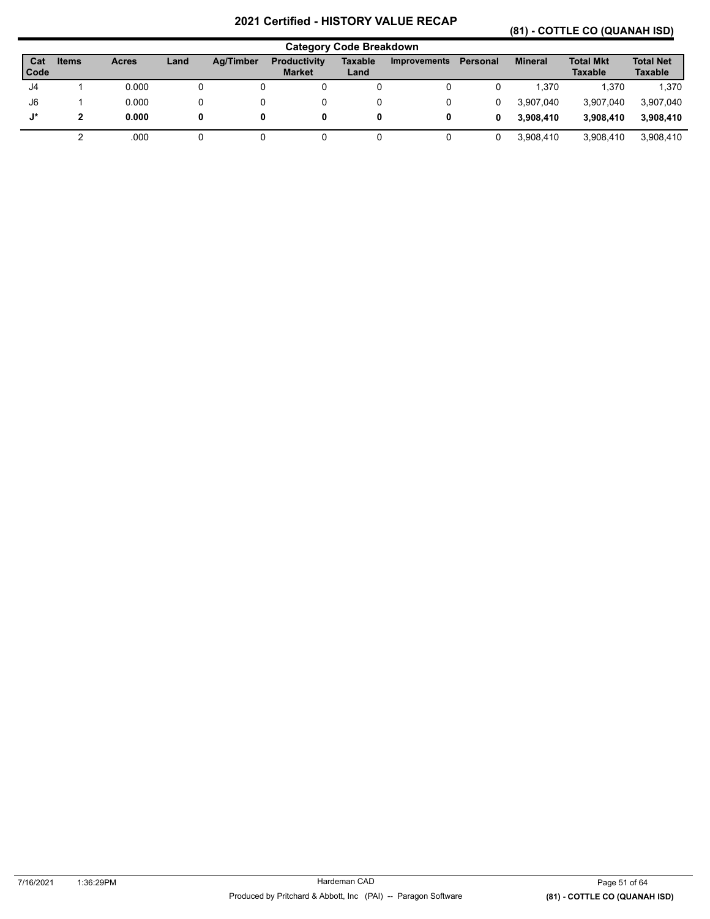# 2021 Certified - HISTORY VALUE RECAP

## (81) - COTTLE CO (QUANAH ISD)

### Category Code Breakdown

| Cat Code | Items | Acres | Land | Ag/Timber | Productivity Market | Taxable Land | Improvements | Personal | Mineral | Total Mkt Taxable | Total Net Taxable |
|---|---|---|---|---|---|---|---|---|---|---|---|
| J4 | 1 | 0.000 | 0 | 0 | 0 | 0 | 0 | 0 | 1,370 | 1,370 | 1,370 |
| J6 | 1 | 0.000 | 0 | 0 | 0 | 0 | 0 | 0 | 3,907,040 | 3,907,040 | 3,907,040 |
| **J*** | **2** | **0.000** | **0** | **0** | **0** | **0** | **0** | **0** | **3,908,410** | **3,908,410** | **3,908,410** |
| | 2 | .000 | 0 | 0 | 0 | 0 | 0 | 0 | 3,908,410 | 3,908,410 | 3,908,410 |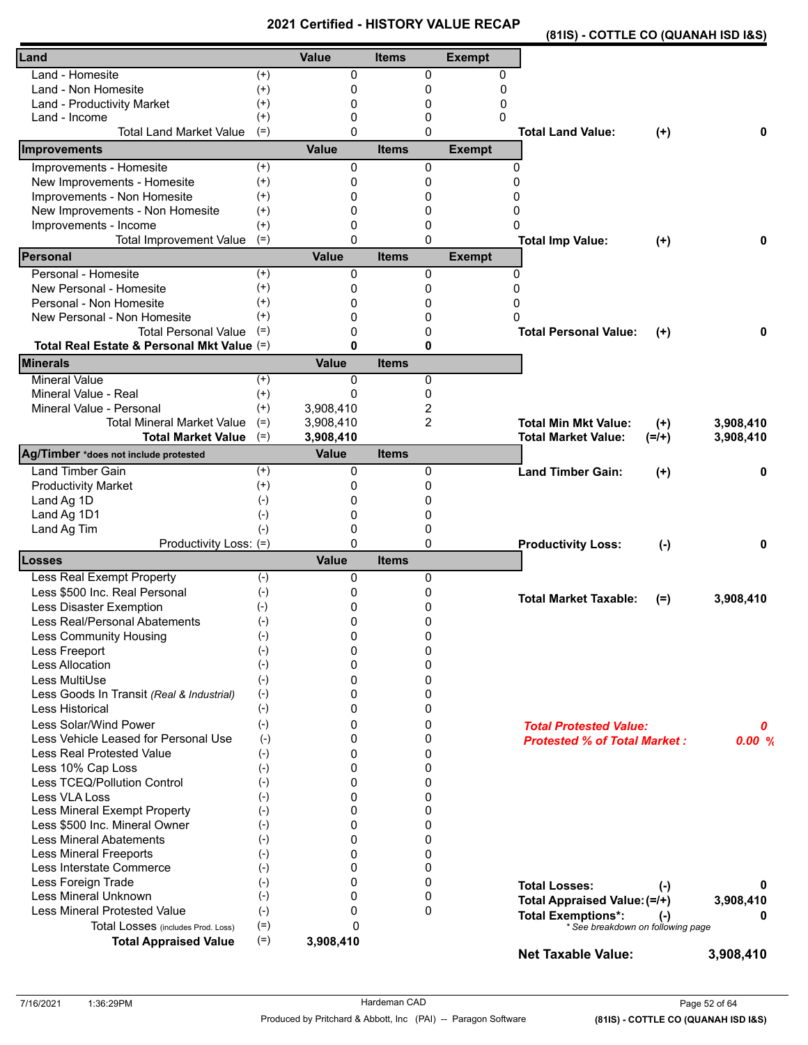# 2021 Certified - HISTORY VALUE RECAP

**(81IS) - COTTLE CO (QUANAH ISD I&S)**

| Land | | Value | Items | Exempt | | | |
|---|---|---|---|---|---|---|---|
| Land - Homesite | (+) | 0 | 0 | 0 | | | |
| Land - Non Homesite | (+) | 0 | 0 | 0 | | | |
| Land - Productivity Market | (+) | 0 | 0 | 0 | | | |
| Land - Income | (+) | 0 | 0 | 0 | | | |
| Total Land Market Value | (=) | 0 | 0 | | **Total Land Value:** | **(+)** | **0** |

| Improvements | | Value | Items | Exempt | | | |
|---|---|---|---|---|---|---|---|
| Improvements - Homesite | (+) | 0 | 0 | 0 | | | |
| New Improvements - Homesite | (+) | 0 | 0 | 0 | | | |
| Improvements - Non Homesite | (+) | 0 | 0 | 0 | | | |
| New Improvements - Non Homesite | (+) | 0 | 0 | 0 | | | |
| Improvements - Income | (+) | 0 | 0 | 0 | | | |
| Total Improvement Value | (=) | 0 | 0 | | **Total Imp Value:** | **(+)** | **0** |

| Personal | | Value | Items | Exempt | | | |
|---|---|---|---|---|---|---|---|
| Personal - Homesite | (+) | 0 | 0 | 0 | | | |
| New Personal - Homesite | (+) | 0 | 0 | 0 | | | |
| Personal - Non Homesite | (+) | 0 | 0 | 0 | | | |
| New Personal - Non Homesite | (+) | 0 | 0 | 0 | | | |
| Total Personal Value | (=) | 0 | 0 | | **Total Personal Value:** | **(+)** | **0** |
| **Total Real Estate & Personal Mkt Value** | (=) | **0** | **0** | | | | |

| Minerals | | Value | Items | | | |
|---|---|---|---|---|---|---|
| Mineral Value | (+) | 0 | 0 | | | |
| Mineral Value - Real | (+) | 0 | 0 | | | |
| Mineral Value - Personal | (+) | 3,908,410 | 2 | | | |
| Total Mineral Market Value | (=) | 3,908,410 | 2 | **Total Min Mkt Value:** | **(+)** | **3,908,410** |
| **Total Market Value** | (=) | **3,908,410** | | **Total Market Value:** | **(=/+)** | **3,908,410** |

| Ag/Timber *does not include protested | | Value | Items | | | |
|---|---|---|---|---|---|---|
| Land Timber Gain | (+) | 0 | 0 | **Land Timber Gain:** | **(+)** | **0** |
| Productivity Market | (+) | 0 | 0 | | | |
| Land Ag 1D | (-) | 0 | 0 | | | |
| Land Ag 1D1 | (-) | 0 | 0 | | | |
| Land Ag Tim | (-) | 0 | 0 | | | |
| Productivity Loss: | (=) | 0 | 0 | **Productivity Loss:** | **(-)** | **0** |

| Losses | | Value | Items | | | |
|---|---|---|---|---|---|---|
| Less Real Exempt Property | (-) | 0 | 0 | | | |
| Less $500 Inc. Real Personal | (-) | 0 | 0 | **Total Market Taxable:** | **(=)** | **3,908,410** |
| Less Disaster Exemption | (-) | 0 | 0 | | | |
| Less Real/Personal Abatements | (-) | 0 | 0 | | | |
| Less Community Housing | (-) | 0 | 0 | | | |
| Less Freeport | (-) | 0 | 0 | | | |
| Less Allocation | (-) | 0 | 0 | | | |
| Less MultiUse | (-) | 0 | 0 | | | |
| Less Goods In Transit *(Real & Industrial)* | (-) | 0 | 0 | | | |
| Less Historical | (-) | 0 | 0 | | | |
| Less Solar/Wind Power | (-) | 0 | 0 | ***Total Protested Value:*** | | ***0*** |
| Less Vehicle Leased for Personal Use | (-) | 0 | 0 | ***Protested % of Total Market :*** | | ***0.00 %*** |
| Less Real Protested Value | (-) | 0 | 0 | | | |
| Less 10% Cap Loss | (-) | 0 | 0 | | | |
| Less TCEQ/Pollution Control | (-) | 0 | 0 | | | |
| Less VLA Loss | (-) | 0 | 0 | | | |
| Less Mineral Exempt Property | (-) | 0 | 0 | | | |
| Less $500 Inc. Mineral Owner | (-) | 0 | 0 | | | |
| Less Mineral Abatements | (-) | 0 | 0 | | | |
| Less Mineral Freeports | (-) | 0 | 0 | | | |
| Less Interstate Commerce | (-) | 0 | 0 | | | |
| Less Foreign Trade | (-) | 0 | 0 | **Total Losses:** | **(-)** | **0** |
| Less Mineral Unknown | (-) | 0 | 0 | **Total Appraised Value:** | **(=/+)** | **3,908,410** |
| Less Mineral Protested Value | (-) | 0 | 0 | **Total Exemptions*:** | **(-)** | **0** |
| Total Losses *(includes Prod. Loss)* | (=) | 0 | | *\* See breakdown on following page* | | |
| **Total Appraised Value** | (=) | **3,908,410** | | | | |

**Net Taxable Value: 3,908,410**

7/16/2021 1:36:29PM — Hardeman CAD — Produced by Pritchard & Abbott, Inc (PAI) -- Paragon Software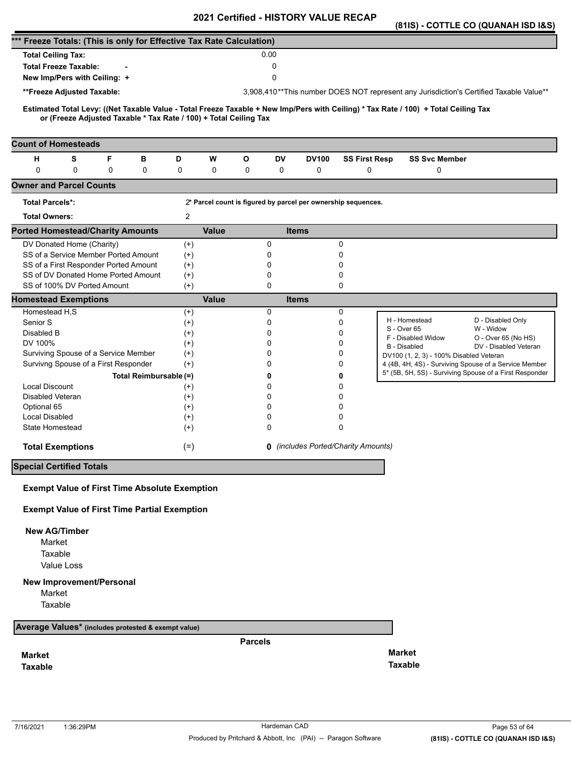# 2021 Certified - HISTORY VALUE RECAP

**(81IS) - COTTLE CO (QUANAH ISD I&S)**

## *** Freeze Totals: (This is only for Effective Tax Rate Calculation)

| | |
|---|---|
| **Total Ceiling Tax:** | 0.00 |
| **Total Freeze Taxable:** - | 0 |
| **New Imp/Pers with Ceiling:** + | 0 |
| **\*\*Freeze Adjusted Taxable:** | 3,908,410 |

**This number DOES NOT represent any Jurisdiction's Certified Taxable Value**

**Estimated Total Levy: ((Net Taxable Value - Total Freeze Taxable + New Imp/Pers with Ceiling) * Tax Rate / 100) + Total Ceiling Tax or (Freeze Adjusted Taxable * Tax Rate / 100) + Total Ceiling Tax**

## Count of Homesteads

| H | S | F | B | D | W | O | DV | DV100 | SS First Resp | SS Svc Member |
|---|---|---|---|---|---|---|---|---|---|---|
| 0 | 0 | 0 | 0 | 0 | 0 | 0 | 0 | 0 | 0 | 0 |

## Owner and Parcel Counts

**Total Parcels*:** 2 * Parcel count is figured by parcel per ownership sequences.

**Total Owners:** 2

## Ported Homestead/Charity Amounts

| | | Value | Items |
|---|---|---|---|
| DV Donated Home (Charity) | (+) | 0 | 0 |
| SS of a Service Member Ported Amount | (+) | 0 | 0 |
| SS of a First Responder Ported Amount | (+) | 0 | 0 |
| SS of DV Donated Home Ported Amount | (+) | 0 | 0 |
| SS of 100% DV Ported Amount | (+) | 0 | 0 |

## Homestead Exemptions

| | | Value | Items |
|---|---|---|---|
| Homestead H,S | (+) | 0 | 0 |
| Senior S | (+) | 0 | 0 |
| Disabled B | (+) | 0 | 0 |
| DV 100% | (+) | 0 | 0 |
| Surviving Spouse of a Service Member | (+) | 0 | 0 |
| Survivng Spouse of a First Responder | (+) | 0 | 0 |
| **Total Reimbursable** | (=) | **0** | **0** |
| Local Discount | (+) | 0 | 0 |
| Disabled Veteran | (+) | 0 | 0 |
| Optional 65 | (+) | 0 | 0 |
| Local Disabled | (+) | 0 | 0 |
| State Homestead | (+) | 0 | 0 |
| **Total Exemptions** | (=) | **0** | *(includes Ported/Charity Amounts)* |

| | |
|---|---|
| H - Homestead | D - Disabled Only |
| S - Over 65 | W - Widow |
| F - Disabled Widow | O - Over 65 (No HS) |
| B - Disabled | DV - Disabled Veteran |
| DV100 (1, 2, 3) - 100% Disabled Veteran | |
| 4 (4B, 4H, 4S) - Surviving Spouse of a Service Member | |
| 5* (5B, 5H, 5S) - Surviving Spouse of a First Responder | |

## Special Certified Totals

**Exempt Value of First Time Absolute Exemption**

**Exempt Value of First Time Partial Exemption**

**New AG/Timber**
- Market
- Taxable
- Value Loss

**New Improvement/Personal**
- Market
- Taxable

## Average Values* (includes protested & exempt value)

**Parcels**

| | | |
|---|---|---|
| **Market** | | **Market** |
| **Taxable** | | **Taxable** |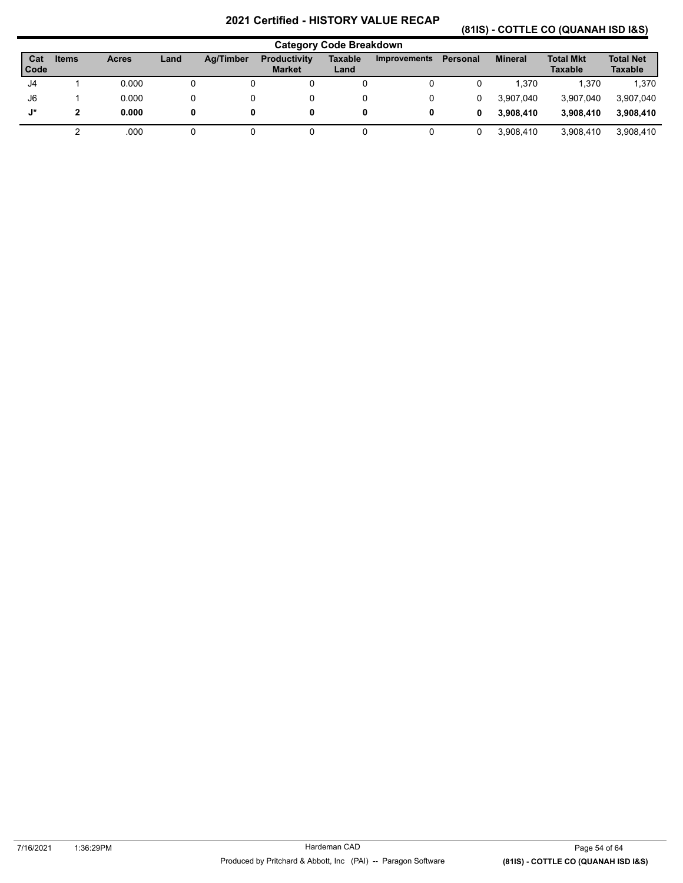# 2021 Certified - HISTORY VALUE RECAP

## (81IS) - COTTLE CO (QUANAH ISD I&S)

### Category Code Breakdown

| Cat Code | Items | Acres | Land | Ag/Timber | Productivity Market | Taxable Land | Improvements | Personal | Mineral | Total Mkt Taxable | Total Net Taxable |
|---|---|---|---|---|---|---|---|---|---|---|---|
| J4 | 1 | 0.000 | 0 | 0 | 0 | 0 | 0 | 0 | 1,370 | 1,370 | 1,370 |
| J6 | 1 | 0.000 | 0 | 0 | 0 | 0 | 0 | 0 | 3,907,040 | 3,907,040 | 3,907,040 |
| **J*** | **2** | **0.000** | **0** | **0** | **0** | **0** | **0** | **0** | **3,908,410** | **3,908,410** | **3,908,410** |
| | 2 | .000 | 0 | 0 | 0 | 0 | 0 | 0 | 3,908,410 | 3,908,410 | 3,908,410 |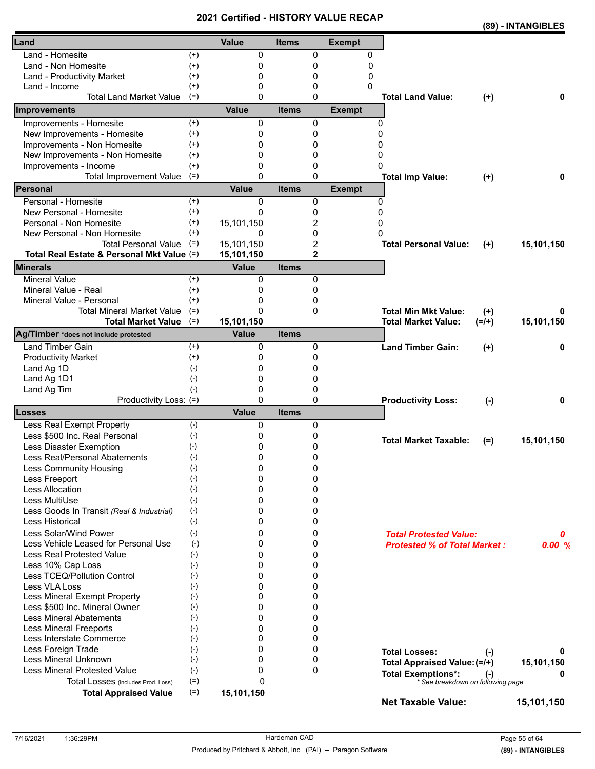# 2021 Certified - HISTORY VALUE RECAP

**(89) - INTANGIBLES**

| Land | | Value | Items | Exempt | | | |
|---|---|---|---|---|---|---|---|
| Land - Homesite | (+) | 0 | 0 | 0 | | | |
| Land - Non Homesite | (+) | 0 | 0 | 0 | | | |
| Land - Productivity Market | (+) | 0 | 0 | 0 | | | |
| Land - Income | (+) | 0 | 0 | 0 | | | |
| Total Land Market Value | (=) | 0 | 0 | | **Total Land Value:** | **(+)** | **0** |

| Improvements | | Value | Items | Exempt | | | |
|---|---|---|---|---|---|---|---|
| Improvements - Homesite | (+) | 0 | 0 | 0 | | | |
| New Improvements - Homesite | (+) | 0 | 0 | 0 | | | |
| Improvements - Non Homesite | (+) | 0 | 0 | 0 | | | |
| New Improvements - Non Homesite | (+) | 0 | 0 | 0 | | | |
| Improvements - Income | (+) | 0 | 0 | 0 | | | |
| Total Improvement Value | (=) | 0 | 0 | | **Total Imp Value:** | **(+)** | **0** |

| Personal | | Value | Items | Exempt | | | |
|---|---|---|---|---|---|---|---|
| Personal - Homesite | (+) | 0 | 0 | 0 | | | |
| New Personal - Homesite | (+) | 0 | 0 | 0 | | | |
| Personal - Non Homesite | (+) | 15,101,150 | 2 | 0 | | | |
| New Personal - Non Homesite | (+) | 0 | 0 | 0 | | | |
| Total Personal Value | (=) | 15,101,150 | 2 | | **Total Personal Value:** | **(+)** | **15,101,150** |
| **Total Real Estate & Personal Mkt Value** | (=) | **15,101,150** | **2** | | | | |

| Minerals | | Value | Items | | | |
|---|---|---|---|---|---|---|
| Mineral Value | (+) | 0 | 0 | | | |
| Mineral Value - Real | (+) | 0 | 0 | | | |
| Mineral Value - Personal | (+) | 0 | 0 | | | |
| Total Mineral Market Value | (=) | 0 | 0 | **Total Min Mkt Value:** | **(+)** | **0** |
| **Total Market Value** | (=) | **15,101,150** | | **Total Market Value:** | **(=/+)** | **15,101,150** |

| Ag/Timber *does not include protested | | Value | Items | | | |
|---|---|---|---|---|---|---|
| Land Timber Gain | (+) | 0 | 0 | **Land Timber Gain:** | **(+)** | **0** |
| Productivity Market | (+) | 0 | 0 | | | |
| Land Ag 1D | (-) | 0 | 0 | | | |
| Land Ag 1D1 | (-) | 0 | 0 | | | |
| Land Ag Tim | (-) | 0 | 0 | | | |
| Productivity Loss: | (=) | 0 | 0 | **Productivity Loss:** | **(-)** | **0** |

| Losses | | Value | Items | | | |
|---|---|---|---|---|---|---|
| Less Real Exempt Property | (-) | 0 | 0 | | | |
| Less $500 Inc. Real Personal | (-) | 0 | 0 | **Total Market Taxable:** | **(=)** | **15,101,150** |
| Less Disaster Exemption | (-) | 0 | 0 | | | |
| Less Real/Personal Abatements | (-) | 0 | 0 | | | |
| Less Community Housing | (-) | 0 | 0 | | | |
| Less Freeport | (-) | 0 | 0 | | | |
| Less Allocation | (-) | 0 | 0 | | | |
| Less MultiUse | (-) | 0 | 0 | | | |
| Less Goods In Transit *(Real & Industrial)* | (-) | 0 | 0 | | | |
| Less Historical | (-) | 0 | 0 | | | |
| Less Solar/Wind Power | (-) | 0 | 0 | ***Total Protested Value:*** | | ***0*** |
| Less Vehicle Leased for Personal Use | (-) | 0 | 0 | ***Protested % of Total Market :*** | | ***0.00 %*** |
| Less Real Protested Value | (-) | 0 | 0 | | | |
| Less 10% Cap Loss | (-) | 0 | 0 | | | |
| Less TCEQ/Pollution Control | (-) | 0 | 0 | | | |
| Less VLA Loss | (-) | 0 | 0 | | | |
| Less Mineral Exempt Property | (-) | 0 | 0 | | | |
| Less $500 Inc. Mineral Owner | (-) | 0 | 0 | | | |
| Less Mineral Abatements | (-) | 0 | 0 | | | |
| Less Mineral Freeports | (-) | 0 | 0 | | | |
| Less Interstate Commerce | (-) | 0 | 0 | | | |
| Less Foreign Trade | (-) | 0 | 0 | **Total Losses:** | **(-)** | **0** |
| Less Mineral Unknown | (-) | 0 | 0 | **Total Appraised Value:** | **(=/+)** | **15,101,150** |
| Less Mineral Protested Value | (-) | 0 | 0 | **Total Exemptions*:** | **(-)** | **0** |
| Total Losses (includes Prod. Loss) | (=) | 0 | | *\* See breakdown on following page* | | |
| **Total Appraised Value** | (=) | **15,101,150** | | | | |

**Net Taxable Value:** **15,101,150**

7/16/2021 1:36:29PM Hardeman CAD

Produced by Pritchard & Abbott, Inc (PAI) -- Paragon Software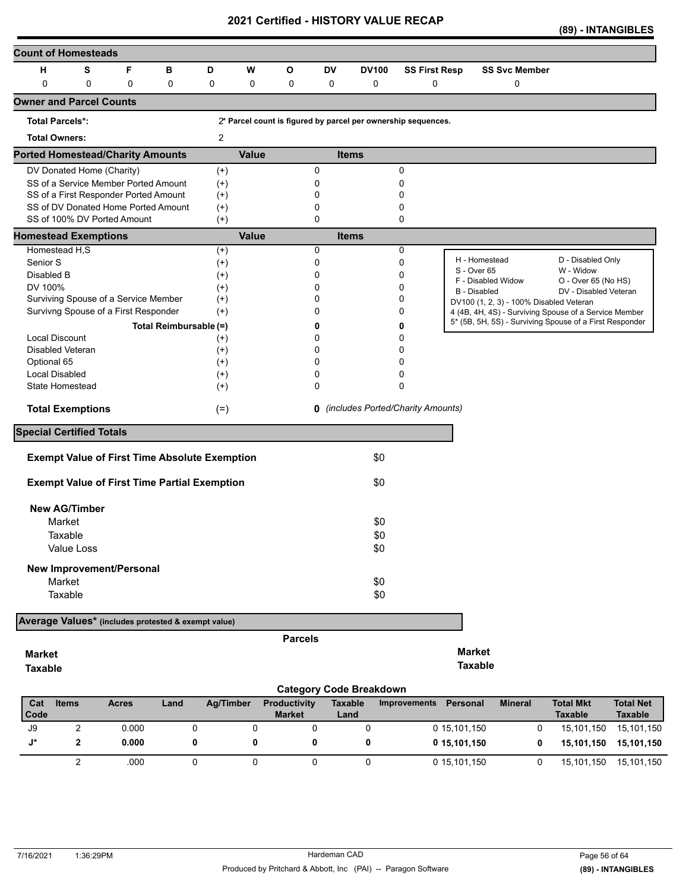# 2021 Certified - HISTORY VALUE RECAP

**(89) - INTANGIBLES**

## Count of Homesteads

| H | S | F | B | D | W | O | DV | DV100 | SS First Resp | SS Svc Member |
|---|---|---|---|---|---|---|---|---|---|---|
| 0 | 0 | 0 | 0 | 0 | 0 | 0 | 0 | 0 | 0 | 0 |

## Owner and Parcel Counts

**Total Parcels*:** 2 * Parcel count is figured by parcel per ownership sequences.

**Total Owners:** 2

## Ported Homestead/Charity Amounts

| | | Value | Items |
|---|---|---|---|
| DV Donated Home (Charity) | (+) | 0 | 0 |
| SS of a Service Member Ported Amount | (+) | 0 | 0 |
| SS of a First Responder Ported Amount | (+) | 0 | 0 |
| SS of DV Donated Home Ported Amount | (+) | 0 | 0 |
| SS of 100% DV Ported Amount | (+) | 0 | 0 |

## Homestead Exemptions

| | | Value | Items |
|---|---|---|---|
| Homestead H,S | (+) | 0 | 0 |
| Senior S | (+) | 0 | 0 |
| Disabled B | (+) | 0 | 0 |
| DV 100% | (+) | 0 | 0 |
| Surviving Spouse of a Service Member | (+) | 0 | 0 |
| Survivng Spouse of a First Responder | (+) | 0 | 0 |
| **Total Reimbursable** | (=) | **0** | **0** |
| Local Discount | (+) | 0 | 0 |
| Disabled Veteran | (+) | 0 | 0 |
| Optional 65 | (+) | 0 | 0 |
| Local Disabled | (+) | 0 | 0 |
| State Homestead | (+) | 0 | 0 |
| **Total Exemptions** | (=) | **0** | *(includes Ported/Charity Amounts)* |

H - Homestead; D - Disabled Only; S - Over 65; W - Widow; F - Disabled Widow; O - Over 65 (No HS); B - Disabled; DV - Disabled Veteran; DV100 (1, 2, 3) - 100% Disabled Veteran; 4 (4B, 4H, 4S) - Surviving Spouse of a Service Member; 5* (5B, 5H, 5S) - Surviving Spouse of a First Responder

## Special Certified Totals

| | |
|---|---|
| **Exempt Value of First Time Absolute Exemption** | $0 |
| **Exempt Value of First Time Partial Exemption** | $0 |
| **New AG/Timber** | |
| Market | $0 |
| Taxable | $0 |
| Value Loss | $0 |
| **New Improvement/Personal** | |
| Market | $0 |
| Taxable | $0 |

## Average Values* (includes protested & exempt value)

| | Parcels | | |
|---|---|---|---|
| **Market** | | **Market** | |
| **Taxable** | | **Taxable** | |

## Category Code Breakdown

| Cat Code | Items | Acres | Land | Ag/Timber | Productivity Market | Taxable Land | Improvements | Personal | Mineral | Total Mkt Taxable | Total Net Taxable |
|---|---|---|---|---|---|---|---|---|---|---|---|
| J9 | 2 | 0.000 | 0 | 0 | 0 | 0 | 0 | 15,101,150 | 0 | 15,101,150 | 15,101,150 |
| **J*** | **2** | **0.000** | **0** | **0** | **0** | **0** | **0** | **15,101,150** | **0** | **15,101,150** | **15,101,150** |
| | 2 | .000 | 0 | 0 | 0 | 0 | 0 | 15,101,150 | 0 | 15,101,150 | 15,101,150 |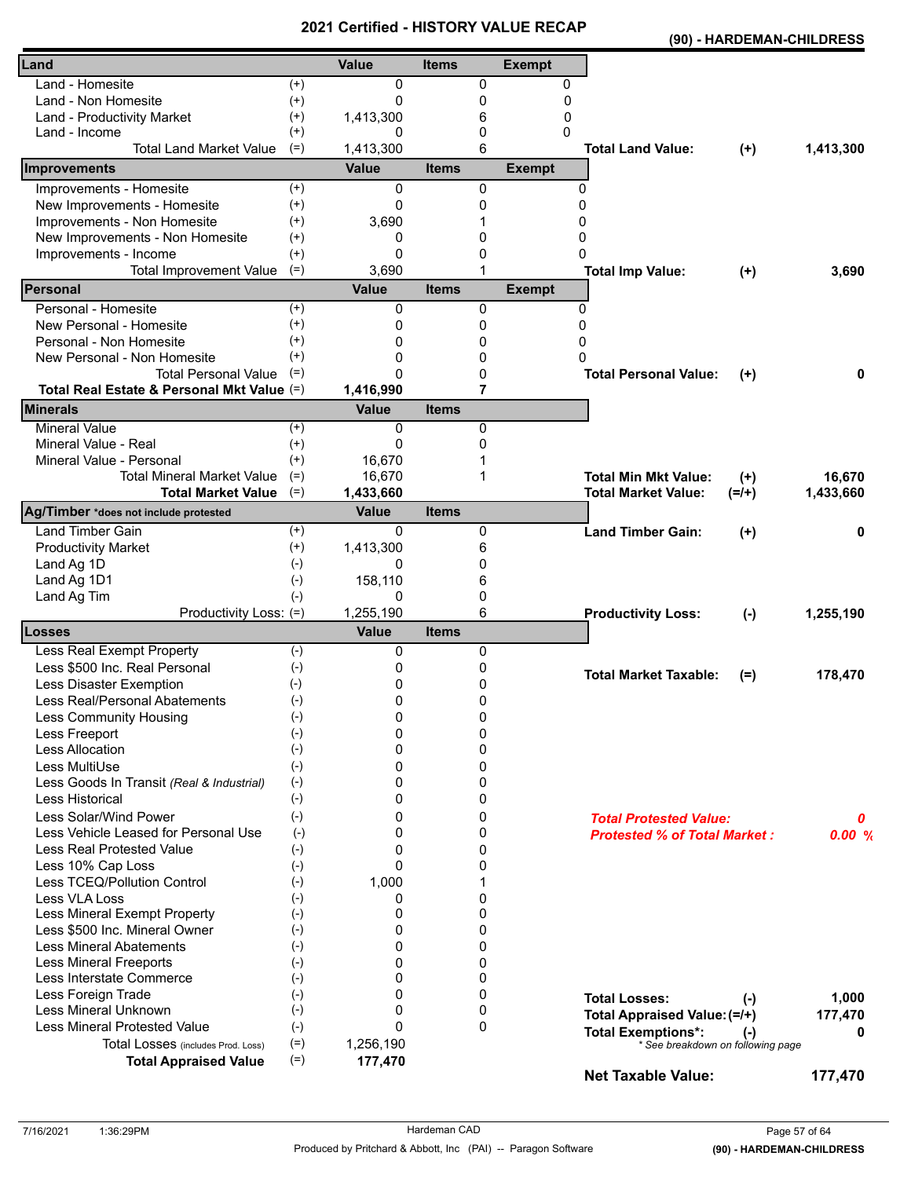# 2021 Certified - HISTORY VALUE RECAP

**(90) - HARDEMAN-CHILDRESS**

| Land | | Value | Items | Exempt | | | |
|---|---|---|---|---|---|---|---|
| Land - Homesite | (+) | 0 | 0 | 0 | | | |
| Land - Non Homesite | (+) | 0 | 0 | 0 | | | |
| Land - Productivity Market | (+) | 1,413,300 | 6 | 0 | | | |
| Land - Income | (+) | 0 | 0 | 0 | | | |
| Total Land Market Value | (=) | 1,413,300 | 6 | | **Total Land Value:** | **(+)** | **1,413,300** |

| Improvements | | Value | Items | Exempt | | | |
|---|---|---|---|---|---|---|---|
| Improvements - Homesite | (+) | 0 | 0 | 0 | | | |
| New Improvements - Homesite | (+) | 0 | 0 | 0 | | | |
| Improvements - Non Homesite | (+) | 3,690 | 1 | 0 | | | |
| New Improvements - Non Homesite | (+) | 0 | 0 | 0 | | | |
| Improvements - Income | (+) | 0 | 0 | 0 | | | |
| Total Improvement Value | (=) | 3,690 | 1 | | **Total Imp Value:** | **(+)** | **3,690** |

| Personal | | Value | Items | Exempt | | | |
|---|---|---|---|---|---|---|---|
| Personal - Homesite | (+) | 0 | 0 | 0 | | | |
| New Personal - Homesite | (+) | 0 | 0 | 0 | | | |
| Personal - Non Homesite | (+) | 0 | 0 | 0 | | | |
| New Personal - Non Homesite | (+) | 0 | 0 | 0 | | | |
| Total Personal Value | (=) | 0 | 0 | | **Total Personal Value:** | **(+)** | **0** |
| **Total Real Estate & Personal Mkt Value** | (=) | **1,416,990** | **7** | | | | |

| Minerals | | Value | Items | | | |
|---|---|---|---|---|---|---|
| Mineral Value | (+) | 0 | 0 | | | |
| Mineral Value - Real | (+) | 0 | 0 | | | |
| Mineral Value - Personal | (+) | 16,670 | 1 | | | |
| Total Mineral Market Value | (=) | 16,670 | 1 | **Total Min Mkt Value:** | **(+)** | **16,670** |
| **Total Market Value** | (=) | **1,433,660** | | **Total Market Value:** | **(=/+)** | **1,433,660** |

| Ag/Timber *does not include protested | | Value | Items | | | |
|---|---|---|---|---|---|---|
| Land Timber Gain | (+) | 0 | 0 | **Land Timber Gain:** | **(+)** | **0** |
| Productivity Market | (+) | 1,413,300 | 6 | | | |
| Land Ag 1D | (-) | 0 | 0 | | | |
| Land Ag 1D1 | (-) | 158,110 | 6 | | | |
| Land Ag Tim | (-) | 0 | 0 | | | |
| Productivity Loss: | (=) | 1,255,190 | 6 | **Productivity Loss:** | **(-)** | **1,255,190** |

| Losses | | Value | Items | | | |
|---|---|---|---|---|---|---|
| Less Real Exempt Property | (-) | 0 | 0 | | | |
| Less $500 Inc. Real Personal | (-) | 0 | 0 | **Total Market Taxable:** | **(=)** | **178,470** |
| Less Disaster Exemption | (-) | 0 | 0 | | | |
| Less Real/Personal Abatements | (-) | 0 | 0 | | | |
| Less Community Housing | (-) | 0 | 0 | | | |
| Less Freeport | (-) | 0 | 0 | | | |
| Less Allocation | (-) | 0 | 0 | | | |
| Less MultiUse | (-) | 0 | 0 | | | |
| Less Goods In Transit *(Real & Industrial)* | (-) | 0 | 0 | | | |
| Less Historical | (-) | 0 | 0 | | | |
| Less Solar/Wind Power | (-) | 0 | 0 | ***Total Protested Value:*** | | ***0*** |
| Less Vehicle Leased for Personal Use | (-) | 0 | 0 | ***Protested % of Total Market :*** | | ***0.00 %*** |
| Less Real Protested Value | (-) | 0 | 0 | | | |
| Less 10% Cap Loss | (-) | 0 | 0 | | | |
| Less TCEQ/Pollution Control | (-) | 1,000 | 1 | | | |
| Less VLA Loss | (-) | 0 | 0 | | | |
| Less Mineral Exempt Property | (-) | 0 | 0 | | | |
| Less $500 Inc. Mineral Owner | (-) | 0 | 0 | | | |
| Less Mineral Abatements | (-) | 0 | 0 | | | |
| Less Mineral Freeports | (-) | 0 | 0 | | | |
| Less Interstate Commerce | (-) | 0 | 0 | | | |
| Less Foreign Trade | (-) | 0 | 0 | **Total Losses:** | **(-)** | **1,000** |
| Less Mineral Unknown | (-) | 0 | 0 | **Total Appraised Value:** | **(=/+)** | **177,470** |
| Less Mineral Protested Value | (-) | 0 | 0 | **Total Exemptions*:** | **(-)** | **0** |
| Total Losses (includes Prod. Loss) | (=) | 1,256,190 | | * See breakdown on following page | | |
| **Total Appraised Value** | (=) | **177,470** | | | | |

**Net Taxable Value: 177,470**

Hardeman CAD

Produced by Pritchard & Abbott, Inc (PAI) -- Paragon Software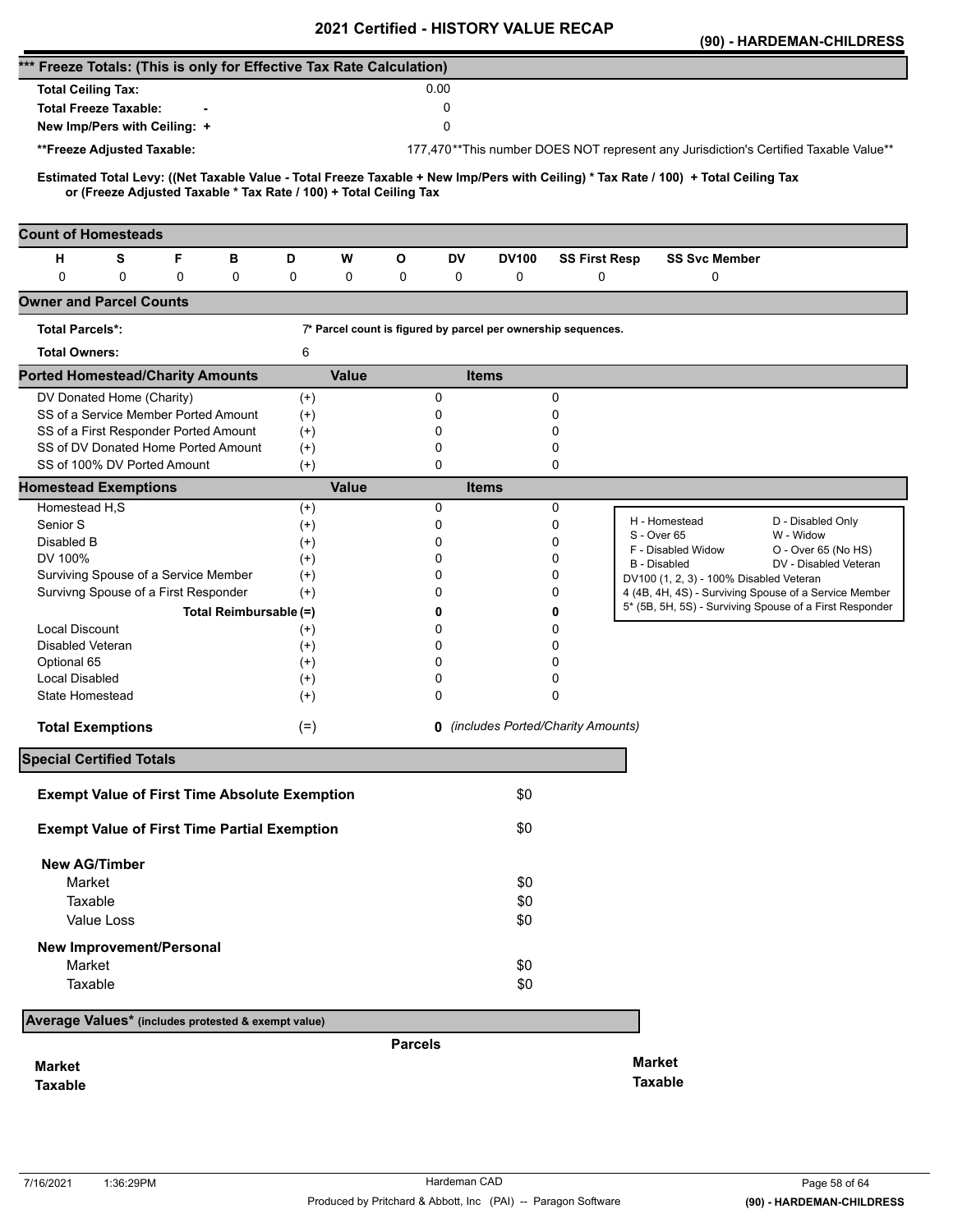# 2021 Certified - HISTORY VALUE RECAP

## (90) - HARDEMAN-CHILDRESS

### *** Freeze Totals: (This is only for Effective Tax Rate Calculation)

| | |
|---|---|
| **Total Ceiling Tax:** | 0.00 |
| **Total Freeze Taxable:** - | 0 |
| **New Imp/Pers with Ceiling:** + | 0 |
| **\*\*Freeze Adjusted Taxable:** | 177,470 **This number DOES NOT represent any Jurisdiction's Certified Taxable Value** |

**Estimated Total Levy: ((Net Taxable Value - Total Freeze Taxable + New Imp/Pers with Ceiling) * Tax Rate / 100) + Total Ceiling Tax or (Freeze Adjusted Taxable * Tax Rate / 100) + Total Ceiling Tax**

### Count of Homesteads

| H | S | F | B | D | W | O | DV | DV100 | SS First Resp | SS Svc Member |
|---|---|---|---|---|---|---|---|---|---|---|
| 0 | 0 | 0 | 0 | 0 | 0 | 0 | 0 | 0 | 0 | 0 |

### Owner and Parcel Counts

**Total Parcels*:** 7 * Parcel count is figured by parcel per ownership sequences.

**Total Owners:** 6

### Ported Homestead/Charity Amounts

| | | Value | Items |
|---|---|---|---|
| DV Donated Home (Charity) | (+) | 0 | 0 |
| SS of a Service Member Ported Amount | (+) | 0 | 0 |
| SS of a First Responder Ported Amount | (+) | 0 | 0 |
| SS of DV Donated Home Ported Amount | (+) | 0 | 0 |
| SS of 100% DV Ported Amount | (+) | 0 | 0 |

### Homestead Exemptions

| | | Value | Items |
|---|---|---|---|
| Homestead H,S | (+) | 0 | 0 |
| Senior S | (+) | 0 | 0 |
| Disabled B | (+) | 0 | 0 |
| DV 100% | (+) | 0 | 0 |
| Surviving Spouse of a Service Member | (+) | 0 | 0 |
| Survivng Spouse of a First Responder | (+) | 0 | 0 |
| **Total Reimbursable** | (=) | **0** | **0** |
| Local Discount | (+) | 0 | 0 |
| Disabled Veteran | (+) | 0 | 0 |
| Optional 65 | (+) | 0 | 0 |
| Local Disabled | (+) | 0 | 0 |
| State Homestead | (+) | 0 | 0 |
| **Total Exemptions** | (=) | **0** | *(includes Ported/Charity Amounts)* |

| | |
|---|---|
| H - Homestead | D - Disabled Only |
| S - Over 65 | W - Widow |
| F - Disabled Widow | O - Over 65 (No HS) |
| B - Disabled | DV - Disabled Veteran |
| DV100 (1, 2, 3) - 100% Disabled Veteran | |
| 4 (4B, 4H, 4S) - Surviving Spouse of a Service Member | |
| 5* (5B, 5H, 5S) - Surviving Spouse of a First Responder | |

### Special Certified Totals

| | |
|---|---|
| **Exempt Value of First Time Absolute Exemption** | $0 |
| **Exempt Value of First Time Partial Exemption** | $0 |
| **New AG/Timber** | |
| Market | $0 |
| Taxable | $0 |
| Value Loss | $0 |
| **New Improvement/Personal** | |
| Market | $0 |
| Taxable | $0 |

### Average Values* (includes protested & exempt value)

| | Parcels | |
|---|---|---|
| **Market** | | **Market** |
| **Taxable** | | **Taxable** |

7/16/2021 1:36:29PM — Hardeman CAD — Produced by Pritchard & Abbott, Inc (PAI) -- Paragon Software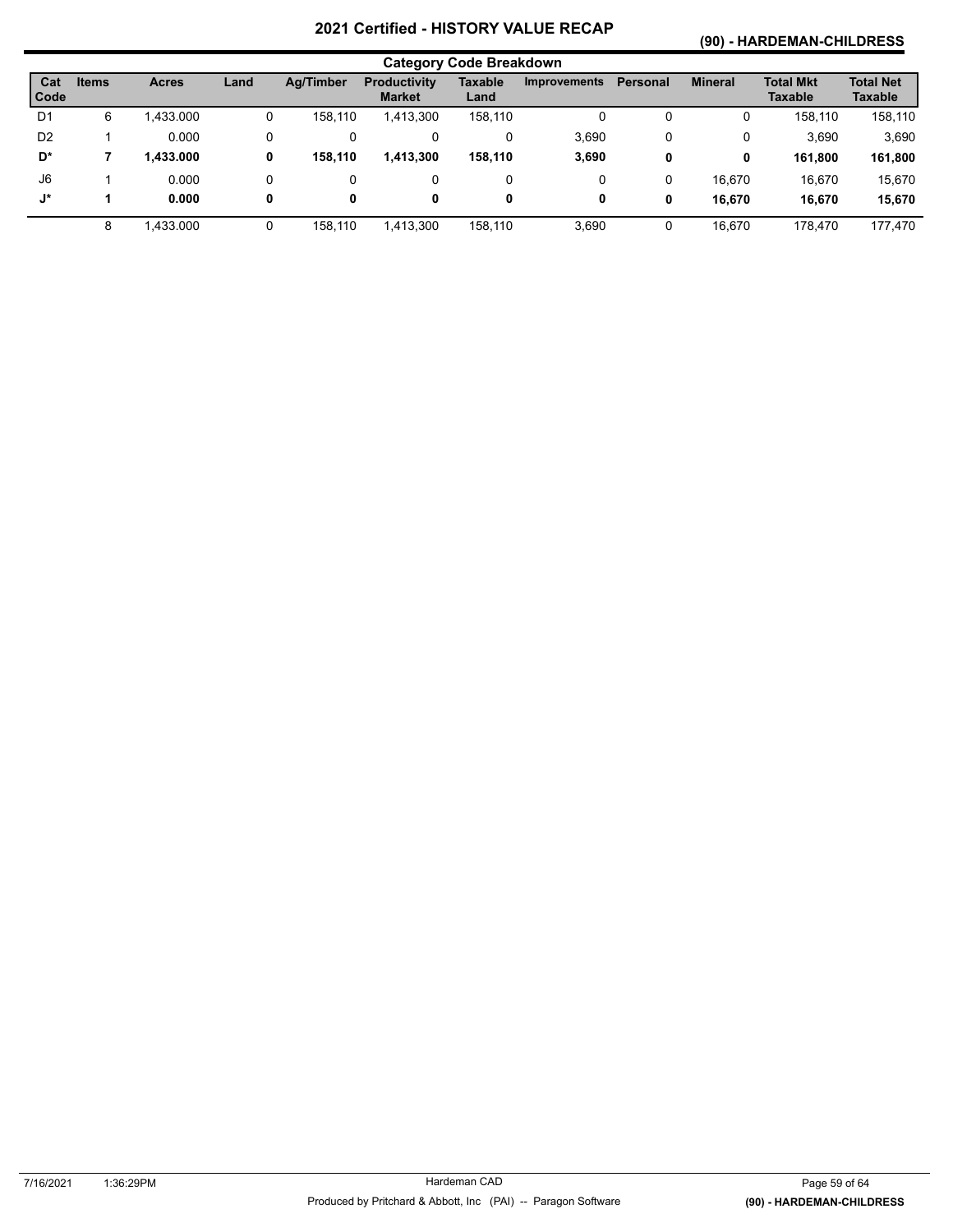# 2021 Certified - HISTORY VALUE RECAP

## (90) - HARDEMAN-CHILDRESS

### Category Code Breakdown

| Cat Code | Items | Acres | Land | Ag/Timber | Productivity Market | Taxable Land | Improvements | Personal | Mineral | Total Mkt Taxable | Total Net Taxable |
|---|---|---|---|---|---|---|---|---|---|---|---|
| D1 | 6 | 1,433.000 | 0 | 158,110 | 1,413,300 | 158,110 | 0 | 0 | 0 | 158,110 | 158,110 |
| D2 | 1 | 0.000 | 0 | 0 | 0 | 0 | 3,690 | 0 | 0 | 3,690 | 3,690 |
| **D*** | **7** | **1,433.000** | **0** | **158,110** | **1,413,300** | **158,110** | **3,690** | **0** | **0** | **161,800** | **161,800** |
| J6 | 1 | 0.000 | 0 | 0 | 0 | 0 | 0 | 0 | 16,670 | 16,670 | 15,670 |
| **J*** | **1** | **0.000** | **0** | **0** | **0** | **0** | **0** | **0** | **16,670** | **16,670** | **15,670** |
| | 8 | 1,433.000 | 0 | 158,110 | 1,413,300 | 158,110 | 3,690 | 0 | 16,670 | 178,470 | 177,470 |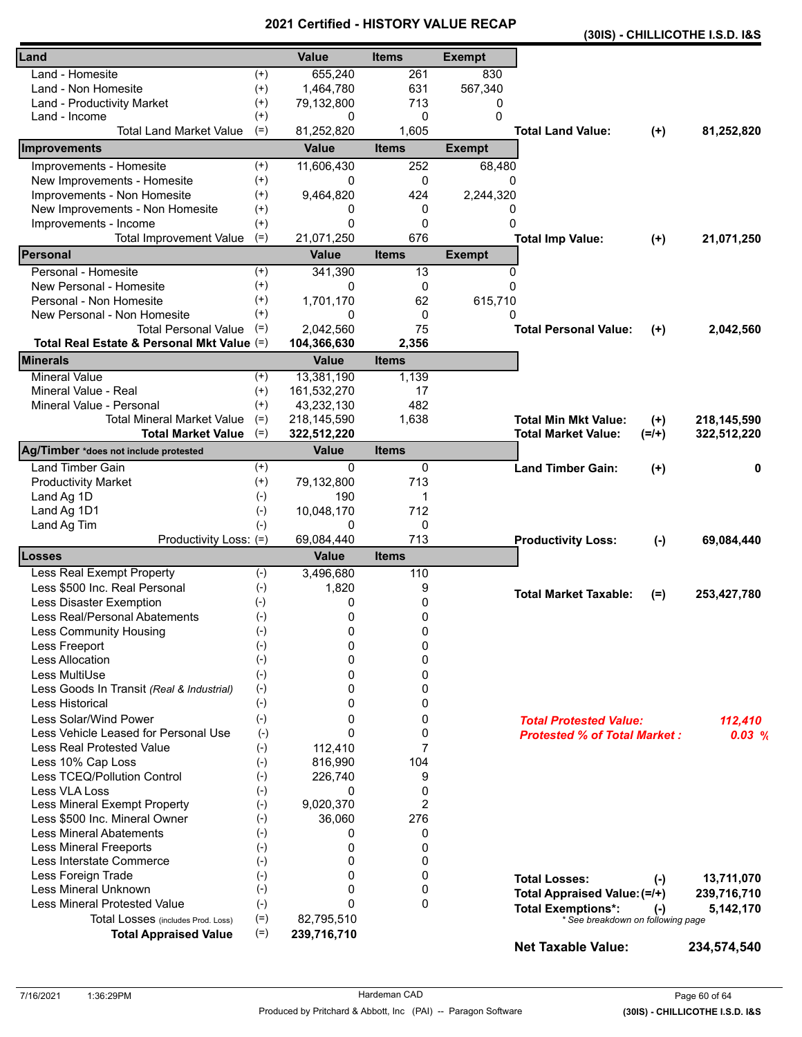# 2021 Certified - HISTORY VALUE RECAP

**(30IS) - CHILLICOTHE I.S.D. I&S**

| Land | | Value | Items | Exempt | | | |
|---|---|---|---|---|---|---|---|
| Land - Homesite | (+) | 655,240 | 261 | 830 | | | |
| Land - Non Homesite | (+) | 1,464,780 | 631 | 567,340 | | | |
| Land - Productivity Market | (+) | 79,132,800 | 713 | 0 | | | |
| Land - Income | (+) | 0 | 0 | 0 | | | |
| Total Land Market Value | (=) | 81,252,820 | 1,605 | | **Total Land Value:** | **(+)** | **81,252,820** |
| **Improvements** | | **Value** | **Items** | **Exempt** | | | |
| Improvements - Homesite | (+) | 11,606,430 | 252 | 68,480 | | | |
| New Improvements - Homesite | (+) | 0 | 0 | 0 | | | |
| Improvements - Non Homesite | (+) | 9,464,820 | 424 | 2,244,320 | | | |
| New Improvements - Non Homesite | (+) | 0 | 0 | 0 | | | |
| Improvements - Income | (+) | 0 | 0 | 0 | | | |
| Total Improvement Value | (=) | 21,071,250 | 676 | | **Total Imp Value:** | **(+)** | **21,071,250** |
| **Personal** | | **Value** | **Items** | **Exempt** | | | |
| Personal - Homesite | (+) | 341,390 | 13 | 0 | | | |
| New Personal - Homesite | (+) | 0 | 0 | 0 | | | |
| Personal - Non Homesite | (+) | 1,701,170 | 62 | 615,710 | | | |
| New Personal - Non Homesite | (+) | 0 | 0 | 0 | | | |
| Total Personal Value | (=) | 2,042,560 | 75 | | **Total Personal Value:** | **(+)** | **2,042,560** |
| **Total Real Estate & Personal Mkt Value** | (=) | **104,366,630** | **2,356** | | | | |
| **Minerals** | | **Value** | **Items** | | | | |
| Mineral Value | (+) | 13,381,190 | 1,139 | | | | |
| Mineral Value - Real | (+) | 161,532,270 | 17 | | | | |
| Mineral Value - Personal | (+) | 43,232,130 | 482 | | | | |
| Total Mineral Market Value | (=) | 218,145,590 | 1,638 | | **Total Min Mkt Value:** | **(+)** | **218,145,590** |
| **Total Market Value** | (=) | **322,512,220** | | | **Total Market Value:** | **(=/+)** | **322,512,220** |
| **Ag/Timber** *does not include protested | | **Value** | **Items** | | | | |
| Land Timber Gain | (+) | 0 | 0 | | **Land Timber Gain:** | **(+)** | **0** |
| Productivity Market | (+) | 79,132,800 | 713 | | | | |
| Land Ag 1D | (-) | 190 | 1 | | | | |
| Land Ag 1D1 | (-) | 10,048,170 | 712 | | | | |
| Land Ag Tim | (-) | 0 | 0 | | | | |
| Productivity Loss: | (=) | 69,084,440 | 713 | | **Productivity Loss:** | **(-)** | **69,084,440** |
| **Losses** | | **Value** | **Items** | | | | |
| Less Real Exempt Property | (-) | 3,496,680 | 110 | | | | |
| Less $500 Inc. Real Personal | (-) | 1,820 | 9 | | **Total Market Taxable:** | **(=)** | **253,427,780** |
| Less Disaster Exemption | (-) | 0 | 0 | | | | |
| Less Real/Personal Abatements | (-) | 0 | 0 | | | | |
| Less Community Housing | (-) | 0 | 0 | | | | |
| Less Freeport | (-) | 0 | 0 | | | | |
| Less Allocation | (-) | 0 | 0 | | | | |
| Less MultiUse | (-) | 0 | 0 | | | | |
| Less Goods In Transit *(Real & Industrial)* | (-) | 0 | 0 | | | | |
| Less Historical | (-) | 0 | 0 | | | | |
| Less Solar/Wind Power | (-) | 0 | 0 | | ***Total Protested Value:*** | | ***112,410*** |
| Less Vehicle Leased for Personal Use | (-) | 0 | 0 | | ***Protested % of Total Market :*** | | ***0.03 %*** |
| Less Real Protested Value | (-) | 112,410 | 7 | | | | |
| Less 10% Cap Loss | (-) | 816,990 | 104 | | | | |
| Less TCEQ/Pollution Control | (-) | 226,740 | 9 | | | | |
| Less VLA Loss | (-) | 0 | 0 | | | | |
| Less Mineral Exempt Property | (-) | 9,020,370 | 2 | | | | |
| Less $500 Inc. Mineral Owner | (-) | 36,060 | 276 | | | | |
| Less Mineral Abatements | (-) | 0 | 0 | | | | |
| Less Mineral Freeports | (-) | 0 | 0 | | | | |
| Less Interstate Commerce | (-) | 0 | 0 | | | | |
| Less Foreign Trade | (-) | 0 | 0 | | **Total Losses:** | **(-)** | **13,711,070** |
| Less Mineral Unknown | (-) | 0 | 0 | | **Total Appraised Value:** | **(=/+)** | **239,716,710** |
| Less Mineral Protested Value | (-) | 0 | 0 | | **Total Exemptions*:** | **(-)** | **5,142,170** |
| Total Losses *(includes Prod. Loss)* | (=) | 82,795,510 | | | *\* See breakdown on following page* | | |
| **Total Appraised Value** | (=) | **239,716,710** | | | | | |
| | | | | | **Net Taxable Value:** | | **234,574,540** |

7/16/2021 1:36:29PM — Hardeman CAD

Produced by Pritchard & Abbott, Inc (PAI) -- Paragon Software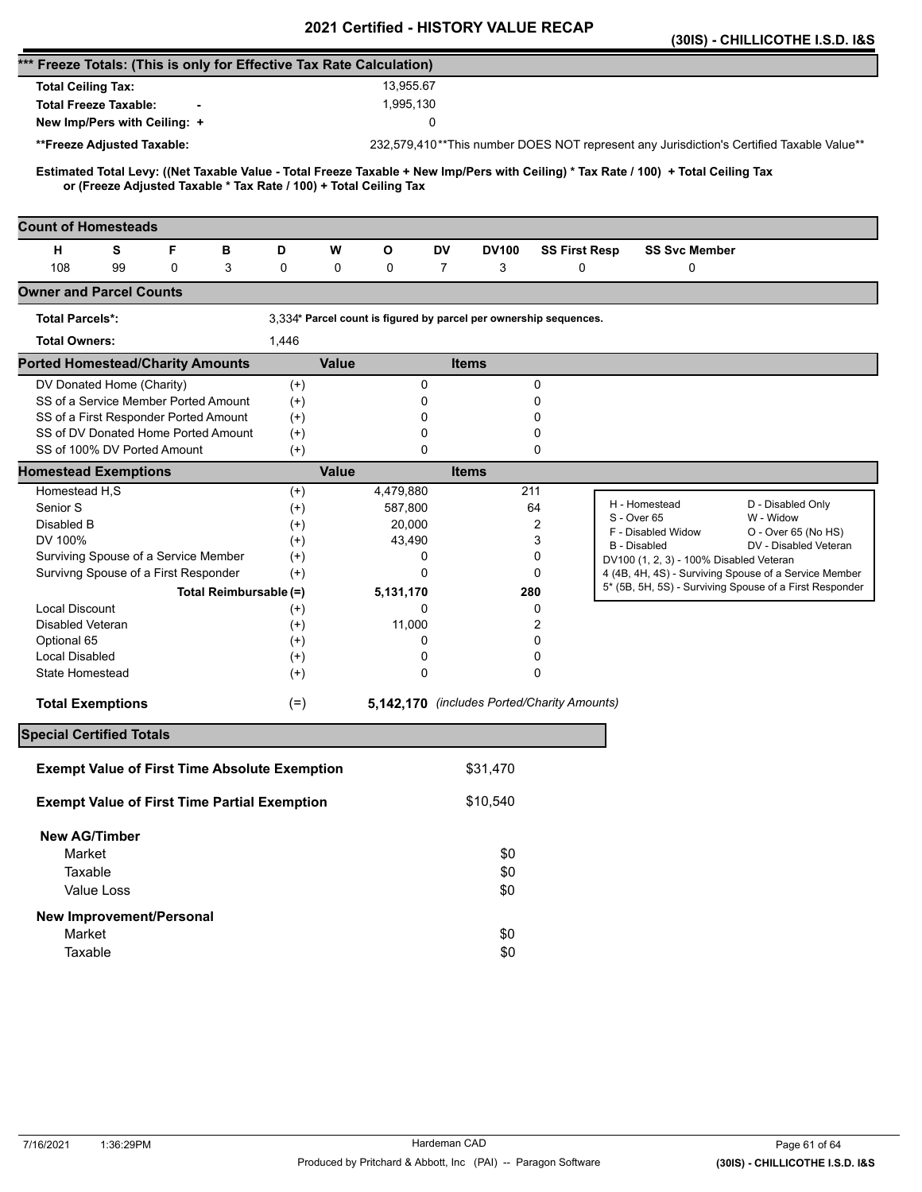# 2021 Certified - HISTORY VALUE RECAP

**(30IS) - CHILLICOTHE I.S.D. I&S**

## *** Freeze Totals: (This is only for Effective Tax Rate Calculation)

| | |
|---|---|
| **Total Ceiling Tax:** | 13,955.67 |
| **Total Freeze Taxable:** - | 1,995,130 |
| **New Imp/Pers with Ceiling:** + | 0 |
| **\*\*Freeze Adjusted Taxable:** | 232,579,410 |

**This number DOES NOT represent any Jurisdiction's Certified Taxable Value**

**Estimated Total Levy: ((Net Taxable Value - Total Freeze Taxable + New Imp/Pers with Ceiling) * Tax Rate / 100) + Total Ceiling Tax or (Freeze Adjusted Taxable * Tax Rate / 100) + Total Ceiling Tax**

## Count of Homesteads

| H | S | F | B | D | W | O | DV | DV100 | SS First Resp | SS Svc Member |
|---|---|---|---|---|---|---|---|---|---|---|
| 108 | 99 | 0 | 3 | 0 | 0 | 0 | 7 | 3 | 0 | 0 |

## Owner and Parcel Counts

| | |
|---|---|
| **Total Parcels*:** | 3,334* Parcel count is figured by parcel per ownership sequences. |
| **Total Owners:** | 1,446 |

## Ported Homestead/Charity Amounts

| | | Value | Items |
|---|---|---|---|
| DV Donated Home (Charity) | (+) | 0 | 0 |
| SS of a Service Member Ported Amount | (+) | 0 | 0 |
| SS of a First Responder Ported Amount | (+) | 0 | 0 |
| SS of DV Donated Home Ported Amount | (+) | 0 | 0 |
| SS of 100% DV Ported Amount | (+) | 0 | 0 |

## Homestead Exemptions

| | | Value | Items |
|---|---|---|---|
| Homestead H,S | (+) | 4,479,880 | 211 |
| Senior S | (+) | 587,800 | 64 |
| Disabled B | (+) | 20,000 | 2 |
| DV 100% | (+) | 43,490 | 3 |
| Surviving Spouse of a Service Member | (+) | 0 | 0 |
| Survivng Spouse of a First Responder | (+) | 0 | 0 |
| **Total Reimbursable** | (=) | **5,131,170** | **280** |
| Local Discount | (+) | 0 | 0 |
| Disabled Veteran | (+) | 11,000 | 2 |
| Optional 65 | (+) | 0 | 0 |
| Local Disabled | (+) | 0 | 0 |
| State Homestead | (+) | 0 | 0 |
| **Total Exemptions** | (=) | **5,142,170** | *(includes Ported/Charity Amounts)* |

| | |
|---|---|
| H - Homestead | D - Disabled Only |
| S - Over 65 | W - Widow |
| F - Disabled Widow | O - Over 65 (No HS) |
| B - Disabled | DV - Disabled Veteran |
| DV100 (1, 2, 3) - 100% Disabled Veteran | |
| 4 (4B, 4H, 4S) - Surviving Spouse of a Service Member | |
| 5* (5B, 5H, 5S) - Surviving Spouse of a First Responder | |

## Special Certified Totals

| | |
|---|---|
| **Exempt Value of First Time Absolute Exemption** | $31,470 |
| **Exempt Value of First Time Partial Exemption** | $10,540 |

**New AG/Timber**

| | |
|---|---|
| Market | $0 |
| Taxable | $0 |
| Value Loss | $0 |

**New Improvement/Personal**

| | |
|---|---|
| Market | $0 |
| Taxable | $0 |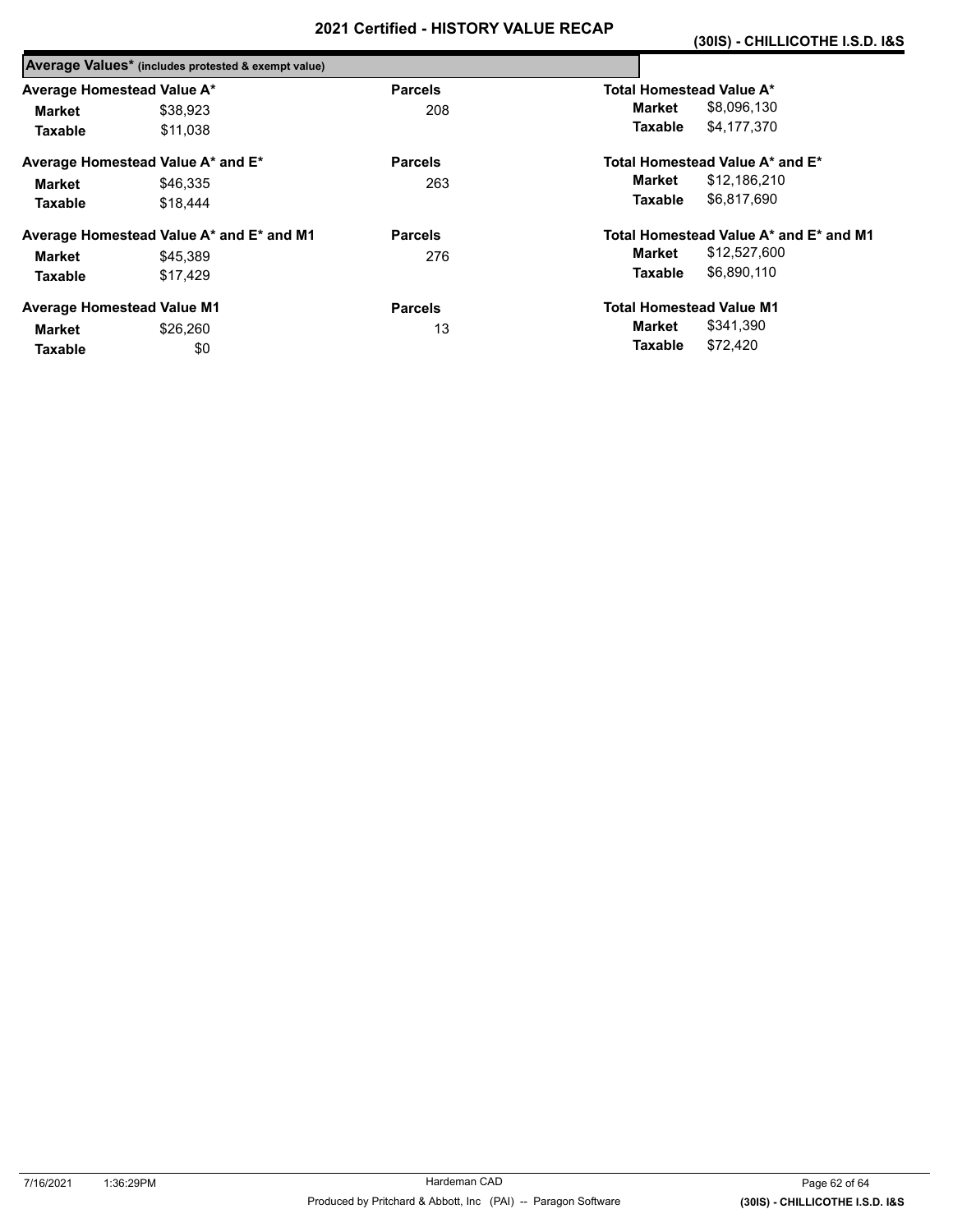## 2021 Certified - HISTORY VALUE RECAP

### (30IS) - CHILLICOTHE I.S.D. I&S

**Average Values*** (includes protested & exempt value)

| Average Homestead Value A* | | Parcels | Total Homestead Value A* | |
|---|---|---|---|---|
| **Market** | $38,923 | 208 | **Market** | $8,096,130 |
| **Taxable** | $11,038 | | **Taxable** | $4,177,370 |

| Average Homestead Value A* and E* | | Parcels | Total Homestead Value A* and E* | |
|---|---|---|---|---|
| **Market** | $46,335 | 263 | **Market** | $12,186,210 |
| **Taxable** | $18,444 | | **Taxable** | $6,817,690 |

| Average Homestead Value A* and E* and M1 | | Parcels | Total Homestead Value A* and E* and M1 | |
|---|---|---|---|---|
| **Market** | $45,389 | 276 | **Market** | $12,527,600 |
| **Taxable** | $17,429 | | **Taxable** | $6,890,110 |

| Average Homestead Value M1 | | Parcels | Total Homestead Value M1 | |
|---|---|---|---|---|
| **Market** | $26,260 | 13 | **Market** | $341,390 |
| **Taxable** | $0 | | **Taxable** | $72,420 |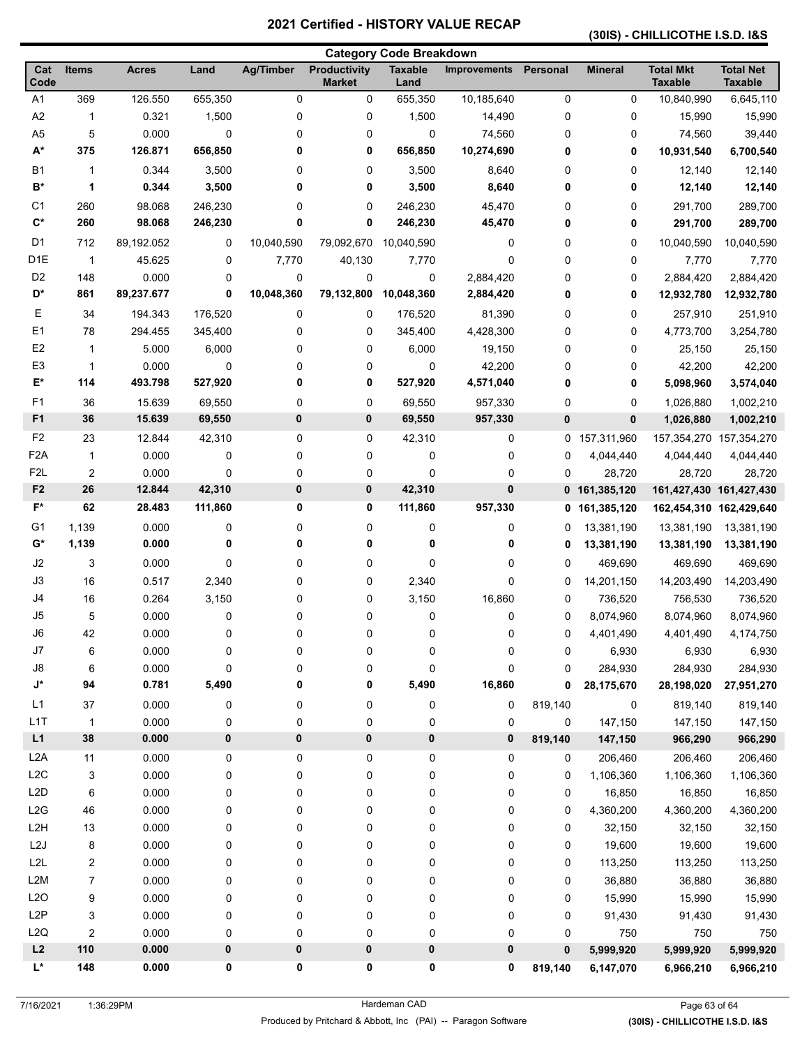# 2021 Certified - HISTORY VALUE RECAP

## (30IS) - CHILLICOTHE I.S.D. I&S

### Category Code Breakdown

| Cat Code | Items | Acres | Land | Ag/Timber | Productivity Market | Taxable Land | Improvements | Personal | Mineral | Total Mkt Taxable | Total Net Taxable |
|---|---|---|---|---|---|---|---|---|---|---|---|
| A1 | 369 | 126.550 | 655,350 | 0 | 0 | 655,350 | 10,185,640 | 0 | 0 | 10,840,990 | 6,645,110 |
| A2 | 1 | 0.321 | 1,500 | 0 | 0 | 1,500 | 14,490 | 0 | 0 | 15,990 | 15,990 |
| A5 | 5 | 0.000 | 0 | 0 | 0 | 0 | 74,560 | 0 | 0 | 74,560 | 39,440 |
| **A*** | **375** | **126.871** | **656,850** | **0** | **0** | **656,850** | **10,274,690** | **0** | **0** | **10,931,540** | **6,700,540** |
| B1 | 1 | 0.344 | 3,500 | 0 | 0 | 3,500 | 8,640 | 0 | 0 | 12,140 | 12,140 |
| **B*** | **1** | **0.344** | **3,500** | **0** | **0** | **3,500** | **8,640** | **0** | **0** | **12,140** | **12,140** |
| C1 | 260 | 98.068 | 246,230 | 0 | 0 | 246,230 | 45,470 | 0 | 0 | 291,700 | 289,700 |
| **C*** | **260** | **98.068** | **246,230** | **0** | **0** | **246,230** | **45,470** | **0** | **0** | **291,700** | **289,700** |
| D1 | 712 | 89,192.052 | 0 | 10,040,590 | 79,092,670 | 10,040,590 | 0 | 0 | 0 | 10,040,590 | 10,040,590 |
| D1E | 1 | 45.625 | 0 | 7,770 | 40,130 | 7,770 | 0 | 0 | 0 | 7,770 | 7,770 |
| D2 | 148 | 0.000 | 0 | 0 | 0 | 0 | 2,884,420 | 0 | 0 | 2,884,420 | 2,884,420 |
| **D*** | **861** | **89,237.677** | **0** | **10,048,360** | **79,132,800** | **10,048,360** | **2,884,420** | **0** | **0** | **12,932,780** | **12,932,780** |
| E | 34 | 194.343 | 176,520 | 0 | 0 | 176,520 | 81,390 | 0 | 0 | 257,910 | 251,910 |
| E1 | 78 | 294.455 | 345,400 | 0 | 0 | 345,400 | 4,428,300 | 0 | 0 | 4,773,700 | 3,254,780 |
| E2 | 1 | 5.000 | 6,000 | 0 | 0 | 6,000 | 19,150 | 0 | 0 | 25,150 | 25,150 |
| E3 | 1 | 0.000 | 0 | 0 | 0 | 0 | 42,200 | 0 | 0 | 42,200 | 42,200 |
| **E*** | **114** | **493.798** | **527,920** | **0** | **0** | **527,920** | **4,571,040** | **0** | **0** | **5,098,960** | **3,574,040** |
| F1 | 36 | 15.639 | 69,550 | 0 | 0 | 69,550 | 957,330 | 0 | 0 | 1,026,880 | 1,002,210 |
| **F1** | **36** | **15.639** | **69,550** | **0** | **0** | **69,550** | **957,330** | **0** | **0** | **1,026,880** | **1,002,210** |
| F2 | 23 | 12.844 | 42,310 | 0 | 0 | 42,310 | 0 | 0 | 157,311,960 | 157,354,270 | 157,354,270 |
| F2A | 1 | 0.000 | 0 | 0 | 0 | 0 | 0 | 0 | 4,044,440 | 4,044,440 | 4,044,440 |
| F2L | 2 | 0.000 | 0 | 0 | 0 | 0 | 0 | 0 | 28,720 | 28,720 | 28,720 |
| **F2** | **26** | **12.844** | **42,310** | **0** | **0** | **42,310** | **0** | **0** | **161,385,120** | **161,427,430** | **161,427,430** |
| **F*** | **62** | **28.483** | **111,860** | **0** | **0** | **111,860** | **957,330** | **0** | **161,385,120** | **162,454,310** | **162,429,640** |
| G1 | 1,139 | 0.000 | 0 | 0 | 0 | 0 | 0 | 0 | 13,381,190 | 13,381,190 | 13,381,190 |
| **G*** | **1,139** | **0.000** | **0** | **0** | **0** | **0** | **0** | **0** | **13,381,190** | **13,381,190** | **13,381,190** |
| J2 | 3 | 0.000 | 0 | 0 | 0 | 0 | 0 | 0 | 469,690 | 469,690 | 469,690 |
| J3 | 16 | 0.517 | 2,340 | 0 | 0 | 2,340 | 0 | 0 | 14,201,150 | 14,203,490 | 14,203,490 |
| J4 | 16 | 0.264 | 3,150 | 0 | 0 | 3,150 | 16,860 | 0 | 736,520 | 756,530 | 736,520 |
| J5 | 5 | 0.000 | 0 | 0 | 0 | 0 | 0 | 0 | 8,074,960 | 8,074,960 | 8,074,960 |
| J6 | 42 | 0.000 | 0 | 0 | 0 | 0 | 0 | 0 | 4,401,490 | 4,401,490 | 4,174,750 |
| J7 | 6 | 0.000 | 0 | 0 | 0 | 0 | 0 | 0 | 6,930 | 6,930 | 6,930 |
| J8 | 6 | 0.000 | 0 | 0 | 0 | 0 | 0 | 0 | 284,930 | 284,930 | 284,930 |
| **J*** | **94** | **0.781** | **5,490** | **0** | **0** | **5,490** | **16,860** | **0** | **28,175,670** | **28,198,020** | **27,951,270** |
| L1 | 37 | 0.000 | 0 | 0 | 0 | 0 | 0 | 819,140 | 0 | 819,140 | 819,140 |
| L1T | 1 | 0.000 | 0 | 0 | 0 | 0 | 0 | 0 | 147,150 | 147,150 | 147,150 |
| **L1** | **38** | **0.000** | **0** | **0** | **0** | **0** | **0** | **819,140** | **147,150** | **966,290** | **966,290** |
| L2A | 11 | 0.000 | 0 | 0 | 0 | 0 | 0 | 0 | 206,460 | 206,460 | 206,460 |
| L2C | 3 | 0.000 | 0 | 0 | 0 | 0 | 0 | 0 | 1,106,360 | 1,106,360 | 1,106,360 |
| L2D | 6 | 0.000 | 0 | 0 | 0 | 0 | 0 | 0 | 16,850 | 16,850 | 16,850 |
| L2G | 46 | 0.000 | 0 | 0 | 0 | 0 | 0 | 0 | 4,360,200 | 4,360,200 | 4,360,200 |
| L2H | 13 | 0.000 | 0 | 0 | 0 | 0 | 0 | 0 | 32,150 | 32,150 | 32,150 |
| L2J | 8 | 0.000 | 0 | 0 | 0 | 0 | 0 | 0 | 19,600 | 19,600 | 19,600 |
| L2L | 2 | 0.000 | 0 | 0 | 0 | 0 | 0 | 0 | 113,250 | 113,250 | 113,250 |
| L2M | 7 | 0.000 | 0 | 0 | 0 | 0 | 0 | 0 | 36,880 | 36,880 | 36,880 |
| L2O | 9 | 0.000 | 0 | 0 | 0 | 0 | 0 | 0 | 15,990 | 15,990 | 15,990 |
| L2P | 3 | 0.000 | 0 | 0 | 0 | 0 | 0 | 0 | 91,430 | 91,430 | 91,430 |
| L2Q | 2 | 0.000 | 0 | 0 | 0 | 0 | 0 | 0 | 750 | 750 | 750 |
| **L2** | **110** | **0.000** | **0** | **0** | **0** | **0** | **0** | **0** | **5,999,920** | **5,999,920** | **5,999,920** |
| **L*** | **148** | **0.000** | **0** | **0** | **0** | **0** | **0** | **819,140** | **6,147,070** | **6,966,210** | **6,966,210** |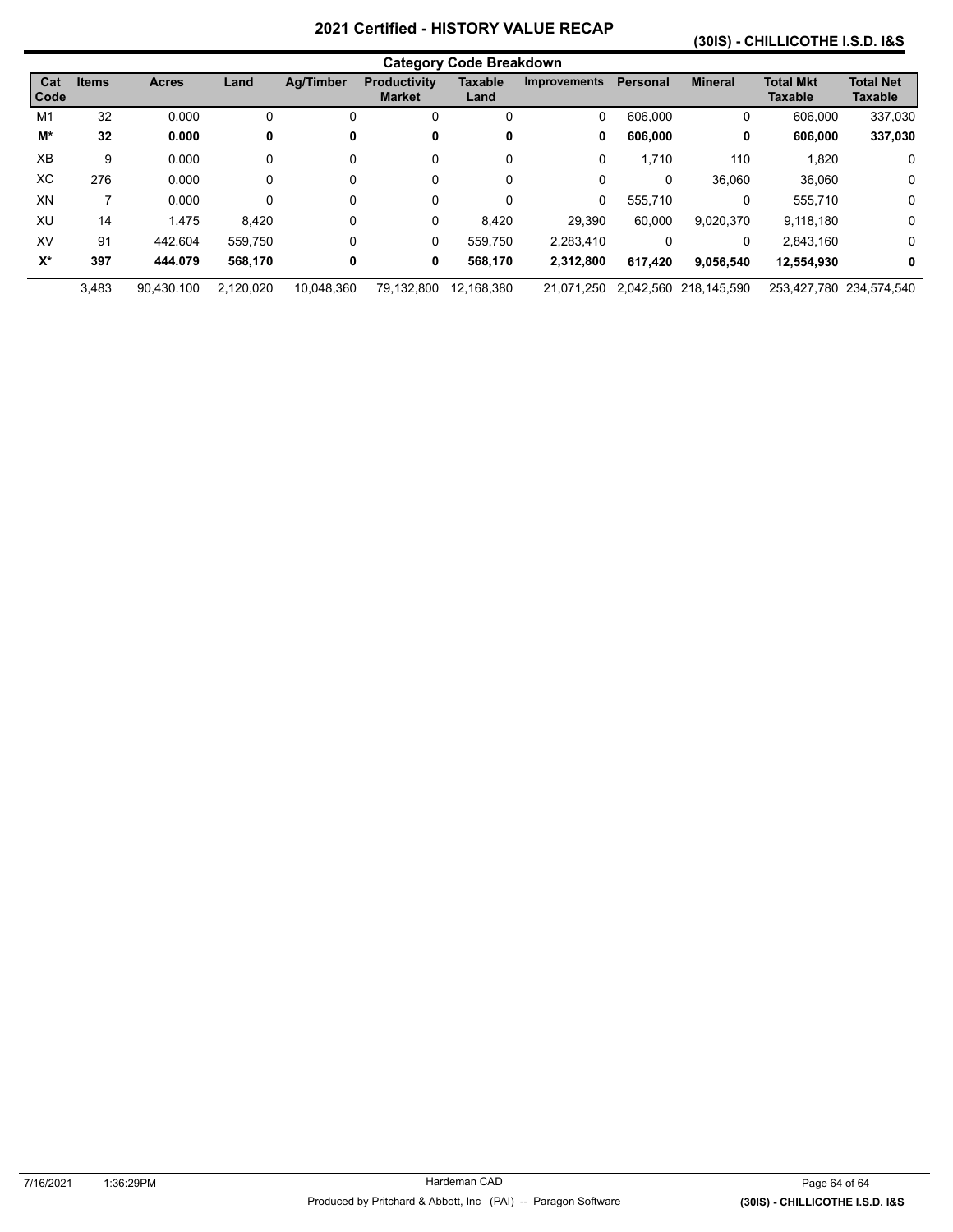# 2021 Certified - HISTORY VALUE RECAP

## (30IS) - CHILLICOTHE I.S.D. I&S

### Category Code Breakdown

| Cat Code | Items | Acres | Land | Ag/Timber | Productivity Market | Taxable Land | Improvements | Personal | Mineral | Total Mkt Taxable | Total Net Taxable |
|---|---|---|---|---|---|---|---|---|---|---|---|
| M1 | 32 | 0.000 | 0 | 0 | 0 | 0 | 0 | 606,000 | 0 | 606,000 | 337,030 |
| **M\*** | **32** | **0.000** | **0** | **0** | **0** | **0** | **0** | **606,000** | **0** | **606,000** | **337,030** |
| XB | 9 | 0.000 | 0 | 0 | 0 | 0 | 0 | 1,710 | 110 | 1,820 | 0 |
| XC | 276 | 0.000 | 0 | 0 | 0 | 0 | 0 | 0 | 36,060 | 36,060 | 0 |
| XN | 7 | 0.000 | 0 | 0 | 0 | 0 | 0 | 555,710 | 0 | 555,710 | 0 |
| XU | 14 | 1.475 | 8,420 | 0 | 0 | 8,420 | 29,390 | 60,000 | 9,020,370 | 9,118,180 | 0 |
| XV | 91 | 442.604 | 559,750 | 0 | 0 | 559,750 | 2,283,410 | 0 | 0 | 2,843,160 | 0 |
| **X\*** | **397** | **444.079** | **568,170** | **0** | **0** | **568,170** | **2,312,800** | **617,420** | **9,056,540** | **12,554,930** | **0** |
| | 3,483 | 90,430.100 | 2,120,020 | 10,048,360 | 79,132,800 | 12,168,380 | 21,071,250 | 2,042,560 | 218,145,590 | 253,427,780 | 234,574,540 |

7/16/2021 1:36:29PM Hardeman CAD

Produced by Pritchard & Abbott, Inc (PAI) -- Paragon Software